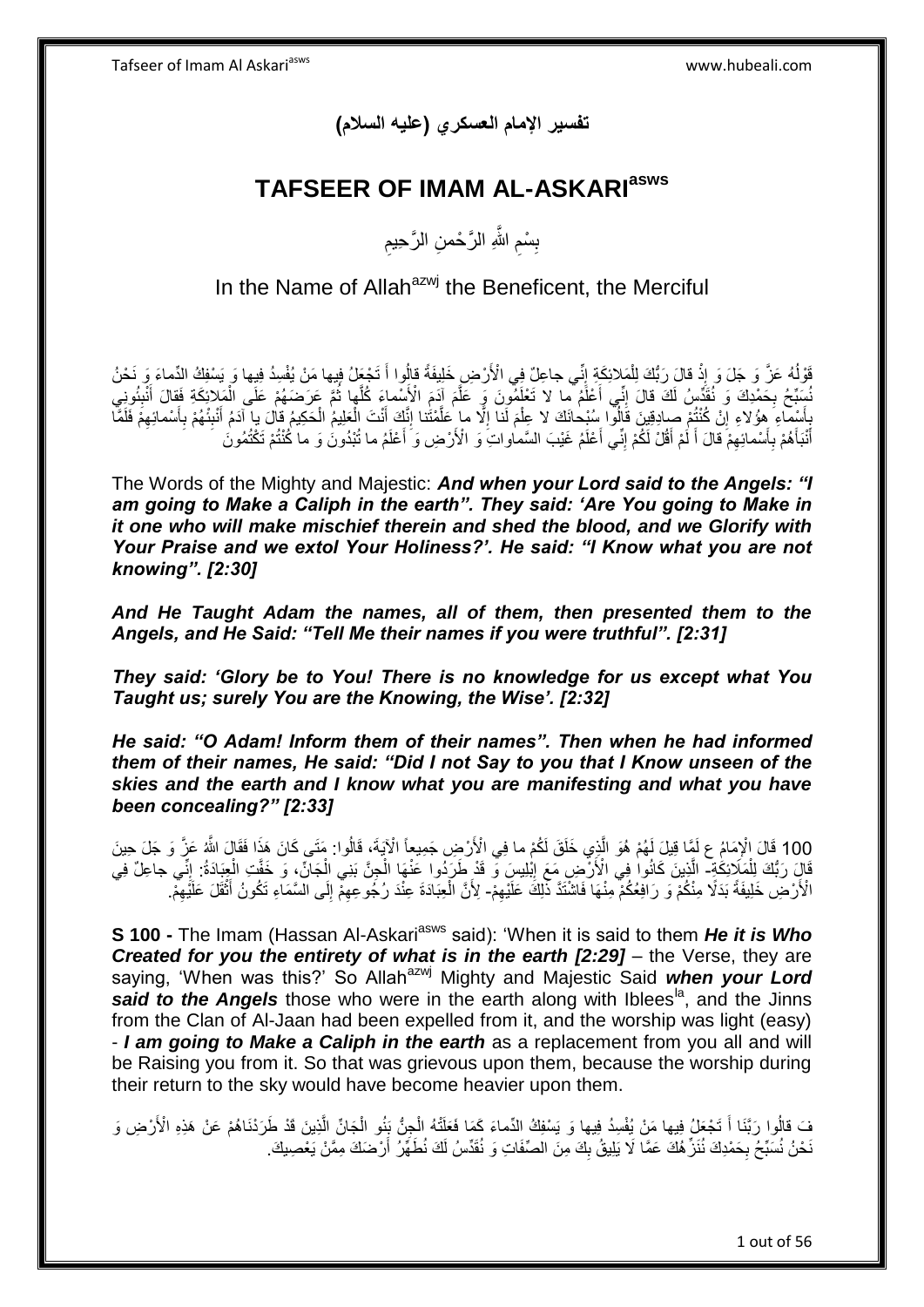# تفسير الإمام العسكري (عليه السلام)

# TAFSEER OF IMAM AL-ASKARI[asws]

بِسْمِ اللَّهِ الرَّحْمنِ الرَّحِيمِ

In the Name of Allah[azwj] the Beneficent, the Merciful

قَوْلُهُ عَزَّ وَ جَلَ وَ إِذْ قالَ رَبُّكَ لِلْمَلائِكَةِ إِنِّي جاعِلٌ فِي الْأَرْضِ خَلِيفَةً قالُوا أَ تَجْعَلُ فِيها مَنْ يُفْسِدُ فِيها وَ يَسْفِكُ الدِّماءَ وَ نَحْنُ نُسَبِّحُ بِحَمْدِكَ وَ نُقَدِّسُ لَكَ قالَ إِنِّي أَعْلَمُ ما لا تَعْلَمُونَ وَ عَلَّمَ آدَمَ الْأَسْماءَ كُلَّها ثُمَّ عَرَضَهُمْ عَلَى الْمَلائِكَةِ فَقالَ أَنْبِئُونِي بِأَسْماءِ هؤُلاءِ إِنْ كُنْتُمْ صادِقِينَ قالُوا سُبْحانَكَ لا عِلْمَ لَنا إِلَّا ما عَلَّمْتَنا إِنَّكَ أَنْتَ الْعَلِيمُ الْحَكِيمُ قالَ يا آدَمُ أَنْبِئْهُمْ بِأَسْمائِهِمْ فَلَمَّا أَنْبَأَهُمْ بِأَسْمائِهِمْ قالَ أَ لَمْ أَقُلْ لَكُمْ إِنِّي أَعْلَمُ غَيْبَ السَّماواتِ وَ الْأَرْضِ وَ أَعْلَمُ ما تُبْدُونَ وَ ما كُنْتُمْ تَكْتُمُونَ

The Words of the Mighty and Majestic: ***And when your Lord said to the Angels: "I am going to Make a Caliph in the earth". They said: 'Are You going to Make in it one who will make mischief therein and shed the blood, and we Glorify with Your Praise and we extol Your Holiness?'. He said: "I Know what you are not knowing". [2:30]***

***And He Taught Adam the names, all of them, then presented them to the Angels, and He Said: "Tell Me their names if you were truthful". [2:31]***

***They said: 'Glory be to You! There is no knowledge for us except what You Taught us; surely You are the Knowing, the Wise'. [2:32]***

***He said: "O Adam! Inform them of their names". Then when he had informed them of their names, He said: "Did I not Say to you that I Know unseen of the skies and the earth and I know what you are manifesting and what you have been concealing?" [2:33]***

100 قَالَ الْإِمَامُ ع لَمَّا قِيلَ لَهُمْ هُوَ الَّذِي خَلَقَ لَكُمْ ما فِي الْأَرْضِ جَمِيعاً الْآيَةَ، قَالُوا: مَتَى كَانَ هَذَا فَقَالَ اللَّهُ عَزَّ وَ جَلَ حِينَ قالَ رَبُّكَ لِلْمَلائِكَةِ- الَّذِينَ كَانُوا فِي الْأَرْضِ مَعَ إِبْلِيسَ وَ قَدْ طَرَدُوا عَنْهَا الْجِنَّ بَنِي الْجَانِّ، وَ خَفَّتِ الْعِبَادَةُ: إِنِّي جاعِلٌ فِي الْأَرْضِ خَلِيفَةً بَدَلًا مِنْكُمْ وَ رَافِعُكُمْ مِنْهَا فَاشْتَدَّ ذَلِكَ عَلَيْهِمْ- لِأَنَّ الْعِبَادَةَ عِنْدَ رُجُوعِهِمْ إِلَى السَّمَاءِ تَكُونُ أَثْقَلَ عَلَيْهِمْ.

**S 100 -** The Imam (Hassan Al-Askari[asws] said): 'When it is said to them ***He it is Who Created for you the entirety of what is in the earth [2:29]*** – the Verse, they are saying, 'When was this?' So Allah[azwj] Mighty and Majestic Said ***when your Lord said to the Angels*** those who were in the earth along with Iblees[la], and the Jinns from the Clan of Al-Jaan had been expelled from it, and the worship was light (easy) - ***I am going to Make a Caliph in the earth*** as a replacement from you all and will be Raising you from it. So that was grievous upon them, because the worship during their return to the sky would have become heavier upon them.

فَ قالُوا رَبَّنَا أَ تَجْعَلُ فِيها مَنْ يُفْسِدُ فِيها وَ يَسْفِكُ الدِّماءَ كَمَا فَعَلَتْهُ الْجِنُّ بَنُو الْجَانِّ الَّذِينَ قَدْ طَرَدْنَاهُمْ عَنْ هَذِهِ الْأَرْضِ وَ نَحْنُ نُسَبِّحُ بِحَمْدِكَ نُنَزِّهُكَ عَمَّا لَا يَلِيقُ بِكَ مِنَ الصِّفَاتِ وَ نُقَدِّسُ لَكَ نُطَهِّرُ أَرْضَكَ مِمَّنْ يَعْصِيكَ.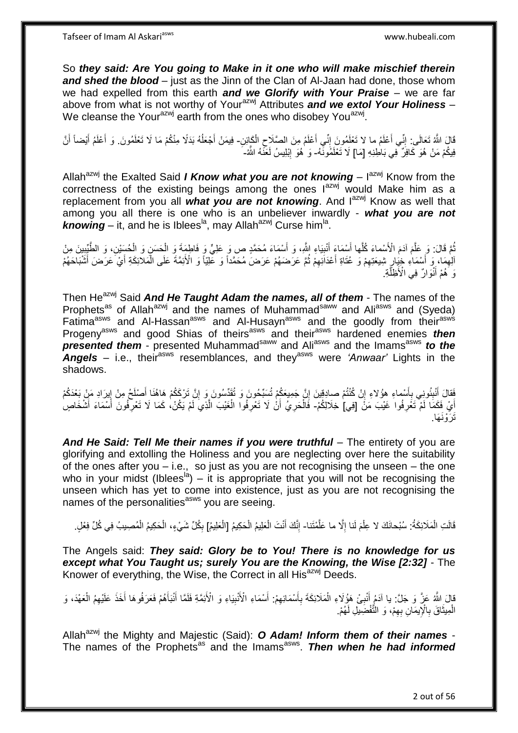So ***they said: Are You going to Make in it one who will make mischief therein and shed the blood*** – just as the Jinn of the Clan of Al-Jaan had done, those whom we had expelled from this earth ***and we Glorify with Your Praise*** – we are far above from what is not worthy of Your[azwj] Attributes ***and we extol Your Holiness*** – We cleanse the Your[azwj] earth from the ones who disobey You[azwj].

قَالَ اللَّهُ تَعَالَى: إِنِّي أَعْلَمُ ما لا تَعْلَمُونَ إِنِّي أَعْلَمُ مِنَ الصَّلَاحِ الْكَائِنِ- فِيمَنْ أَجْعَلُهُ بَدَلًا مِنْكُمْ مَا لَا تَعْلَمُونَ. وَ أَعْلَمُ أَيْضاً أَنَّ فِيكُمْ مَنْ هُوَ كَافِرٌ فِي بَاطِنِهِ [مَا] لَا تَعْلَمُونَهُ- وَ هُوَ إِبْلِيسُ لَعَنَهُ اللَّهُ-

Allah[azwj] the Exalted Said ***I Know what you are not knowing*** – I[azwj] Know from the correctness of the existing beings among the ones I[azwj] would Make him as a replacement from you all ***what you are not knowing***. And I[azwj] Know as well that among you all there is one who is an unbeliever inwardly - ***what you are not knowing*** – it, and he is Iblees[la], may Allah[azwj] Curse him[la].

ثُمَّ قَالَ: وَ عَلَّمَ آدَمَ الْأَسْماءَ كُلَّها أَسْمَاءَ أَنْبِيَاءِ اللَّهِ، وَ أَسْمَاءَ مُحَمَّدٍ ص وَ عَلِيٍّ وَ فَاطِمَةَ وَ الْحَسَنِ وَ الْحُسَيْنِ، وَ الطَّيِّبِينَ مِنْ آلِهِمَا، وَ أَسْمَاءِ خِيَارِ شِيعَتِهِمْ وَ عُتَاةِ أَعْدَائِهِمْ ثُمَّ عَرَضَهُمْ عَرَضَ مُحَمَّداً وَ عَلِيّاً وَ الْأَئِمَّةَ عَلَى الْمَلَائِكَةِ أَيْ عَرَضَ أَشْبَاحَهُمْ وَ هُمْ أَنْوَارٌ فِي الْأَظِلَّةِ.

Then He[azwj] Said ***And He Taught Adam the names, all of them*** - The names of the Prophets[as] of Allah[azwj] and the names of Muhammad[saww] and Ali[asws] and (Syeda) Fatima[asws] and Al-Hassan[asws] and Al-Husayn[asws] and the goodly from their[asws] Progeny[asws] and good Shias of theirs[asws] and their[asws] hardened enemies ***then presented them*** - presented Muhammad[saww] and Ali[asws] and the Imams[asws] ***to the Angels*** – i.e., their[asws] resemblances, and they[asws] were *'Anwaar'* Lights in the shadows.

فَقالَ أَنْبِئُونِي بِأَسْماءِ هؤُلاءِ إِنْ كُنْتُمْ صادِقِينَ إِنَّ جَمِيعَكُمْ تُسَبِّحُونَ وَ تُقَدِّسُونَ وَ إِنَّ تَرْكَكُمْ هَاهُنَا أَصْلَحُ مِنْ إِيرَادِ مَنْ بَعْدَكُمْ أَيْ فَكَمَا لَمْ تَعْرِفُوا غَيْبَ مَنْ [فِي] خِلَالِكُمْ- فَالْحَرِيُّ أَنْ لَا تَعْرِفُوا الْغَيْبَ الَّذِي لَمْ يَكُنْ، كَمَا لَا تَعْرِفُونَ أَسْمَاءَ أَشْخَاصٍ تَرَوْنَهَا.

***And He Said: Tell Me their names if you were truthful*** – The entirety of you are glorifying and extolling the Holiness and you are neglecting over here the suitability of the ones after you – i.e., so just as you are not recognising the unseen – the one who in your midst (Iblees[la]) – it is appropriate that you will not be recognising the unseen which has yet to come into existence, just as you are not recognising the names of the personalities[asws] you are seeing.

قَالَتِ الْمَلَائِكَةُ: سُبْحانَكَ لا عِلْمَ لَنا إِلَّا ما عَلَّمْتَنا- إِنَّكَ أَنْتَ الْعَلِيمُ الْحَكِيمُ [الْعَلِيمُ] بِكُلِّ شَيْءٍ، الْحَكِيمُ الْمُصِيبُ فِي كُلِّ فِعْلٍ.

The Angels said: ***They said: Glory be to You! There is no knowledge for us except what You Taught us; surely You are the Knowing, the Wise [2:32]*** - The Knower of everything, the Wise, the Correct in all His[azwj] Deeds.

قالَ اللَّهُ عَزَّ وَ جَلَّ: يا آدَمُ أَنْبِئْ هَؤُلَاءِ الْمَلَائِكَةَ بِأَسْمَائِهِمْ: أَسْمَاءِ الْأَنْبِيَاءِ وَ الْأَئِمَّةِ فَلَمَّا أَنْبَأَهُمْ فَعَرَفُوهَا أَخَذَ عَلَيْهِمُ الْعَهْدَ، وَ الْمِيثَاقَ بِالْإِيمَانِ بِهِمْ، وَ التَّفْضِيلِ لَهُمْ.

Allah[azwj] the Mighty and Majestic (Said): ***O Adam! Inform them of their names*** - The names of the Prophets[as] and the Imams[asws]. ***Then when he had informed***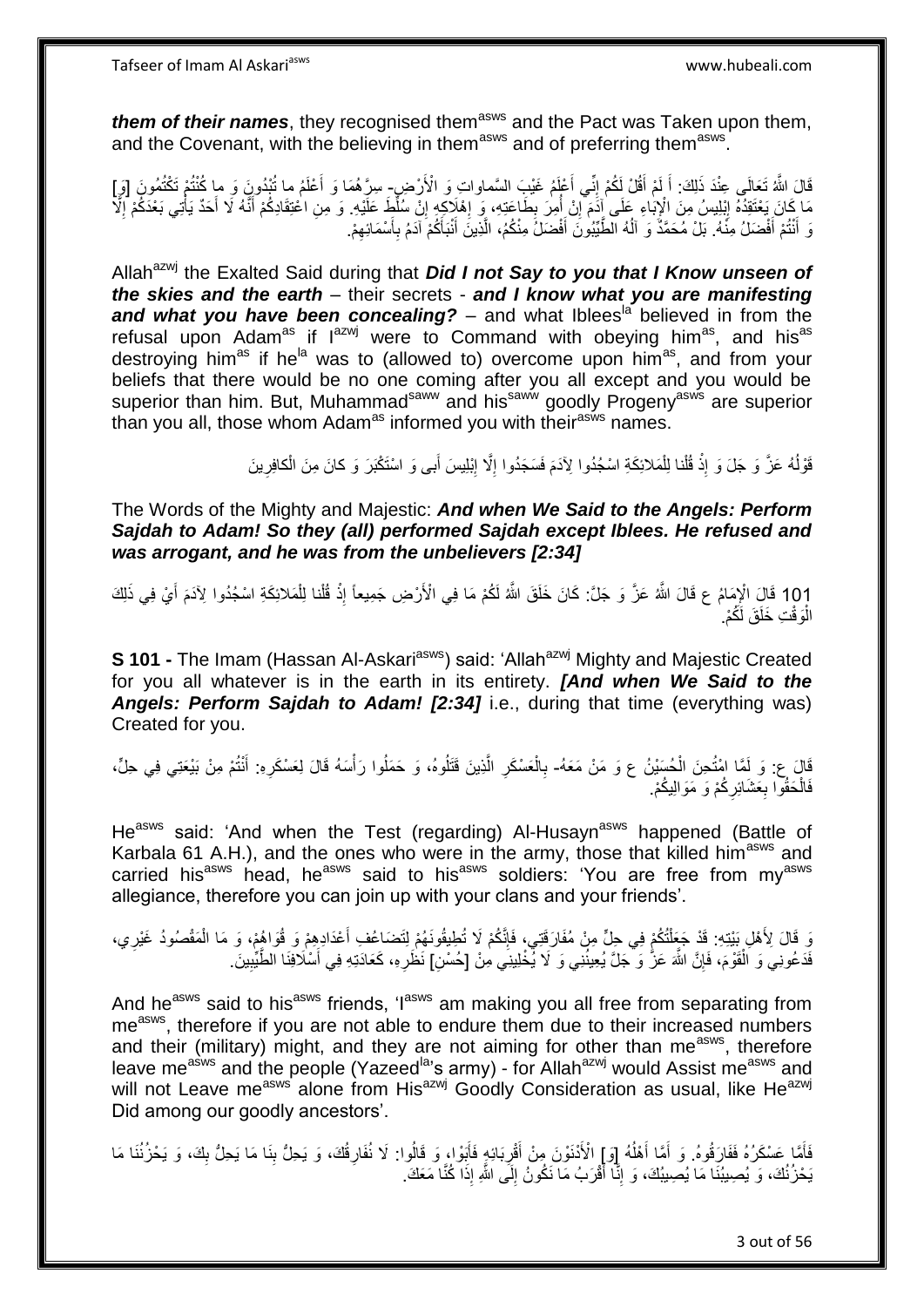***them of their names***, they recognised them[asws] and the Pact was Taken upon them, and the Covenant, with the believing in them[asws] and of preferring them[asws].

قَالَ اللَّهُ تَعَالَى عِنْدَ ذَلِكَ: أَ لَمْ أَقُلْ لَكُمْ إِنِّي أَعْلَمُ غَيْبَ السَّماواتِ وَ الْأَرْضِ- سِرَّهُمَا وَ أَعْلَمُ ما تُبْدُونَ وَ ما كُنْتُمْ تَكْتُمُونَ [وَ] مَا كَانَ يَعْتَقِدُهُ إِبْلِيسُ مِنَ الْإِبَاءِ عَلَى آدَمَ إِنْ أُمِرَ بِطَاعَتِهِ، وَ إِهْلَاكِهِ إِنْ سُلِّطَ عَلَيْهِ. وَ مِنِ اعْتِقَادِكُمْ أَنَّهُ لَا أَحَدٌ يَأْتِي بَعْدَكُمْ إِلَّا وَ أَنْتُمْ أَفْضَلُ مِنْهُ. بَلْ مُحَمَّدٌ وَ آلُهُ الطَّيِّبُونَ أَفْضَلُ مِنْكُمْ، الَّذِينَ أَنْبَأَكُمْ آدَمُ بِأَسْمَائِهِمْ.

Allah[azwj] the Exalted Said during that ***Did I not Say to you that I Know unseen of the skies and the earth*** – their secrets - ***and I know what you are manifesting and what you have been concealing?*** – and what Iblees[la] believed in from the refusal upon Adam[as] if I[azwj] were to Command with obeying him[as], and his[as] destroying him[as] if he[la] was to (allowed to) overcome upon him[as], and from your beliefs that there would be no one coming after you all except and you would be superior than him. But, Muhammad[saww] and his[saww] goodly Progeny[asws] are superior than you all, those whom Adam[as] informed you with their[asws] names.

قَوْلُهُ عَزَّ وَ جَلَ وَ إِذْ قُلْنا لِلْمَلائِكَةِ اسْجُدُوا لِآدَمَ فَسَجَدُوا إِلَّا إِبْلِيسَ أَبى وَ اسْتَكْبَرَ وَ كانَ مِنَ الْكافِرِينَ

The Words of the Mighty and Majestic: ***And when We Said to the Angels: Perform Sajdah to Adam! So they (all) performed Sajdah except Iblees. He refused and was arrogant, and he was from the unbelievers [2:34]***

101 قَالَ الْإِمَامُ ع قَالَ اللَّهُ عَزَّ وَ جَلَّ: كَانَ خَلَقَ اللَّهُ لَكُمْ مَا فِي الْأَرْضِ جَمِيعاً إِذْ قُلْنا لِلْمَلائِكَةِ اسْجُدُوا لِآدَمَ أَيْ فِي ذَلِكَ الْوَقْتِ خَلَقَ لَكُمْ.

**S 101 -** The Imam (Hassan Al-Askari[asws]) said: 'Allah[azwj] Mighty and Majestic Created for you all whatever is in the earth in its entirety. ***[And when We Said to the Angels: Perform Sajdah to Adam! [2:34]*** i.e., during that time (everything was) Created for you.

قَالَ ع: وَ لَمَّا امْتُحِنَ الْحُسَيْنُ ع وَ مَنْ مَعَهُ- بِالْعَسْكَرِ الَّذِينَ قَتَلُوهُ، وَ حَمَلُوا رَأْسَهُ قَالَ لِعَسْكَرِهِ: أَنْتُمْ مِنْ بَيْعَتِي فِي حِلٍّ، فَالْحَقُوا بِعَشَائِرِكُمْ وَ مَوَالِيكُمْ.

He[asws] said: 'And when the Test (regarding) Al-Husayn[asws] happened (Battle of Karbala 61 A.H.), and the ones who were in the army, those that killed him[asws] and carried his[asws] head, he[asws] said to his[asws] soldiers: 'You are free from my[asws] allegiance, therefore you can join up with your clans and your friends'.

وَ قَالَ لِأَهْلِ بَيْتِهِ: قَدْ جَعَلْتُكُمْ فِي حِلٍّ مِنْ مُفَارَقَتِي، فَإِنَّكُمْ لَا تُطِيقُونَهُمْ لِتَضَاعُفِ أَعْدَادِهِمْ وَ قُوَاهُمْ، وَ مَا الْمَقْصُودُ غَيْرِي، فَدَعُونِي وَ الْقَوْمَ، فَإِنَّ اللَّهَ عَزَّ وَ جَلَّ يُعِينُنِي وَ لَا يُخْلِينِي مِنْ [حُسْنِ] نَظَرِهِ، كَعَادَتِهِ فِي أَسْلَافِنَا الطَّيِّبِينَ.

And he[asws] said to his[asws] friends, 'I[asws] am making you all free from separating from me[asws], therefore if you are not able to endure them due to their increased numbers and their (military) might, and they are not aiming for other than me[asws], therefore leave me[asws] and the people (Yazeed[la]'s army) - for Allah[azwj] would Assist me[asws] and will not Leave me[asws] alone from His[azwj] Goodly Consideration as usual, like He[azwj] Did among our goodly ancestors'.

فَأَمَّا عَسْكَرُهُ فَفَارَقُوهُ. وَ أَمَّا أَهْلُهُ [وَ] الْأَدْنَوْنَ مِنْ أَقْرِبَائِهِ فَأَبَوْا، وَ قَالُوا: لَا نُفَارِقُكَ، وَ يَحِلُّ بِنَا مَا يَحِلُّ بِكَ، وَ يَحْزُنُنَا مَا يَحْزُنُكَ، وَ يُصِيبُنَا مَا يُصِيبُكَ، وَ إِنَّا أَقْرَبُ مَا نَكُونُ إِلَى اللَّهِ إِذَا كُنَّا مَعَكَ.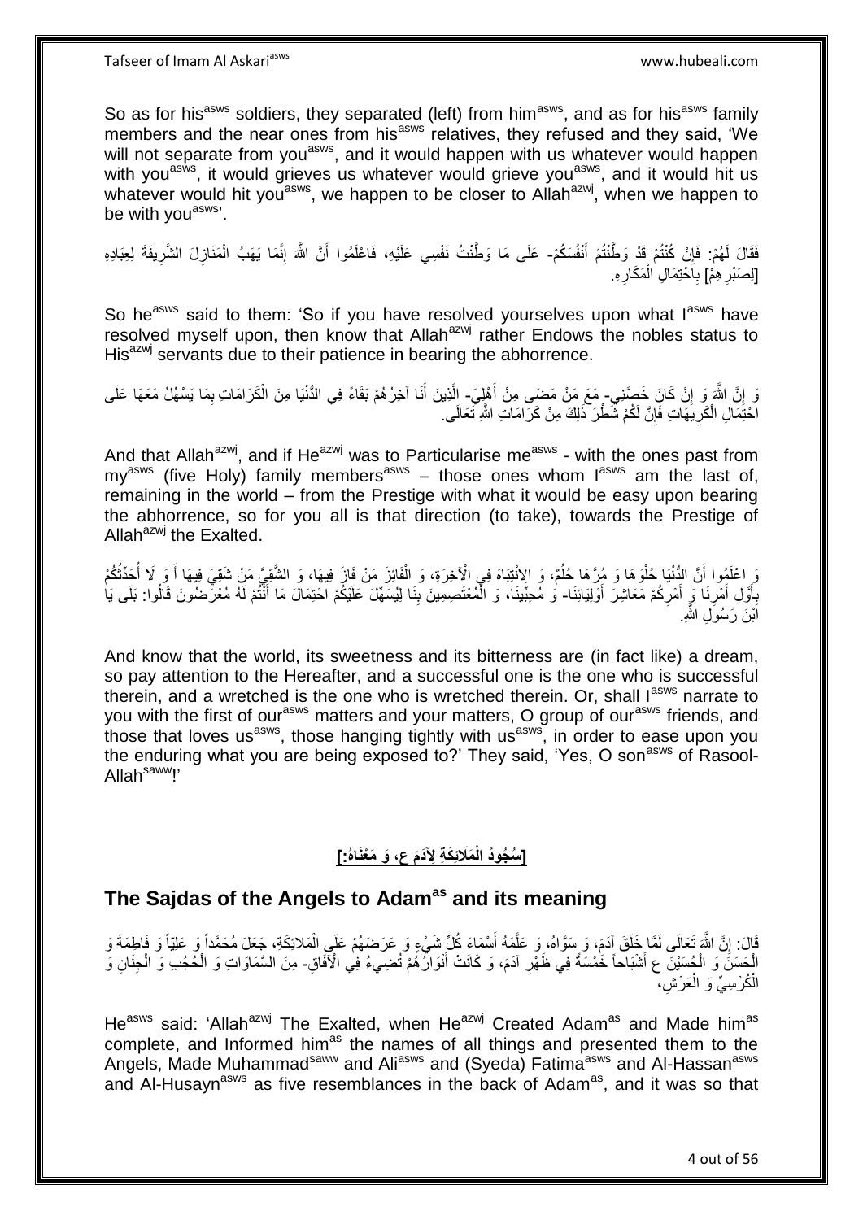So as for his[asws] soldiers, they separated (left) from him[asws], and as for his[asws] family members and the near ones from his[asws] relatives, they refused and they said, 'We will not separate from you[asws], and it would happen with us whatever would happen with you[asws], it would grieves us whatever would grieve you[asws], and it would hit us whatever would hit you[asws], we happen to be closer to Allah[azwj], when we happen to be with you[asws]'.

فَقَالَ لَهُمْ: فَإِنْ كُنْتُمْ قَدْ وَطَّنْتُمْ أَنْفُسَكُمْ- عَلَى مَا وَطَّنْتُ نَفْسِي عَلَيْهِ، فَاعْلَمُوا أَنَّ اللَّهَ إِنَّمَا يَهَبُ الْمَنَازِلَ الشَّرِيفَةَ لِعِبَادِهِ [لِصَبْرِهِمْ] بِاحْتِمَالِ الْمَكَارِهِ.

So he[asws] said to them: 'So if you have resolved yourselves upon what I[asws] have resolved myself upon, then know that Allah[azwj] rather Endows the nobles status to His[azwj] servants due to their patience in bearing the abhorrence.

وَ إِنَّ اللَّهَ وَ إِنْ كَانَ خَصَّنِي- مَعَ مَنْ مَضَى مِنْ أَهْلِيَ- الَّذِينَ أَنَا آخِرُهُمْ بَقَاءً فِي الدُّنْيَا مِنَ الْكَرَامَاتِ بِمَا يَسْهُلُ مَعَهَا عَلَى احْتِمَالِ الْكَرِيهَاتِ فَإِنَّ لَكُمْ شَطْرَ ذَلِكَ مِنْ كَرَامَاتِ اللَّهِ تَعَالَى.

And that Allah[azwj], and if He[azwj] was to Particularise me[asws] - with the ones past from my[asws] (five Holy) family members[asws] – those ones whom I[asws] am the last of, remaining in the world – from the Prestige with what it would be easy upon bearing the abhorrence, so for you all is that direction (to take), towards the Prestige of Allah[azwj] the Exalted.

وَ اعْلَمُوا أَنَّ الدُّنْيَا حُلْوَهَا وَ مُرَّهَا حُلُمٌ، وَ الِانْتِبَاهَ فِي الْآخِرَةِ، وَ الْفَائِزَ مَنْ فَازَ فِيهَا، وَ الشَّقِيَّ مَنْ شَقِيَ فِيهَا أَ وَ لَا أُحَدِّثُكُمْ بِأَوَّلِ أَمْرِنَا وَ أَمْرِكُمْ مَعَاشِرَ أَوْلِيَائِنَا- وَ مُحِبِّينَا، وَ الْمُعْتَصِمِينَ بِنَا لِيُسَهِّلَ عَلَيْكُمُ احْتِمَالَ مَا أَنْتُمْ لَهُ مُعْرَضُونَ قَالُوا: بَلَى يَا ابْنَ رَسُولِ اللَّهِ.

And know that the world, its sweetness and its bitterness are (in fact like) a dream, so pay attention to the Hereafter, and a successful one is the one who is successful therein, and a wretched is the one who is wretched therein. Or, shall I[asws] narrate to you with the first of our[asws] matters and your matters, O group of our[asws] friends, and those that loves us[asws], those hanging tightly with us[asws], in order to ease upon you the enduring what you are being exposed to?' They said, 'Yes, O son[asws] of Rasool-Allah[saww]!'

**[سُجُودُ الْمَلَائِكَةِ لِآدَمَ ع، وَ مَعْنَاهُ:]**

## The Sajdas of the Angels to Adam[as] and its meaning

قَالَ: إِنَّ اللَّهَ تَعَالَى لَمَّا خَلَقَ آدَمَ، وَ سَوَّاهُ، وَ عَلَّمَهُ أَسْمَاءَ كُلِّ شَيْءٍ وَ عَرَضَهُمْ عَلَى الْمَلَائِكَةِ، جَعَلَ مُحَمَّداً وَ عَلِيّاً وَ فَاطِمَةَ وَ الْحَسَنَ وَ الْحُسَيْنَ ع أَشْبَاحاً خَمْسَةً فِي ظَهْرِ آدَمَ، وَ كَانَتْ أَنْوَارُهُمْ تُضِيءُ فِي الْآفَاقِ- مِنَ السَّمَاوَاتِ وَ الْحُجُبِ وَ الْجِنَانِ وَ الْكُرْسِيِّ وَ الْعَرْشِ،

He[asws] said: 'Allah[azwj] The Exalted, when He[azwj] Created Adam[as] and Made him[as] complete, and Informed him[as] the names of all things and presented them to the Angels, Made Muhammad[saww] and Ali[asws] and (Syeda) Fatima[asws] and Al-Hassan[asws] and Al-Husayn[asws] as five resemblances in the back of Adam[as], and it was so that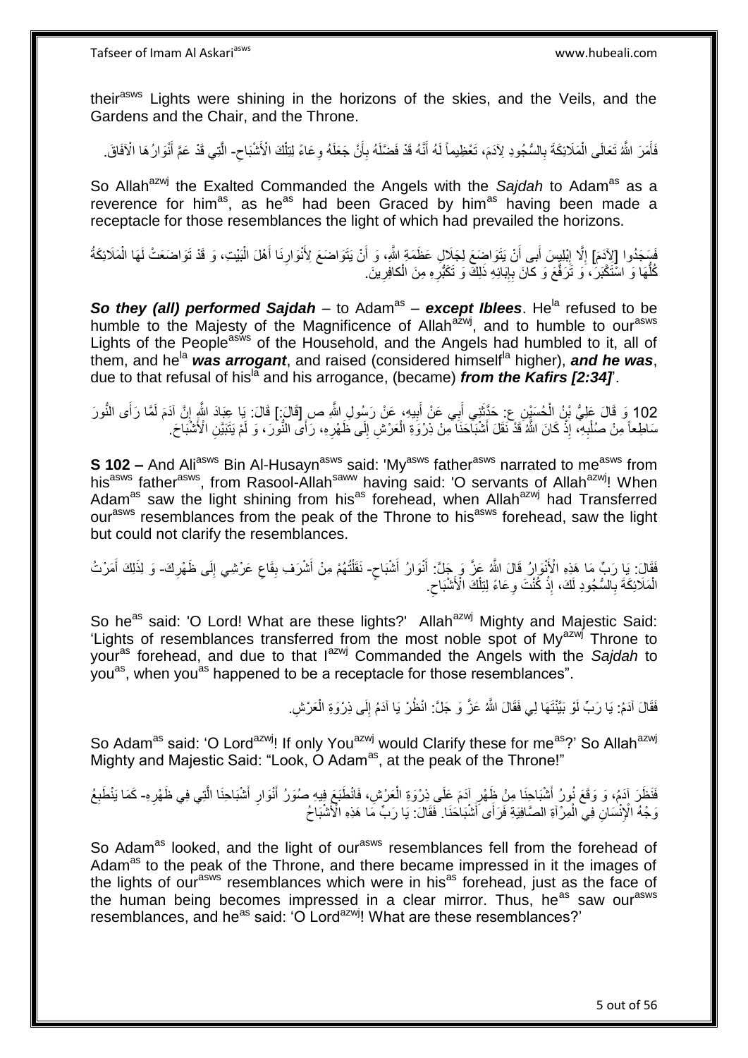their[asws] Lights were shining in the horizons of the skies, and the Veils, and the Gardens and the Chair, and the Throne.

فَأَمَرَ اللَّهُ تَعَالَى الْمَلَائِكَةَ بِالسُّجُودِ لِآدَمَ، تَعْظِيماً لَهُ أَنَّهُ قَدْ فَضَّلَهُ بِأَنْ جَعَلَهُ وِعَاءً لِتِلْكَ الْأَشْبَاحِ- الَّتِي قَدْ عَمَّ أَنْوَارُهَا الْآفَاقَ.

So Allah[azwj] the Exalted Commanded the Angels with the *Sajdah* to Adam[as] as a reverence for him[as], as he[as] had been Graced by him[as] having been made a receptacle for those resemblances the light of which had prevailed the horizons.

فَسَجَدُوا [لِآدَمَ] إِلَّا إِبْلِيسَ أَبى أَنْ يَتَوَاضَعَ لِجَلَالِ عَظَمَةِ اللَّهِ، وَ أَنْ يَتَوَاضَعَ لِأَنْوَارِنَا أَهْلَ الْبَيْتِ، وَ قَدْ تَوَاضَعَتْ لَهَا الْمَلَائِكَةُ كُلُّهَا وَ اسْتَكْبَرَ، وَ تَرَفَّعَ وَ كانَ بِإِبَائِهِ ذَلِكَ وَ تَكَبُّرِهِ مِنَ الْكافِرِينَ.

***So they (all) performed Sajdah*** – to Adam[as] – ***except Iblees***. He[la] refused to be humble to the Majesty of the Magnificence of Allah[azwj], and to humble to our[asws] Lights of the People[asws] of the Household, and the Angels had humbled to it, all of them, and he[la] ***was arrogant***, and raised (considered himself[la] higher), ***and he was***, due to that refusal of his[la] and his arrogance, (became) ***from the Kafirs [2:34]***'.

102 وَ قَالَ عَلِيُّ بْنُ الْحُسَيْنِ ع: حَدَّثَنِي أَبِي عَنْ أَبِيهِ، عَنْ رَسُولِ اللَّهِ ص [قَالَ:] قَالَ: يَا عِبَادَ اللَّهِ إِنَّ آدَمَ لَمَّا رَأَى النُّورَ سَاطِعاً مِنْ صُلْبِهِ، إِذْ كَانَ اللَّهُ قَدْ نَقَلَ أَشْبَاحَنَا مِنْ ذِرْوَةِ الْعَرْشِ إِلَى ظَهْرِهِ، رَأَى النُّورَ، وَ لَمْ يَتَبَيَّنِ الْأَشْبَاحَ.

**S 102 –** And Ali[asws] Bin Al-Husayn[asws] said: 'My[asws] father[asws] narrated to me[asws] from his[asws] father[asws], from Rasool-Allah[saww] having said: 'O servants of Allah[azwj]! When Adam[as] saw the light shining from his[as] forehead, when Allah[azwj] had Transferred our[asws] resemblances from the peak of the Throne to his[asws] forehead, saw the light but could not clarify the resemblances.

فَقَالَ: يَا رَبِّ مَا هَذِهِ الْأَنْوَارُ قَالَ اللَّهُ عَزَّ وَ جَلَّ: أَنْوَارُ أَشْبَاحٍ- نَقَلْتُهُمْ مِنْ أَشْرَفِ بِقَاعِ عَرْشِي إِلَى ظَهْرِكَ- وَ لِذَلِكَ أَمَرْتُ الْمَلَائِكَةَ بِالسُّجُودِ لَكَ، إِذْ كُنْتَ وِعَاءً لِتِلْكَ الْأَشْبَاحِ.

So he[as] said: 'O Lord! What are these lights?' Allah[azwj] Mighty and Majestic Said: 'Lights of resemblances transferred from the most noble spot of My[azwj] Throne to your[as] forehead, and due to that I[azwj] Commanded the Angels with the *Sajdah* to you[as], when you[as] happened to be a receptacle for those resemblances".

فَقَالَ آدَمُ: يَا رَبِّ لَوْ بَيَّنْتَهَا لِي فَقَالَ اللَّهُ عَزَّ وَ جَلَّ: انْظُرْ يَا آدَمُ إِلَى ذِرْوَةِ الْعَرْشِ.

So Adam[as] said: 'O Lord[azwj]! If only You[azwj] would Clarify these for me[as]?' So Allah[azwj] Mighty and Majestic Said: "Look, O Adam[as], at the peak of the Throne!"

فَنَظَرَ آدَمُ، وَ وَقَعَ نُورُ أَشْبَاحِنَا مِنْ ظَهْرِ آدَمَ عَلَى ذِرْوَةِ الْعَرْشِ، فَانْطَبَعَ فِيهِ صُوَرُ أَنْوَارِ أَشْبَاحِنَا الَّتِي فِي ظَهْرِهِ- كَمَا يَنْطَبِعُ وَجْهُ الْإِنْسَانِ فِي الْمِرْآةِ الصَّافِيَةِ فَرَأَى أَشْبَاحَنَا. فَقَالَ: يَا رَبِّ مَا هَذِهِ الْأَشْبَاحُ

So Adam[as] looked, and the light of our[asws] resemblances fell from the forehead of Adam[as] to the peak of the Throne, and there became impressed in it the images of the lights of our[asws] resemblances which were in his[as] forehead, just as the face of the human being becomes impressed in a clear mirror. Thus, he[as] saw our[asws] resemblances, and he[as] said: 'O Lord[azwj]! What are these resemblances?'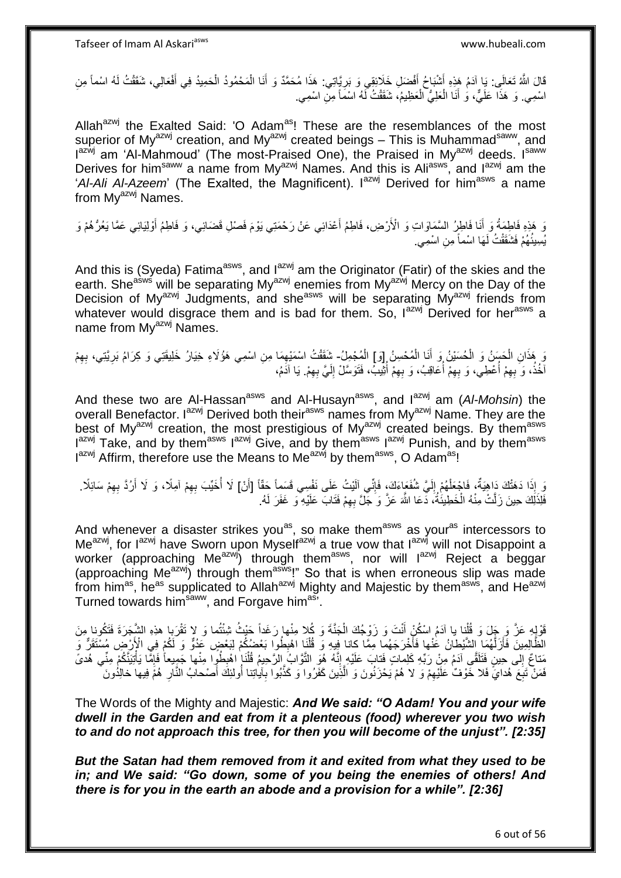قَالَ اللَّهُ تَعَالَى: يَا آدَمُ هَذِهِ أَشْبَاحُ أَفْضَلِ خَلَائِقِي وَ بَرِيَّاتِي: هَذَا مُحَمَّدٌ وَ أَنَا الْمَحْمُودُ الْحَمِيدُ فِي أَفْعَالِي، شَقَقْتُ لَهُ اسْماً مِنِ اسْمِي. وَ هَذَا عَلِيٌّ، وَ أَنَا الْعَلِيُّ الْعَظِيمُ، شَقَقْتُ لَهُ اسْماً مِنِ اسْمِي.

Allah^azwj the Exalted Said: 'O Adam^as! These are the resemblances of the most superior of My^azwj creation, and My^azwj created beings – This is Muhammad^saww, and I^azwj am 'Al-Mahmoud' (The most-Praised One), the Praised in My^azwj deeds. I^saww Derives for him^saww a name from My^azwj Names. And this is Ali^asws, and I^azwj am the '*Al-Ali Al-Azeem*' (The Exalted, the Magnificent). I^azwj Derived for him^asws a name from My^azwj Names.

وَ هَذِهِ فَاطِمَةُ وَ أَنَا فَاطِرُ السَّمَاوَاتِ وَ الْأَرْضِ، فَاطِمُ أَعْدَائِي عَنْ رَحْمَتِي يَوْمَ فَصْلِ قَضَائِي، وَ فَاطِمُ أَوْلِيَائِي عَمَّا يَعُرُّهُمْ وَ يُسِيئُهُمْ فَشَقَقْتُ لَهَا اسْماً مِنِ اسْمِي.

And this is (Syeda) Fatima^asws, and I^azwj am the Originator (Fatir) of the skies and the earth. She^asws will be separating My^azwj enemies from My^azwj Mercy on the Day of the Decision of My^azwj Judgments, and she^asws will be separating My^azwj friends from whatever would disgrace them and is bad for them. So, I^azwj Derived for her^asws a name from My^azwj Names.

وَ هَذَانِ الْحَسَنُ وَ الْحُسَيْنُ وَ أَنَا الْمُحْسِنُ [وَ] الْمُجْمِلُ- شَقَقْتُ اسْمَيْهِمَا مِنِ اسْمِي هَؤُلَاءِ خِيَارُ خَلِيقَتِي وَ كِرَامُ بَرِيَّتِي، بِهِمْ آخُذُ، وَ بِهِمْ أُعْطِي، وَ بِهِمْ أُعَاقِبُ، وَ بِهِمْ أُثِيبُ، فَتَوَسَّلْ إِلَيَّ بِهِمْ. يَا آدَمُ،

And these two are Al-Hassan^asws and Al-Husayn^asws, and I^azwj am (*Al-Mohsin*) the overall Benefactor. I^azwj Derived both their^asws names from My^azwj Name. They are the best of My^azwj creation, the most prestigious of My^azwj created beings. By them^asws I^azwj Take, and by them^asws I^azwj Give, and by them^asws I^azwj Punish, and by them^asws I^azwj Affirm, therefore use the Means to Me^azwj by them^asws, O Adam^as!

وَ إِذَا دَهَتْكَ دَاهِيَةٌ، فَاجْعَلْهُمْ إِلَيَّ شُفَعَاءَكَ، فَإِنِّي آلَيْتُ عَلَى نَفْسِي قَسَماً حَقّاً [أَنْ] لَا أُخَيِّبَ بِهِمْ آمِلًا، وَ لَا أَرُدَّ بِهِمْ سَائِلًا. فَلِذَلِكَ حِينَ زَلَّتْ مِنْهُ الْخَطِيئَةُ، دَعَا اللَّهَ عَزَّ وَ جَلَّ بِهِمْ فَتَابَ عَلَيْهِ وَ غَفَرَ لَهُ.

And whenever a disaster strikes you^as, so make them^asws as your^as intercessors to Me^azwj, for I^azwj have Sworn upon Myself^azwj a true vow that I^azwj will not Disappoint a worker (approaching Me^azwj) through them^asws, nor will I^azwj Reject a beggar (approaching Me^azwj) through them^asws!" So that is when erroneous slip was made from him^as, he^as supplicated to Allah^azwj Mighty and Majestic by them^asws, and He^azwj Turned towards him^saww, and Forgave him^as'.

قَوْلِهِ عَزَّ وَ جَلَ وَ قُلْنا يا آدَمُ اسْكُنْ أَنْتَ وَ زَوْجُكَ الْجَنَّةَ وَ كُلا مِنْها رَغَداً حَيْثُ شِئْتُما وَ لا تَقْرَبا هذِهِ الشَّجَرَةَ فَتَكُونا مِنَ الظَّالِمِينَ فَأَزَلَّهُمَا الشَّيْطانُ عَنْها فَأَخْرَجَهُما مِمَّا كانا فِيهِ وَ قُلْنَا اهْبِطُوا بَعْضُكُمْ لِبَعْضٍ عَدُوٌّ وَ لَكُمْ فِي الْأَرْضِ مُسْتَقَرٌّ وَ مَتاعٌ إِلى حِينٍ فَتَلَقَّى آدَمُ مِنْ رَبِّهِ كَلِماتٍ فَتابَ عَلَيْهِ إِنَّهُ هُوَ التَّوَّابُ الرَّحِيمُ قُلْنَا اهْبِطُوا مِنْها جَمِيعاً فَإِمَّا يَأْتِيَنَّكُمْ مِنِّي هُدىً فَمَنْ تَبِعَ هُدايَ فَلا خَوْفٌ عَلَيْهِمْ وَ لا هُمْ يَحْزَنُونَ وَ الَّذِينَ كَفَرُوا وَ كَذَّبُوا بِآياتِنا أُولئِكَ أَصْحابُ النَّارِ هُمْ فِيها خالِدُونَ

The Words of the Mighty and Majestic: ***And We said: "O Adam! You and your wife dwell in the Garden and eat from it a plenteous (food) wherever you two wish to and do not approach this tree, for then you will become of the unjust". [2:35]***

***But the Satan had them removed from it and exited from what they used to be in; and We said: "Go down, some of you being the enemies of others! And there is for you in the earth an abode and a provision for a while". [2:36]***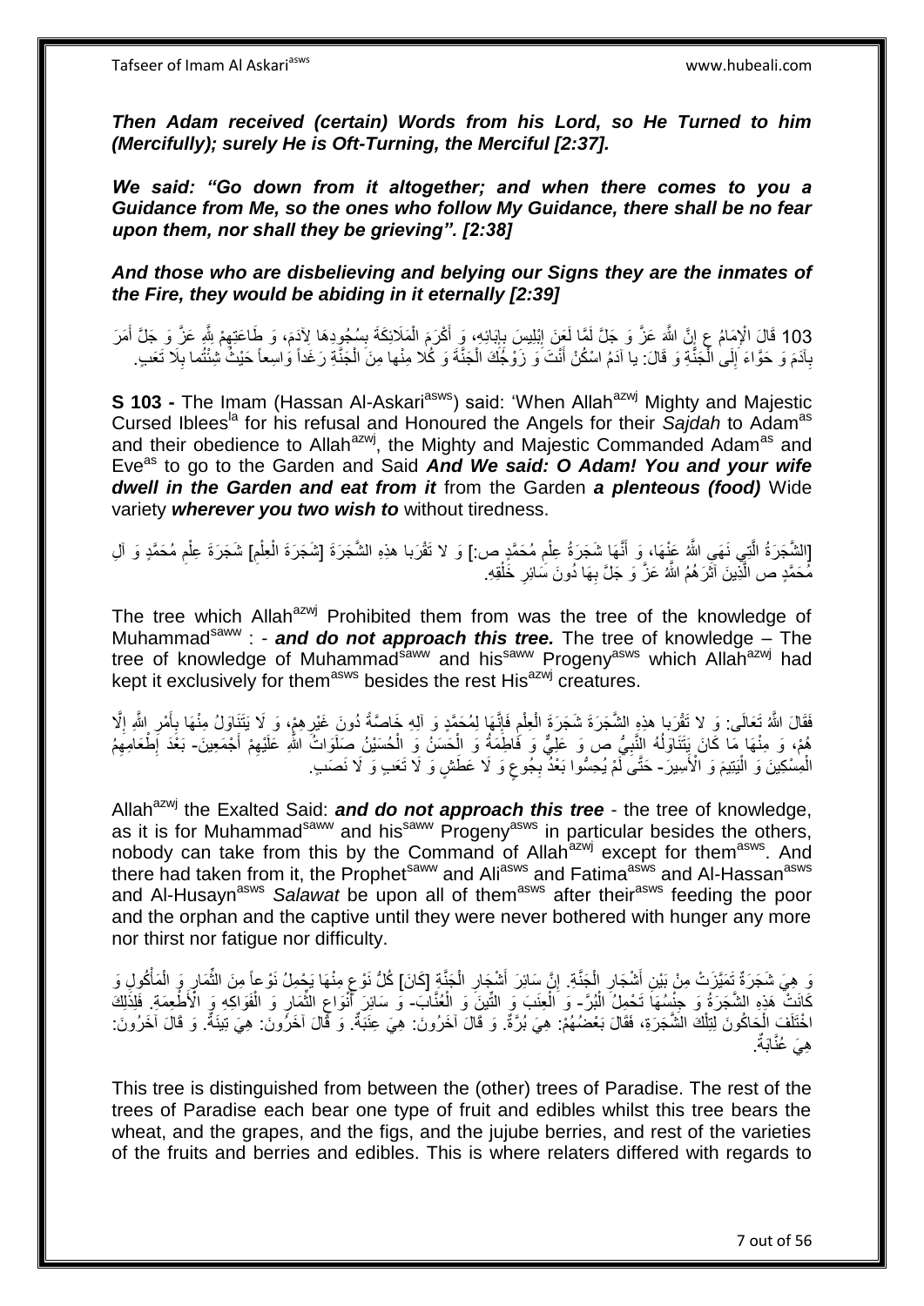***Then Adam received (certain) Words from his Lord, so He Turned to him (Mercifully); surely He is Oft-Turning, the Merciful [2:37].***

***We said: "Go down from it altogether; and when there comes to you a Guidance from Me, so the ones who follow My Guidance, there shall be no fear upon them, nor shall they be grieving". [2:38]***

***And those who are disbelieving and belying our Signs they are the inmates of the Fire, they would be abiding in it eternally [2:39]***

103 قَالَ الْإِمَامُ ع إِنَّ اللَّهَ عَزَّ وَ جَلَّ لَمَّا لَعَنَ إِبْلِيسَ بِإِبَائِهِ، وَ أَكْرَمَ الْمَلَائِكَةَ بِسُجُودِهَا لِآدَمَ، وَ طَاعَتِهِمْ لِلَّهِ عَزَّ وَ جَلَّ أَمَرَ بِآدَمَ وَ حَوَّاءَ إِلَى الْجَنَّةِ وَ قَالَ: يا آدَمُ اسْكُنْ أَنْتَ وَ زَوْجُكَ الْجَنَّةَ وَ كُلا مِنْها مِنَ الْجَنَّةِ رَغَداً وَاسِعاً حَيْثُ شِئْتُما بِلَا تَعَبٍ.

**S 103 -** The Imam (Hassan Al-Askari[asws]) said: 'When Allah[azwj] Mighty and Majestic Cursed Iblees[la] for his refusal and Honoured the Angels for their *Sajdah* to Adam[as] and their obedience to Allah[azwj], the Mighty and Majestic Commanded Adam[as] and Eve[as] to go to the Garden and Said ***And We said: O Adam! You and your wife dwell in the Garden and eat from it*** from the Garden ***a plenteous (food)*** Wide variety ***wherever you two wish to*** without tiredness.

[الشَّجَرَةُ الَّتِي نَهَى اللَّهُ عَنْهَا، وَ أَنَّهَا شَجَرَةُ عِلْمِ مُحَمَّدٍ ص:] وَ لا تَقْرَبا هذِهِ الشَّجَرَةَ [شَجَرَةَ الْعِلْمِ] شَجَرَةَ عِلْمِ مُحَمَّدٍ وَ آلِ مُحَمَّدٍ ص الَّذِينَ آثَرَهُمُ اللَّهُ عَزَّ وَ جَلَّ بِهَا دُونَ سَائِرِ خَلْقِهِ.

The tree which Allah[azwj] Prohibited them from was the tree of the knowledge of Muhammad[saww] : - ***and do not approach this tree.*** The tree of knowledge – The tree of knowledge of Muhammad[saww] and his[saww] Progeny[asws] which Allah[azwj] had kept it exclusively for them[asws] besides the rest His[azwj] creatures.

فَقَالَ اللَّهُ تَعَالَى: وَ لا تَقْرَبا هذِهِ الشَّجَرَةَ شَجَرَةَ الْعِلْمِ فَإِنَّهَا لِمُحَمَّدٍ وَ آلِهِ خَاصَّةً دُونَ غَيْرِهِمْ، وَ لَا يَتَنَاوَلُ مِنْهَا بِأَمْرِ اللَّهِ إِلَّا هُمْ، وَ مِنْهَا مَا كَانَ يَتَنَاوَلُهُ النَّبِيُّ ص وَ عَلِيٌّ وَ فَاطِمَةُ وَ الْحَسَنُ وَ الْحُسَيْنُ صَلَوَاتُ اللَّهِ عَلَيْهِمْ أَجْمَعِينَ- بَعْدَ إِطْعَامِهِمُ الْمِسْكِينَ وَ الْيَتِيمَ وَ الْأَسِيرَ- حَتَّى لَمْ يُحِسُّوا بَعْدُ بِجُوعٍ وَ لَا عَطَشٍ وَ لَا تَعَبٍ وَ لَا نَصَبٍ.

Allah[azwj] the Exalted Said: ***and do not approach this tree*** - the tree of knowledge, as it is for Muhammad[saww] and his[saww] Progeny[asws] in particular besides the others, nobody can take from this by the Command of Allah[azwj] except for them[asws]. And there had taken from it, the Prophet[saww] and Ali[asws] and Fatima[asws] and Al-Hassan[asws] and Al-Husayn[asws] *Salawat* be upon all of them[asws] after their[asws] feeding the poor and the orphan and the captive until they were never bothered with hunger any more nor thirst nor fatigue nor difficulty.

وَ هِيَ شَجَرَةٌ تَمَيَّزَتْ مِنْ بَيْنِ أَشْجَارِ الْجَنَّةِ. إِنَّ سَائِرَ أَشْجَارِ الْجَنَّةِ [كَانَ] كُلُّ نَوْعٍ مِنْهَا يَحْمِلُ نَوْعاً مِنَ الثِّمَارِ وَ الْمَأْكُولِ وَ كَانَتْ هَذِهِ الشَّجَرَةُ وَ جِنْسُهَا تَحْمِلُ الْبُرَّ- وَ الْعِنَبَ وَ التِّينَ وَ الْعُنَّابَ- وَ سَائِرَ أَنْوَاعِ الثِّمَارِ وَ الْفَوَاكِهِ وَ الْأَطْعِمَةِ. فَلِذَلِكَ اخْتَلَفَ الْحَاكُونَ لِتِلْكَ الشَّجَرَةِ، فَقَالَ بَعْضُهُمْ: هِيَ بُرَّةٌ. وَ قَالَ آخَرُونَ: هِيَ عِنَبَةٌ. وَ قَالَ آخَرُونَ: هِيَ تِينَةٌ. وَ قَالَ آخَرُونَ: هِيَ عُنَّابَةٌ.

This tree is distinguished from between the (other) trees of Paradise. The rest of the trees of Paradise each bear one type of fruit and edibles whilst this tree bears the wheat, and the grapes, and the figs, and the jujube berries, and rest of the varieties of the fruits and berries and edibles. This is where relaters differed with regards to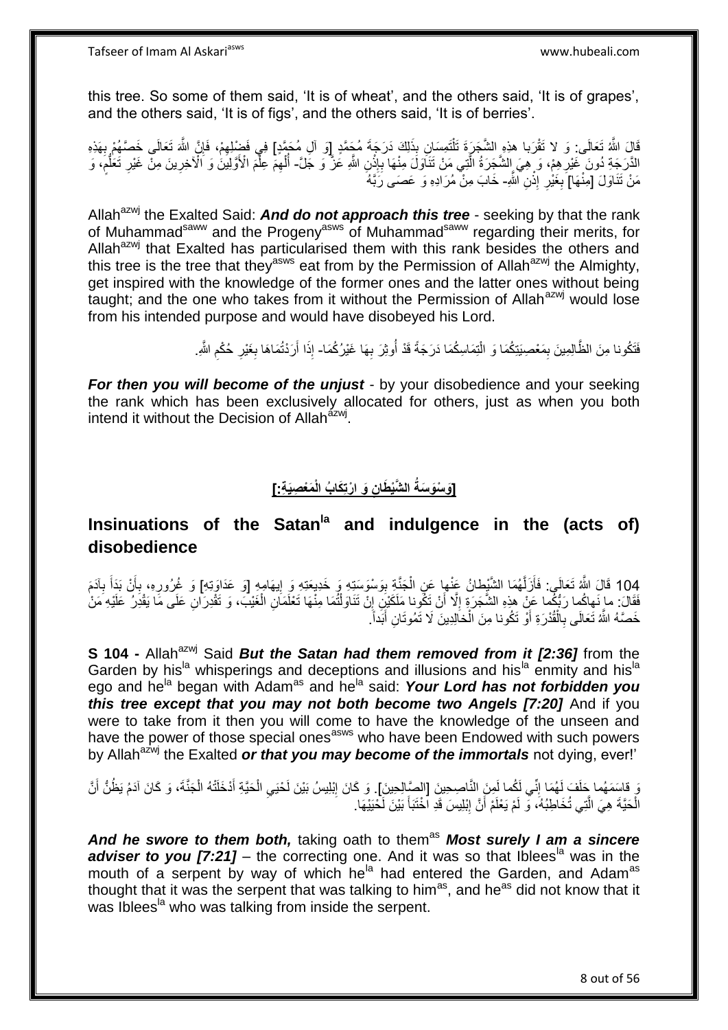this tree. So some of them said, 'It is of wheat', and the others said, 'It is of grapes', and the others said, 'It is of figs', and the others said, 'It is of berries'.

قَالَ اللَّهُ تَعَالَى: وَ لا تَقْرَبا هذِهِ الشَّجَرَةَ تَلْتَمِسَانِ بِذَلِكَ دَرَجَةَ مُحَمَّدٍ [وَ آلِ مُحَمَّدٍ] فِي فَضْلِهِمْ، فَإِنَّ اللَّهَ تَعَالَى خَصَّهُمْ بِهَذِهِ الدَّرَجَةِ دُونَ غَيْرِهِمْ، وَ هِيَ الشَّجَرَةُ الَّتِي مَنْ تَنَاوَلَ مِنْهَا بِإِذْنِ اللَّهِ عَزَّ وَ جَلَّ- أُلْهِمَ عِلْمَ الْأَوَّلِينَ وَ الْآخِرِينَ مِنْ غَيْرِ تَعَلُّمٍ، وَ مَنْ تَنَاوَلَ [مِنْهَا] بِغَيْرِ إِذْنِ اللَّهِ- خَابَ مِنْ مُرَادِهِ وَ عَصَى رَبَّهُ

Allah[azwj] the Exalted Said: ***And do not approach this tree*** - seeking by that the rank of Muhammad[saww] and the Progeny[asws] of Muhammad[saww] regarding their merits, for Allah[azwj] that Exalted has particularised them with this rank besides the others and this tree is the tree that they[asws] eat from by the Permission of Allah[azwj] the Almighty, get inspired with the knowledge of the former ones and the latter ones without being taught; and the one who takes from it without the Permission of Allah[azwj] would lose from his intended purpose and would have disobeyed his Lord.

فَتَكُونا مِنَ الظَّالِمِينَ بِمَعْصِيَتِكُمَا وَ الْتِمَاسِكُمَا دَرَجَةً قَدْ أُوثِرَ بِهَا غَيْرُكُمَا- إِذَا أَرَدْتُمَاهَا بِغَيْرِ حُكْمِ اللَّهِ.

***For then you will become of the unjust*** - by your disobedience and your seeking the rank which has been exclusively allocated for others, just as when you both intend it without the Decision of Allah[azwj].

## [وَسْوَسَةُ الشَّيْطَانِ وَ ارْتِكَابُ الْمَعْصِيَةِ:]

## Insinuations of the Satan[la] and indulgence in the (acts of) disobedience

104 قَالَ اللَّهُ تَعَالَى: فَأَزَلَّهُمَا الشَّيْطانُ عَنْها عَنِ الْجَنَّةِ بِوَسْوَسَتِهِ وَ خَدِيعَتِهِ وَ إِيهَامِهِ [وَ عَدَاوَتِهِ] وَ غُرُورِهِ، بِأَنْ بَدَأَ بِآدَمَ فَقَالَ: ما نَهاكُما رَبُّكُما عَنْ هذِهِ الشَّجَرَةِ إِلَّا أَنْ تَكُونا مَلَكَيْنِ إِنْ تَنَاوَلْتُمَا مِنْهَا تَعْلَمَانِ الْغَيْبَ، وَ تَقْدِرَانِ عَلَى مَا يَقْدِرُ عَلَيْهِ مَنْ خَصَّهُ اللَّهُ تَعَالَى بِالْقُدْرَةِ أَوْ تَكُونا مِنَ الْخالِدِينَ لَا تَمُوتَانِ أَبَداً.

**S 104 -** Allah[azwj] Said ***But the Satan had them removed from it [2:36]*** from the Garden by his[la] whisperings and deceptions and illusions and his[la] enmity and his[la] ego and he[la] began with Adam[as] and he[la] said: ***Your Lord has not forbidden you this tree except that you may not both become two Angels [7:20]*** And if you were to take from it then you will come to have the knowledge of the unseen and have the power of those special ones[asws] who have been Endowed with such powers by Allah[azwj] the Exalted ***or that you may become of the immortals*** not dying, ever!'

وَ قاسَمَهُما حَلَفَ لَهُمَا إِنِّي لَكُما لَمِنَ النَّاصِحِينَ [الصَّالِحِينَ]. وَ كَانَ إِبْلِيسُ بَيْنَ لَحْيَيِ الْحَيَّةِ أَدْخَلَتْهُ الْجَنَّةَ، وَ كَانَ آدَمُ يَظُنُّ أَنَّ الْحَيَّةَ هِيَ الَّتِي تُخَاطِبُهُ، وَ لَمْ يَعْلَمْ أَنَّ إِبْلِيسَ قَدِ اخْتَبَأَ بَيْنَ لَحْيَيْهَا.

***And he swore to them both,*** taking oath to them[as] ***Most surely I am a sincere adviser to you [7:21]*** – the correcting one. And it was so that Iblees[la] was in the mouth of a serpent by way of which he[la] had entered the Garden, and Adam[as] thought that it was the serpent that was talking to him[as], and he[as] did not know that it was Iblees[la] who was talking from inside the serpent.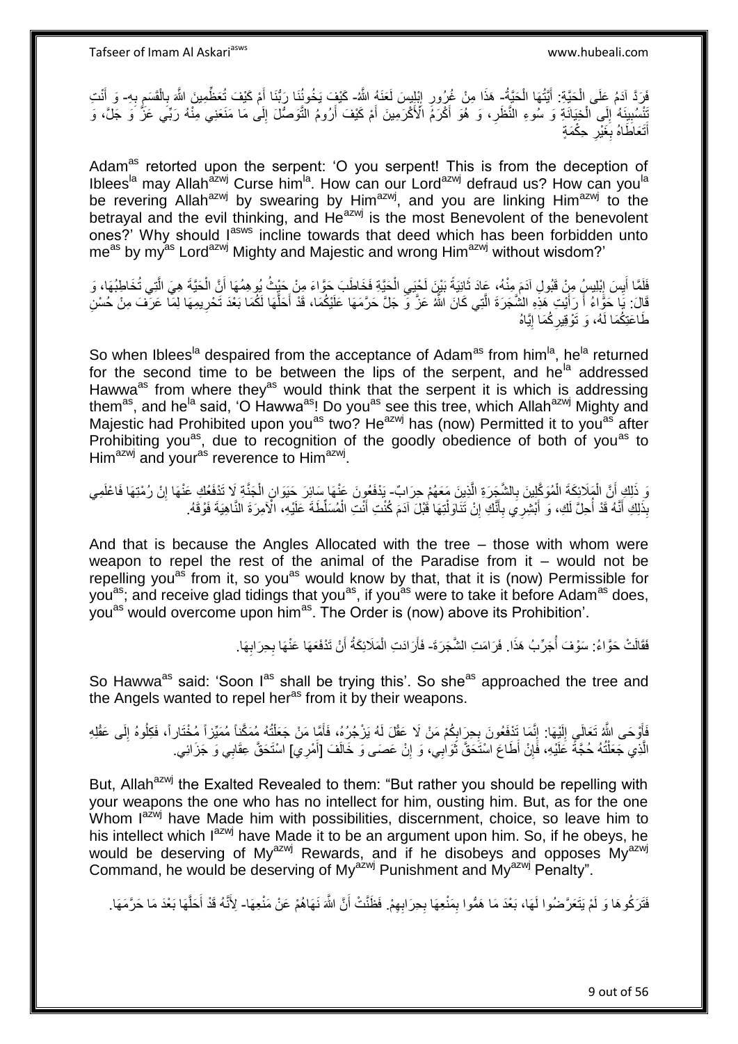فَرَدَّ آدَمُ عَلَى الْحَيَّةِ: أَيَّتُهَا الْحَيَّةُ- هَذَا مِنْ غُرُورِ إِبْلِيسَ لَعَنَهُ اللَّهُ- كَيْفَ يَخُونُنَا رَبُّنَا أَمْ كَيْفَ تُعَظِّمِينَ اللَّهَ بِالْقَسَمِ بِهِ- وَ أَنْتِ تَنْسُبِينَهُ إِلَى الْخِيَانَةِ وَ سُوءِ النَّظَرِ، وَ هُوَ أَكْرَمُ الْأَكْرَمِينَ أَمْ كَيْفَ أَرُومُ التَّوَصُّلَ إِلَى مَا مَنَعَنِي مِنْهُ رَبِّي عَزَّ وَ جَلَّ، وَ أَتَعَاطَاهُ بِغَيْرِ حِكْمَةٍ

Adam[as] retorted upon the serpent: 'O you serpent! This is from the deception of Iblees[la] may Allah[azwj] Curse him[la]. How can our Lord[azwj] defraud us? How can you[la] be revering Allah[azwj] by swearing by Him[azwj], and you are linking Him[azwj] to the betrayal and the evil thinking, and He[azwj] is the most Benevolent of the benevolent ones?' Why should I[asws] incline towards that deed which has been forbidden unto me[as] by my[as] Lord[azwj] Mighty and Majestic and wrong Him[azwj] without wisdom?'

فَلَمَّا أَيِسَ إِبْلِيسُ مِنْ قَبُولِ آدَمَ مِنْهُ، عَادَ ثَانِيَةً بَيْنَ لَحْيَيِ الْحَيَّةِ فَخَاطَبَ حَوَّاءَ مِنْ حَيْثُ يُوهِمُهَا أَنَّ الْحَيَّةَ هِيَ الَّتِي تُخَاطِبُهَا، وَ قَالَ: يَا حَوَّاءُ أَ رَأَيْتِ هَذِهِ الشَّجَرَةَ الَّتِي كَانَ اللَّهُ عَزَّ وَ جَلَّ حَرَّمَهَا عَلَيْكُمَا، قَدْ أَحَلَّهَا لَكُمَا بَعْدَ تَحْرِيمِهَا لِمَا عَرَفَ مِنْ حُسْنِ طَاعَتِكُمَا لَهُ، وَ تَوْقِيرِكُمَا إِيَّاهُ

So when Iblees[la] despaired from the acceptance of Adam[as] from him[la], he[la] returned for the second time to be between the lips of the serpent, and he[la] addressed Hawwa[as] from where they[as] would think that the serpent it is which is addressing them[as], and he[la] said, 'O Hawwa[as]! Do you[as] see this tree, which Allah[azwj] Mighty and Majestic had Prohibited upon you[as] two? He[azwj] has (now) Permitted it to you[as] after Prohibiting you[as], due to recognition of the goodly obedience of both of you[as] to Him[azwj] and your[as] reverence to Him[azwj].

وَ ذَلِكِ أَنَّ الْمَلَائِكَةَ الْمُوَكَّلِينَ بِالشَّجَرَةِ الَّذِينَ مَعَهُمْ حِرَابٌ- يَدْفَعُونَ عَنْهَا سَائِرَ حَيَوَانِ الْجَنَّةِ لَا تَدْفَعُكِ عَنْهَا إِنْ رُمْتِهَا فَاعْلَمِي بِذَلِكِ أَنَّهُ قَدْ أُحِلَّ لَكِ، وَ أَبْشِرِي بِأَنَّكِ إِنْ تَنَاوَلْتِهَا قَبْلَ آدَمَ كُنْتِ أَنْتِ الْمُسَلَّطَةَ عَلَيْهِ، الْآمِرَةَ النَّاهِيَةَ فَوْقَهُ.

And that is because the Angles Allocated with the tree – those with whom were weapon to repel the rest of the animal of the Paradise from it – would not be repelling you[as] from it, so you[as] would know by that, that it is (now) Permissible for you[as]; and receive glad tidings that you[as], if you[as] were to take it before Adam[as] does, you[as] would overcome upon him[as]. The Order is (now) above its Prohibition'.

فَقَالَتْ حَوَّاءُ: سَوْفَ أُجَرِّبُ هَذَا. فَرَامَتِ الشَّجَرَةَ- فَأَرَادَتِ الْمَلَائِكَةُ أَنْ تَدْفَعَهَا عَنْهَا بِحِرَابِهَا.

So Hawwa[as] said: 'Soon I[as] shall be trying this'. So she[as] approached the tree and the Angels wanted to repel her[as] from it by their weapons.

فَأَوْحَى اللَّهُ تَعَالَى إِلَيْهَا: إِنَّمَا تَدْفَعُونَ بِحِرَابِكُمْ مَنْ لَا عَقْلَ لَهُ يَزْجُرُهُ، فَأَمَّا مَنْ جَعَلْتُهُ مُمَكَّناً مُمَيِّزاً مُخْتَاراً، فَكِلُوهُ إِلَى عَقْلِهِ الَّذِي جَعَلْتُهُ حُجَّةً عَلَيْهِ، فَإِنْ أَطَاعَ اسْتَحَقَّ ثَوَابِي، وَ إِنْ عَصَى وَ خَالَفَ [أَمْرِي] اسْتَحَقَّ عِقَابِي وَ جَزَائِي.

But, Allah[azwj] the Exalted Revealed to them: "But rather you should be repelling with your weapons the one who has no intellect for him, ousting him. But, as for the one Whom I[azwj] have Made him with possibilities, discernment, choice, so leave him to his intellect which I[azwj] have Made it to be an argument upon him. So, if he obeys, he would be deserving of My[azwj] Rewards, and if he disobeys and opposes My[azwj] Command, he would be deserving of My[azwj] Punishment and My[azwj] Penalty".

فَتَرَكُوهَا وَ لَمْ يَتَعَرَّضُوا لَهَا، بَعْدَ مَا هَمُّوا بِمَنْعِهَا بِحِرَابِهِمْ. فَظَنَّتْ أَنَّ اللَّهَ نَهَاهُمْ عَنْ مَنْعِهَا- لِأَنَّهُ قَدْ أَحَلَّهَا بَعْدَ مَا حَرَّمَهَا.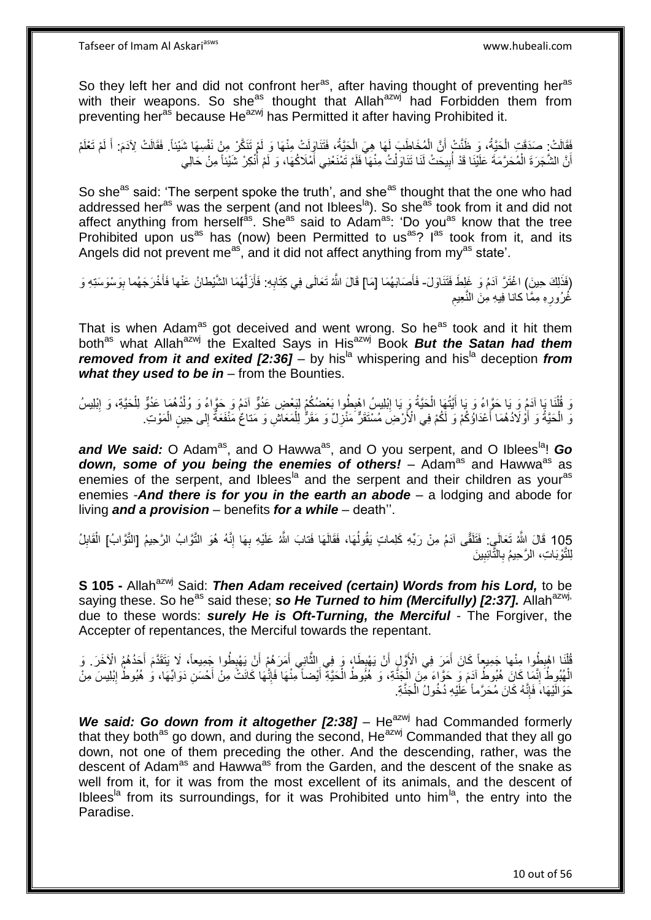So they left her and did not confront her[as], after having thought of preventing her[as] with their weapons. So she[as] thought that Allah[azwj] had Forbidden them from preventing her[as] because He[azwj] has Permitted it after having Prohibited it.

فَقَالَتْ: صَدَقَتِ الْحَيَّةُ، وَ ظَنَّتْ أَنَّ الْمُخَاطِبَ لَهَا هِيَ الْحَيَّةُ، فَتَنَاوَلَتْ مِنْهَا وَ لَمْ تَنَكَّرْ مِنْ نَفْسِهَا شَيْئاً. فَقَالَتْ لِآدَمَ: أَ لَمْ تَعْلَمْ أَنَّ الشَّجَرَةَ الْمُحَرَّمَةَ عَلَيْنَا قَدْ أُبِيحَتْ لَنَا تَنَاوَلْتُ مِنْهَا فَلَمْ تَمْنَعْنِي أَمْلَاكُهَا، وَ لَمْ أُنْكِرْ شَيْئاً مِنْ حَالِي

So she[as] said: 'The serpent spoke the truth', and she[as] thought that the one who had addressed her[as] was the serpent (and not Iblees[la]). So she[as] took from it and did not affect anything from herself[as]. She[as] said to Adam[as]: 'Do you[as] know that the tree Prohibited upon us[as] has (now) been Permitted to us[as]? I[as] took from it, and its Angels did not prevent me[as], and it did not affect anything from my[as] state'.

(فَذَلِكَ حِينَ) اغْتَرَّ آدَمُ وَ غَلِطَ فَتَنَاوَلَ- فَأَصَابَهُمَا [مَا] قَالَ اللَّهُ تَعَالَى فِي كِتَابِهِ: فَأَزَلَّهُمَا الشَّيْطانُ عَنْها فَأَخْرَجَهُما بِوَسْوَسَتِهِ وَ غُرُورِهِ مِمَّا كانا فِيهِ مِنَ النَّعِيمِ

That is when Adam[as] got deceived and went wrong. So he[as] took and it hit them both[as] what Allah[azwj] the Exalted Says in His[azwj] Book ***But the Satan had them removed from it and exited [2:36]*** – by his[la] whispering and his[la] deception ***from what they used to be in*** – from the Bounties.

وَ قُلْنَا يَا آدَمُ وَ يَا حَوَّاءُ وَ يَا أَيَّتُهَا الْحَيَّةُ وَ يَا إِبْلِيسُ اهْبِطُوا بَعْضُكُمْ لِبَعْضٍ عَدُوٌّ آدَمُ وَ حَوَّاءُ وَ وُلْدُهُمَا عَدُوٌّ لِلْحَيَّةِ، وَ إِبْلِيسُ وَ الْحَيَّةُ وَ أَوْلَادُهُمَا أَعْدَاؤُكُمْ وَ لَكُمْ فِي الْأَرْضِ مُسْتَقَرٌّ مَنْزِلٌ وَ مَقَرٌّ لِلْمَعَاشِ وَ مَتاعٌ مَنْفَعَةٌ إِلى حِينِ الْمَوْتِ.

***and We said:*** O Adam[as], and O Hawwa[as], and O you serpent, and O Iblees[la]! ***Go down, some of you being the enemies of others!*** – Adam[as] and Hawwa[as] as enemies of the serpent, and Iblees[la] and the serpent and their children as your[as] enemies -***And there is for you in the earth an abode*** – a lodging and abode for living ***and a provision*** – benefits ***for a while*** – death''.

105 قَالَ اللَّهُ تَعَالَى: فَتَلَقَّى آدَمُ مِنْ رَبِّهِ كَلِماتٍ يَقُولُهَا، فَقَالَهَا فَتابَ اللَّهُ عَلَيْهِ بِهَا إِنَّهُ هُوَ التَّوَّابُ الرَّحِيمُ [التَّوَّابُ] الْقَابِلُ لِلتَّوْبَاتِ، الرَّحِيمُ بِالتَّائِبِينَ

**S 105 -** Allah[azwj] Said: ***Then Adam received (certain) Words from his Lord,*** to be saying these. So he[as] said these; ***so He Turned to him (Mercifully) [2:37].*** Allah[azwj], due to these words: ***surely He is Oft-Turning, the Merciful*** - The Forgiver, the Accepter of repentances, the Merciful towards the repentant.

قُلْنَا اهْبِطُوا مِنْها جَمِيعاً كَانَ أَمَرَ فِي الْأَوَّلِ أَنْ يَهْبِطَا، وَ فِي الثَّانِي أَمَرَهُمْ أَنْ يَهْبِطُوا جَمِيعاً، لَا يَتَقَدَّمَ أَحَدُهُمُ الْآخَرَ. وَ الْهُبُوطُ إِنَّمَا كَانَ هُبُوطَ آدَمَ وَ حَوَّاءَ مِنَ الْجَنَّةِ، وَ هُبُوطُ الْحَيَّةِ أَيْضاً مِنْهَا فَإِنَّهَا كَانَتْ مِنْ أَحْسَنِ دَوَابِّهَا، وَ هُبُوطُ إِبْلِيسَ مِنْ حَوَالَيْهَا، فَإِنَّهُ كَانَ مُحَرَّماً عَلَيْهِ دُخُولُ الْجَنَّةِ.

***We said: Go down from it altogether [2:38]*** – He[azwj] had Commanded formerly that they both[as] go down, and during the second, He[azwj] Commanded that they all go down, not one of them preceding the other. And the descending, rather, was the descent of Adam[as] and Hawwa[as] from the Garden, and the descent of the snake as well from it, for it was from the most excellent of its animals, and the descent of Iblees[la] from its surroundings, for it was Prohibited unto him[la], the entry into the Paradise.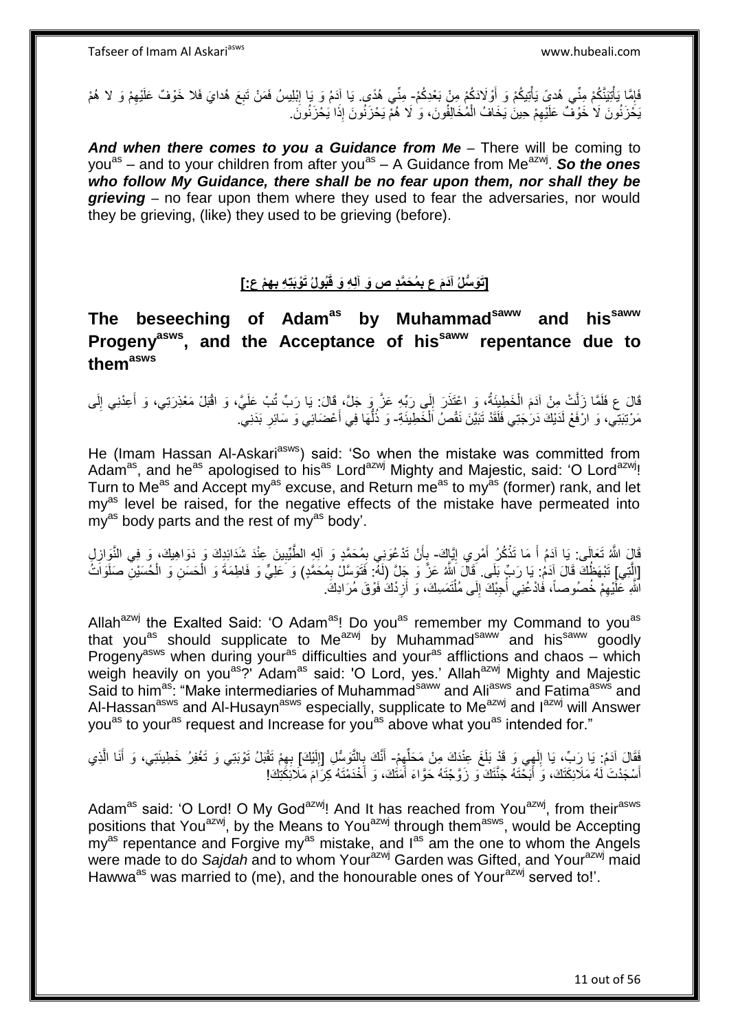فَإِمَّا يَأْتِيَنَّكُمْ مِنِّي هُدىً يَأْتِيكُمْ وَ أَوْلَادَكُمْ مِنْ بَعْدِكُمْ- مِنِّي هُدًى. يَا آدَمُ وَ يَا إِبْلِيسُ فَمَنْ تَبِعَ هُدايَ فَلا خَوْفٌ عَلَيْهِمْ وَ لا هُمْ يَحْزَنُونَ لَا خَوْفٌ عَلَيْهِمْ حِينَ يَخَافُ الْمُخَالِفُونَ، وَ لَا هُمْ يَحْزَنُونَ إِذَا يَحْزَنُونَ.

***And when there comes to you a Guidance from Me*** – There will be coming to you[as] – and to your children from after you[as] – A Guidance from Me[azwj]. ***So the ones who follow My Guidance, there shall be no fear upon them, nor shall they be grieving*** – no fear upon them where they used to fear the adversaries, nor would they be grieving, (like) they used to be grieving (before).

## [تَوَسُّلُ آدَمَ ع بِمُحَمَّدٍ ص وَ آلِهِ وَ قَبُولُ تَوْبَتِهِ بِهِمْ ع:]

## The beseeching of Adam[as] by Muhammad[saww] and his[saww] Progeny[asws], and the Acceptance of his[saww] repentance due to them[asws]

قَالَ ع فَلَمَّا زَلَّتْ مِنْ آدَمَ الْخَطِيئَةُ، وَ اعْتَذَرَ إِلَى رَبِّهِ عَزَّ وَ جَلَّ، قَالَ: يَا رَبِّ تُبْ عَلَيَّ، وَ اقْبَلْ مَعْذِرَتِي، وَ أَعِدْنِي إِلَى مَرْتَبَتِي، وَ ارْفَعْ لَدَيْكَ دَرَجَتِي فَلَقَدْ تَبَيَّنَ نَقْصُ الْخَطِيئَةِ- وَ ذُلُّهَا فِي أَعْضَائِي وَ سَائِرِ بَدَنِي.

He (Imam Hassan Al-Askari[asws]) said: 'So when the mistake was committed from Adam[as], and he[as] apologised to his[as] Lord[azwj] Mighty and Majestic, said: 'O Lord[azwj]! Turn to Me[as] and Accept my[as] excuse, and Return me[as] to my[as] (former) rank, and let my[as] level be raised, for the negative effects of the mistake have permeated into my[as] body parts and the rest of my[as] body'.

قَالَ اللَّهُ تَعَالَى: يَا آدَمُ أَ مَا تَذْكُرُ أَمْرِي إِيَّاكَ- بِأَنْ تَدْعُوَنِي بِمُحَمَّدٍ وَ آلِهِ الطَّيِّبِينَ عِنْدَ شَدَائِدِكَ وَ دَوَاهِيكَ، وَ فِي النَّوَازِلِ [الَّتِي] تَبْهَظُكَ قَالَ آدَمُ: يَا رَبِّ بَلَى. قَالَ اللَّهُ عَزَّ وَ جَلَّ (لَهُ): فَتَوَسَّلْ بِمُحَمَّدٍ) وَ عَلِيٍّ وَ فَاطِمَةَ وَ الْحَسَنِ وَ الْحُسَيْنِ صَلَوَاتُ اللَّهِ عَلَيْهِمْ خُصُوصاً، فَادْعُنِي أُجِبْكَ إِلَى مُلْتَمَسِكَ، وَ أَزِدْكَ فَوْقَ مُرَادِكَ.

Allah[azwj] the Exalted Said: 'O Adam[as]! Do you[as] remember my Command to you[as] that you[as] should supplicate to Me[azwj] by Muhammad[saww] and his[saww] goodly Progeny[asws] when during your[as] difficulties and your[as] afflictions and chaos – which weigh heavily on you[as]?' Adam[as] said: 'O Lord, yes.' Allah[azwj] Mighty and Majestic Said to him[as]: "Make intermediaries of Muhammad[saww] and Ali[asws] and Fatima[asws] and Al-Hassan[asws] and Al-Husayn[asws] especially, supplicate to Me[azwj] and I[azwj] will Answer you[as] to your[as] request and Increase for you[as] above what you[as] intended for."

فَقَالَ آدَمُ: يَا رَبِّ، يَا إِلَهِي وَ قَدْ بَلَغَ عِنْدَكَ مِنْ مَحَلِّهِمْ- أَنَّكَ بِالتَّوَسُّلِ [إِلَيْكَ] بِهِمْ تَقْبَلُ تَوْبَتِي وَ تَغْفِرُ خَطِيئَتِي، وَ أَنَا الَّذِي أَسْجَدْتَ لَهُ مَلَائِكَتَكَ، وَ أَبَحْتَهُ جَنَّتَكَ وَ زَوَّجْتَهُ حَوَّاءَ أَمَتَكَ، وَ أَخْدَمْتَهُ كِرَامَ مَلَائِكَتِكَ!

Adam[as] said: 'O Lord! O My God[azwj]! And It has reached from You[azwj], from their[asws] positions that You[azwj], by the Means to You[azwj] through them[asws], would be Accepting my[as] repentance and Forgive my[as] mistake, and I[as] am the one to whom the Angels were made to do *Sajdah* and to whom Your[azwj] Garden was Gifted, and Your[azwj] maid Hawwa[as] was married to (me), and the honourable ones of Your[azwj] served to!'.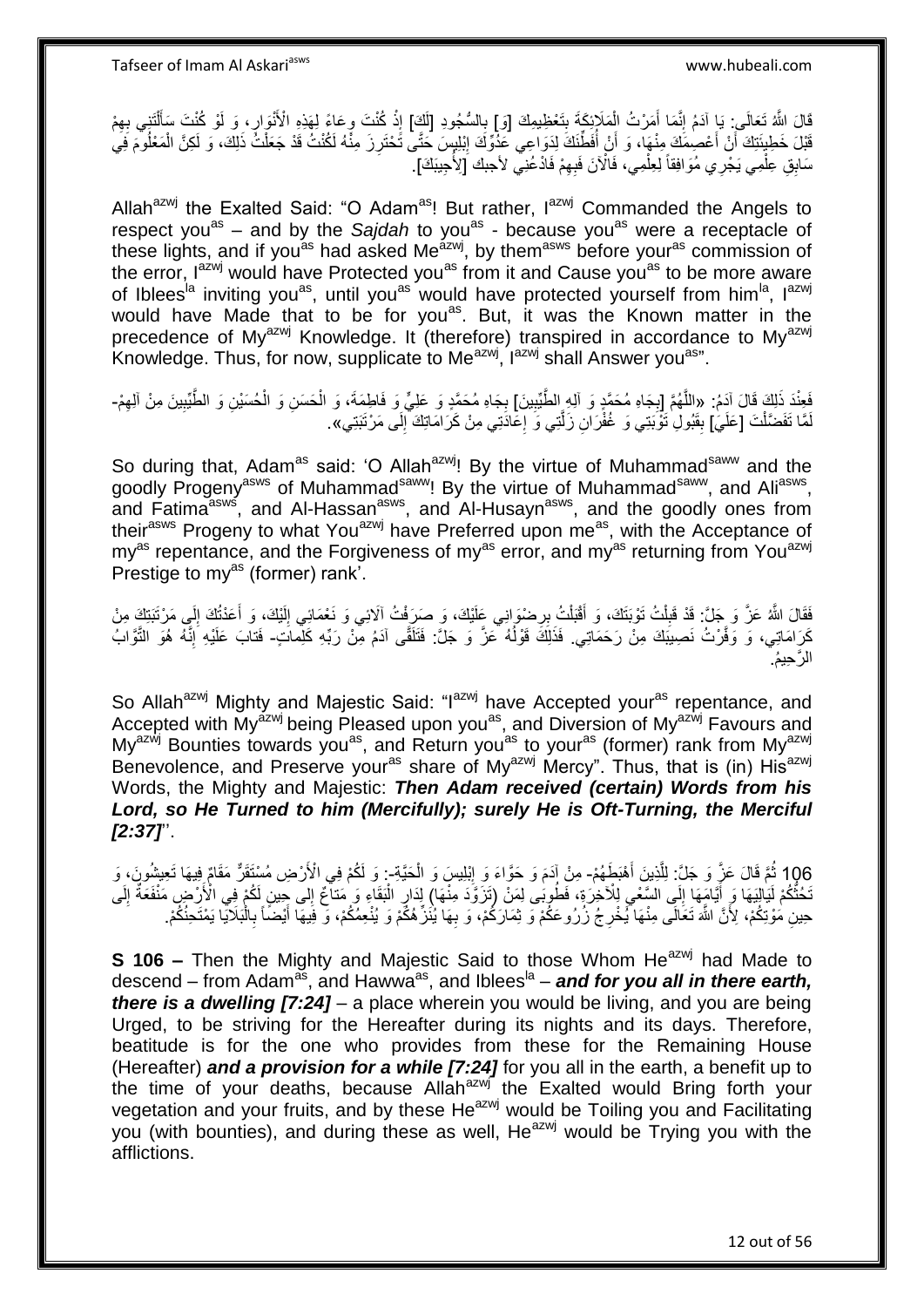قَالَ اللَّهُ تَعَالَى: يَا آدَمُ إِنَّمَا أَمَرْتُ الْمَلَائِكَةَ بِتَعْظِيمِكَ [وَ] بِالسُّجُودِ [لَكَ] إِذْ كُنْتَ وِعَاءً لِهَذِهِ الْأَنْوَارِ، وَ لَوْ كُنْتَ سَأَلْتَنِي بِهِمْ قَبْلَ خَطِيئَتِكَ أَنْ أَعْصِمَكَ مِنْهَا، وَ أَنْ أُفَطِّنَكَ لِدَوَاعِي عَدُوِّكَ إِبْلِيسَ حَتَّى تَحْتَرِزَ مِنْهُ لَكُنْتُ قَدْ جَعَلْتُ ذَلِكَ، وَ لَكِنَّ الْمَعْلُومَ فِي سَابِقِ عِلْمِي يَجْرِي مُوَافِقاً لِعِلْمِي، فَالْآنَ فَبِهِمْ فَادْعُنِي لأجبك [لِأُجِيبَكَ].

Allah[azwj] the Exalted Said: "O Adam[as]! But rather, I[azwj] Commanded the Angels to respect you[as] – and by the *Sajdah* to you[as] - because you[as] were a receptacle of these lights, and if you[as] had asked Me[azwj], by them[asws] before your[as] commission of the error, I[azwj] would have Protected you[as] from it and Cause you[as] to be more aware of Iblees[la] inviting you[as], until you[as] would have protected yourself from him[la], I[azwj] would have Made that to be for you[as]. But, it was the Known matter in the precedence of My[azwj] Knowledge. It (therefore) transpired in accordance to My[azwj] Knowledge. Thus, for now, supplicate to Me[azwj], I[azwj] shall Answer you[as]".

فَعِنْدَ ذَلِكَ قَالَ آدَمُ: «اللَّهُمَّ [بِجَاهِ مُحَمَّدٍ وَ آلِهِ الطَّيِّبِينَ] بِجَاهِ مُحَمَّدٍ وَ عَلِيٍّ وَ فَاطِمَةَ، وَ الْحَسَنِ وَ الْحُسَيْنِ وَ الطَّيِّبِينَ مِنْ آلِهِمْ- لَمَّا تَفَضَّلْتَ [عَلَيَّ] بِقَبُولِ تَوْبَتِي وَ غُفْرَانِ زَلَّتِي وَ إِعَادَتِي مِنْ كَرَامَاتِكَ إِلَى مَرْتَبَتِي».

So during that, Adam[as] said: 'O Allah[azwj]! By the virtue of Muhammad[saww] and the goodly Progeny[asws] of Muhammad[saww]! By the virtue of Muhammad[saww], and Ali[asws], and Fatima[asws], and Al-Hassan[asws], and Al-Husayn[asws], and the goodly ones from their[asws] Progeny to what You[azwj] have Preferred upon me[as], with the Acceptance of my[as] repentance, and the Forgiveness of my[as] error, and my[as] returning from You[azwj] Prestige to my[as] (former) rank'.

فَقَالَ اللَّهُ عَزَّ وَ جَلَّ: قَدْ قَبِلْتُ تَوْبَتَكَ، وَ أَقْبَلْتُ بِرِضْوَانِي عَلَيْكَ، وَ صَرَفْتُ آلَائِي وَ نَعْمَائِي إِلَيْكَ، وَ أَعَدْتُكَ إِلَى مَرْتَبَتِكَ مِنْ كَرَامَاتِي، وَ وَفَّرْتُ نَصِيبَكَ مِنْ رَحَمَاتِي. فَذَلِكَ قَوْلُهُ عَزَّ وَ جَلَّ: فَتَلَقَّى آدَمُ مِنْ رَبِّهِ كَلِماتٍ- فَتابَ عَلَيْهِ إِنَّهُ هُوَ التَّوَّابُ الرَّحِيمُ.

So Allah[azwj] Mighty and Majestic Said: "I[azwj] have Accepted your[as] repentance, and Accepted with My[azwj] being Pleased upon you[as], and Diversion of My[azwj] Favours and My[azwj] Bounties towards you[as], and Return you[as] to your[as] (former) rank from My[azwj] Benevolence, and Preserve your[as] share of My[azwj] Mercy". Thus, that is (in) His[azwj] Words, the Mighty and Majestic: ***Then Adam received (certain) Words from his Lord, so He Turned to him (Mercifully); surely He is Oft-Turning, the Merciful [2:37]***''.

106 ثُمَّ قَالَ عَزَّ وَ جَلَّ: لِلَّذِينَ أَهْبَطَهُمْ- مِنْ آدَمَ وَ حَوَّاءَ وَ إِبْلِيسَ وَ الْحَيَّةِ-: وَ لَكُمْ فِي الْأَرْضِ مُسْتَقَرٌّ مَقَامٌ فِيهَا تَعِيشُونَ، وَ تَحُثُّكُمْ لَيَالِيهَا وَ أَيَّامُهَا إِلَى السَّعْيِ لِلْآخِرَةِ، فَطُوبَى لِمَنْ (تَزَوَّدَ مِنْهَا) لِدَارِ الْبَقَاءِ وَ مَتاعٌ إِلى حِينٍ لَكُمْ فِي الْأَرْضِ مَنْفَعَةٌ إِلَى حِينِ مَوْتِكُمْ، لِأَنَّ اللَّهَ تَعَالَى مِنْهَا يُخْرِجُ زُرُوعَكُمْ وَ ثِمَارَكُمْ، وَ بِهَا يُنَزِّهُكُمْ وَ يُنْعِمُكُمْ، وَ فِيهَا أَيْضاً بِالْبَلَايَا يَمْتَحِنُكُمْ.

**S 106 –** Then the Mighty and Majestic Said to those Whom He[azwj] had Made to descend – from Adam[as], and Hawwa[as], and Iblees[la] – ***and for you all in there earth, there is a dwelling [7:24]*** – a place wherein you would be living, and you are being Urged, to be striving for the Hereafter during its nights and its days. Therefore, beatitude is for the one who provides from these for the Remaining House (Hereafter) ***and a provision for a while [7:24]*** for you all in the earth, a benefit up to the time of your deaths, because Allah[azwj] the Exalted would Bring forth your vegetation and your fruits, and by these He[azwj] would be Toiling you and Facilitating you (with bounties), and during these as well, He[azwj] would be Trying you with the afflictions.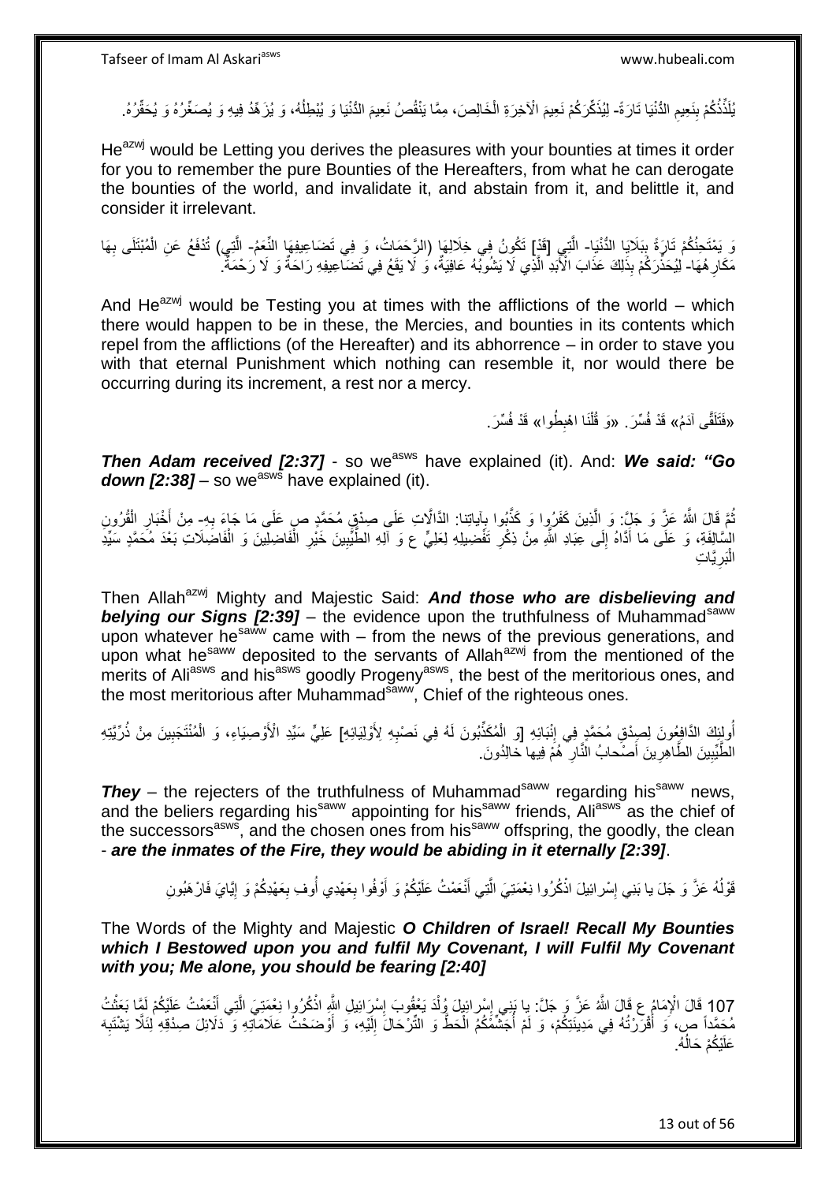يُلَذِّذُكُمْ بِنَعِيمِ الدُّنْيَا تَارَةً- لِيُذَكِّرَكُمْ نَعِيمَ الْآخِرَةِ الْخَالِصَ، مِمَّا يَنْقُصُ نَعِيمَ الدُّنْيَا وَ يُبْطِلُهُ، وَ يُزَهِّدُ فِيهِ وَ يُصَغِّرُهُ وَ يُحَقِّرُهُ.

He^azwj would be Letting you derives the pleasures with your bounties at times it order for you to remember the pure Bounties of the Hereafters, from what he can derogate the bounties of the world, and invalidate it, and abstain from it, and belittle it, and consider it irrelevant.

وَ يَمْتَحِنُكُمْ تَارَةً بِبَلَايَا الدُّنْيَا- الَّتِي [قَدْ] تَكُونُ فِي خِلَالِهَا (الرَّحَمَاتُ، وَ فِي تَضَاعِيفِهَا النِّعَمُ- الَّتِي) تُدْفَعُ عَنِ الْمُبْتَلَى بِهَا مَكَارِهُهَا- لِيُحَذِّرَكُمْ بِذَلِكَ عَذَابَ الْأَبَدِ الَّذِي لَا يَشُوبُهُ عَافِيَةٌ، وَ لَا يَقَعُ فِي تَضَاعِيفِهِ رَاحَةٌ وَ لَا رَحْمَةٌ.

And He^azwj would be Testing you at times with the afflictions of the world – which there would happen to be in these, the Mercies, and bounties in its contents which repel from the afflictions (of the Hereafter) and its abhorrence – in order to stave you with that eternal Punishment which nothing can resemble it, nor would there be occurring during its increment, a rest nor a mercy.

«فَتَلَقَّى آدَمُ» قَدْ فُسِّرَ. «وَ قُلْنَا اهْبِطُوا» قَدْ فُسِّرَ.

***Then Adam received [2:37]*** - so we^asws have explained (it). And: ***We said: "Go down [2:38]*** – so we^asws have explained (it).

ثُمَّ قَالَ اللَّهُ عَزَّ وَ جَلَّ: وَ الَّذِينَ كَفَرُوا وَ كَذَّبُوا بِآياتِنا: الدَّالَّاتِ عَلَى صِدْقِ مُحَمَّدٍ ص عَلَى مَا جَاءَ بِهِ- مِنْ أَخْبَارِ الْقُرُونِ السَّالِفَةِ، وَ عَلَى مَا أَدَّاهُ إِلَى عِبَادِ اللَّهِ مِنْ ذِكْرِ تَفْضِيلِهِ لِعَلِيٍّ ع وَ آلِهِ الطَّيِّبِينَ خَيْرِ الْفَاضِلِينَ وَ الْفَاضِلَاتِ بَعْدَ مُحَمَّدٍ سَيِّدِ الْبَرِيَّاتِ

Then Allah^azwj Mighty and Majestic Said: ***And those who are disbelieving and belying our Signs [2:39]*** – the evidence upon the truthfulness of Muhammad^saww upon whatever he^saww came with – from the news of the previous generations, and upon what he^saww deposited to the servants of Allah^azwj from the mentioned of the merits of Ali^asws and his^asws goodly Progeny^asws, the best of the meritorious ones, and the most meritorious after Muhammad^saww, Chief of the righteous ones.

أُولئِكَ الدَّافِعُونَ لِصِدْقِ مُحَمَّدٍ فِي إِنْبَائِهِ [وَ الْمُكَذِّبُونَ لَهُ فِي نَصْبِهِ لِأَوْلِيَائِهِ] عَلِيٍّ سَيِّدِ الْأَوْصِيَاءِ، وَ الْمُنْتَجَبِينَ مِنْ ذُرِّيَّتِهِ الطَّيِّبِينَ الطَّاهِرِينَ أَصْحابُ النَّارِ هُمْ فِيها خالِدُونَ.

***They*** – the rejecters of the truthfulness of Muhammad^saww regarding his^saww news, and the beliers regarding his^saww appointing for his^saww friends, Ali^asws as the chief of the successors^asws, and the chosen ones from his^saww offspring, the goodly, the clean - ***are the inmates of the Fire, they would be abiding in it eternally [2:39]***.

قَوْلُهُ عَزَّ وَ جَلَ يا بَنِي إِسْرائِيلَ اذْكُرُوا نِعْمَتِيَ الَّتِي أَنْعَمْتُ عَلَيْكُمْ وَ أَوْفُوا بِعَهْدِي أُوفِ بِعَهْدِكُمْ وَ إِيَّايَ فَارْهَبُونِ

The Words of the Mighty and Majestic ***O Children of Israel! Recall My Bounties which I Bestowed upon you and fulfil My Covenant, I will Fulfil My Covenant with you; Me alone, you should be fearing [2:40]***

107 قَالَ الْإِمَامُ ع قَالَ اللَّهُ عَزَّ وَ جَلَّ: يا بَنِي إِسْرائِيلَ وُلْدَ يَعْقُوبَ إِسْرَائِيلِ اللَّهِ اذْكُرُوا نِعْمَتِيَ الَّتِي أَنْعَمْتُ عَلَيْكُمْ لَمَّا بَعَثْتُ مُحَمَّداً ص، وَ أَقْرَرْتُهُ فِي مَدِينَتِكُمْ، وَ لَمْ أُجَشِّمْكُمُ الْحَطَّ وَ التَّرْحَالَ إِلَيْهِ، وَ أَوْضَحْتُ عَلَامَاتِهِ وَ دَلَائِلَ صِدْقِهِ لِئَلَّا يَشْتَبِهَ عَلَيْكُمْ حَالُهُ.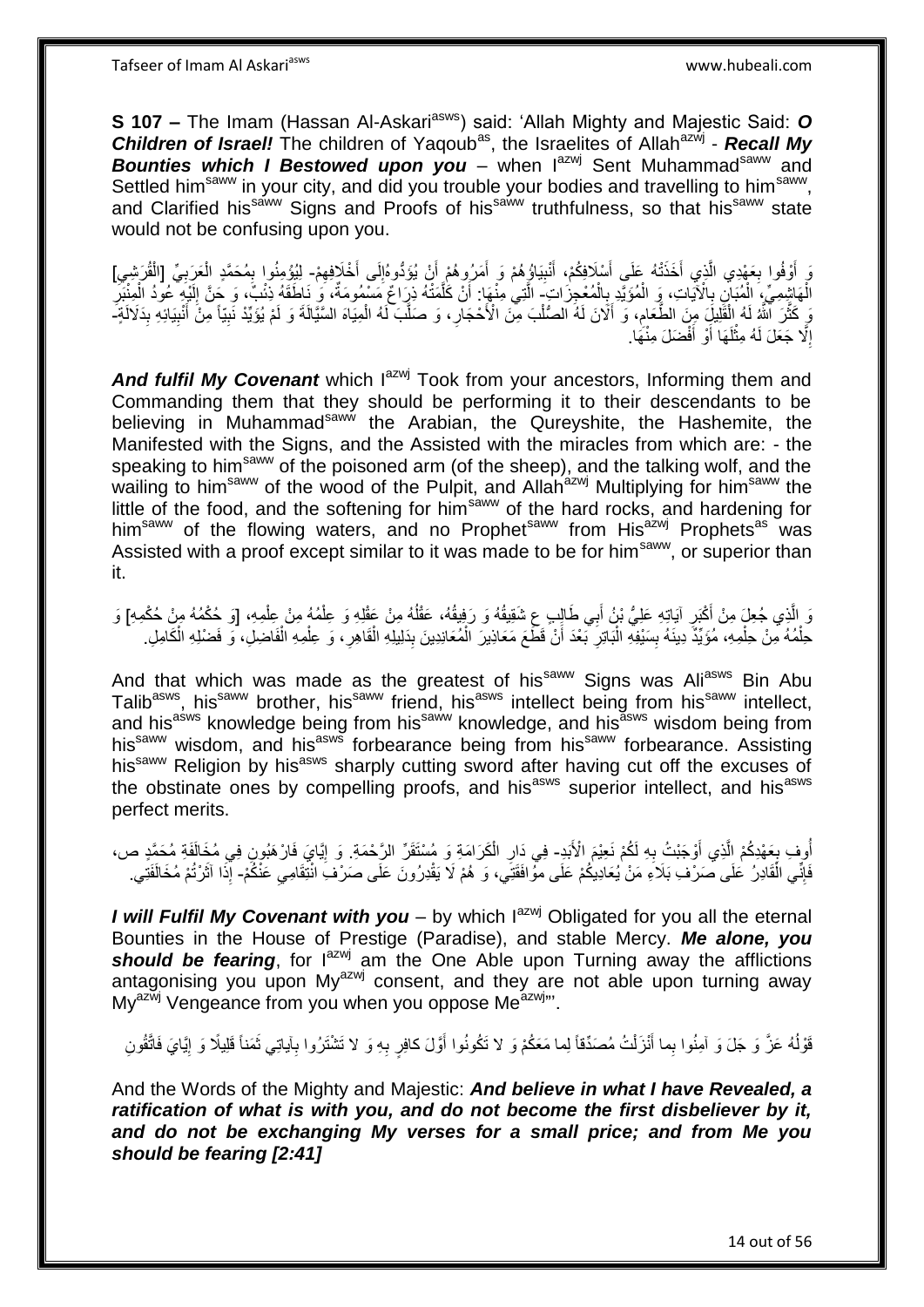**S 107 –** The Imam (Hassan Al-Askari[asws]) said: 'Allah Mighty and Majestic Said: ***O Children of Israel!*** The children of Yaqoub[as], the Israelites of Allah[azwj] - ***Recall My Bounties which I Bestowed upon you*** – when I[azwj] Sent Muhammad[saww] and Settled him[saww] in your city, and did you trouble your bodies and travelling to him[saww], and Clarified his[saww] Signs and Proofs of his[saww] truthfulness, so that his[saww] state would not be confusing upon you.

وَ أَوْفُوا بِعَهْدِي الَّذِي أَخَذْتُهُ عَلَى أَسْلَافِكُمْ، أَنْبِيَاؤُهُمْ وَ أَمَرُوهُمْ أَنْ يُؤَدُّوهُ‌إِلَى أَخْلَافِهِمْ- لِيُؤْمِنُوا بِمُحَمَّدٍ الْعَرَبِيِّ [الْقُرَشِيِ‌] الْهَاشِمِيِّ، الْمُبَانِ بِالْآيَاتِ، وَ الْمُؤَيَّدِ بِالْمُعْجِزَاتِ- الَّتِي مِنْهَا: أَنْ كَلَّمَتْهُ ذِرَاعٌ مَسْمُومَةٌ، وَ نَاطَقَهُ ذِئْبٌ، وَ حَنَّ إِلَيْهِ عُودُ الْمِنْبَرِ وَ كَثَّرَ اللَّهُ لَهُ الْقَلِيلَ مِنَ الطَّعَامِ، وَ أَلَانَ لَهُ الصُّلْبَ مِنَ الْأَحْجَارِ، وَ صَلَّبَ لَهُ الْمِيَاهَ السَّيَّالَةَ وَ لَمْ يُؤَيِّدْ نَبِيّاً مِنْ أَنْبِيَائِهِ بِدَلَالَةٍ- إِلَّا جَعَلَ لَهُ مِثْلَهَا أَوْ أَفْضَلَ مِنْهَا.

***And fulfil My Covenant*** which I[azwj] Took from your ancestors, Informing them and Commanding them that they should be performing it to their descendants to be believing in Muhammad[saww] the Arabian, the Qureyshite, the Hashemite, the Manifested with the Signs, and the Assisted with the miracles from which are: - the speaking to him[saww] of the poisoned arm (of the sheep), and the talking wolf, and the wailing to him[saww] of the wood of the Pulpit, and Allah[azwj] Multiplying for him[saww] the little of the food, and the softening for him[saww] of the hard rocks, and hardening for him[saww] of the flowing waters, and no Prophet[saww] from His[azwj] Prophets[as] was Assisted with a proof except similar to it was made to be for him[saww], or superior than it.

وَ الَّذِي جُعِلَ مِنْ أَكْبَرِ آيَاتِهِ عَلِيُّ بْنُ أَبِي طَالِبٍ ع شَقِيقُهُ وَ رَفِيقُهُ، عَقْلُهُ مِنْ عَقْلِهِ وَ عِلْمُهُ مِنْ عِلْمِهِ، [وَ حُكْمُهُ مِنْ حُكْمِهِ‌] وَ حِلْمُهُ مِنْ حِلْمِهِ، مُؤَيِّدٌ دِينَهُ بِسَيْفِهِ الْبَاتِرِ بَعْدَ أَنْ قَطَعَ مَعَاذِيرَ الْمُعَانِدِينَ بِدَلِيلِهِ الْقَاهِرِ، وَ عِلْمِهِ الْفَاضِلِ، وَ فَضْلِهِ الْكَامِلِ.

And that which was made as the greatest of his[saww] Signs was Ali[asws] Bin Abu Talib[asws], his[saww] brother, his[saww] friend, his[asws] intellect being from his[saww] intellect, and his[asws] knowledge being from his[saww] knowledge, and his[asws] wisdom being from his[saww] wisdom, and his[asws] forbearance being from his[saww] forbearance. Assisting his[saww] Religion by his[asws] sharply cutting sword after having cut off the excuses of the obstinate ones by compelling proofs, and his[asws] superior intellect, and his[asws] perfect merits.

أُوفِ بِعَهْدِكُمُ الَّذِي أَوْجَبْتُ بِهِ لَكُمْ نَعِيمَ الْأَبَدِ- فِي دَارِ الْكَرَامَةِ وَ مُسْتَقَرِّ الرَّحْمَةِ. وَ إِيَّايَ فَارْهَبُونِ فِي مُخَالَفَةِ مُحَمَّدٍ ص، فَإِنِّي الْقَادِرُ عَلَى صَرْفِ بَلَاءِ مَنْ يُعَادِيكُمْ عَلَى مُوَافَقَتِي، وَ هُمْ لَا يَقْدِرُونَ عَلَى صَرْفِ انْتِقَامِي عَنْكُمْ- إِذَا آثَرْتُمْ مُخَالَفَتِي.

***I will Fulfil My Covenant with you*** – by which I[azwj] Obligated for you all the eternal Bounties in the House of Prestige (Paradise), and stable Mercy. ***Me alone, you should be fearing***, for I[azwj] am the One Able upon Turning away the afflictions antagonising you upon My[azwj] consent, and they are not able upon turning away My[azwj] Vengeance from you when you oppose Me[azwj]'".

قَوْلُهُ عَزَّ وَ جَلَ‌ وَ آمِنُوا بِما أَنْزَلْتُ مُصَدِّقاً لِما مَعَكُمْ وَ لا تَكُونُوا أَوَّلَ كافِرٍ بِهِ وَ لا تَشْتَرُوا بِآياتِي ثَمَناً قَلِيلًا وَ إِيَّايَ فَاتَّقُونِ‌

And the Words of the Mighty and Majestic: ***And believe in what I have Revealed, a ratification of what is with you, and do not become the first disbeliever by it, and do not be exchanging My verses for a small price; and from Me you should be fearing [2:41]***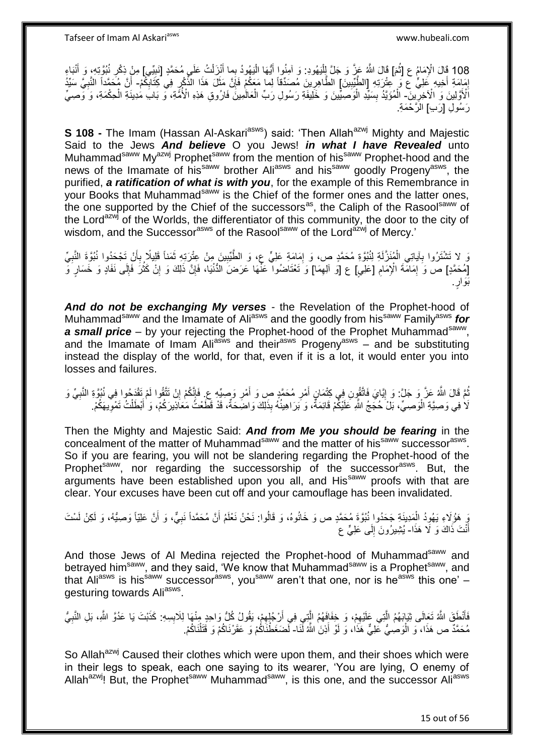108 قَالَ الْإِمَامُ ع [ثُمَ] قَالَ اللَّهُ عَزَّ وَ جَلَّ لِلْيَهُودِ: وَ آمِنُوا أَيُّهَا الْيَهُودُ بِما أَنْزَلْتُ عَلَى مُحَمَّدٍ [نَبِيِّي] مِنْ ذِكْرِ نُبُوَّتِهِ، وَ أَنْبَاءِ إِمَامَةِ أَخِيهِ عَلِيٍّ ع وَ عِتْرَتِهِ [الطَّيِّبِينَ] الطَّاهِرِينَ مُصَدِّقاً لِما مَعَكُمْ فَإِنَّ مَثَلَ هَذَا الذِّكْرِ فِي كِتَابِكُمْ- أَنَّ مُحَمَّداً النَّبِيَّ سَيِّدُ الْأَوَّلِينَ وَ الْآخِرِينَ- الْمُؤَيَّدُ بِسَيِّدِ الْوَصِيِّينَ وَ خَلِيفَةِ رَسُولِ رَبِّ الْعَالَمِينَ فَارُوقِ هَذِهِ الْأُمَّةِ، وَ بَابِ مَدِينَةِ الْحِكْمَةِ، وَ وَصِيِّ رَسُولِ [رَبِ‏] الرَّحْمَةِ.

**S 108 -** The Imam (Hassan Al-Askari[asws]) said: 'Then Allah[azwj] Mighty and Majestic Said to the Jews ***And believe*** O you Jews! ***in what I have Revealed*** unto Muhammad[saww] My[azwj] Prophet[saww] from the mention of his[saww] Prophet-hood and the news of the Imamate of his[saww] brother Ali[asws] and his[saww] goodly Progeny[asws], the purified, ***a ratification of what is with you***, for the example of this Remembrance in your Books that Muhammad[saww] is the Chief of the former ones and the latter ones, the one supported by the Chief of the successors[as], the Caliph of the Rasool[saww] of the Lord[azwj] of the Worlds, the differentiator of this community, the door to the city of wisdom, and the Successor[asws] of the Rasool[saww] of the Lord[azwj] of Mercy.'

وَ لا تَشْتَرُوا بِآياتِي الْمُنَزَّلَةِ لِنُبُوَّةِ مُحَمَّدٍ ص، وَ إِمَامَةِ عَلِيٍّ ع، وَ الطَّيِّبِينَ مِنْ عِتْرَتِهِ ثَمَناً قَلِيلًا بِأَنْ تَجْحَدُوا نُبُوَّةَ النَّبِيِّ [مُحَمَّدٍ] ص وَ إِمَامَةَ الْإِمَامِ [عَلِيٍ‏] ع [وَ آلِهِمَا] وَ تَعْتَاضُوا عَنْهَا عَرَضَ الدُّنْيَا، فَإِنَّ ذَلِكَ وَ إِنْ كَثُرَ فَإِلَى نَفَادٍ وَ خَسَارٍ وَ بَوَارٍ.

***And do not be exchanging My verses*** - the Revelation of the Prophet-hood of Muhammad[saww] and the Imamate of Ali[asws] and the goodly from his[saww] Family[asws] ***for a small price*** – by your rejecting the Prophet-hood of the Prophet Muhammad[saww], and the Imamate of Imam Ali[asws] and their[asws] Progeny[asws] – and be substituting instead the display of the world, for that, even if it is a lot, it would enter you into losses and failures.

ثُمَّ قَالَ اللَّهُ عَزَّ وَ جَلَّ: وَ إِيَّايَ فَاتَّقُونِ فِي كِتْمَانِ أَمْرِ مُحَمَّدٍ ص وَ أَمْرِ وَصِيِّهِ ع. فَإِنَّكُمْ إِنْ تَتَّقُوا لَمْ تَقْدَحُوا فِي نُبُوَّةِ النَّبِيِّ وَ لَا فِي وَصِيَّةِ الْوَصِيِّ، بَلْ حُجَجُ اللَّهِ عَلَيْكُمْ قَائِمَةٌ، وَ بَرَاهِينُهُ بِذَلِكَ وَاضِحَةٌ، قَدْ قَطَعَتْ مَعَاذِيرَكُمْ، وَ أَبْطَلَتْ تَمْوِيهَكُمْ.

Then the Mighty and Majestic Said: ***And from Me you should be fearing*** in the concealment of the matter of Muhammad[saww] and the matter of his[saww] successor[asws]. So if you are fearing, you will not be slandering regarding the Prophet-hood of the Prophet[saww], nor regarding the successorship of the successor[asws]. But, the arguments have been established upon you all, and His[saww] proofs with that are clear. Your excuses have been cut off and your camouflage has been invalidated.

وَ هَؤُلَاءِ يَهُودُ الْمَدِينَةِ جَحَدُوا نُبُوَّةَ مُحَمَّدٍ ص وَ خَانُوهُ، وَ قَالُوا: نَحْنُ نَعْلَمُ أَنَّ مُحَمَّداً نَبِيٌّ، وَ أَنَّ عَلِيّاً وَصِيُّهُ، وَ لَكِنْ لَسْتَ أَنْتَ ذَاكَ وَ لَا هَذَا- يُشِيرُونَ إِلَى عَلِيٍّ ع

And those Jews of Al Medina rejected the Prophet-hood of Muhammad[saww] and betrayed him[saww], and they said, 'We know that Muhammad[saww] is a Prophet[saww], and that Ali[asws] is his[saww] successor[asws], you[saww] aren't that one, nor is he[asws] this one' – gesturing towards Ali[asws].

فَأَنْطَقَ اللَّهُ تَعَالَى ثِيَابَهُمُ الَّتِي عَلَيْهِمْ، وَ خِفَافَهُمُ الَّتِي فِي أَرْجُلِهِمْ، يَقُولُ كُلُّ وَاحِدٍ مِنْهَا لِلَابِسِهِ: كَذَبْتَ يَا عَدُوَّ اللَّهِ، بَلِ النَّبِيُّ مُحَمَّدٌ ص هَذَا، وَ الْوَصِيُّ عَلِيٌّ هَذَا، وَ لَوْ أَذِنَ اللَّهُ لَنَا- لَضَغَطْنَاكُمْ وَ عَقَرْنَاكُمْ وَ قَتَلْنَاكُمْ.

So Allah[azwj] Caused their clothes which were upon them, and their shoes which were in their legs to speak, each one saying to its wearer, 'You are lying, O enemy of Allah[azwj]! But, the Prophet[saww] Muhammad[saww], is this one, and the successor Ali[asws]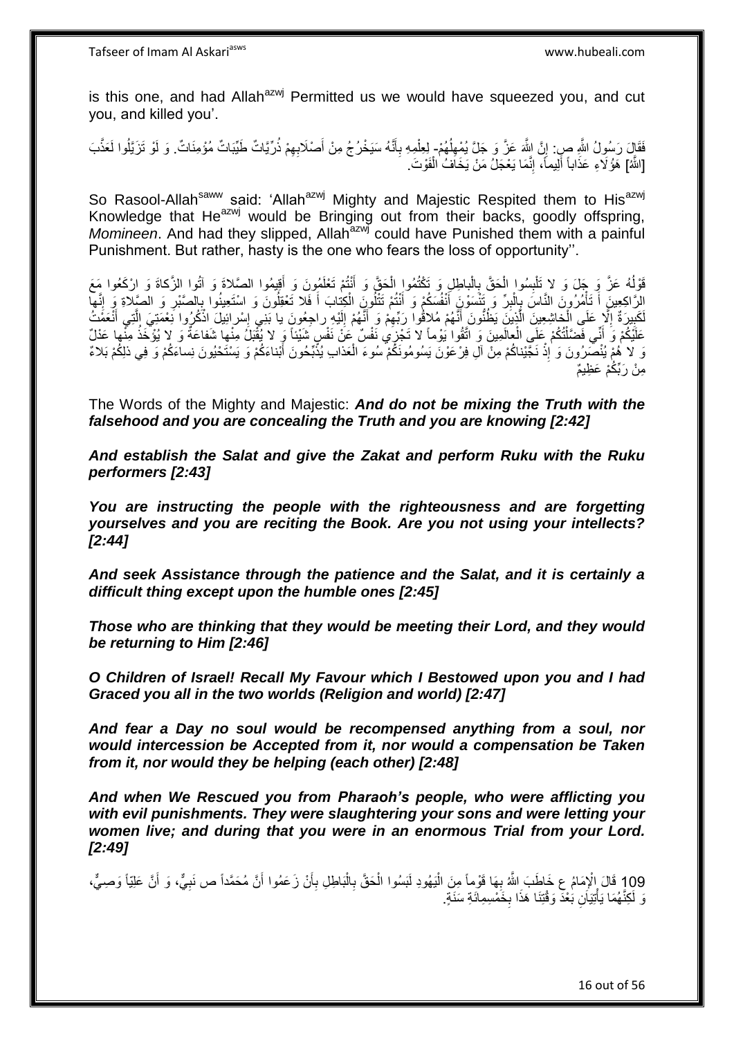is this one, and had Allah[azwj] Permitted us we would have squeezed you, and cut you, and killed you'.

فَقَالَ رَسُولُ اللَّهِ ص: إِنَّ اللَّهَ عَزَّ وَ جَلَّ يُمْهِلُهُمْ- لِعِلْمِهِ بِأَنَّهُ سَيَخْرُجُ مِنْ أَصْلَابِهِمْ ذُرِّيَّاتٌ طَيِّبَاتٌ مُؤْمِنَاتٌ. وَ لَوْ تَزَيَّلُوا لَعَذَّبَ [اللَّهُ] هَؤُلَاءِ عَذَاباً أَلِيماً، إِنَّمَا يَعْجَلُ مَنْ يَخَافُ الْفَوْتَ.

So Rasool-Allah[saww] said: 'Allah[azwj] Mighty and Majestic Respited them to His[azwj] Knowledge that He[azwj] would be Bringing out from their backs, goodly offspring, *Momineen*. And had they slipped, Allah[azwj] could have Punished them with a painful Punishment. But rather, hasty is the one who fears the loss of opportunity''.

قَوْلُهُ عَزَّ وَ جَلَ وَ لا تَلْبِسُوا الْحَقَّ بِالْباطِلِ وَ تَكْتُمُوا الْحَقَّ وَ أَنْتُمْ تَعْلَمُونَ وَ أَقِيمُوا الصَّلاةَ وَ آتُوا الزَّكاةَ وَ ارْكَعُوا مَعَ الرَّاكِعِينَ أَ تَأْمُرُونَ النَّاسَ بِالْبِرِّ وَ تَنْسَوْنَ أَنْفُسَكُمْ وَ أَنْتُمْ تَتْلُونَ الْكِتابَ أَ فَلا تَعْقِلُونَ وَ اسْتَعِينُوا بِالصَّبْرِ وَ الصَّلاةِ وَ إِنَّها لَكَبِيرَةٌ إِلَّا عَلَى الْخاشِعِينَ الَّذِينَ يَظُنُّونَ أَنَّهُمْ مُلاقُوا رَبِّهِمْ وَ أَنَّهُمْ إِلَيْهِ راجِعُونَ يا بَنِي إِسْرائِيلَ اذْكُرُوا نِعْمَتِيَ الَّتِي أَنْعَمْتُ عَلَيْكُمْ وَ أَنِّي فَضَّلْتُكُمْ عَلَى الْعالَمِينَ وَ اتَّقُوا يَوْماً لا تَجْزِي نَفْسٌ عَنْ نَفْسٍ شَيْئاً وَ لا يُقْبَلُ مِنْها شَفاعَةٌ وَ لا يُؤْخَذُ مِنْها عَدْلٌ وَ لا هُمْ يُنْصَرُونَ وَ إِذْ نَجَّيْناكُمْ مِنْ آلِ فِرْعَوْنَ يَسُومُونَكُمْ سُوءَ الْعَذابِ يُذَبِّحُونَ أَبْناءَكُمْ وَ يَسْتَحْيُونَ نِساءَكُمْ وَ فِي ذلِكُمْ بَلاءٌ مِنْ رَبِّكُمْ عَظِيمٌ

The Words of the Mighty and Majestic: ***And do not be mixing the Truth with the falsehood and you are concealing the Truth and you are knowing [2:42]***

***And establish the Salat and give the Zakat and perform Ruku with the Ruku performers [2:43]***

***You are instructing the people with the righteousness and are forgetting yourselves and you are reciting the Book. Are you not using your intellects? [2:44]***

***And seek Assistance through the patience and the Salat, and it is certainly a difficult thing except upon the humble ones [2:45]***

***Those who are thinking that they would be meeting their Lord, and they would be returning to Him [2:46]***

***O Children of Israel! Recall My Favour which I Bestowed upon you and I had Graced you all in the two worlds (Religion and world) [2:47]***

***And fear a Day no soul would be recompensed anything from a soul, nor would intercession be Accepted from it, nor would a compensation be Taken from it, nor would they be helping (each other) [2:48]***

***And when We Rescued you from Pharaoh's people, who were afflicting you with evil punishments. They were slaughtering your sons and were letting your women live; and during that you were in an enormous Trial from your Lord. [2:49]***

109 قَالَ الْإِمَامُ ع خَاطَبَ اللَّهُ بِهَا قَوْماً مِنَ الْيَهُودِ لَبَسُوا الْحَقَّ بِالْبَاطِلِ بِأَنْ زَعَمُوا أَنَّ مُحَمَّداً ص نَبِيٌّ، وَ أَنَّ عَلِيّاً وَصِيٌّ، وَ لَكِنَّهُمَا يَأْتِيَانِ بَعْدَ وَقْتِنَا هَذَا بِخَمْسِمِائَةِ سَنَةٍ.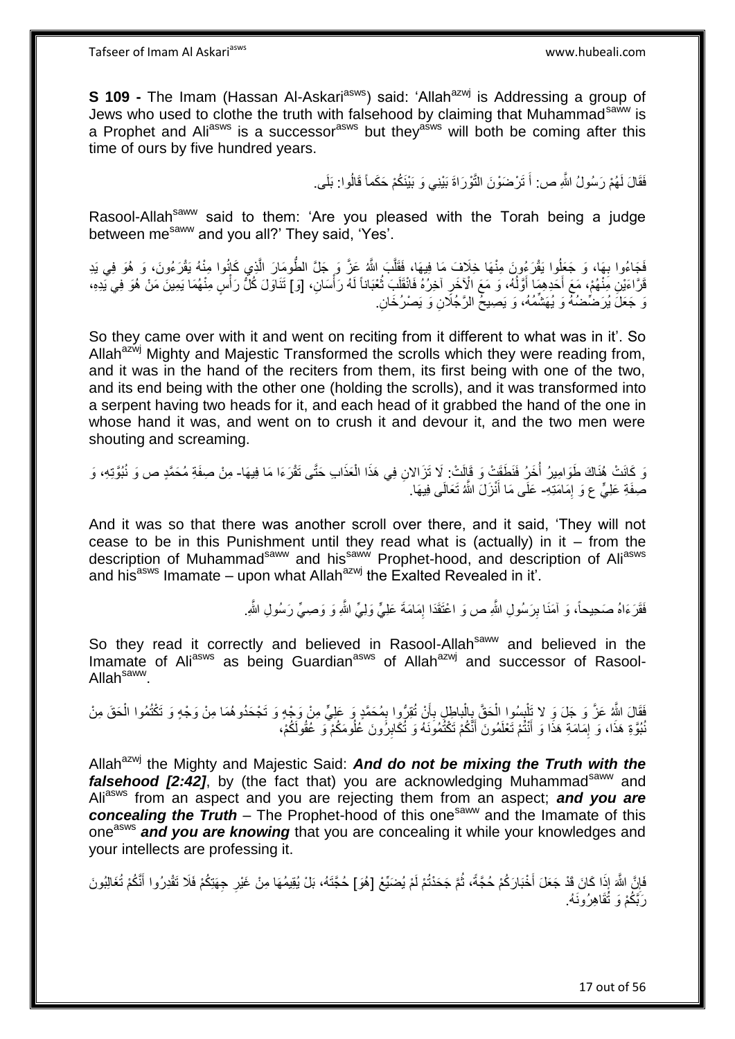**S 109 -** The Imam (Hassan Al-Askari[asws]) said: 'Allah[azwj] is Addressing a group of Jews who used to clothe the truth with falsehood by claiming that Muhammad[saww] is a Prophet and Ali[asws] is a successor[asws] but they[asws] will both be coming after this time of ours by five hundred years.

فَقَالَ لَهُمْ رَسُولُ اللَّهِ ص: أَ تَرْضَوْنَ التَّوْرَاةَ بَيْنِي وَ بَيْنَكُمْ حَكَماً قَالُوا: بَلَى.

Rasool-Allah[saww] said to them: 'Are you pleased with the Torah being a judge between me[saww] and you all?' They said, 'Yes'.

فَجَاءُوا بِهَا، وَ جَعَلُوا يَقْرَءُونَ مِنْهَا خِلَافَ مَا فِيهَا، فَقَلَّبَ اللَّهُ عَزَّ وَ جَلَّ الطُّومَارَ الَّذِي كَانُوا مِنْهُ يَقْرَءُونَ، وَ هُوَ فِي يَدِ قَرَّاءَيْنِ مِنْهُمْ، مَعَ أَحَدِهِمَا أَوَّلُهُ، وَ مَعَ الْآخَرِ آخِرُهُ فَانْقَلَبَ ثُعْبَاناً لَهُ رَأْسَانِ، [وَ] تَنَاوَلَ كُلُّ رَأْسٍ مِنْهُمَا يَمِينَ مَنْ هُوَ فِي يَدِهِ، وَ جَعَلَ يُرَضِّضُهُ وَ يُهَشِّمُهُ، وَ يَصِيحُ الرَّجُلَانِ وَ يَصْرُخَانِ.

So they came over with it and went on reciting from it different to what was in it'. So Allah[azwj] Mighty and Majestic Transformed the scrolls which they were reading from, and it was in the hand of the reciters from them, its first being with one of the two, and its end being with the other one (holding the scrolls), and it was transformed into a serpent having two heads for it, and each head of it grabbed the hand of the one in whose hand it was, and went on to crush it and devour it, and the two men were shouting and screaming.

وَ كَانَتْ هُنَاكَ طَوَامِيرُ أُخَرُ فَنَطَقَتْ وَ قَالَتْ: لَا تَزَالانِ فِي هَذَا الْعَذَابِ حَتَّى تَقْرَءَا مَا فِيهَا- مِنْ صِفَةِ مُحَمَّدٍ ص وَ نُبُوَّتِهِ، وَ صِفَةِ عَلِيٍّ ع وَ إِمَامَتِهِ- عَلَى مَا أَنْزَلَ اللَّهُ تَعَالَى فِيهَا.

And it was so that there was another scroll over there, and it said, 'They will not cease to be in this Punishment until they read what is (actually) in it – from the description of Muhammad[saww] and his[saww] Prophet-hood, and description of Ali[asws] and his[asws] Imamate – upon what Allah[azwj] the Exalted Revealed in it'.

فَقَرَءَاهُ صَحِيحاً، وَ آمَنَا بِرَسُولِ اللَّهِ ص وَ اعْتَقَدَا إِمَامَةَ عَلِيٍّ وَلِيِّ اللَّهِ وَ وَصِيِّ رَسُولِ اللَّهِ.

So they read it correctly and believed in Rasool-Allah[saww] and believed in the Imamate of Ali[asws] as being Guardian[asws] of Allah[azwj] and successor of Rasool-Allah[saww].

فَقَالَ اللَّهُ عَزَّ وَ جَلَ وَ لا تَلْبِسُوا الْحَقَّ بِالْباطِلِ بِأَنْ تُقِرُّوا بِمُحَمَّدٍ وَ عَلِيٍّ مِنْ وَجْهٍ وَ تَجْحَدُوهُمَا مِنْ وَجْهٍ وَ تَكْتُمُوا الْحَقَ مِنْ نُبُوَّةِ هَذَا، وَ إِمَامَةِ هَذَا وَ أَنْتُمْ تَعْلَمُونَ أَنَّكُمْ تَكْتُمُونَهُ وَ تُكَابِرُونَ عُلُومَكُمْ وَ عُقُولَكُمْ،

Allah[azwj] the Mighty and Majestic Said: ***And do not be mixing the Truth with the falsehood [2:42]***, by (the fact that) you are acknowledging Muhammad[saww] and Ali[asws] from an aspect and you are rejecting them from an aspect; ***and you are concealing the Truth*** – The Prophet-hood of this one[saww] and the Imamate of this one[asws] ***and you are knowing*** that you are concealing it while your knowledges and your intellects are professing it.

فَإِنَّ اللَّهَ إِذَا كَانَ قَدْ جَعَلَ أَخْبَارَكُمْ حُجَّةً، ثُمَّ جَحَدْتُمْ لَمْ يُضَيِّعْ [هُوَ] حُجَّتَهُ، بَلْ يُقِيمُهَا مِنْ غَيْرِ جِهَتِكُمْ فَلَا تَقْدِرُوا أَنَّكُمْ تُغَالِبُونَ رَبَّكُمْ وَ تُقَاهِرُونَهُ.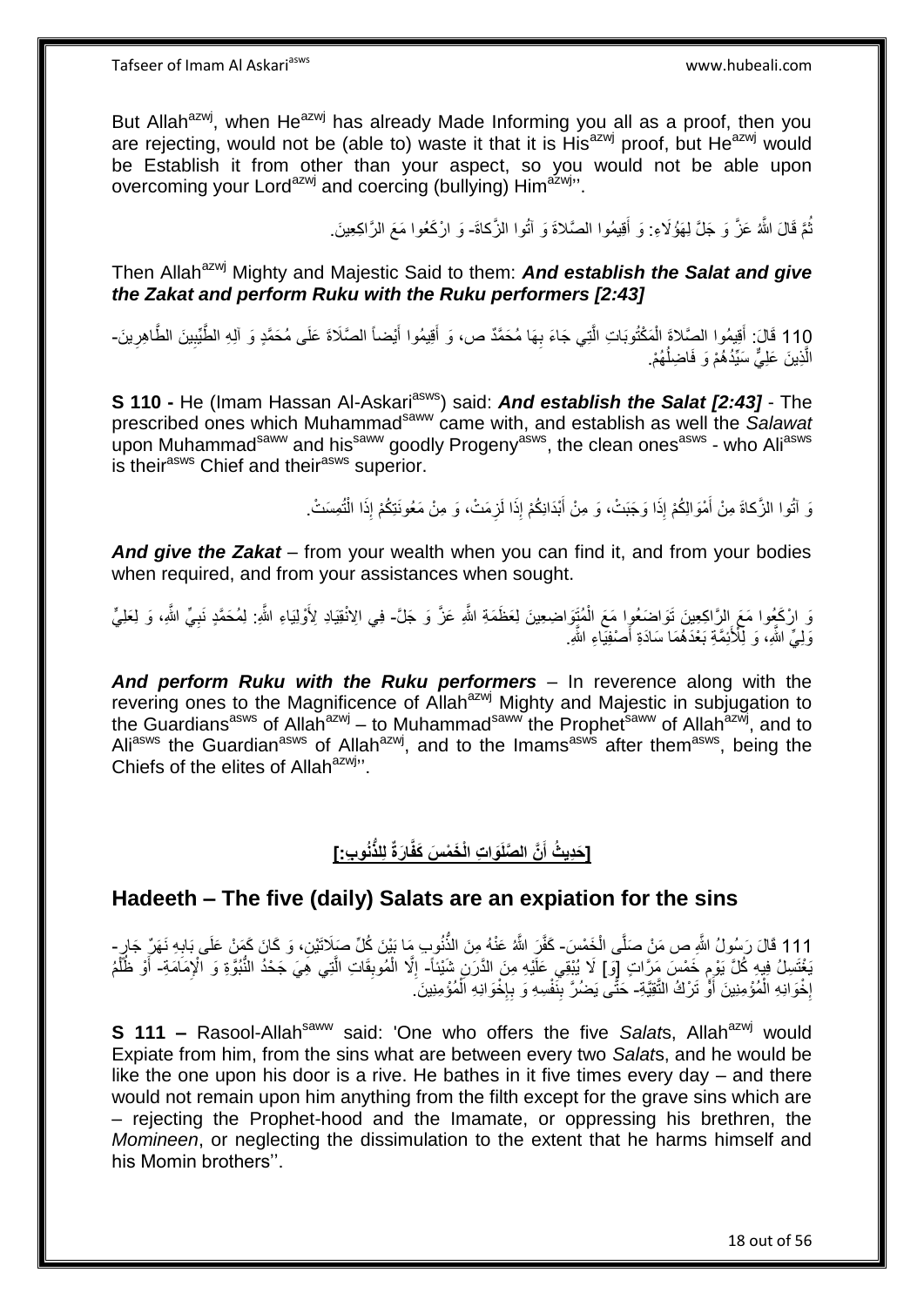But Allah[azwj], when He[azwj] has already Made Informing you all as a proof, then you are rejecting, would not be (able to) waste it that it is His[azwj] proof, but He[azwj] would be Establish it from other than your aspect, so you would not be able upon overcoming your Lord[azwj] and coercing (bullying) Him[azwj]''.

ثُمَّ قَالَ اللَّهُ عَزَّ وَ جَلَّ لِهَؤُلَاءِ: وَ أَقِيمُوا الصَّلاةَ وَ آتُوا الزَّكاةَ- وَ ارْكَعُوا مَعَ الرَّاكِعِينَ.

Then Allah[azwj] Mighty and Majestic Said to them: ***And establish the Salat and give the Zakat and perform Ruku with the Ruku performers [2:43]***

110 قَالَ: أَقِيمُوا الصَّلَاةَ الْمَكْتُوبَاتِ الَّتِي جَاءَ بِهَا مُحَمَّدٌ ص، وَ أَقِيمُوا أَيْضاً الصَّلَاةَ عَلَى مُحَمَّدٍ وَ آلِهِ الطَّيِّبِينَ الطَّاهِرِينَ- الَّذِينَ عَلِيٌّ سَيِّدُهُمْ وَ فَاضِلُهُمْ.

**S 110 -** He (Imam Hassan Al-Askari[asws]) said: ***And establish the Salat [2:43]*** - The prescribed ones which Muhammad[saww] came with, and establish as well the *Salawat* upon Muhammad[saww] and his[saww] goodly Progeny[asws], the clean ones[asws] - who Ali[asws] is their[asws] Chief and their[asws] superior.

وَ آتُوا الزَّكاةَ مِنْ أَمْوَالِكُمْ إِذَا وَجَبَتْ، وَ مِنْ أَبْدَانِكُمْ إِذَا لَزِمَتْ، وَ مِنْ مَعُونَتِكُمْ إِذَا الْتُمِسَتْ.

***And give the Zakat*** – from your wealth when you can find it, and from your bodies when required, and from your assistances when sought.

وَ ارْكَعُوا مَعَ الرَّاكِعِينَ تَوَاضَعُوا مَعَ الْمُتَوَاضِعِينَ لِعَظَمَةِ اللَّهِ عَزَّ وَ جَلَّ- فِي الِانْقِيَادِ لِأَوْلِيَاءِ اللَّهِ: لِمُحَمَّدٍ نَبِيِّ اللَّهِ، وَ لِعَلِيٍّ وَلِيِّ اللَّهِ، وَ لِلْأَئِمَّةِ بَعْدَهُمَا سَادَةِ أَصْفِيَاءِ اللَّهِ.

***And perform Ruku with the Ruku performers*** – In reverence along with the revering ones to the Magnificence of Allah[azwj] Mighty and Majestic in subjugation to the Guardians[asws] of Allah[azwj] – to Muhammad[saww] the Prophet[saww] of Allah[azwj], and to Ali[asws] the Guardian[asws] of Allah[azwj], and to the Imams[asws] after them[asws], being the Chiefs of the elites of Allah[azwj]''.

## [حَدِيثُ أَنَّ الصَّلَوَاتِ الْخَمْسَ كَفَّارَةٌ لِلذُّنُوبِ:]

## Hadeeth – The five (daily) Salats are an expiation for the sins

111 قَالَ رَسُولُ اللَّهِ ص مَنْ صَلَّى الْخَمْسَ- كَفَّرَ اللَّهُ عَنْهُ مِنَ الذُّنُوبِ مَا بَيْنَ كُلِّ صَلَاتَيْنِ، وَ كَانَ كَمَنْ عَلَى بَابِهِ نَهَرٌ جَارٍ- يَغْتَسِلُ فِيهِ كُلَّ يَوْمٍ خَمْسَ مَرَّاتٍ [وَ] لَا يُبْقِي عَلَيْهِ مِنَ الدَّرَنِ شَيْئاً- إِلَّا الْمُوبِقَاتِ الَّتِي هِيَ جَحْدُ النُّبُوَّةِ وَ الْإِمَامَةِ- أَوْ ظُلْمُ إِخْوَانِهِ الْمُؤْمِنِينَ أَوْ تَرْكُ التَّقِيَّةِ- حَتَّى يَضُرَّ بِنَفْسِهِ وَ بِإِخْوَانِهِ الْمُؤْمِنِينَ.

**S 111 –** Rasool-Allah[saww] said: 'One who offers the five *Salat*s, Allah[azwj] would Expiate from him, from the sins what are between every two *Salat*s, and he would be like the one upon his door is a rive. He bathes in it five times every day – and there would not remain upon him anything from the filth except for the grave sins which are – rejecting the Prophet-hood and the Imamate, or oppressing his brethren, the *Momineen*, or neglecting the dissimulation to the extent that he harms himself and his Momin brothers''.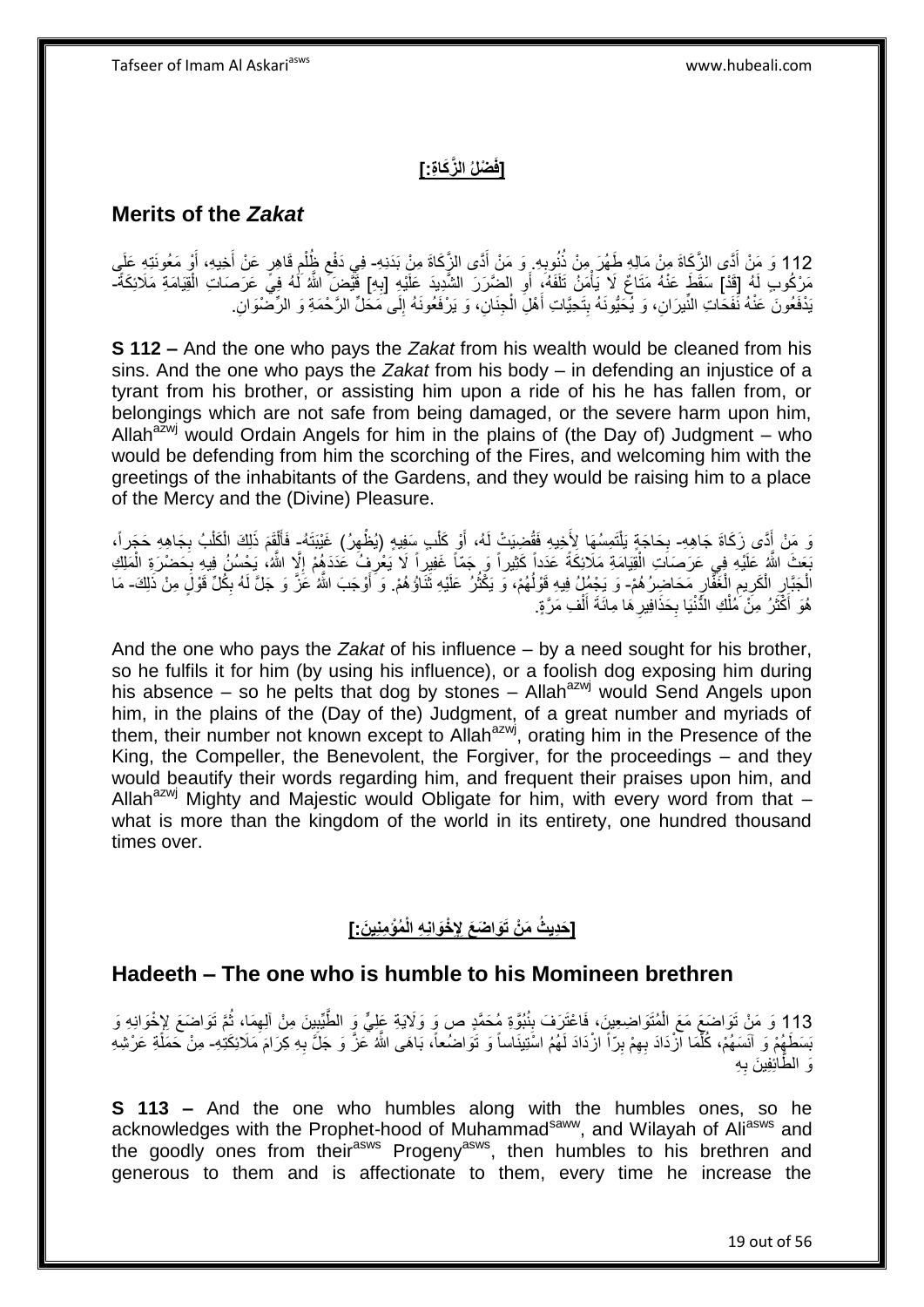## [فَضْلُ الزَّكَاةِ:]

## Merits of the *Zakat*

112 وَ مَنْ أَدَّى الزَّكَاةَ مِنْ مَالِهِ طَهُرَ مِنْ ذُنُوبِهِ. وَ مَنْ أَدَّى الزَّكَاةَ مِنْ بَدَنِهِ- فِي دَفْعِ ظُلْمٍ قَاهِرٍ عَنْ أَخِيهِ، أَوْ مَعُونَتِهِ عَلَى مَرْكُوبٍ لَهُ [قَدْ] سَقَطَ عَنْهُ مَتَاعٌ لَا يَأْمَنُ تَلَفَهُ، أَوِ الضَّرَرَ الشَّدِيدَ عَلَيْهِ [بِهِ] قَيَّضَ اللَّهُ لَهُ فِي عَرَصَاتِ الْقِيَامَةِ مَلَائِكَةً- يَدْفَعُونَ عَنْهُ نَفَحَاتِ النِّيرَانِ، وَ يُحَيُّونَهُ بِتَحِيَّاتِ أَهْلِ الْجِنَانِ، وَ يَرْفَعُونَهُ إِلَى مَحَلِّ الرَّحْمَةِ وَ الرِّضْوَانِ.

**S 112 –** And the one who pays the *Zakat* from his wealth would be cleaned from his sins. And the one who pays the *Zakat* from his body – in defending an injustice of a tyrant from his brother, or assisting him upon a ride of his he has fallen from, or belongings which are not safe from being damaged, or the severe harm upon him, Allah[azwj] would Ordain Angels for him in the plains of (the Day of) Judgment – who would be defending from him the scorching of the Fires, and welcoming him with the greetings of the inhabitants of the Gardens, and they would be raising him to a place of the Mercy and the (Divine) Pleasure.

وَ مَنْ أَدَّى زَكَاةَ جَاهِهِ- بِحَاجَةٍ يَلْتَمِسُهَا لِأَخِيهِ فَقُضِيَتْ لَهُ، أَوْ كَلْبِ سَفِيهٍ (يُظْهِرُ) غَيْبَتَهُ- فَأَلْقَمَ ذَلِكَ الْكَلْبَ بِجَاهِهِ حَجَراً، بَعَثَ اللَّهُ عَلَيْهِ فِي عَرَصَاتِ الْقِيَامَةِ مَلَائِكَةً عَدَداً كَثِيراً وَ جَمّاً غَفِيراً لَا يَعْرِفُ عَدَدَهُمْ إِلَّا اللَّهُ، يَحْسُنُ فِيهِ بِحَضْرَةِ الْمَلِكِ الْجَبَّارِ الْكَرِيمِ الْغَفَّارِ مَحَاضِرُهُمْ- وَ يَجْمُلُ فِيهِ قَوْلُهُمْ، وَ يَكْثُرُ عَلَيْهِ ثَنَاؤُهُمْ. وَ أَوْجَبَ اللَّهُ عَزَّ وَ جَلَّ لَهُ بِكُلِّ قَوْلٍ مِنْ ذَلِكَ- مَا هُوَ أَكْثَرُ مِنْ مُلْكِ الدُّنْيَا بِحَذَافِيرِهَا مِائَةَ أَلْفِ مَرَّةٍ.

And the one who pays the *Zakat* of his influence – by a need sought for his brother, so he fulfils it for him (by using his influence), or a foolish dog exposing him during his absence – so he pelts that dog by stones – Allah[azwj] would Send Angels upon him, in the plains of the (Day of the) Judgment, of a great number and myriads of them, their number not known except to Allah[azwj], orating him in the Presence of the King, the Compeller, the Benevolent, the Forgiver, for the proceedings – and they would beautify their words regarding him, and frequent their praises upon him, and Allah[azwj] Mighty and Majestic would Obligate for him, with every word from that – what is more than the kingdom of the world in its entirety, one hundred thousand times over.

## [حَدِيثُ مَنْ تَوَاضَعَ لِإِخْوَانِهِ الْمُؤْمِنِينَ:]

## Hadeeth – The one who is humble to his Momineen brethren

113 وَ مَنْ تَوَاضَعَ مَعَ الْمُتَوَاضِعِينَ، فَاعْتَرَفَ بِنُبُوَّةِ مُحَمَّدٍ ص وَ وَلَايَةِ عَلِيٍّ وَ الطَّيِّبِينَ مِنْ آلِهِمَا، ثُمَّ تَوَاضَعَ لِإِخْوَانِهِ وَ بَسَطَهُمْ وَ آنَسَهُمْ، كُلَّمَا ازْدَادَ بِهِمْ بِرّاً ازْدَادَ لَهُمْ اسْتِينَاساً وَ تَوَاضُعاً، بَاهَى اللَّهُ عَزَّ وَ جَلَّ بِهِ كِرَامَ مَلَائِكَتِهِ- مِنْ حَمَلَةِ عَرْشِهِ وَ الطَّائِفِينَ بِهِ

**S 113 –** And the one who humbles along with the humbles ones, so he acknowledges with the Prophet-hood of Muhammad[saww], and Wilayah of Ali[asws] and the goodly ones from their[asws] Progeny[asws], then humbles to his brethren and generous to them and is affectionate to them, every time he increase the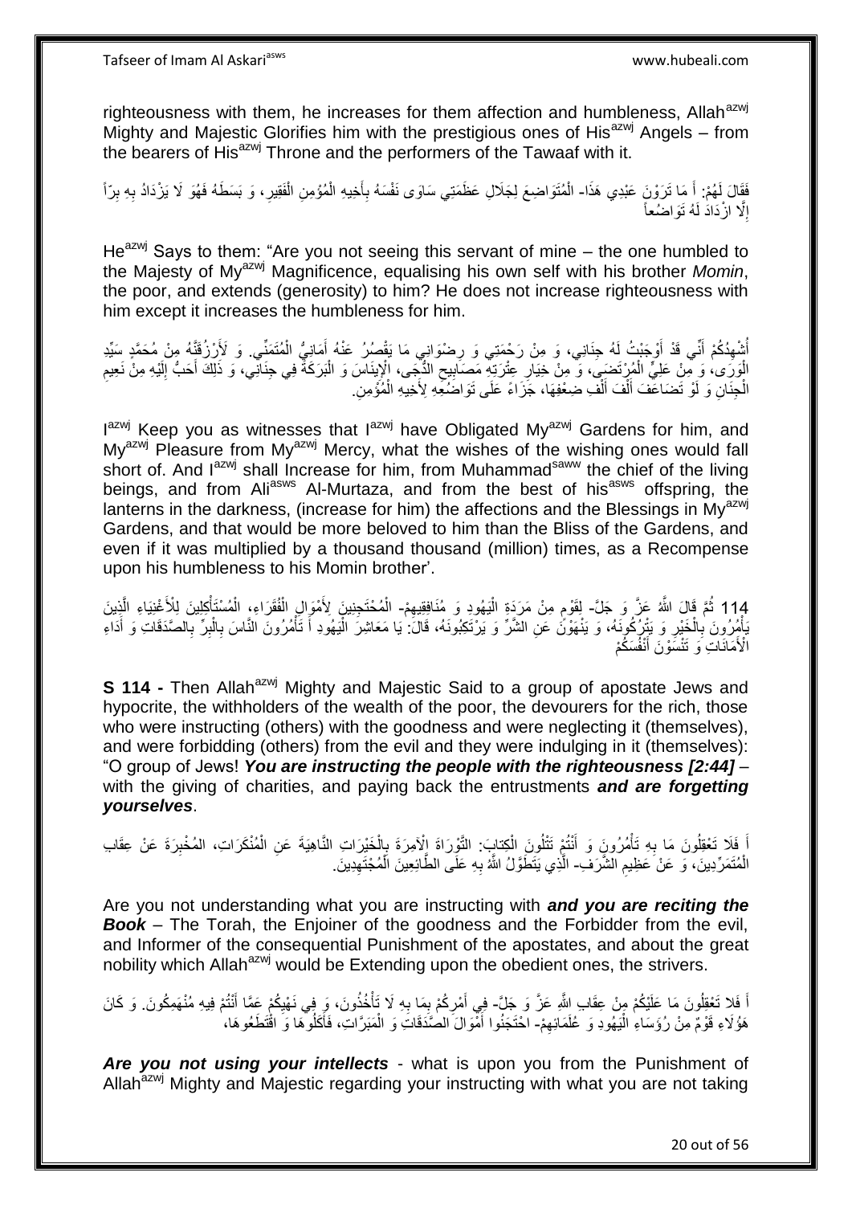righteousness with them, he increases for them affection and humbleness, Allah[azwj] Mighty and Majestic Glorifies him with the prestigious ones of His[azwj] Angels – from the bearers of His[azwj] Throne and the performers of the Tawaaf with it.

فَقَالَ لَهُمْ: أَ مَا تَرَوْنَ عَبْدِي هَذَا- الْمُتَوَاضِعَ لِجَلَالِ عَظَمَتِي سَاوَى نَفْسَهُ بِأَخِيهِ الْمُؤْمِنِ الْفَقِيرِ، وَ بَسَطَهُ فَهُوَ لَا يَزْدَادُ بِهِ بِرّاً إِلَّا ازْدَادَ لَهُ تَوَاضُعاً

He[azwj] Says to them: "Are you not seeing this servant of mine – the one humbled to the Majesty of My[azwj] Magnificence, equalising his own self with his brother *Momin*, the poor, and extends (generosity) to him? He does not increase righteousness with him except it increases the humbleness for him.

أُشْهِدُكُمْ أَنِّي قَدْ أَوْجَبْتُ لَهُ جِنَانِي، وَ مِنْ رَحْمَتِي وَ رِضْوَانِي مَا يَقْصُرُ عَنْهُ أَمَانِيُّ الْمُتَمَنِّي. وَ لَأَرْزُقَنَّهُ مِنْ مُحَمَّدٍ سَيِّدِ الْوَرَى، وَ مِنْ عَلِيٍّ الْمُرْتَضَى، وَ مِنْ خِيَارِ عِتْرَتِهِ مَصَابِيحِ الدُّجَى، الْإِينَاسَ وَ الْبَرَكَةَ فِي جِنَانِي، وَ ذَلِكَ أَحَبُّ إِلَيْهِ مِنْ نَعِيمِ الْجِنَانِ وَ لَوْ تَضَاعَفَ أَلْفَ أَلْفِ ضِعْفِهَا، جَزَاءً عَلَى تَوَاضُعِهِ لِأَخِيهِ الْمُؤْمِنِ.

I[azwj] Keep you as witnesses that I[azwj] have Obligated My[azwj] Gardens for him, and My[azwj] Pleasure from My[azwj] Mercy, what the wishes of the wishing ones would fall short of. And I[azwj] shall Increase for him, from Muhammad[saww] the chief of the living beings, and from Ali[asws] Al-Murtaza, and from the best of his[asws] offspring, the lanterns in the darkness, (increase for him) the affections and the Blessings in My[azwj] Gardens, and that would be more beloved to him than the Bliss of the Gardens, and even if it was multiplied by a thousand thousand (million) times, as a Recompense upon his humbleness to his Momin brother'.

114 ثُمَّ قَالَ اللَّهُ عَزَّ وَ جَلَّ- لِقَوْمٍ مِنْ مَرَدَةِ الْيَهُودِ وَ مُنَافِقِيهِمْ- الْمُحْتَجِنِينَ لِأَمْوَالِ الْفُقَرَاءِ، الْمُسْتَأْكِلِينَ لِلْأَغْنِيَاءِ الَّذِينَ يَأْمُرُونَ بِالْخَيْرِ وَ يَتْرُكُونَهُ، وَ يَنْهَوْنَ عَنِ الشَّرِّ وَ يَرْتَكِبُونَهُ، قَالَ: يَا مَعَاشِرَ الْيَهُودِ أَ تَأْمُرُونَ النَّاسَ بِالْبِرِّ بِالصَّدَقَاتِ وَ أَدَاءِ الْأَمَانَاتِ وَ تَنْسَوْنَ أَنْفُسَكُمْ

**S 114 -** Then Allah[azwj] Mighty and Majestic Said to a group of apostate Jews and hypocrite, the withholders of the wealth of the poor, the devourers for the rich, those who were instructing (others) with the goodness and were neglecting it (themselves), and were forbidding (others) from the evil and they were indulging in it (themselves): "O group of Jews! ***You are instructing the people with the righteousness [2:44]*** – with the giving of charities, and paying back the entrustments ***and are forgetting yourselves***.

أَ فَلَا تَعْقِلُونَ مَا بِهِ تَأْمُرُونَ وَ أَنْتُمْ تَتْلُونَ الْكِتابَ: التَّوْرَاةَ الْآمِرَةَ بِالْخَيْرَاتِ النَّاهِيَةَ عَنِ الْمُنْكَرَاتِ، الْمُخْبِرَةَ عَنْ عِقَابِ الْمُتَمَرِّدِينَ، وَ عَنْ عَظِيمِ الشَّرَفِ- الَّذِي يَتَطَوَّلُ اللَّهُ بِهِ عَلَى الطَّائِعِينَ الْمُجْتَهِدِينَ.

Are you not understanding what you are instructing with ***and you are reciting the Book*** – The Torah, the Enjoiner of the goodness and the Forbidder from the evil, and Informer of the consequential Punishment of the apostates, and about the great nobility which Allah[azwj] would be Extending upon the obedient ones, the strivers.

أَ فَلا تَعْقِلُونَ مَا عَلَيْكُمْ مِنْ عِقَابِ اللَّهِ عَزَّ وَ جَلَّ- فِي أَمْرِكُمْ بِمَا بِهِ لَا تَأْخُذُونَ، وَ فِي نَهْيِكُمْ عَمَّا أَنْتُمْ فِيهِ مُنْهَمِكُونَ. وَ كَانَ هَؤُلَاءِ قَوْمٌ مِنْ رُؤَسَاءِ الْيَهُودِ وَ عُلَمَائِهِمْ- احْتَجَنُوا أَمْوَالَ الصَّدَقَاتِ وَ الْمَبَرَّاتِ، فَأَكَلُوهَا وَ اقْتَطَعُوهَا،

***Are you not using your intellects*** - what is upon you from the Punishment of Allah[azwj] Mighty and Majestic regarding your instructing with what you are not taking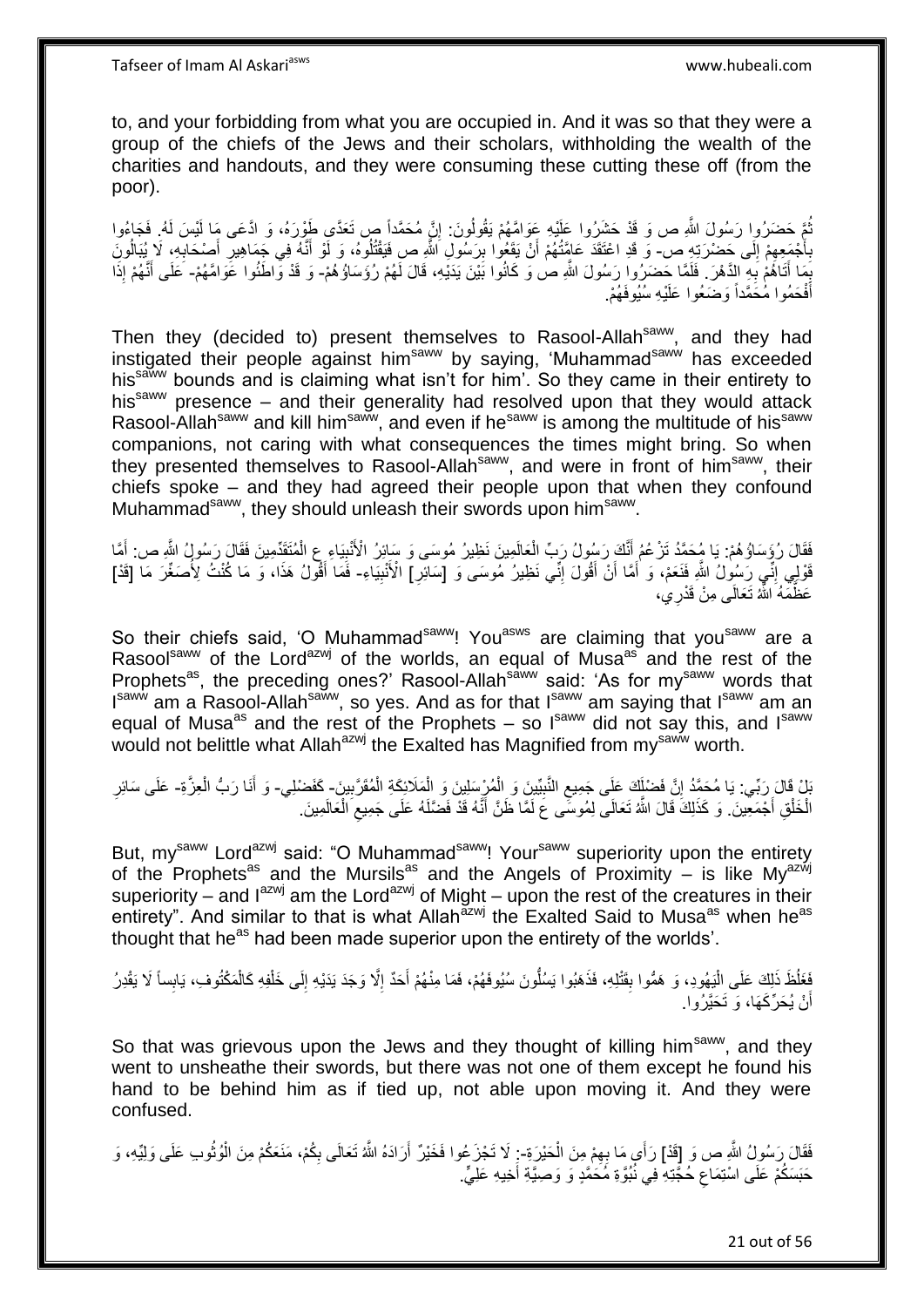to, and your forbidding from what you are occupied in. And it was so that they were a group of the chiefs of the Jews and their scholars, withholding the wealth of the charities and handouts, and they were consuming these cutting these off (from the poor).

ثُمَّ حَضَرُوا رَسُولَ اللَّهِ ص وَ قَدْ حَشَرُوا عَلَيْهِ عَوَامَّهُمْ يَقُولُونَ: إِنَّ مُحَمَّداً ص تَعَدَّى طَوْرَهُ، وَ ادَّعَى مَا لَيْسَ لَهُ. فَجَاءُوا بِأَجْمَعِهِمْ إِلَى حَضْرَتِهِ ص- وَ قَدِ اعْتَقَدَ عَامَّتُهُمْ أَنْ يَقَعُوا بِرَسُولِ اللَّهِ ص فَيَقْتُلُوهُ، وَ لَوْ أَنَّهُ فِي جَمَاهِيرِ أَصْحَابِهِ، لَا يُبَالُونَ بِمَا أَتَاهُمْ بِهِ الدَّهْرُ. فَلَمَّا حَضَرُوا رَسُولَ اللَّهِ ص وَ كَانُوا بَيْنَ يَدَيْهِ، قَالَ لَهُمْ رُؤَسَاؤُهُمْ- وَ قَدْ وَاطَئُوا عَوَامَّهُمْ- عَلَى أَنَّهُمْ إِذَا أَفْحَمُوا مُحَمَّداً وَضَعُوا عَلَيْهِ سُيُوفَهُمْ.

Then they (decided to) present themselves to Rasool-Allah[saww], and they had instigated their people against him[saww] by saying, 'Muhammad[saww] has exceeded his[saww] bounds and is claiming what isn't for him'. So they came in their entirety to his[saww] presence – and their generality had resolved upon that they would attack Rasool-Allah[saww] and kill him[saww], and even if he[saww] is among the multitude of his[saww] companions, not caring with what consequences the times might bring. So when they presented themselves to Rasool-Allah[saww], and were in front of him[saww], their chiefs spoke – and they had agreed their people upon that when they confound Muhammad[saww], they should unleash their swords upon him[saww].

فَقَالَ رُؤَسَاؤُهُمْ: يَا مُحَمَّدُ تَزْعُمُ أَنَّكَ رَسُولُ رَبِّ الْعَالَمِينَ نَظِيرُ مُوسَى وَ سَائِرُ الْأَنْبِيَاءِ ع الْمُتَقَدِّمِينَ فَقَالَ رَسُولُ اللَّهِ ص: أَمَّا قَوْلِي إِنِّي رَسُولُ اللَّهِ فَنَعَمْ، وَ أَمَّا أَنْ أَقُولَ إِنِّي نَظِيرُ مُوسَى وَ [سَائِرِ] الْأَنْبِيَاءِ- فَمَا أَقُولُ هَذَا، وَ مَا كُنْتُ لِأُصَغِّرَ مَا [قَدْ] عَظَّمَهُ اللَّهُ تَعَالَى مِنْ قَدْرِي،

So their chiefs said, 'O Muhammad[saww]! You[asws] are claiming that you[saww] are a Rasool[saww] of the Lord[azwj] of the worlds, an equal of Musa[as] and the rest of the Prophets[as], the preceding ones?' Rasool-Allah[saww] said: 'As for my[saww] words that I[saww] am a Rasool-Allah[saww], so yes. And as for that I[saww] am saying that I[saww] am an equal of Musa[as] and the rest of the Prophets – so I[saww] did not say this, and I[saww] would not belittle what Allah[azwj] the Exalted has Magnified from my[saww] worth.

بَلْ قَالَ رَبِّي: يَا مُحَمَّدُ إِنَّ فَضْلَكَ عَلَى جَمِيعِ النَّبِيِّينَ وَ الْمُرْسَلِينَ وَ الْمَلَائِكَةِ الْمُقَرَّبِينَ- كَفَضْلِي- وَ أَنَا رَبُّ الْعِزَّةِ- عَلَى سَائِرِ الْخَلْقِ أَجْمَعِينَ. وَ كَذَلِكَ قَالَ اللَّهُ تَعَالَى لِمُوسَى ع لَمَّا ظَنَّ أَنَّهُ قَدْ فَضَّلَهُ عَلَى جَمِيعِ الْعَالَمِينَ.

But, my[saww] Lord[azwj] said: "O Muhammad[saww]! Your[saww] superiority upon the entirety of the Prophets[as] and the Mursils[as] and the Angels of Proximity – is like My[azwj] superiority – and I[azwj] am the Lord[azwj] of Might – upon the rest of the creatures in their entirety". And similar to that is what Allah[azwj] the Exalted Said to Musa[as] when he[as] thought that he[as] had been made superior upon the entirety of the worlds'.

فَغَلُظَ ذَلِكَ عَلَى الْيَهُودِ، وَ هَمُّوا بِقَتْلِهِ، فَذَهَبُوا يَسُلُّونَ سُيُوفَهُمْ، فَمَا مِنْهُمْ أَحَدٌ إِلَّا وَجَدَ يَدَيْهِ إِلَى خَلْفِهِ كَالْمَكْتُوفِ، يَابِساً لَا يَقْدِرُ أَنْ يُحَرِّكَهَا، وَ تَحَيَّرُوا.

So that was grievous upon the Jews and they thought of killing him[saww], and they went to unsheathe their swords, but there was not one of them except he found his hand to be behind him as if tied up, not able upon moving it. And they were confused.

فَقَالَ رَسُولُ اللَّهِ ص وَ [قَدْ] رَأَى مَا بِهِمْ مِنَ الْحَيْرَةِ-: لَا تَجْزَعُوا فَخَيْرٌ أَرَادَهُ اللَّهُ تَعَالَى بِكُمْ، مَنَعَكُمْ مِنَ الْوُثُوبِ عَلَى وَلِيِّهِ، وَ حَبَسَكُمْ عَلَى اسْتِمَاعِ حُجَّتِهِ فِي نُبُوَّةِ مُحَمَّدٍ وَ وَصِيَّةِ أَخِيهِ عَلِيٍّ.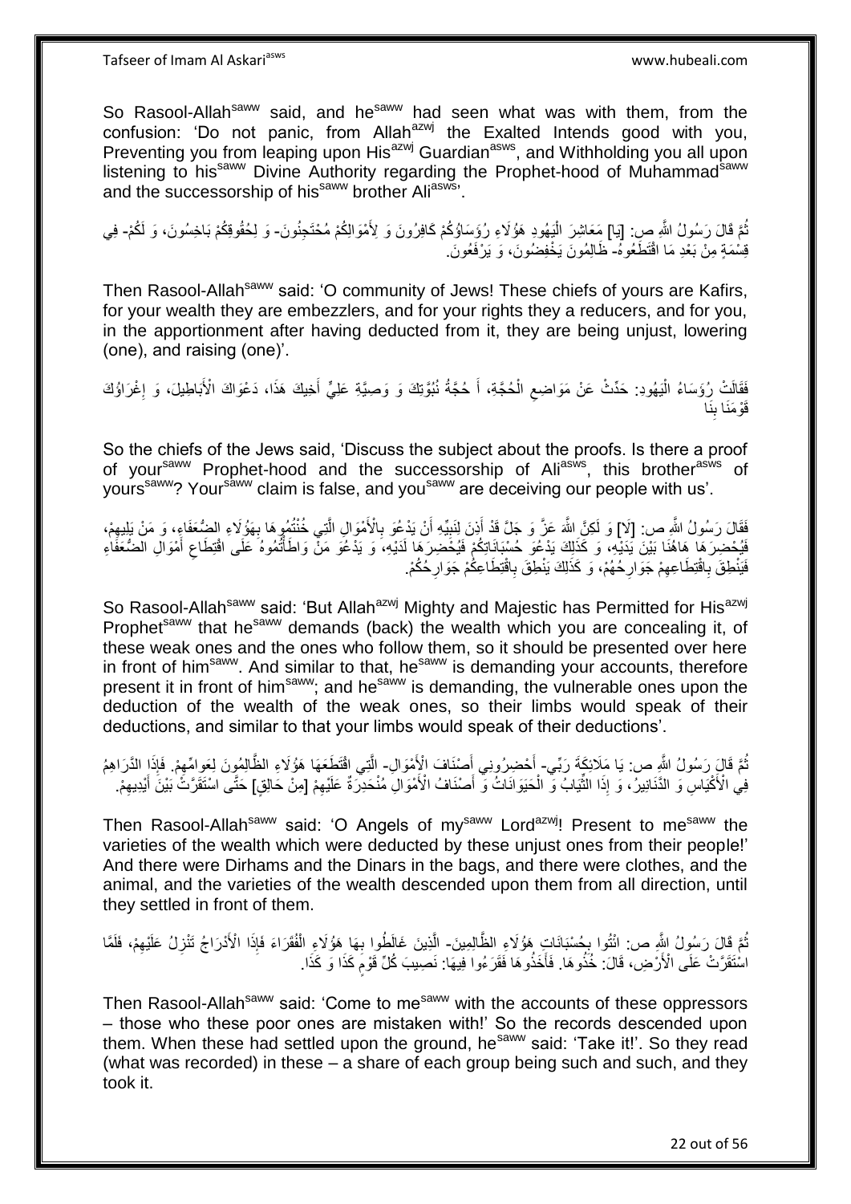So Rasool-Allah[saww] said, and he[saww] had seen what was with them, from the confusion: 'Do not panic, from Allah[azwj] the Exalted Intends good with you, Preventing you from leaping upon His[azwj] Guardian[asws], and Withholding you all upon listening to his[saww] Divine Authority regarding the Prophet-hood of Muhammad[saww] and the successorship of his[saww] brother Ali[asws]'.

ثُمَّ قَالَ رَسُولُ اللَّهِ ص: [يَا] مَعَاشِرَ الْيَهُودِ هَؤُلَاءِ رُؤَسَاؤُكُمْ كَافِرُونَ وَ لِأَمْوَالِكُمْ مُحْتَجِنُونَ- وَ لِحُقُوقِكُمْ بَاخِسُونَ، وَ لَكُمْ- فِي قِسْمَةٍ مِنْ بَعْدِ مَا اقْتَطَعُوهُ- ظَالِمُونَ يَخْفِضُونَ، وَ يَرْفَعُونَ.

Then Rasool-Allah[saww] said: 'O community of Jews! These chiefs of yours are Kafirs, for your wealth they are embezzlers, and for your rights they a reducers, and for you, in the apportionment after having deducted from it, they are being unjust, lowering (one), and raising (one)'.

فَقَالَتْ رُؤَسَاءُ الْيَهُودِ: حَدِّثْ عَنْ مَوَاضِعِ الْحُجَّةِ، أَ حُجَّةُ نُبُوَّتِكَ وَ وَصِيَّةِ عَلِيٍّ أَخِيكَ هَذَا، دَعْوَاكَ الْأَبَاطِيلَ، وَ إِغْرَاؤُكَ قَوْمَنَا بِنَا

So the chiefs of the Jews said, 'Discuss the subject about the proofs. Is there a proof of your[saww] Prophet-hood and the successorship of Ali[asws], this brother[asws] of yours[saww]? Your[saww] claim is false, and you[saww] are deceiving our people with us'.

فَقَالَ رَسُولُ اللَّهِ ص: [لَا] وَ لَكِنَّ اللَّهَ عَزَّ وَ جَلَّ قَدْ أَذِنَ لِنَبِيِّهِ أَنْ يَدْعُوَ بِالْأَمْوَالِ الَّتِي خُنْتُمُوهَا بِهَؤُلَاءِ الضُّعَفَاءِ، وَ مَنْ يَلِيهِمْ، فَيُحْضِرَهَا هَاهُنَا بَيْنَ يَدَيْهِ، وَ كَذَلِكَ يَدْعُوَ حُسْبَانَاتِكُمْ فَيُحْضِرَهَا لَدَيْهِ، وَ يَدْعُوَ مَنْ وَاطَأْتُمُوهُ عَلَى اقْتِطَاعِ أَمْوَالِ الضُّعَفَاءِ فَيَنْطِقَ بِاقْتِطَاعِهِمْ جَوَارِحُهُمْ، وَ كَذَلِكَ يَنْطِقَ بِاقْتِطَاعِكُمْ جَوَارِحُكُمْ.

So Rasool-Allah[saww] said: 'But Allah[azwj] Mighty and Majestic has Permitted for His[azwj] Prophet[saww] that he[saww] demands (back) the wealth which you are concealing it, of these weak ones and the ones who follow them, so it should be presented over here in front of him[saww]. And similar to that, he[saww] is demanding your accounts, therefore present it in front of him[saww]; and he[saww] is demanding, the vulnerable ones upon the deduction of the wealth of the weak ones, so their limbs would speak of their deductions, and similar to that your limbs would speak of their deductions'.

ثُمَّ قَالَ رَسُولُ اللَّهِ ص: يَا مَلَائِكَةَ رَبِّي- أَحْضِرُونِي أَصْنَافَ الْأَمْوَالِ- الَّتِي اقْتَطَعَهَا هَؤُلَاءِ الظَّالِمُونَ لِعَوَامِّهِمْ. فَإِذَا الدَّرَاهِمُ فِي الْأَكْيَاسِ وَ الدَّنَانِيرُ، وَ إِذَا الثِّيَابُ وَ الْحَيَوَانَاتُ وَ أَصْنَافُ الْأَمْوَالِ مُنْحَدِرَةٌ عَلَيْهِمْ [مِنْ حَالِقٍ] حَتَّى اسْتَقَرَّتْ بَيْنَ أَيْدِيهِمْ.

Then Rasool-Allah[saww] said: 'O Angels of my[saww] Lord[azwj]! Present to me[saww] the varieties of the wealth which were deducted by these unjust ones from their people!' And there were Dirhams and the Dinars in the bags, and there were clothes, and the animal, and the varieties of the wealth descended upon them from all direction, until they settled in front of them.

ثُمَّ قَالَ رَسُولُ اللَّهِ ص: ائْتُوا بِحُسْبَانَاتِ هَؤُلَاءِ الظَّالِمِينَ- الَّذِينَ غَالَطُوا بِهَا هَؤُلَاءِ الْفُقَرَاءَ فَإِذَا الْأَدْرَاجُ تَنْزِلُ عَلَيْهِمْ، فَلَمَّا اسْتَقَرَّتْ عَلَى الْأَرْضِ، قَالَ: خُذُوهَا. فَأَخَذُوهَا فَقَرَءُوا فِيهَا: نَصِيبَ كُلِّ قَوْمٍ كَذَا وَ كَذَا.

Then Rasool-Allah[saww] said: 'Come to me[saww] with the accounts of these oppressors – those who these poor ones are mistaken with!' So the records descended upon them. When these had settled upon the ground, he[saww] said: 'Take it!'. So they read (what was recorded) in these – a share of each group being such and such, and they took it.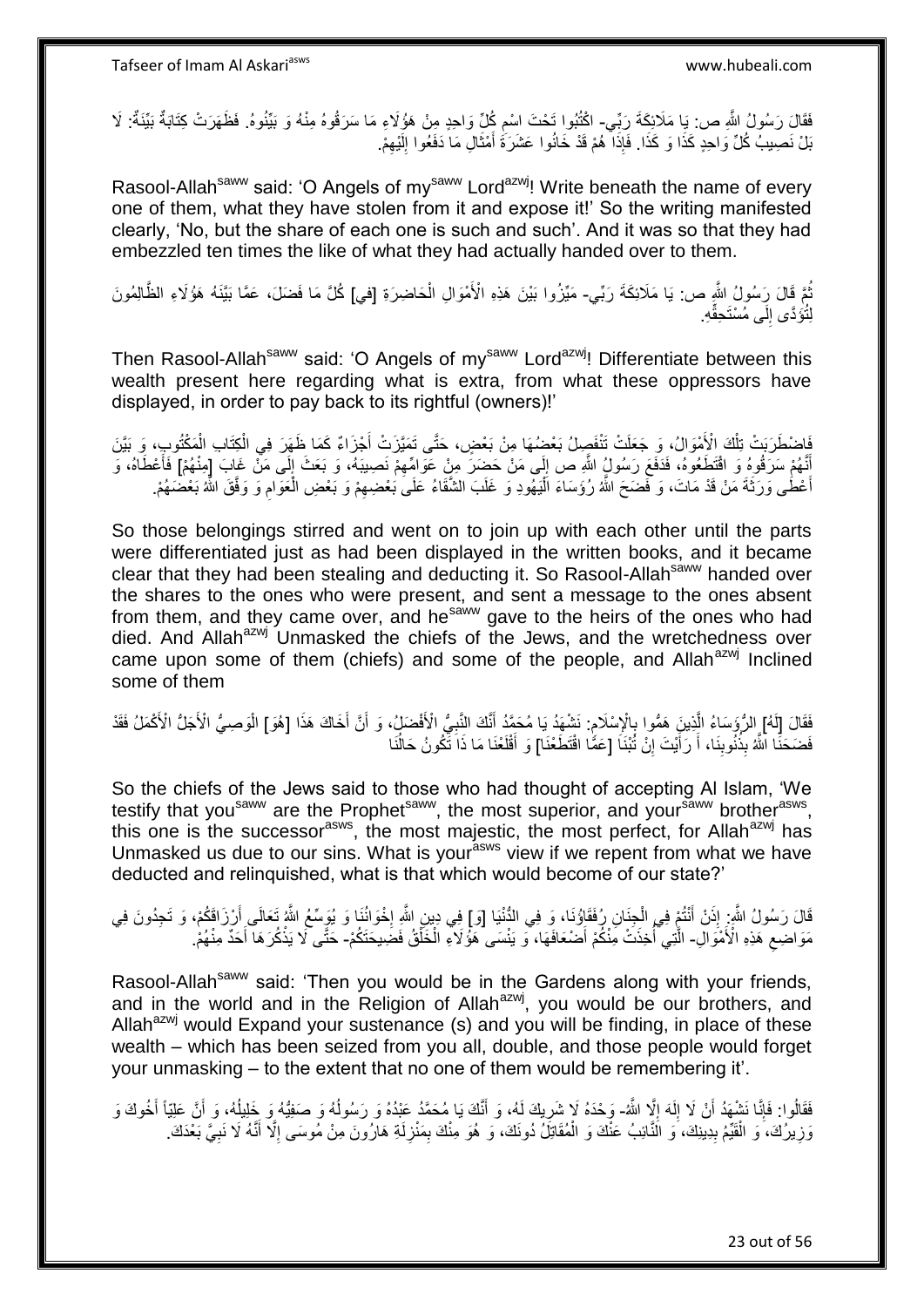فَقَالَ رَسُولُ اللَّهِ ص: يَا مَلَائِكَةَ رَبِّي- اكْتُبُوا تَحْتَ اسْمِ كُلِّ وَاحِدٍ مِنْ هَؤُلَاءِ مَا سَرَقُوهُ مِنْهُ وَ بَيِّنُوهُ. فَظَهَرَتْ كِتَابَةٌ بَيِّنَةٌ: لَا بَلْ نَصِيبُ كُلِّ وَاحِدٍ كَذَا وَ كَذَا. فَإِذَا هُمْ قَدْ خَانُوا عَشَرَةَ أَمْثَالِ مَا دَفَعُوا إِلَيْهِمْ.

Rasool-Allah[saww] said: 'O Angels of my[saww] Lord[azwj]! Write beneath the name of every one of them, what they have stolen from it and expose it!' So the writing manifested clearly, 'No, but the share of each one is such and such'. And it was so that they had embezzled ten times the like of what they had actually handed over to them.

ثُمَّ قَالَ رَسُولُ اللَّهِ ص: يَا مَلَائِكَةَ رَبِّي- مَيِّزُوا بَيْنَ هَذِهِ الْأَمْوَالِ الْحَاضِرَةِ [فِي] كُلِّ مَا فَضَلَ، عَمَّا بَيَّنَهُ هَؤُلَاءِ الظَّالِمُونَ لِتُؤَدَّى إِلَى مُسْتَحِقِّهِ.

Then Rasool-Allah[saww] said: 'O Angels of my[saww] Lord[azwj]! Differentiate between this wealth present here regarding what is extra, from what these oppressors have displayed, in order to pay back to its rightful (owners)!'

فَاضْطَرَبَتْ تِلْكَ الْأَمْوَالُ، وَ جَعَلَتْ تَنْفَصِلُ بَعْضُهَا مِنْ بَعْضٍ، حَتَّى تَمَيَّزَتْ أَجْزَاءٌ كَمَا ظَهَرَ فِي الْكِتَابِ الْمَكْتُوبِ، وَ بَيَّنَ أَنَّهُمْ سَرَقُوهُ وَ اقْتَطَعُوهُ، فَدَفَعَ رَسُولُ اللَّهِ ص إِلَى مَنْ حَضَرَ مِنْ عَوَامِّهِمْ نَصِيبَهُ، وَ بَعَثَ إِلَى مَنْ غَابَ [مِنْهُمْ] فَأَعْطَاهُ، وَ أَعْطَى وَرَثَةَ مَنْ قَدْ مَاتَ، وَ فَضَحَ اللَّهُ رُؤَسَاءَ الْيَهُودِ وَ غَلَبَ الشَّقَاءُ عَلَى بَعْضِهِمْ وَ بَعْضِ الْعَوَامِ وَ وَفَّقَ اللَّهُ بَعْضَهُمْ.

So those belongings stirred and went on to join up with each other until the parts were differentiated just as had been displayed in the written books, and it became clear that they had been stealing and deducting it. So Rasool-Allah[saww] handed over the shares to the ones who were present, and sent a message to the ones absent from them, and they came over, and he[saww] gave to the heirs of the ones who had died. And Allah[azwj] Unmasked the chiefs of the Jews, and the wretchedness over came upon some of them (chiefs) and some of the people, and Allah[azwj] Inclined some of them

فَقَالَ [لَهُ] الرُّؤَسَاءُ الَّذِينَ هَمُّوا بِالْإِسْلَامِ: نَشْهَدُ يَا مُحَمَّدُ أَنَّكَ النَّبِيُّ الْأَفْضَلُ، وَ أَنَّ أَخَاكَ هَذَا [هُوَ] الْوَصِيُّ الْأَجَلُّ الْأَكْمَلُ فَقَدْ فَضَحَنَا اللَّهُ بِذُنُوبِنَا، أَ رَأَيْتَ إِنْ تُبْنَا [عَمَّا اقْتَطَعْنَا] وَ أَقْلَعْنَا مَا ذَا تَكُونُ حَالُنَا

So the chiefs of the Jews said to those who had thought of accepting Al Islam, 'We testify that you[saww] are the Prophet[saww], the most superior, and your[saww] brother[asws], this one is the successor[asws], the most majestic, the most perfect, for Allah[azwj] has Unmasked us due to our sins. What is your[asws] view if we repent from what we have deducted and relinquished, what is that which would become of our state?'

قَالَ رَسُولُ اللَّهِ: إِذَنْ أَنْتُمْ فِي الْجِنَانِ رُفَقَاؤُنَا، وَ فِي الدُّنْيَا [وَ] فِي دِينِ اللَّهِ إِخْوَانُنَا وَ يُوَسِّعُ اللَّهُ تَعَالَى أَرْزَاقَكُمْ، وَ تَجِدُونَ فِي مَوَاضِعِ هَذِهِ الْأَمْوَالِ- الَّتِي أُخِذَتْ مِنْكُمْ أَضْعَافَهَا، وَ يَنْسَى هَؤُلَاءِ الْخَلْقُ فَضِيحَتَكُمْ- حَتَّى لَا يَذْكُرَهَا أَحَدٌ مِنْهُمْ.

Rasool-Allah[saww] said: 'Then you would be in the Gardens along with your friends, and in the world and in the Religion of Allah[azwj], you would be our brothers, and Allah[azwj] would Expand your sustenance (s) and you will be finding, in place of these wealth – which has been seized from you all, double, and those people would forget your unmasking – to the extent that no one of them would be remembering it'.

فَقَالُوا: فَإِنَّا نَشْهَدُ أَنْ لَا إِلَهَ إِلَّا اللَّهُ- وَحْدَهُ لَا شَرِيكَ لَهُ، وَ أَنَّكَ يَا مُحَمَّدُ عَبْدُهُ وَ رَسُولُهُ وَ صَفِيُّهُ وَ خَلِيلُهُ، وَ أَنَّ عَلِيّاً أَخُوكَ وَ وَزِيرُكَ، وَ الْقَيِّمُ بِدِينِكَ، وَ النَّائِبُ عَنْكَ وَ الْمُقَاتِلُ دُونَكَ، وَ هُوَ مِنْكَ بِمَنْزِلَةِ هَارُونَ مِنْ مُوسَى إِلَّا أَنَّهُ لَا نَبِيَّ بَعْدَكَ.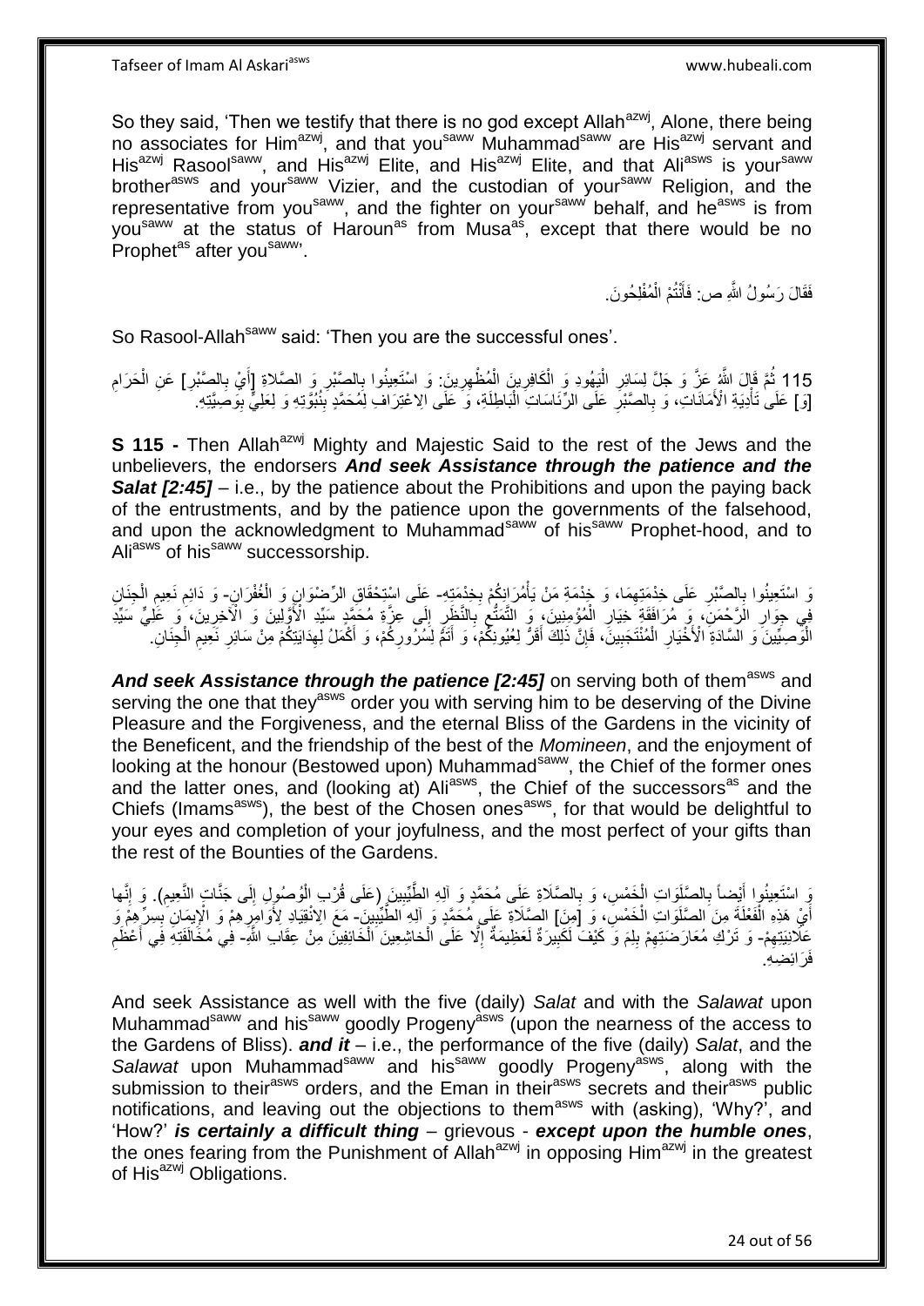So they said, 'Then we testify that there is no god except Allah[azwj], Alone, there being no associates for Him[azwj], and that you[saww] Muhammad[saww] are His[azwj] servant and His[azwj] Rasool[saww], and His[azwj] Elite, and His[azwj] Elite, and that Ali[asws] is your[saww] brother[asws] and your[saww] Vizier, and the custodian of your[saww] Religion, and the representative from you[saww], and the fighter on your[saww] behalf, and he[asws] is from you[saww] at the status of Haroun[as] from Musa[as], except that there would be no Prophet[as] after you[saww]'.

فَقَالَ رَسُولُ اللَّهِ ص: فَأَنْتُمُ الْمُفْلِحُونَ.

So Rasool-Allah[saww] said: 'Then you are the successful ones'.

115 ثُمَّ قَالَ اللَّهُ عَزَّ وَ جَلَّ لِسَائِرِ الْيَهُودِ وَ الْكَافِرِينَ الْمُظْهِرِينَ: وَ اسْتَعِينُوا بِالصَّبْرِ وَ الصَّلاةِ [أَيْ بِالصَّبْرِ] عَنِ الْحَرَامِ [وَ] عَلَى تَأْدِيَةِ الْأَمَانَاتِ، وَ بِالصَّبْرِ عَلَى الرِّئَاسَاتِ الْبَاطِلَةِ، وَ عَلَى الِاعْتِرَافِ لِمُحَمَّدٍ بِنُبُوَّتِهِ وَ لِعَلِيٍّ بِوَصِيَّتِهِ.

**S 115 -** Then Allah[azwj] Mighty and Majestic Said to the rest of the Jews and the unbelievers, the endorsers ***And seek Assistance through the patience and the Salat [2:45]*** – i.e., by the patience about the Prohibitions and upon the paying back of the entrustments, and by the patience upon the governments of the falsehood, and upon the acknowledgment to Muhammad[saww] of his[saww] Prophet-hood, and to Ali[asws] of his[saww] successorship.

وَ اسْتَعِينُوا بِالصَّبْرِ عَلَى خِدْمَتِهِمَا، وَ خِدْمَةِ مَنْ يَأْمُرَانِكُمْ بِخِدْمَتِهِ- عَلَى اسْتِحْقَاقِ الرِّضْوَانِ وَ الْغُفْرَانِ- وَ دَائِمِ نَعِيمِ الْجِنَانِ فِي جِوَارِ الرَّحْمَنِ، وَ مُرَافَقَةِ خِيَارِ الْمُؤْمِنِينَ، وَ التَّمَتُّعِ بِالنَّظَرِ إِلَى عِزَّةِ مُحَمَّدٍ سَيِّدِ الْأَوَّلِينَ وَ الْآخِرِينَ، وَ عَلِيٍّ سَيِّدِ الْوَصِيِّينَ وَ السَّادَةِ الْأَخْيَارِ الْمُنْتَجَبِينَ، فَإِنَّ ذَلِكَ أَقَرُّ لِعُيُونِكُمْ، وَ أَتَمُّ لِسُرُورِكُمْ، وَ أَكْمَلُ لِهِدَايَاتِكُمْ مِنْ سَائِرِ نَعِيمِ الْجِنَانِ.

***And seek Assistance through the patience [2:45]*** on serving both of them[asws] and serving the one that they[asws] order you with serving him to be deserving of the Divine Pleasure and the Forgiveness, and the eternal Bliss of the Gardens in the vicinity of the Beneficent, and the friendship of the best of the *Momineen*, and the enjoyment of looking at the honour (Bestowed upon) Muhammad[saww], the Chief of the former ones and the latter ones, and (looking at) Ali[asws], the Chief of the successors[as] and the Chiefs (Imams[asws]), the best of the Chosen ones[asws], for that would be delightful to your eyes and completion of your joyfulness, and the most perfect of your gifts than the rest of the Bounties of the Gardens.

وَ اسْتَعِينُوا أَيْضاً بِالصَّلَوَاتِ الْخَمْسِ، وَ بِالصَّلَاةِ عَلَى مُحَمَّدٍ وَ آلِهِ الطَّيِّبِينَ (عَلَى قُرْبِ الْوُصُولِ إِلَى جَنَّاتِ النَّعِيمِ). وَ إِنَّها أَيْ هَذِهِ الْفَعْلَةَ مِنَ الصَّلَوَاتِ الْخَمْسِ، وَ [مِنَ] الصَّلَاةِ عَلَى مُحَمَّدٍ وَ آلِهِ الطَّيِّبِينَ- مَعَ الِانْقِيَادِ لِأَوَامِرِهِمْ وَ الْإِيمَانِ بِسِرِّهِمْ وَ عَلَانِيَتِهِمْ- وَ تَرْكِ مُعَارَضَتِهِمْ بِلِمَ وَ كَيْفَ لَكَبِيرَةٌ لَعَظِيمَةٌ إِلَّا عَلَى الْخاشِعِينَ الْخَائِفِينَ مِنْ عِقَابِ اللَّهِ- فِي مُخَالَفَتِهِ فِي أَعْظَمِ فَرَائِضِهِ.

And seek Assistance as well with the five (daily) *Salat* and with the *Salawat* upon Muhammad[saww] and his[saww] goodly Progeny[asws] (upon the nearness of the access to the Gardens of Bliss). ***and it*** – i.e., the performance of the five (daily) *Salat*, and the *Salawat* upon Muhammad[saww] and his[saww] goodly Progeny[asws], along with the submission to their[asws] orders, and the Eman in their[asws] secrets and their[asws] public notifications, and leaving out the objections to them[asws] with (asking), 'Why?', and 'How?' ***is certainly a difficult thing*** – grievous - ***except upon the humble ones***, the ones fearing from the Punishment of Allah[azwj] in opposing Him[azwj] in the greatest of His[azwj] Obligations.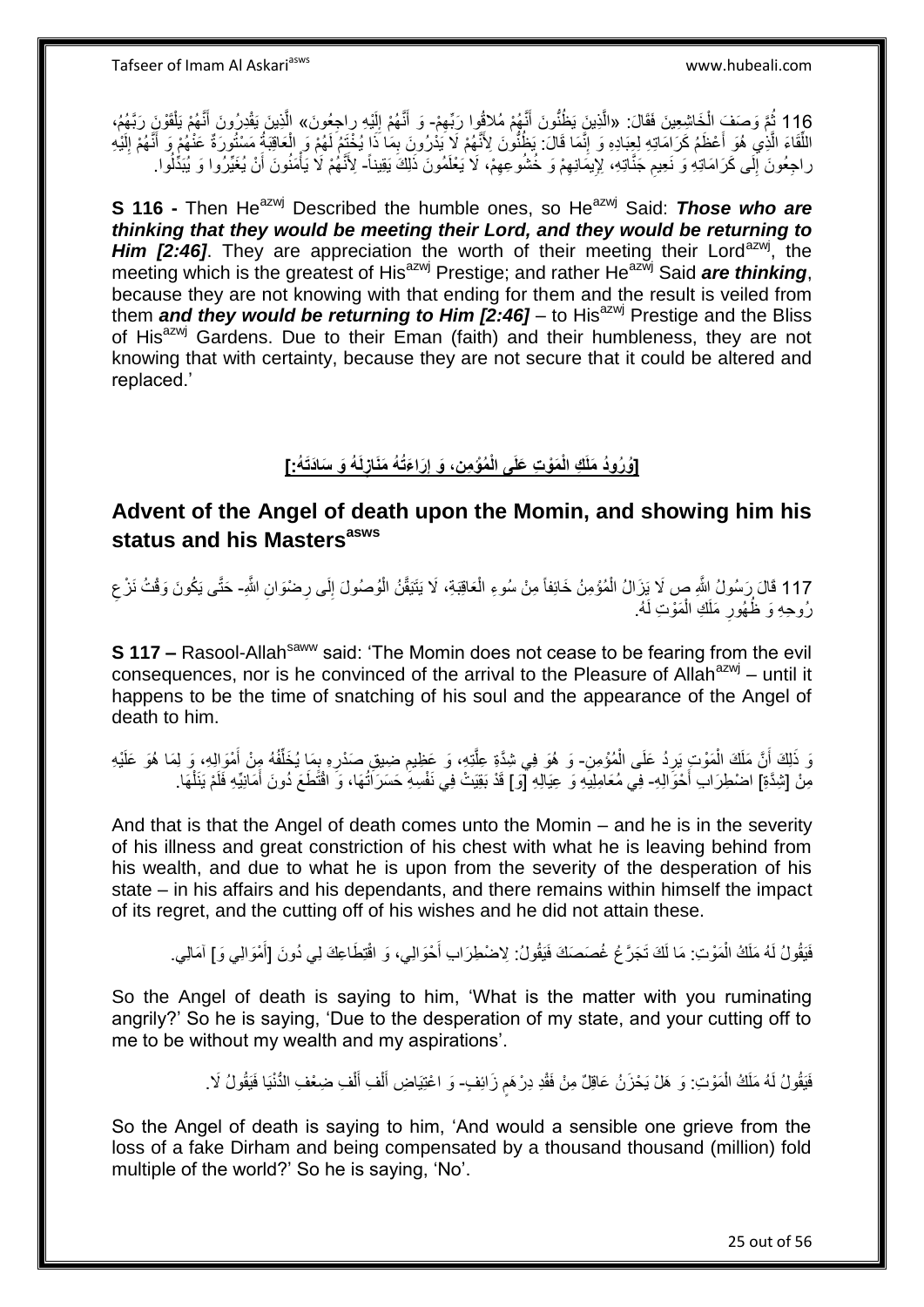116 ثُمَّ وَصَفَ الْخَاشِعِينَ فَقَالَ: «الَّذِينَ يَظُنُّونَ أَنَّهُمْ مُلاقُوا رَبِّهِمْ- وَ أَنَّهُمْ إِلَيْهِ راجِعُونَ» الَّذِينَ يُقَدِّرُونَ أَنَّهُمْ يَلْقَوْنَ رَبَّهُمُ، اللِّقَاءَ الَّذِي هُوَ أَعْظَمُ كَرَامَاتِهِ لِعِبَادِهِ وَ إِنَّمَا قَالَ: يَظُنُّونَ لِأَنَّهُمْ لَا يَدْرُونَ بِمَا ذَا يُخْتَمُ لَهُمْ وَ الْعَاقِبَةُ مَسْتُورَةٌ عَنْهُمْ وَ أَنَّهُمْ إِلَيْهِ راجِعُونَ إِلَى كَرَامَاتِهِ وَ نَعِيمِ جَنَّاتِهِ، لِإِيمَانِهِمْ وَ خُشُوعِهِمْ، لَا يَعْلَمُونَ ذَلِكَ يَقِيناً- لِأَنَّهُمْ لَا يَأْمَنُونَ أَنْ يُغَيِّرُوا وَ يُبَدِّلُوا.

**S 116 -** Then He[azwj] Described the humble ones, so He[azwj] Said: ***Those who are thinking that they would be meeting their Lord, and they would be returning to Him [2:46]***. They are appreciation the worth of their meeting their Lord[azwj], the meeting which is the greatest of His[azwj] Prestige; and rather He[azwj] Said ***are thinking***, because they are not knowing with that ending for them and the result is veiled from them ***and they would be returning to Him [2:46]*** – to His[azwj] Prestige and the Bliss of His[azwj] Gardens. Due to their Eman (faith) and their humbleness, they are not knowing that with certainty, because they are not secure that it could be altered and replaced.'

## [وُرُودُ مَلَكِ الْمَوْتِ عَلَى الْمُؤْمِنِ، وَ إِرَاءَتُهُ مَنَازِلَهُ وَ سَادَتَهُ:]

## Advent of the Angel of death upon the Momin, and showing him his status and his Masters[asws]

117 قَالَ رَسُولُ اللَّهِ ص لَا يَزَالُ الْمُؤْمِنُ خَائِفاً مِنْ سُوءِ الْعَاقِبَةِ، لَا يَتَيَقَّنُ الْوُصُولَ إِلَى رِضْوَانِ اللَّهِ- حَتَّى يَكُونَ وَقْتُ نَزْعِ رُوحِهِ وَ ظُهُورِ مَلَكِ الْمَوْتِ لَهُ.

**S 117 –** Rasool-Allah[saww] said: 'The Momin does not cease to be fearing from the evil consequences, nor is he convinced of the arrival to the Pleasure of Allah[azwj] – until it happens to be the time of snatching of his soul and the appearance of the Angel of death to him.

وَ ذَلِكَ أَنَّ مَلَكَ الْمَوْتِ يَرِدُ عَلَى الْمُؤْمِنِ- وَ هُوَ فِي شِدَّةِ عِلَّتِهِ، وَ عَظِيمِ ضِيقِ صَدْرِهِ بِمَا يُخَلِّفُهُ مِنْ أَمْوَالِهِ، وَ لِمَا هُوَ عَلَيْهِ مِنْ [شِدَّةِ] اضْطِرَابِ أَحْوَالِهِ- فِي مُعَامِلِيهِ وَ عِيَالِهِ [وَ] قَدْ بَقِيَتْ فِي نَفْسِهِ حَسَرَاتُهَا، وَ اقْتُطِعَ دُونَ أَمَانِيِّهِ فَلَمْ يَنَلْهَا.

And that is that the Angel of death comes unto the Momin – and he is in the severity of his illness and great constriction of his chest with what he is leaving behind from his wealth, and due to what he is upon from the severity of the desperation of his state – in his affairs and his dependants, and there remains within himself the impact of its regret, and the cutting off of his wishes and he did not attain these.

فَيَقُولُ لَهُ مَلَكُ الْمَوْتِ: مَا لَكَ تَجَرَّعُ غُصَصَكَ فَيَقُولُ: لِاضْطِرَابِ أَحْوَالِي، وَ اقْتِطَاعِكَ لِي دُونَ [أَمْوَالِي وَ] آمَالِي.

So the Angel of death is saying to him, 'What is the matter with you ruminating angrily?' So he is saying, 'Due to the desperation of my state, and your cutting off to me to be without my wealth and my aspirations'.

فَيَقُولُ لَهُ مَلَكُ الْمَوْتِ: وَ هَلْ يَحْزَنُ عَاقِلٌ مِنْ فَقْدِ دِرْهَمٍ زَائِفٍ- وَ اعْتِيَاضِ أَلْفِ أَلْفِ ضِعْفِ الدُّنْيَا فَيَقُولُ لَا.

So the Angel of death is saying to him, 'And would a sensible one grieve from the loss of a fake Dirham and being compensated by a thousand thousand (million) fold multiple of the world?' So he is saying, 'No'.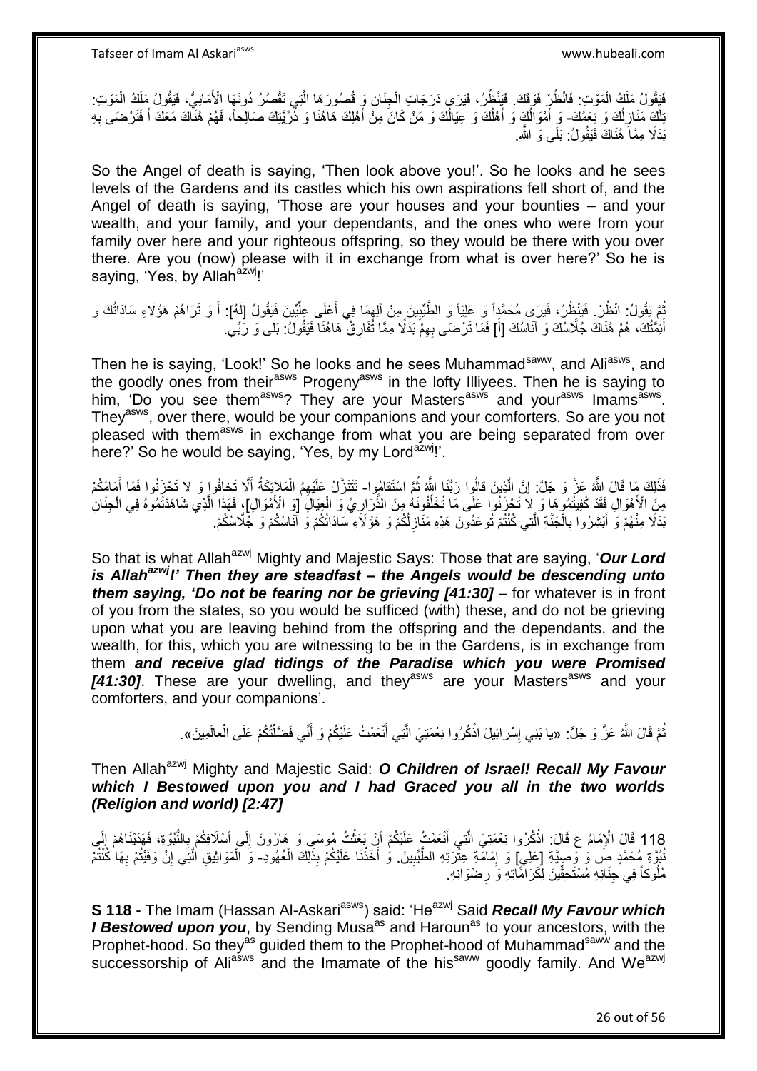فَيَقُولُ مَلَكُ الْمَوْتِ: فَانْظُرْ فَوْقَكَ. فَيَنْظُرُ، فَيَرَى دَرَجَاتِ الْجِنَانِ وَ قُصُورَهَا الَّتِي تَقْصُرُ دُونَهَا الْأَمَانِيُّ، فَيَقُولُ مَلَكُ الْمَوْتِ: تِلْكَ مَنَازِلُكَ وَ نِعَمُكَ- وَ أَمْوَالُكَ وَ أَهْلُكَ وَ عِيَالُكَ وَ مَنْ كَانَ مِنْ أَهْلِكَ هَاهُنَا وَ ذُرِّيَّتِكَ صَالِحاً، فَهُمْ هُنَاكَ مَعَكَ أَ فَتَرْضَى بِهِ بَدَلًا مِمَّا هُنَاكَ فَيَقُولُ: بَلَى وَ اللَّهِ.

So the Angel of death is saying, 'Then look above you!'. So he looks and he sees levels of the Gardens and its castles which his own aspirations fell short of, and the Angel of death is saying, 'Those are your houses and your bounties – and your wealth, and your family, and your dependants, and the ones who were from your family over here and your righteous offspring, so they would be there with you over there. Are you (now) please with it in exchange from what is over here?' So he is saying, 'Yes, by Allah[azwj]!'

ثُمَّ يَقُولُ: انْظُرْ. فَيَنْظُرُ، فَيَرَى مُحَمَّداً وَ عَلِيّاً وَ الطَّيِّبِينَ مِنْ آلِهِمَا فِي أَعْلَى عِلِّيِّينَ فَيَقُولُ [لَهُ]: أَ وَ تَرَاهُمْ هَؤُلَاءِ سَادَاتُكَ وَ أَئِمَّتُكَ، هُمْ هُنَاكَ جُلَّاسُكَ وَ آنَاسُكَ [أَ] فَمَا تَرْضَى بِهِمْ بَدَلًا مِمَّا تُفَارِقُ هَاهُنَا فَيَقُولُ: بَلَى وَ رَبِّي.

Then he is saying, 'Look!' So he looks and he sees Muhammad[saww], and Ali[asws], and the goodly ones from their[asws] Progeny[asws] in the lofty Illiyees. Then he is saying to him, 'Do you see them[asws]? They are your Masters[asws] and your[asws] Imams[asws]. They[asws], over there, would be your companions and your comforters. So are you not pleased with them[asws] in exchange from what you are being separated from over here?' So he would be saying, 'Yes, by my Lord[azwj]!'.

فَذَلِكَ مَا قَالَ اللَّهُ عَزَّ وَ جَلَّ: إِنَّ الَّذِينَ قالُوا رَبُّنَا اللَّهُ ثُمَّ اسْتَقامُوا- تَتَنَزَّلُ عَلَيْهِمُ الْمَلائِكَةُ أَلَّا تَخافُوا وَ لا تَحْزَنُوا فَمَا أَمَامَكُمْ مِنَ الْأَهْوَالِ فَقَدْ كُفِيتُمُوهَا وَ لَا تَحْزَنُوا عَلَى مَا تُخَلِّفُونَهُ مِنَ الذَّرَارِيِّ وَ الْعِيَالِ [وَ الْأَمْوَالِ]، فَهَذَا الَّذِي شَاهَدْتُمُوهُ فِي الْجِنَانِ بَدَلًا مِنْهُمْ وَ أَبْشِرُوا بِالْجَنَّةِ الَّتِي كُنْتُمْ تُوعَدُونَ هَذِهِ مَنَازِلُكُمْ وَ هَؤُلَاءِ سَادَاتُكُمْ وَ آنَاسُكُمْ وَ جُلَّاسُكُمْ.

So that is what Allah[azwj] Mighty and Majestic Says: Those that are saying, '***Our Lord is Allah[azwj]!' Then they are steadfast – the Angels would be descending unto them saying, 'Do not be fearing nor be grieving [41:30]*** – for whatever is in front of you from the states, so you would be sufficed (with) these, and do not be grieving upon what you are leaving behind from the offspring and the dependants, and the wealth, for this, which you are witnessing to be in the Gardens, is in exchange from them ***and receive glad tidings of the Paradise which you were Promised [41:30]***. These are your dwelling, and they[asws] are your Masters[asws] and your comforters, and your companions'.

ثُمَّ قَالَ اللَّهُ عَزَّ وَ جَلَّ: «يا بَنِي إِسْرائِيلَ اذْكُرُوا نِعْمَتِيَ الَّتِي أَنْعَمْتُ عَلَيْكُمْ وَ أَنِّي فَضَّلْتُكُمْ عَلَى الْعالَمِينَ».

Then Allah[azwj] Mighty and Majestic Said: ***O Children of Israel! Recall My Favour which I Bestowed upon you and I had Graced you all in the two worlds (Religion and world) [2:47]***

118 قَالَ الْإِمَامُ ع قَالَ: اذْكُرُوا نِعْمَتِيَ الَّتِي أَنْعَمْتُ عَلَيْكُمْ أَنْ بَعَثْتُ مُوسَى وَ هَارُونَ إِلَى أَسْلَافِكُمْ بِالنُّبُوَّةِ، فَهَدَيْنَاهُمْ إِلَى نُبُوَّةِ مُحَمَّدٍ ص وَ وَصِيَّةِ [عَلِيٍّ] وَ إِمَامَةِ عِتْرَتِهِ الطَّيِّبِينَ. وَ أَخَذْنَا عَلَيْكُمْ بِذَلِكَ الْعُهُودَ- وَ الْمَوَاثِيقَ الَّتِي إِنْ وَفَيْتُمْ بِهَا كُنْتُمْ مُلُوكاً فِي جِنَانِهِ مُسْتَحِقِّينَ لِكَرَامَاتِهِ وَ رِضْوَانِهِ.

**S 118 -** The Imam (Hassan Al-Askari[asws]) said: 'He[azwj] Said ***Recall My Favour which I Bestowed upon you***, by Sending Musa[as] and Haroun[as] to your ancestors, with the Prophet-hood. So they[as] guided them to the Prophet-hood of Muhammad[saww] and the successorship of Ali[asws] and the Imamate of the his[saww] goodly family. And We[azwj]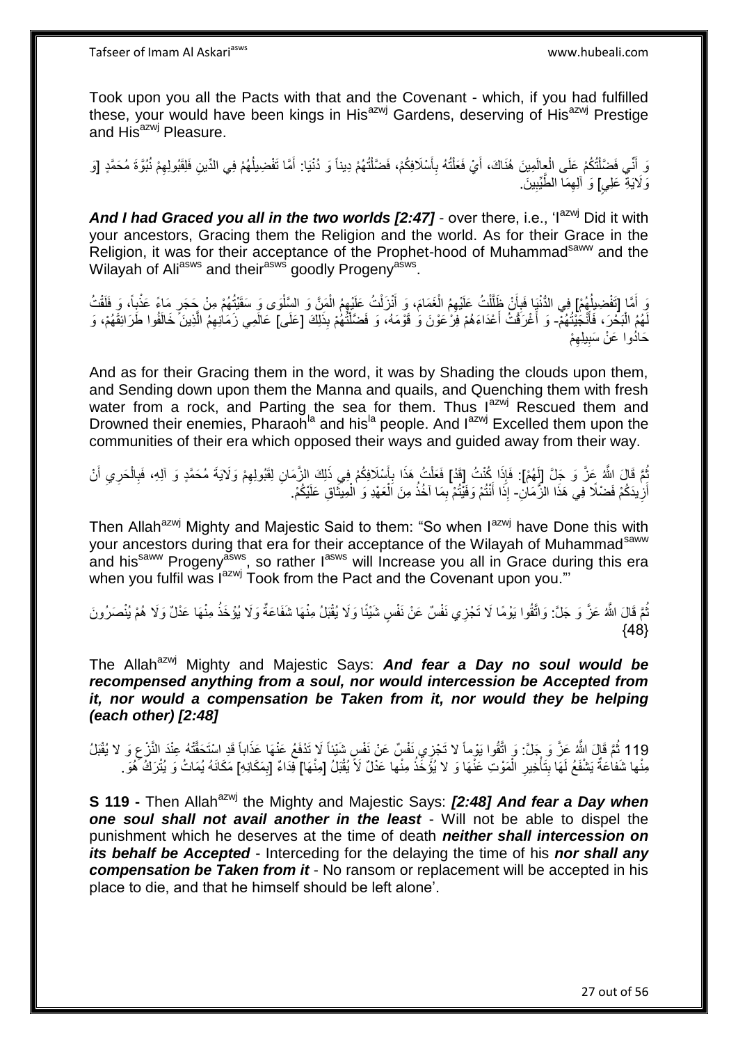Took upon you all the Pacts with that and the Covenant - which, if you had fulfilled these, your would have been kings in His[azwj] Gardens, deserving of His[azwj] Prestige and His[azwj] Pleasure.

وَ أَنِّي فَضَّلْتُكُمْ عَلَى الْعالَمِينَ هُنَاكَ، أَيْ فَعَلْتُهُ بِأَسْلَافِكُمْ، فَضَّلْتُهُمْ دِيناً وَ دُنْيَا: أَمَّا تَفْضِيلُهُمْ فِي الدِّينِ فَلِقَبُولِهِمْ نُبُوَّةَ مُحَمَّدٍ [وَ وَلَايَةَ عَلِيٍّ] وَ آلِهِمَا الطَّيِّبِينَ.

***And I had Graced you all in the two worlds [2:47]*** - over there, i.e., 'I[azwj] Did it with your ancestors, Gracing them the Religion and the world. As for their Grace in the Religion, it was for their acceptance of the Prophet-hood of Muhammad[saww] and the Wilayah of Ali[asws] and their[asws] goodly Progeny[asws].

وَ أَمَّا [تَفْضِيلُهُمْ] فِي الدُّنْيَا فَبِأَنْ ظَلَّلْتُ عَلَيْهِمُ الْغَمَامَ، وَ أَنْزَلْتُ عَلَيْهِمُ الْمَنَّ وَ السَّلْوَى وَ سَقَيْتُهُمْ مِنْ حَجَرٍ مَاءً عَذْباً، وَ فَلَقْتُ لَهُمُ الْبَحْرَ، فَأَنْجَيْتُهُمْ- وَ أَغْرَقْتُ أَعْدَاءَهُمْ فِرْعَوْنَ وَ قَوْمَهُ، وَ فَضَّلْتُهُمْ بِذَلِكَ [عَلَى] عَالَمِي زَمَانِهِمُ الَّذِينَ خَالَفُوا طَرَائِقَهُمْ، وَ حَادُوا عَنْ سَبِيلِهِمْ

And as for their Gracing them in the word, it was by Shading the clouds upon them, and Sending down upon them the Manna and quails, and Quenching them with fresh water from a rock, and Parting the sea for them. Thus I[azwj] Rescued them and Drowned their enemies, Pharaoh[la] and his[la] people. And I[azwj] Excelled them upon the communities of their era which opposed their ways and guided away from their way.

ثُمَّ قَالَ اللَّهُ عَزَّ وَ جَلَّ [لَهُمْ]: فَإِذَا كُنْتُ [قَدْ] فَعَلْتُ هَذَا بِأَسْلَافِكُمْ فِي ذَلِكَ الزَّمَانِ لِقَبُولِهِمْ وَلَايَةَ مُحَمَّدٍ وَ آلِهِ، فَبِالْحَرِيِ أَنْ أَزِيدَكُمْ فَضْلًا فِي هَذَا الزَّمَانِ- إِذَا أَنْتُمْ وَفَيْتُمْ بِمَا آخُذُ مِنَ الْعَهْدِ وَ الْمِيثَاقِ عَلَيْكُمْ.

Then Allah[azwj] Mighty and Majestic Said to them: "So when I[azwj] have Done this with your ancestors during that era for their acceptance of the Wilayah of Muhammad[saww] and his[saww] Progeny[asws], so rather I[asws] will Increase you all in Grace during this era when you fulfil was I[azwj] Took from the Pact and the Covenant upon you."'

ثُمَّ قَالَ اللَّهُ عَزَّ وَ جَلَّ: وَاتَّقُوا يَوْمًا لَا تَجْزِي نَفْسٌ عَنْ نَفْسٍ شَيْئًا وَلَا يُقْبَلُ مِنْهَا شَفَاعَةٌ وَلَا يُؤْخَذُ مِنْهَا عَدْلٌ وَلَا هُمْ يُنْصَرُونَ {48}

The Allah[azwj] Mighty and Majestic Says: ***And fear a Day no soul would be recompensed anything from a soul, nor would intercession be Accepted from it, nor would a compensation be Taken from it, nor would they be helping (each other) [2:48]***

119 ثُمَّ قَالَ اللَّهُ عَزَّ وَ جَلَّ: وَ اتَّقُوا يَوْماً لا تَجْزِي نَفْسٌ عَنْ نَفْسٍ شَيْئاً لَا تَدْفَعُ عَنْهَا عَذَاباً قَدِ اسْتَحَقَّتْهُ عِنْدَ النَّزْعِ وَ لا يُقْبَلُ مِنْها شَفاعَةٌ يَشْفَعُ لَهَا بِتَأْخِيرِ الْمَوْتِ عَنْهَا وَ لا يُؤْخَذُ مِنْها عَدْلٌ لَا يُقْبَلُ [مِنْهَا] فِدَاءٌ [بِمَكَانِهِ] مَكَانَهُ يُمَاتُ وَ يُتْرَكُ هُوَ.

**S 119 -** Then Allah[azwj] the Mighty and Majestic Says: ***[2:48] And fear a Day when one soul shall not avail another in the least*** - Will not be able to dispel the punishment which he deserves at the time of death ***neither shall intercession on its behalf be Accepted*** - Interceding for the delaying the time of his ***nor shall any compensation be Taken from it*** - No ransom or replacement will be accepted in his place to die, and that he himself should be left alone'.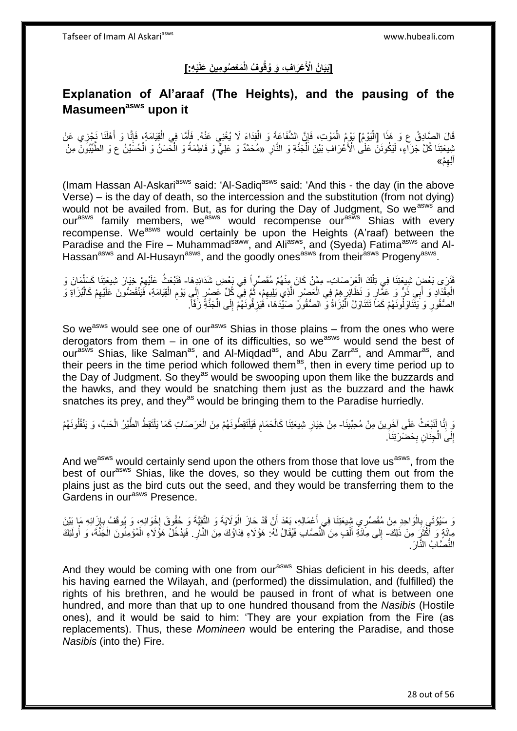**[بَيَانُ الْأَعْرَافِ، وَ وُقُوفُ الْمَعْصُومِينَ عَلَيْهِ:]**

## Explanation of Al'araaf (The Heights), and the pausing of the Masumeen[asws] upon it

قَالَ الصَّادِقُ ع وَ هَذَا [الْيَوْمُ] يَوْمُ الْمَوْتِ، فَإِنَّ الشَّفَاعَةَ وَ الْفِدَاءَ لَا يُغْنِي عَنْهُ. فَأَمَّا فِي الْقِيَامَةِ، فَإِنَّا وَ أَهْلَنَا نَجْزِي عَنْ شِيعَتِنَا كُلَّ جَزَاءٍ، لَيَكُونَنَّ عَلَى الْأَعْرَافِ بَيْنَ الْجَنَّةِ وَ النَّارِ «مُحَمَّدٌ وَ عَلِيٌّ وَ فَاطِمَةُ وَ الْحَسَنُ وَ الْحُسَيْنُ ع وَ الطَّيِّبُونَ مِنْ آلِهِمْ»

(Imam Hassan Al-Askari[asws] said: 'Al-Sadiq[asws] said: 'And this - the day (in the above Verse) – is the day of death, so the intercession and the substitution (from not dying) would not be availed from. But, as for during the Day of Judgment, So we[asws] and our[asws] family members, we[asws] would recompense our[asws] Shias with every recompense. We[asws] would certainly be upon the Heights (A'raaf) between the Paradise and the Fire – Muhammad[saww], and Ali[asws], and (Syeda) Fatima[asws] and Al-Hassan[asws] and Al-Husayn[asws], and the goodly ones[asws] from their[asws] Progeny[asws].

فَنَرَى بَعْضَ شِيعَتِنَا فِي تِلْكَ الْعَرَصَاتِ- مِمَّنْ كَانَ مِنْهُمْ مُقَصِّراً فِي بَعْضِ شَدَائِدِهَا- فَنَبْعَثُ عَلَيْهِمْ خِيَارَ شِيعَتِنَا كَسَلْمَانَ وَ الْمِقْدَادِ وَ أَبِي ذَرٍّ وَ عَمَّارٍ وَ نَظَائِرِهِمْ فِي الْعَصْرِ الَّذِي يَلِيهِمْ، ثُمَّ فِي كُلِّ عَصْرٍ إِلَى يَوْمِ الْقِيَامَةِ، فَيَنْقَضُّونَ عَلَيْهِمْ كَالْبُزَاةِ وَ الصُّقُورِ وَ يَتَنَاوَلُونَهُمْ كَمَا تَتَنَاوَلُ الْبُزَاةُ وَ الصُّقُورُ صَيْدَهَا، فَيَزِفُّونَهُمْ إِلَى الْجَنَّةِ زَفّاً.

So we[asws] would see one of our[asws] Shias in those plains – from the ones who were derogators from them – in one of its difficulties, so we[asws] would send the best of our[asws] Shias, like Salman[as], and Al-Miqdad[as], and Abu Zarr[as], and Ammar[as], and their peers in the time period which followed them[as], then in every time period up to the Day of Judgment. So they[as] would be swooping upon them like the buzzards and the hawks, and they would be snatching them just as the buzzard and the hawk snatches its prey, and they[as] would be bringing them to the Paradise hurriedly.

وَ إِنَّا لَنَبْعَثُ عَلَى آخَرِينَ مِنْ مُحِبِّينَا- مِنْ خِيَارِ شِيعَتِنَا كَالْحَمَامِ فَيَلْتَقِطُونَهُمْ مِنَ الْعَرَصَاتِ كَمَا يَلْتَقِطُ الطَّيْرُ الْحَبَّ، وَ يَنْقُلُونَهُمْ إِلَى الْجِنَانِ بِحَضْرَتِنَا.

And we[asws] would certainly send upon the others from those that love us[asws], from the best of our[asws] Shias, like the doves, so they would be cutting them out from the plains just as the bird cuts out the seed, and they would be transferring them to the Gardens in our[asws] Presence.

وَ سَيُؤْتَى بِالْوَاحِدِ مِنْ مُقَصِّرِي شِيعَتِنَا فِي أَعْمَالِهِ، بَعْدَ أَنْ قَدْ حَازَ الْوَلَايَةَ وَ التَّقِيَّةَ وَ حُقُوقَ إِخْوَانِهِ، وَ يُوقَفُ بِإِزَائِهِ مَا بَيْنَ مِائَةٍ وَ أَكْثَرَ مِنْ ذَلِكَ- إِلَى مِائَةِ أَلْفٍ مِنَ النُّصَّابِ فَيُقَالُ لَهُ: هَؤُلَاءِ فِدَاؤُكَ مِنَ النَّارِ. فَيَدْخُلُ هَؤُلَاءِ الْمُؤْمِنُونَ الْجَنَّةَ، وَ أُولَئِكَ النُّصَّابُ النَّارَ.

And they would be coming with one from our[asws] Shias deficient in his deeds, after his having earned the Wilayah, and (performed) the dissimulation, and (fulfilled) the rights of his brethren, and he would be paused in front of what is between one hundred, and more than that up to one hundred thousand from the *Nasibis* (Hostile ones), and it would be said to him: 'They are your expiation from the Fire (as replacements). Thus, these *Momineen* would be entering the Paradise, and those *Nasibis* (into the) Fire.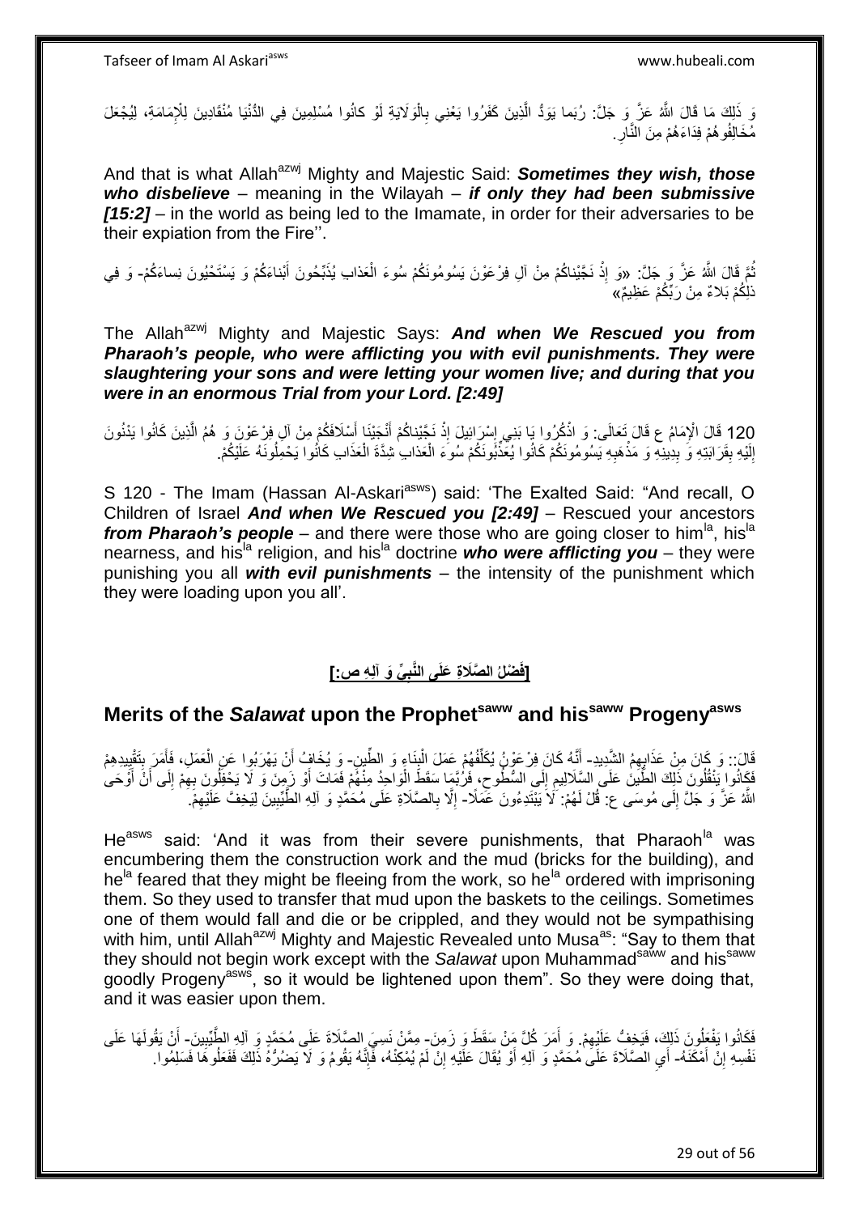وَ ذَلِكَ مَا قَالَ اللَّهُ عَزَّ وَ جَلَّ: رُبَما يَوَدُّ الَّذِينَ كَفَرُوا يَعْنِي بِالْوَلَايَةِ لَوْ كانُوا مُسْلِمِينَ فِي الدُّنْيَا مُنْقَادِينَ لِلْإِمَامَةِ، لِيُجْعَلَ مُخَالِفُوهُمْ فِدَاءَهُمْ مِنَ النَّارِ.

And that is what Allah[azwj] Mighty and Majestic Said: ***Sometimes they wish, those who disbelieve*** – meaning in the Wilayah – ***if only they had been submissive [15:2]*** – in the world as being led to the Imamate, in order for their adversaries to be their expiation from the Fire''.

ثُمَّ قَالَ اللَّهُ عَزَّ وَ جَلَّ: «وَ إِذْ نَجَّيْناكُمْ مِنْ آلِ فِرْعَوْنَ يَسُومُونَكُمْ سُوءَ الْعَذابِ يُذَبِّحُونَ أَبْناءَكُمْ وَ يَسْتَحْيُونَ نِساءَكُمْ- وَ فِي ذلِكُمْ بَلاءٌ مِنْ رَبِّكُمْ عَظِيمٌ»

The Allah[azwj] Mighty and Majestic Says: ***And when We Rescued you from Pharaoh's people, who were afflicting you with evil punishments. They were slaughtering your sons and were letting your women live; and during that you were in an enormous Trial from your Lord. [2:49]***

120 قَالَ الْإِمَامُ ع قَالَ تَعَالَى: وَ اذْكُرُوا يَا بَنِي إِسْرَائِيلَ إِذْ نَجَّيْناكُمْ أَنْجَيْنَا أَسْلَافَكُمْ مِنْ آلِ فِرْعَوْنَ وَ هُمُ الَّذِينَ كَانُوا يَدْنُونَ إِلَيْهِ بِقَرَابَتِهِ وَ بِدِينِهِ وَ مَذْهَبِهِ يَسُومُونَكُمْ كَانُوا يُعَذِّبُونَكُمْ سُوءَ الْعَذابِ شِدَّةَ الْعَذَابِ كَانُوا يَحْمِلُونَهُ عَلَيْكُمْ.

S 120 - The Imam (Hassan Al-Askari[asws]) said: 'The Exalted Said: "And recall, O Children of Israel ***And when We Rescued you [2:49]*** – Rescued your ancestors ***from Pharaoh's people*** – and there were those who are going closer to him[la], his[la] nearness, and his[la] religion, and his[la] doctrine ***who were afflicting you*** – they were punishing you all ***with evil punishments*** – the intensity of the punishment which they were loading upon you all'.

## [فَضْلُ الصَّلَاةِ عَلَى النَّبِيِّ وَ آلِهِ ص:]

## Merits of the *Salawat* upon the Prophet[saww] and his[saww] Progeny[asws]

قَالَ: وَ كَانَ مِنْ عَذَابِهِمُ الشَّدِيدِ- أَنَّهُ كَانَ فِرْعَوْنُ يُكَلِّفُهُمْ عَمَلَ الْبِنَاءِ وَ الطِّينِ- وَ يُخَافُ أَنْ يَهْرُبُوا عَنِ الْعَمَلِ، فَأَمَرَ بِتَقْيِيدِهِمْ فَكَانُوا يَنْقُلُونَ ذَلِكَ الطِّينَ عَلَى السَّلَالِيمِ إِلَى السُّطُوحِ، فَرُبَّمَا سَقَطَ الْوَاحِدُ مِنْهُمْ فَمَاتَ أَوْ زَمِنَ وَ لَا يَحْفِلُونَ بِهِمْ إِلَى أَنْ أَوْحَى اللَّهُ عَزَّ وَ جَلَّ إِلَى مُوسَى ع: قُلْ لَهُمْ: لَا يَبْتَدِءُونَ عَمَلًا- إِلَّا بِالصَّلَاةِ عَلَى مُحَمَّدٍ وَ آلِهِ الطَّيِّبِينَ لِيَخِفَّ عَلَيْهِمْ.

He[asws] said: 'And it was from their severe punishments, that Pharaoh[la] was encumbering them the construction work and the mud (bricks for the building), and he[la] feared that they might be fleeing from the work, so he[la] ordered with imprisoning them. So they used to transfer that mud upon the baskets to the ceilings. Sometimes one of them would fall and die or be crippled, and they would not be sympathising with him, until Allah[azwj] Mighty and Majestic Revealed unto Musa[as]: "Say to them that they should not begin work except with the *Salawat* upon Muhammad[saww] and his[saww] goodly Progeny[asws], so it would be lightened upon them". So they were doing that, and it was easier upon them.

فَكَانُوا يَفْعَلُونَ ذَلِكَ، فَيَخِفُّ عَلَيْهِمْ. وَ أَمَرَ كُلَّ مَنْ سَقَطَ وَ زَمِنَ- مِمَّنْ نَسِيَ الصَّلَاةَ عَلَى مُحَمَّدٍ وَ آلِهِ الطَّيِّبِينَ- أَنْ يَقُولَهَا عَلَى نَفْسِهِ إِنْ أَمْكَنَهُ- أَيِ الصَّلَاةَ عَلَى مُحَمَّدٍ وَ آلِهِ أَوْ يُقَالَ عَلَيْهِ إِنْ لَمْ يُمْكِنْهُ، فَإِنَّهُ يَقُومُ وَ لَا يَضُرُّهُ ذَلِكَ فَفَعَلُوهَا فَسَلِمُوا.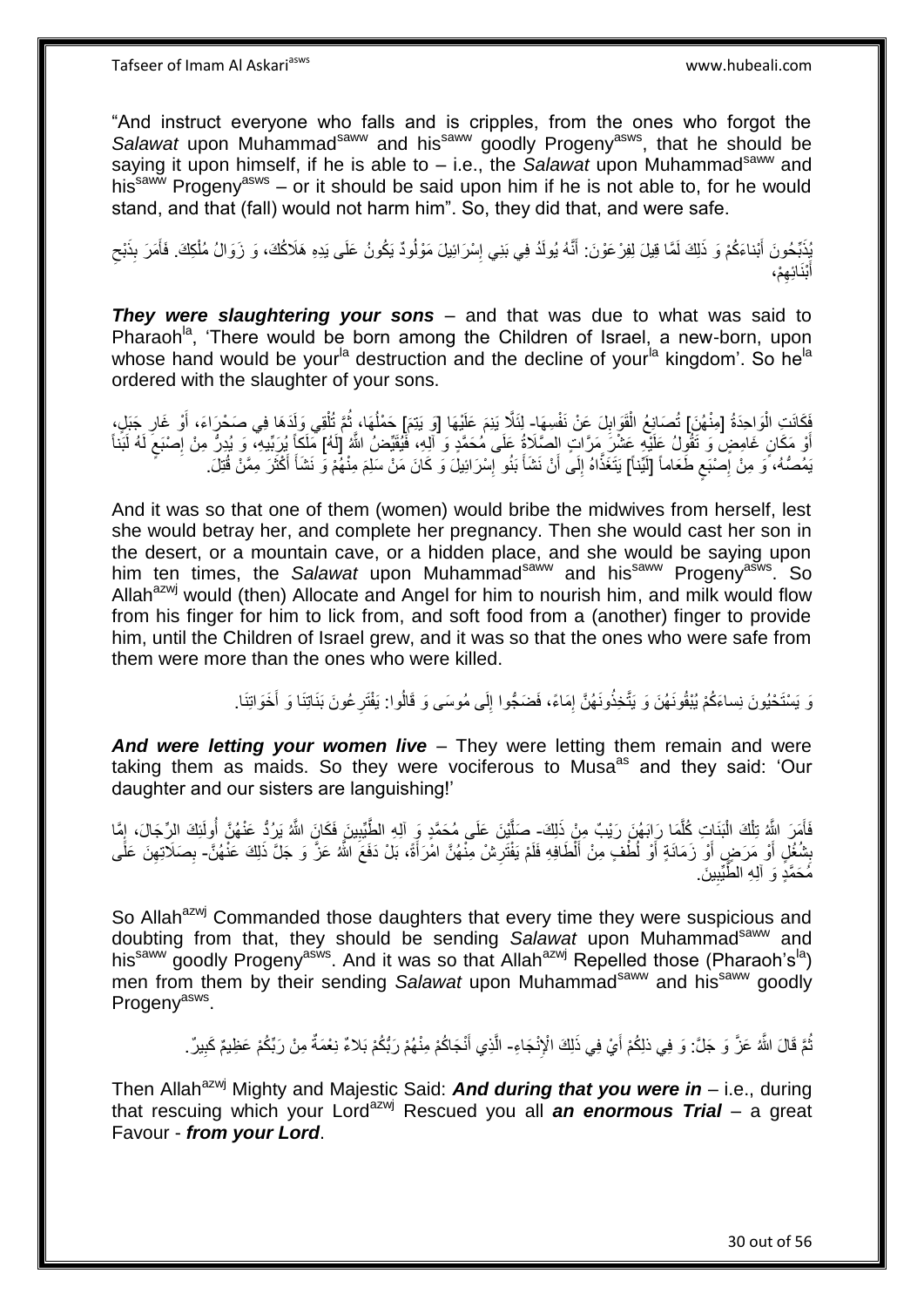"And instruct everyone who falls and is cripples, from the ones who forgot the *Salawat* upon Muhammad[saww] and his[saww] goodly Progeny[asws], that he should be saying it upon himself, if he is able to – i.e., the *Salawat* upon Muhammad[saww] and his[saww] Progeny[asws] – or it should be said upon him if he is not able to, for he would stand, and that (fall) would not harm him". So, they did that, and were safe.

يُذَبِّحُونَ أَبْنَاءَكُمْ وَ ذَلِكَ لَمَّا قِيلَ لِفِرْعَوْنَ: أَنَّهُ يُولَدُ فِي بَنِي إِسْرَائِيلَ مَوْلُودٌ يَكُونُ عَلَى يَدِهِ هَلَاكُكَ، وَ زَوَالُ مُلْكِكَ. فَأَمَرَ بِذَبْحِ أَبْنَائِهِمْ،

***They were slaughtering your sons*** – and that was due to what was said to Pharaoh[la], 'There would be born among the Children of Israel, a new-born, upon whose hand would be your[la] destruction and the decline of your[la] kingdom'. So he[la] ordered with the slaughter of your sons.

فَكَانَتِ الْوَاحِدَةُ [مِنْهُنَّ] تُصَانِعُ الْقَوَابِلَ عَنْ نَفْسِهَا- لِئَلَّا يَنِمَّ عَلَيْهَا [وَ يَتِمَ‏] حَمْلُهَا، ثُمَّ تُلْقِي وَلَدَهَا فِي صَحْرَاءَ، أَوْ غَارِ جَبَلٍ، أَوْ مَكَانٍ غَامِضٍ وَ تَقُولُ عَلَيْهِ عَشْرَ مَرَّاتٍ الصَّلَاةُ عَلَى مُحَمَّدٍ وَ آلِهِ، فَيُقَيِّضُ اللَّهُ [لَهُ] مَلَكاً يُرَبِّيهِ، وَ يُدِرُّ مِنْ إِصْبَعٍ لَهُ لَبَناً يَمُصُّهُ، وَ مِنْ إِصْبَعٍ طَعَاماً [لَيِّناً] يَتَغَذَّاهُ إِلَى أَنْ نَشَأَ بَنُو إِسْرَائِيلَ وَ كَانَ مَنْ سَلِمَ مِنْهُمْ وَ نَشَأَ أَكْثَرَ مِمَّنْ قُتِلَ.

And it was so that one of them (women) would bribe the midwives from herself, lest she would betray her, and complete her pregnancy. Then she would cast her son in the desert, or a mountain cave, or a hidden place, and she would be saying upon him ten times, the *Salawat* upon Muhammad[saww] and his[saww] Progeny[asws]. So Allah[azwj] would (then) Allocate and Angel for him to nourish him, and milk would flow from his finger for him to lick from, and soft food from a (another) finger to provide him, until the Children of Israel grew, and it was so that the ones who were safe from them were more than the ones who were killed.

وَ يَسْتَحْيُونَ نِساءَكُمْ يُبْقُونَهُنَّ وَ يَتَّخِذُونَهُنَّ إِمَاءً، فَضَجُّوا إِلَى مُوسَى وَ قَالُوا: يَفْتَرِعُونَ بَنَاتِنَا وَ أَخَوَاتِنَا.

***And were letting your women live*** – They were letting them remain and were taking them as maids. So they were vociferous to Musa[as] and they said: 'Our daughter and our sisters are languishing!'

فَأَمَرَ اللَّهُ تِلْكَ الْبَنَاتِ كُلَّمَا رَابَهُنَّ رَيْبٌ مِنْ ذَلِكَ- صَلَّيْنَ عَلَى مُحَمَّدٍ وَ آلِهِ الطَّيِّبِينَ فَكَانَ اللَّهُ يَرُدُّ عَنْهُنَّ أُولَئِكَ الرِّجَالَ، إِمَّا بِشُغُلٍ أَوْ مَرَضٍ أَوْ زَمَانَةٍ أَوْ لُطْفٍ مِنْ أَلْطَافِهِ فَلَمْ يَفْتَرِشْ مِنْهُنَّ امْرَأَةً، بَلْ دَفَعَ اللَّهُ عَزَّ وَ جَلَّ ذَلِكَ عَنْهُنَّ- بِصَلَاتِهِنَّ عَلَى مُحَمَّدٍ وَ آلِهِ الطَّيِّبِينَ.

So Allah[azwj] Commanded those daughters that every time they were suspicious and doubting from that, they should be sending *Salawat* upon Muhammad[saww] and his[saww] goodly Progeny[asws]. And it was so that Allah[azwj] Repelled those (Pharaoh's[la]) men from them by their sending *Salawat* upon Muhammad[saww] and his[saww] goodly Progeny[asws].

ثُمَّ قَالَ اللَّهُ عَزَّ وَ جَلَّ: وَ فِي ذلِكُمْ أَيْ فِي ذَلِكَ الْإِنْجَاءِ- الَّذِي أَنْجَاكُمْ مِنْهُمْ رَبُّكُمْ بَلاءٌ نِعْمَةٌ مِنْ رَبِّكُمْ عَظِيمٌ كَبِيرٌ.

Then Allah[azwj] Mighty and Majestic Said: ***And during that you were in*** – i.e., during that rescuing which your Lord[azwj] Rescued you all ***an enormous Trial*** – a great Favour - ***from your Lord***.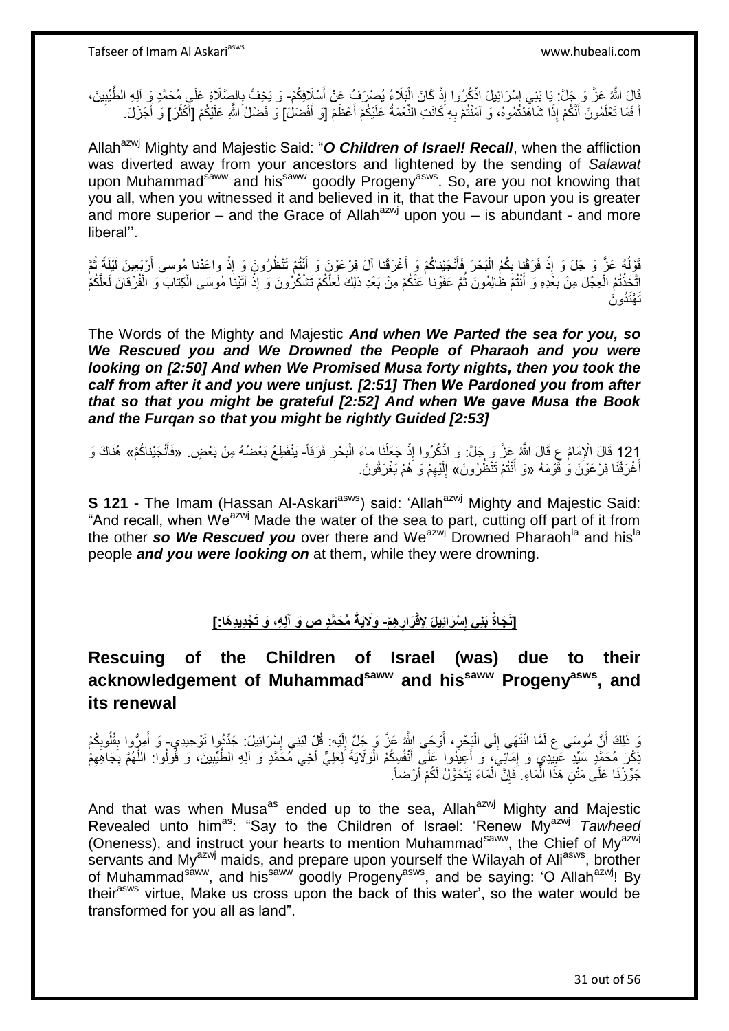قَالَ اللَّهُ عَزَّ وَ جَلَّ: يَا بَنِي إِسْرَائِيلَ اذْكُرُوا إِذْ كَانَ الْبَلَاءُ يُصْرَفُ عَنْ أَسْلَافِكُمْ- وَ يَخِفُّ بِالصَّلَاةِ عَلَى مُحَمَّدٍ وَ آلِهِ الطَّيِّبِينَ، أَ فَمَا تَعْلَمُونَ أَنَّكُمْ إِذَا شَاهَدْتُمُوهُ، وَ آمَنْتُمْ بِهِ كَانَتِ النِّعْمَةُ عَلَيْكُمْ أَعْظَمَ [وَ أَفْضَلَ] وَ فَضْلُ اللَّهِ عَلَيْكُمْ [أَكْثَرَ] وَ أَجْزَلَ.

Allah[azwj] Mighty and Majestic Said: "***O Children of Israel! Recall***, when the affliction was diverted away from your ancestors and lightened by the sending of *Salawat* upon Muhammad[saww] and his[saww] goodly Progeny[asws]. So, are you not knowing that you all, when you witnessed it and believed in it, that the Favour upon you is greater and more superior – and the Grace of Allah[azwj] upon you – is abundant - and more liberal''.

قَوْلُهُ عَزَّ وَ جَلَ وَ إِذْ فَرَقْنا بِكُمُ الْبَحْرَ فَأَنْجَيْناكُمْ وَ أَغْرَقْنا آلَ فِرْعَوْنَ وَ أَنْتُمْ تَنْظُرُونَ وَ إِذْ واعَدْنا مُوسى أَرْبَعِينَ لَيْلَةً ثُمَّ اتَّخَذْتُمُ الْعِجْلَ مِنْ بَعْدِهِ وَ أَنْتُمْ ظالِمُونَ ثُمَّ عَفَوْنا عَنْكُمْ مِنْ بَعْدِ ذلِكَ لَعَلَّكُمْ تَشْكُرُونَ وَ إِذْ آتَيْنا مُوسَى الْكِتابَ وَ الْفُرْقانَ لَعَلَّكُمْ تَهْتَدُونَ

The Words of the Mighty and Majestic ***And when We Parted the sea for you, so We Rescued you and We Drowned the People of Pharaoh and you were looking on [2:50] And when We Promised Musa forty nights, then you took the calf from after it and you were unjust. [2:51] Then We Pardoned you from after that so that you might be grateful [2:52] And when We gave Musa the Book and the Furqan so that you might be rightly Guided [2:53]***

121 قَالَ الْإِمَامُ ع قَالَ اللَّهُ عَزَّ وَ جَلَّ: وَ اذْكُرُوا إِذْ جَعَلْنَا مَاءَ الْبَحْرِ فَرَقاً- يَنْقَطِعُ بَعْضُهُ مِنْ بَعْضٍ. «فَأَنْجَيْناكُمْ» هُنَاكَ وَ أَغْرَقْنَا فِرْعَوْنَ وَ قَوْمَهُ «وَ أَنْتُمْ تَنْظُرُونَ» إِلَيْهِمْ وَ هُمْ يَغْرَقُونَ.

**S 121 -** The Imam (Hassan Al-Askari[asws]) said: 'Allah[azwj] Mighty and Majestic Said: "And recall, when We[azwj] Made the water of the sea to part, cutting off part of it from the other ***so We Rescued you*** over there and We[azwj] Drowned Pharaoh[la] and his[la] people ***and you were looking on*** at them, while they were drowning.

## [نَجَاةُ بَنِي إِسْرَائِيلَ لِإِقْرَارِهِمْ- وَلَايَةَ مُحَمَّدٍ ص وَ آلِهِ، وَ تَجْدِيدِهَا:]

## Rescuing of the Children of Israel (was) due to their acknowledgement of Muhammad[saww] and his[saww] Progeny[asws], and its renewal

وَ ذَلِكَ أَنَّ مُوسَى ع لَمَّا انْتَهَى إِلَى الْبَحْرِ، أَوْحَى اللَّهُ عَزَّ وَ جَلَّ إِلَيْهِ: قُلْ لِبَنِي إِسْرَائِيلَ: جَدِّدُوا تَوْحِيدِي- وَ أَمِرُّوا بِقُلُوبِكُمْ ذِكْرَ مُحَمَّدٍ سَيِّدِ عَبِيدِي وَ إِمَائِي، وَ أَعِيدُوا عَلَى أَنْفُسِكُمُ الْوَلَايَةَ لِعَلِيٍّ أَخِي مُحَمَّدٍ وَ آلِهِ الطَّيِّبِينَ، وَ قُولُوا: اللَّهُمَّ بِجَاهِهِمْ جَوِّزْنَا عَلَى مَتْنِ هَذَا الْمَاءِ. فَإِنَّ الْمَاءَ يَتَحَوَّلُ لَكُمْ أَرْضاً.

And that was when Musa[as] ended up to the sea, Allah[azwj] Mighty and Majestic Revealed unto him[as]: "Say to the Children of Israel: 'Renew My[azwj] *Tawheed* (Oneness), and instruct your hearts to mention Muhammad[saww], the Chief of My[azwj] servants and My[azwj] maids, and prepare upon yourself the Wilayah of Ali[asws], brother of Muhammad[saww], and his[saww] goodly Progeny[asws], and be saying: 'O Allah[azwj]! By their[asws] virtue, Make us cross upon the back of this water', so the water would be transformed for you all as land".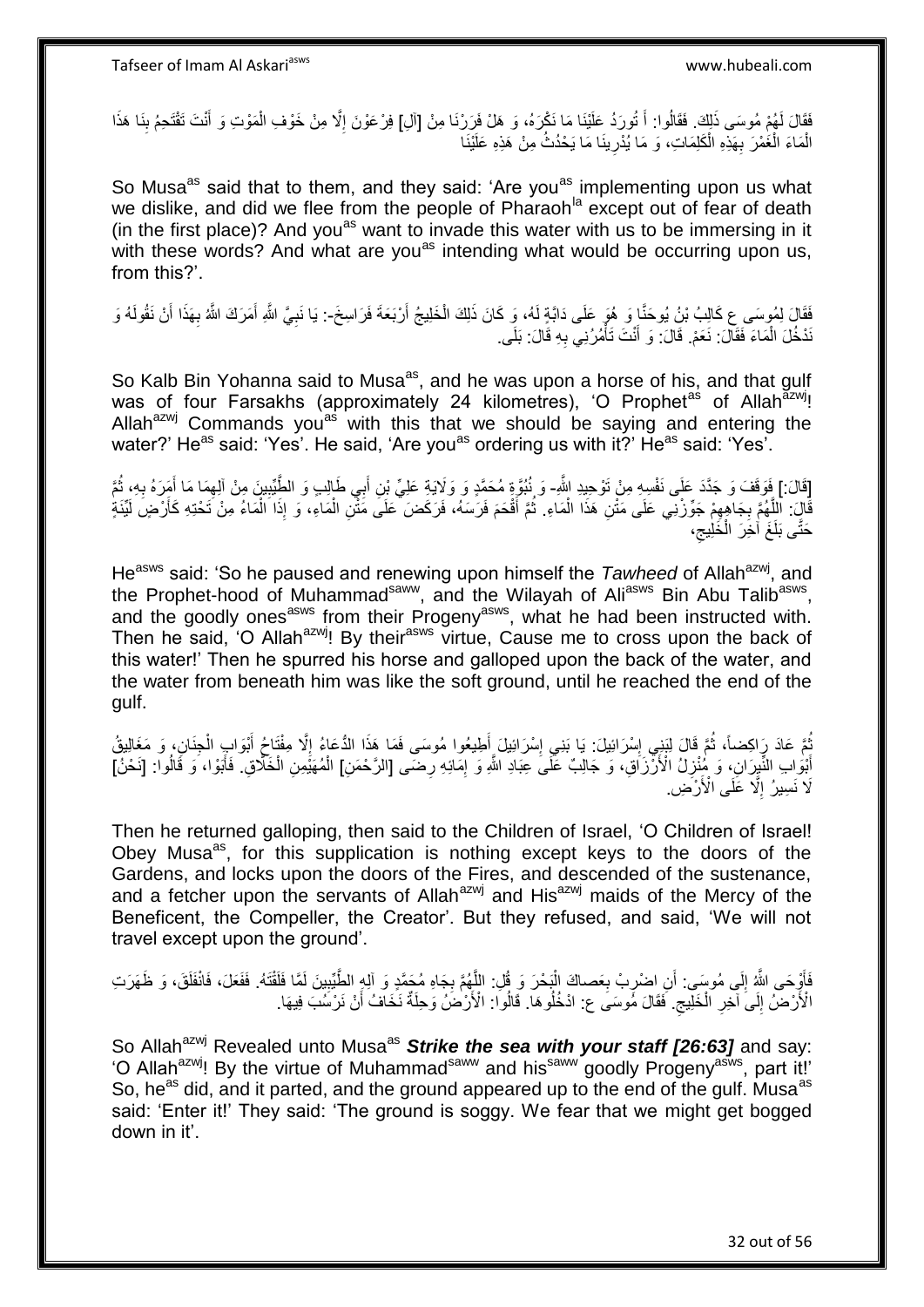فَقَالَ لَهُمْ مُوسَى ذَلِكَ. فَقَالُوا: أَ تُورِدُ عَلَيْنَا مَا نَكْرَهُهُ، وَ هَلْ فَرَرْنَا مِنْ [آلِ] فِرْعَوْنَ إِلَّا مِنْ خَوْفِ الْمَوْتِ وَ أَنْتَ تَقْتَحِمُ بِنَا هَذَا الْمَاءَ الْغَمْرَ بِهَذِهِ الْكَلِمَاتِ، وَ مَا يُدْرِينَا مَا يَحْدُثُ مِنْ هَذِهِ عَلَيْنَا

So Musa^as said that to them, and they said: 'Are you^as implementing upon us what we dislike, and did we flee from the people of Pharaoh^la except out of fear of death (in the first place)? And you^as want to invade this water with us to be immersing in it with these words? And what are you^as intending what would be occurring upon us, from this?'.

فَقَالَ لِمُوسَى ع كَالِبُ بْنُ يُوحَنَّا وَ هُوَ عَلَى دَابَّةٍ لَهُ، وَ كَانَ ذَلِكَ الْخَلِيجُ أَرْبَعَةَ فَرَاسِخَ-: يَا نَبِيَّ اللَّهِ أَمَرَكَ اللَّهُ بِهَذَا أَنْ نَقُولَهُ وَ نَدْخُلَ الْمَاءَ فَقَالَ: نَعَمْ. قَالَ: وَ أَنْتَ تَأْمُرُنِي بِهِ قَالَ: بَلَى.

So Kalb Bin Yohanna said to Musa^as, and he was upon a horse of his, and that gulf was of four Farsakhs (approximately 24 kilometres), 'O Prophet^as of Allah^azwj! Allah^azwj Commands you^as with this that we should be saying and entering the water?' He^as said: 'Yes'. He said, 'Are you^as ordering us with it?' He^as said: 'Yes'.

[قَالَ:] فَوَقَفَ وَ جَدَّدَ عَلَى نَفْسِهِ مِنْ تَوْحِيدِ اللَّهِ- وَ نُبُوَّةِ مُحَمَّدٍ وَ وَلَايَةِ عَلِيِّ بْنِ أَبِي طَالِبٍ وَ الطَّيِّبِينَ مِنْ آلِهِمَا مَا أَمَرَهُ بِهِ، ثُمَّ قَالَ: اللَّهُمَّ بِجَاهِهِمْ جَوِّزْنِي عَلَى مَتْنِ هَذَا الْمَاءِ. ثُمَّ أَقْحَمَ فَرَسَهُ، فَرَكَضَ عَلَى مَتْنِ الْمَاءِ، وَ إِذَا الْمَاءُ مِنْ تَحْتِهِ كَأَرْضٍ لَيِّنَةٍ حَتَّى بَلَغَ آخِرَ الْخَلِيجِ،

He^asws said: 'So he paused and renewing upon himself the *Tawheed* of Allah^azwj, and the Prophet-hood of Muhammad^saww, and the Wilayah of Ali^asws Bin Abu Talib^asws, and the goodly ones^asws from their Progeny^asws, what he had been instructed with. Then he said, 'O Allah^azwj! By their^asws virtue, Cause me to cross upon the back of this water!' Then he spurred his horse and galloped upon the back of the water, and the water from beneath him was like the soft ground, until he reached the end of the gulf.

ثُمَّ عَادَ رَاكِضاً، ثُمَّ قَالَ لِبَنِي إِسْرَائِيلَ: يَا بَنِي إِسْرَائِيلَ أَطِيعُوا مُوسَى فَمَا هَذَا الدُّعَاءُ إِلَّا مِفْتَاحُ أَبْوَابِ الْجِنَانِ، وَ مَغَالِيقُ أَبْوَابِ النِّيرَانِ، وَ مُنْزِلُ الْأَرْزَاقِ، وَ جَالِبٌ عَلَى عِبَادِ اللَّهِ وَ إِمَائِهِ رِضَى [الرَّحْمَنِ] الْمُهَيْمِنِ الْخَلَّاقِ. فَأَبَوْا، وَ قَالُوا: [نَحْنُ] لَا نَسِيرُ إِلَّا عَلَى الْأَرْضِ.

Then he returned galloping, then said to the Children of Israel, 'O Children of Israel! Obey Musa^as, for this supplication is nothing except keys to the doors of the Gardens, and locks upon the doors of the Fires, and descended of the sustenance, and a fetcher upon the servants of Allah^azwj and His^azwj maids of the Mercy of the Beneficent, the Compeller, the Creator'. But they refused, and said, 'We will not travel except upon the ground'.

فَأَوْحَى اللَّهُ إِلَى مُوسَى: أَنِ اضْرِبْ بِعَصاكَ الْبَحْرَ وَ قُلِ: اللَّهُمَّ بِجَاهِ مُحَمَّدٍ وَ آلِهِ الطَّيِّبِينَ لَمَّا فَلَقْتَهُ. فَفَعَلَ، فَانْفَلَقَ، وَ ظَهَرَتِ الْأَرْضُ إِلَى آخِرِ الْخَلِيجِ. فَقَالَ مُوسَى ع: ادْخُلُوهَا. قَالُوا: الْأَرْضُ وَحِلَةٌ نَخَافُ أَنْ نَرْسُبَ فِيهَا.

So Allah^azwj Revealed unto Musa^as ***Strike the sea with your staff [26:63]*** and say: 'O Allah^azwj! By the virtue of Muhammad^saww and his^saww goodly Progeny^asws, part it!' So, he^as did, and it parted, and the ground appeared up to the end of the gulf. Musa^as said: 'Enter it!' They said: 'The ground is soggy. We fear that we might get bogged down in it'.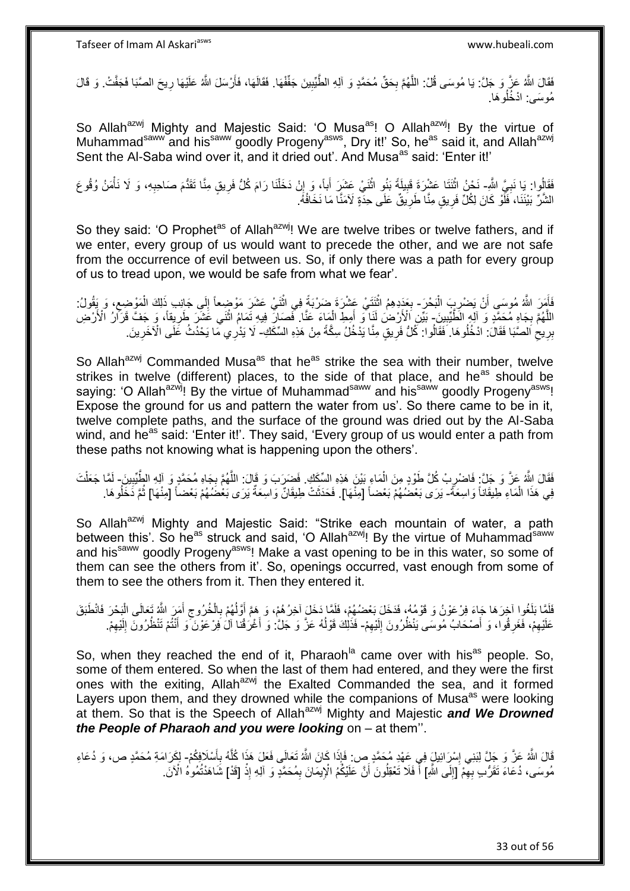فَقَالَ اللَّهُ عَزَّ وَ جَلَّ: يَا مُوسَى قُلْ: اللَّهُمَّ بِحَقِّ مُحَمَّدٍ وَ آلِهِ الطَّيِّبِينَ جَفِّفْهَا. فَقَالَهَا، فَأَرْسَلَ اللَّهُ عَلَيْهَا رِيحَ الصَّبَا فَجَفَّتْ. وَ قَالَ مُوسَى: ادْخُلُوهَا.

So Allah[azwj] Mighty and Majestic Said: 'O Musa[as]! O Allah[azwj]! By the virtue of Muhammad[saww] and his[saww] goodly Progeny[asws], Dry it!' So, he[as] said it, and Allah[azwj] Sent the Al-Saba wind over it, and it dried out'. And Musa[as] said: 'Enter it!'

فَقَالُوا: يَا نَبِيَّ اللَّهِ- نَحْنُ اثْنَتَا عَشْرَةَ قَبِيلَةً بَنُو اثْنَيْ عَشَرَ أَباً، وَ إِنْ دَخَلْنَا رَامَ كُلُّ فَرِيقٍ مِنَّا تَقَدُّمَ صَاحِبِهِ، وَ لَا نَأْمَنُ وُقُوعَ الشَّرِّ بَيْنَنَا، فَلَوْ كَانَ لِكُلِّ فَرِيقٍ مِنَّا طَرِيقٌ عَلَى حِدَةٍ لَأَمِنَّا مَا نَخَافُهُ.

So they said: 'O Prophet[as] of Allah[azwj]! We are twelve tribes or twelve fathers, and if we enter, every group of us would want to precede the other, and we are not safe from the occurrence of evil between us. So, if only there was a path for every group of us to tread upon, we would be safe from what we fear'.

فَأَمَرَ اللَّهُ مُوسَى أَنْ يَضْرِبَ الْبَحْرَ- بِعَدَدِهِمُ اثْنَتَيْ عَشْرَةَ ضَرْبَةً فِي اثْنَيْ عَشَرَ مَوْضِعاً إِلَى جَانِبِ ذَلِكَ الْمَوْضِعِ، وَ يَقُولُ: اللَّهُمَّ بِجَاهِ مُحَمَّدٍ وَ آلِهِ الطَّيِّبِينَ- بَيِّنِ الْأَرْضَ لَنَا وَ أَمِطِ الْمَاءَ عَنَّا. فَصَارَ فِيهِ تَمَامُ اثْنَي عَشَرَ طَرِيقاً، وَ جَفَّ قَرَارُ الْأَرْضِ بِرِيحِ الصَّبَا فَقَالَ: ادْخُلُوهَا. فَقَالُوا: كُلُّ فَرِيقٍ مِنَّا يَدْخُلُ سِكَّةً مِنْ هَذِهِ السِّكَكِ- لَا يَدْرِي مَا يَحْدُثُ عَلَى الْآخَرِينَ.

So Allah[azwj] Commanded Musa[as] that he[as] strike the sea with their number, twelve strikes in twelve (different) places, to the side of that place, and he[as] should be saying: 'O Allah[azwj]! By the virtue of Muhammad[saww] and his[saww] goodly Progeny[asws]! Expose the ground for us and pattern the water from us'. So there came to be in it, twelve complete paths, and the surface of the ground was dried out by the Al-Saba wind, and he[as] said: 'Enter it!'. They said, 'Every group of us would enter a path from these paths not knowing what is happening upon the others'.

فَقَالَ اللَّهُ عَزَّ وَ جَلَّ: فَاضْرِبْ كُلَّ طَوْدٍ مِنَ الْمَاءِ بَيْنَ هَذِهِ السِّكَكِ. فَضَرَبَ وَ قَالَ: اللَّهُمَّ بِجَاهِ مُحَمَّدٍ وَ آلِهِ الطَّيِّبِينَ- لَمَّا جَعَلْتَ فِي هَذَا الْمَاءِ طِيقَاناً وَاسِعَةً- يَرَى بَعْضُهُمْ بَعْضاً [مِنْهَا]. فَحَدَثَتْ طِيقَانٌ وَاسِعَةٌ يَرَى بَعْضُهُمْ بَعْضاً [مِنْهَا] ثُمَّ دَخَلُوهَا.

So Allah[azwj] Mighty and Majestic Said: "Strike each mountain of water, a path between this'. So he[as] struck and said, 'O Allah[azwj]! By the virtue of Muhammad[saww] and his[saww] goodly Progeny[asws]! Make a vast opening to be in this water, so some of them can see the others from it'. So, openings occurred, vast enough from some of them to see the others from it. Then they entered it.

فَلَمَّا بَلَغُوا آخِرَهَا جَاءَ فِرْعَوْنُ وَ قَوْمُهُ، فَدَخَلَ بَعْضُهُمْ، فَلَمَّا دَخَلَ آخِرُهُمْ، وَ هَمَّ أَوَّلُهُمْ بِالْخُرُوجِ أَمَرَ اللَّهُ تَعَالَى الْبَحْرَ فَانْطَبَقَ عَلَيْهِمْ، فَغَرِقُوا، وَ أَصْحَابُ مُوسَى يَنْظُرُونَ إِلَيْهِمْ- فَذَلِكَ قَوْلُهُ عَزَّ وَ جَلَّ: وَ أَغْرَقْنا آلَ فِرْعَوْنَ وَ أَنْتُمْ تَنْظُرُونَ إِلَيْهِمْ.

So, when they reached the end of it, Pharaoh[la] came over with his[as] people. So, some of them entered. So when the last of them had entered, and they were the first ones with the exiting, Allah[azwj] the Exalted Commanded the sea, and it formed Layers upon them, and they drowned while the companions of Musa[as] were looking at them. So that is the Speech of Allah[azwj] Mighty and Majestic ***and We Drowned the People of Pharaoh and you were looking*** on – at them''.

قَالَ اللَّهُ عَزَّ وَ جَلَّ لِبَنِي إِسْرَائِيلَ فِي عَهْدِ مُحَمَّدٍ ص: فَإِذَا كَانَ اللَّهُ تَعَالَى فَعَلَ هَذَا كُلَّهُ بِأَسْلَافِكُمْ- لِكَرَامَةِ مُحَمَّدٍ ص، وَ دُعَاءِ مُوسَى، دُعَاءَ تَقَرُّبٍ بِهِمْ [إِلَى اللَّهِ] أَ فَلَا تَعْقِلُونَ أَنَّ عَلَيْكُمُ الْإِيمَانَ بِمُحَمَّدٍ وَ آلِهِ إِذْ [قَدْ] شَاهَدْتُمُوهُ الْآنَ.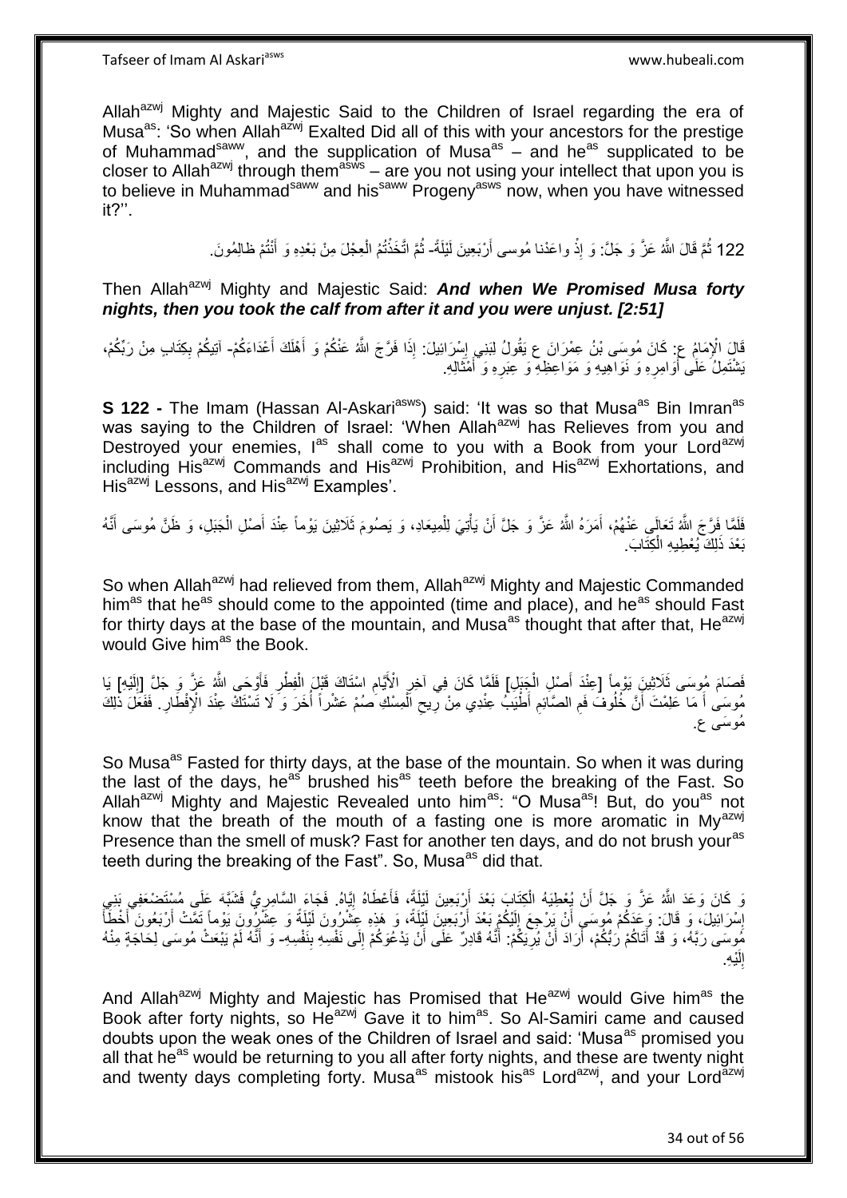Allah[azwj] Mighty and Majestic Said to the Children of Israel regarding the era of Musa[as]: 'So when Allah[azwj] Exalted Did all of this with your ancestors for the prestige of Muhammad[saww], and the supplication of Musa[as] – and he[as] supplicated to be closer to Allah[azwj] through them[asws] – are you not using your intellect that upon you is to believe in Muhammad[saww] and his[saww] Progeny[asws] now, when you have witnessed it?''.

122 ثُمَّ قَالَ اللَّهُ عَزَّ وَ جَلَّ: وَ إِذْ واعَدْنا مُوسى أَرْبَعِينَ لَيْلَةً- ثُمَّ اتَّخَذْتُمُ الْعِجْلَ مِنْ بَعْدِهِ وَ أَنْتُمْ ظالِمُونَ.

Then Allah[azwj] Mighty and Majestic Said: ***And when We Promised Musa forty nights, then you took the calf from after it and you were unjust. [2:51]***

قَالَ الْإِمَامُ ع: كَانَ مُوسَى بْنُ عِمْرَانَ ع يَقُولُ لِبَنِي إِسْرَائِيلَ: إِذَا فَرَّجَ اللَّهُ عَنْكُمْ وَ أَهْلَكَ أَعْدَاءَكُمْ- آتِيكُمْ بِكِتَابٍ مِنْ رَبِّكُمْ، يَشْتَمِلُ عَلَى أَوَامِرِهِ وَ نَوَاهِيهِ وَ مَوَاعِظِهِ وَ عِبَرِهِ وَ أَمْثَالِهِ.

**S 122 -** The Imam (Hassan Al-Askari[asws]) said: 'It was so that Musa[as] Bin Imran[as] was saying to the Children of Israel: 'When Allah[azwj] has Relieves from you and Destroyed your enemies, I[as] shall come to you with a Book from your Lord[azwj] including His[azwj] Commands and His[azwj] Prohibition, and His[azwj] Exhortations, and His[azwj] Lessons, and His[azwj] Examples'.

فَلَمَّا فَرَّجَ اللَّهُ تَعَالَى عَنْهُمْ، أَمَرَهُ اللَّهُ عَزَّ وَ جَلَّ أَنْ يَأْتِيَ لِلْمِيعَادِ، وَ يَصُومَ ثَلَاثِينَ يَوْماً عِنْدَ أَصْلِ الْجَبَلِ، وَ ظَنَّ مُوسَى أَنَّهُ بَعْدَ ذَلِكَ يُعْطِيهِ الْكِتَابَ.

So when Allah[azwj] had relieved from them, Allah[azwj] Mighty and Majestic Commanded him[as] that he[as] should come to the appointed (time and place), and he[as] should Fast for thirty days at the base of the mountain, and Musa[as] thought that after that, He[azwj] would Give him[as] the Book.

فَصَامَ مُوسَى ثَلَاثِينَ يَوْماً [عِنْدَ أَصْلِ الْجَبَلِ] فَلَمَّا كَانَ فِي آخِرِ الْأَيَّامِ اسْتَاكَ قَبْلَ الْفِطْرِ فَأَوْحَى اللَّهُ عَزَّ وَ جَلَّ [إِلَيْهِ] يَا مُوسَى أَ مَا عَلِمْتَ أَنَّ خُلُوفَ فَمِ الصَّائِمِ أَطْيَبُ عِنْدِي مِنْ رِيحِ الْمِسْكِ صُمْ عَشْراً أُخَرَ وَ لَا تَسْتَكْ عِنْدَ الْإِفْطَارِ. فَفَعَلَ ذَلِكَ مُوسَى ع.

So Musa[as] Fasted for thirty days, at the base of the mountain. So when it was during the last of the days, he[as] brushed his[as] teeth before the breaking of the Fast. So Allah[azwj] Mighty and Majestic Revealed unto him[as]: "O Musa[as]! But, do you[as] not know that the breath of the mouth of a fasting one is more aromatic in My[azwj] Presence than the smell of musk? Fast for another ten days, and do not brush your[as] teeth during the breaking of the Fast". So, Musa[as] did that.

وَ كَانَ وَعَدَ اللَّهُ عَزَّ وَ جَلَّ أَنْ يُعْطِيَهُ الْكِتَابَ بَعْدَ أَرْبَعِينَ لَيْلَةً، فَأَعْطَاهُ إِيَّاهُ. فَجَاءَ السَّامِرِيُّ فَشَبَّهَ عَلَى مُسْتَضْعَفِي بَنِي إِسْرَائِيلَ، وَ قَالَ: وَعَدَكُمْ مُوسَى أَنْ يَرْجِعَ إِلَيْكُمْ بَعْدَ أَرْبَعِينَ لَيْلَةً، وَ هَذِهِ عِشْرُونَ لَيْلَةً وَ عِشْرُونَ يَوْماً تَمَّتْ أَرْبَعُونَ أَخْطَأَ مُوسَى رَبَّهُ، وَ قَدْ أَتَاكُمْ رَبُّكُمْ، أَرَادَ أَنْ يُرِيَكُمْ: أَنَّهُ قَادِرٌ عَلَى أَنْ يَدْعُوَكُمْ إِلَى نَفْسِهِ بِنَفْسِهِ- وَ أَنَّهُ لَمْ يَبْعَثْ مُوسَى لِحَاجَةٍ مِنْهُ إِلَيْهِ.

And Allah[azwj] Mighty and Majestic has Promised that He[azwj] would Give him[as] the Book after forty nights, so He[azwj] Gave it to him[as]. So Al-Samiri came and caused doubts upon the weak ones of the Children of Israel and said: 'Musa[as] promised you all that he[as] would be returning to you all after forty nights, and these are twenty night and twenty days completing forty. Musa[as] mistook his[as] Lord[azwj], and your Lord[azwj]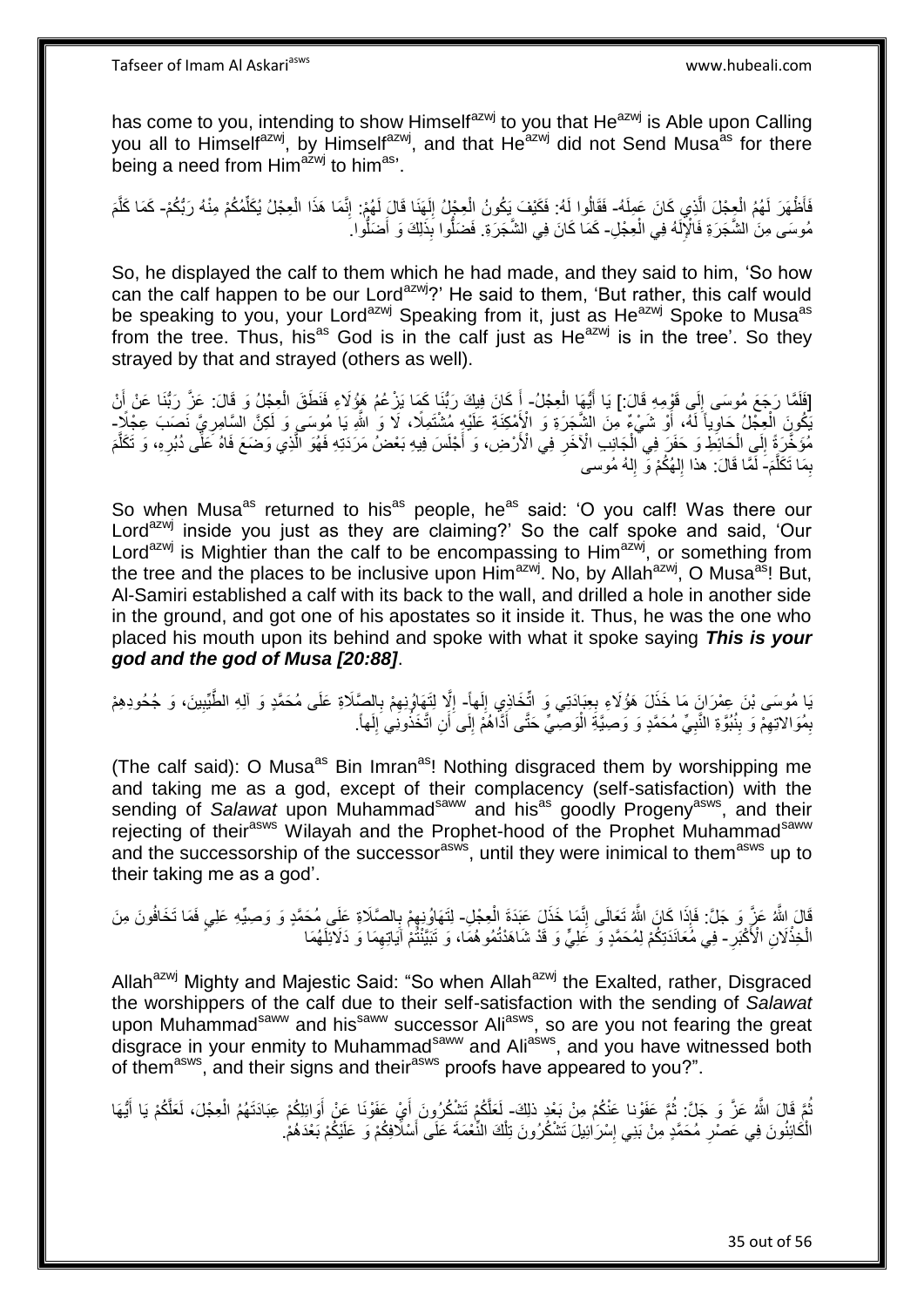has come to you, intending to show Himself[azwj] to you that He[azwj] is Able upon Calling you all to Himself[azwj], by Himself[azwj], and that He[azwj] did not Send Musa[as] for there being a need from Him[azwj] to him[as]'.

فَأَظْهَرَ لَهُمُ الْعِجْلَ الَّذِي كَانَ عَمِلَهُ- فَقَالُوا لَهُ: فَكَيْفَ يَكُونُ الْعِجْلُ إِلَهَنَا قَالَ لَهُمْ: إِنَّمَا هَذَا الْعِجْلُ يُكَلِّمُكُمْ مِنْهُ رَبُّكُمْ- كَمَا كَلَّمَ مُوسَى مِنَ الشَّجَرَةِ فَالْإِلَهُ فِي الْعِجْلِ- كَمَا كَانَ فِي الشَّجَرَةِ. فَضَلُّوا بِذَلِكَ وَ أَضَلُّوا.

So, he displayed the calf to them which he had made, and they said to him, 'So how can the calf happen to be our Lord[azwj]?' He said to them, 'But rather, this calf would be speaking to you, your Lord[azwj] Speaking from it, just as He[azwj] Spoke to Musa[as] from the tree. Thus, his[as] God is in the calf just as He[azwj] is in the tree'. So they strayed by that and strayed (others as well).

[فَلَمَّا رَجَعَ مُوسَى إِلَى قَوْمِهِ قَالَ:] يَا أَيُّهَا الْعِجْلُ- أَ كَانَ فِيكَ رَبُّنَا كَمَا يَزْعُمُ هَؤُلَاءِ فَنَطَقَ الْعِجْلُ وَ قَالَ: عَزَّ رَبُّنَا عَنْ أَنْ يَكُونَ الْعِجْلُ حَاوِياً لَهُ، أَوْ شَيْءٌ مِنَ الشَّجَرَةِ وَ الْأَمْكِنَةِ عَلَيْهِ مُشْتَمِلًا، لَا وَ اللَّهِ يَا مُوسَى وَ لَكِنَّ السَّامِرِيَّ نَصَبَ عِجْلًا- مُؤَخَّرَةً إِلَى الْحَائِطِ وَ حَفَرَ فِي الْجَانِبِ الْآخَرِ فِي الْأَرْضِ، وَ أَجْلَسَ فِيهِ بَعْضَ مَرَدَتِهِ فَهُوَ الَّذِي وَضَعَ فَاهُ عَلَى دُبُرِهِ، وَ تَكَلَّمَ بِمَا تَكَلَّمَ- لَمَّا قَالَ: هذا إِلهُكُمْ وَ إِلهُ مُوسى

So when Musa[as] returned to his[as] people, he[as] said: 'O you calf! Was there our Lord[azwj] inside you just as they are claiming?' So the calf spoke and said, 'Our Lord[azwj] is Mightier than the calf to be encompassing to Him[azwj], or something from the tree and the places to be inclusive upon Him[azwj]. No, by Allah[azwj], O Musa[as]! But, Al-Samiri established a calf with its back to the wall, and drilled a hole in another side in the ground, and got one of his apostates so it inside it. Thus, he was the one who placed his mouth upon its behind and spoke with what it spoke saying ***This is your god and the god of Musa [20:88]***.

يَا مُوسَى بْنَ عِمْرَانَ مَا خَذَلَ هَؤُلَاءِ بِعِبَادَتِي وَ اتِّخَاذِي إِلَهاً- إِلَّا لِتَهَاوُنِهِمْ بِالصَّلَاةِ عَلَى مُحَمَّدٍ وَ آلِهِ الطَّيِّبِينَ، وَ جُحُودِهِمْ بِمُوَالاتِهِمْ وَ بِنُبُوَّةِ النَّبِيِّ مُحَمَّدٍ وَ وَصِيَّةِ الْوَصِيِّ حَتَّى أَدَّاهُمْ إِلَى أَنِ اتَّخَذُونِي إِلَهاً.

(The calf said): O Musa[as] Bin Imran[as]! Nothing disgraced them by worshipping me and taking me as a god, except of their complacency (self-satisfaction) with the sending of *Salawat* upon Muhammad[saww] and his[as] goodly Progeny[asws], and their rejecting of their[asws] Wilayah and the Prophet-hood of the Prophet Muhammad[saww] and the successorship of the successor[asws], until they were inimical to them[asws] up to their taking me as a god'.

قَالَ اللَّهُ عَزَّ وَ جَلَّ: فَإِذَا كَانَ اللَّهُ تَعَالَى إِنَّمَا خَذَلَ عَبَدَةَ الْعِجْلِ- لِتَهَاوُنِهِمْ بِالصَّلَاةِ عَلَى مُحَمَّدٍ وَ وَصِيِّهِ عَلِيٍّ فَمَا تَخَافُونَ مِنَ الْخِذْلَانِ الْأَكْبَرِ- فِي مُعَانَدَتِكُمْ لِمُحَمَّدٍ وَ عَلِيٍّ وَ قَدْ شَاهَدْتُمُوهُمَا، وَ تَبَيَّنْتُمْ آيَاتِهِمَا وَ دَلَائِلَهُمَا

Allah[azwj] Mighty and Majestic Said: "So when Allah[azwj] the Exalted, rather, Disgraced the worshippers of the calf due to their self-satisfaction with the sending of *Salawat* upon Muhammad[saww] and his[saww] successor Ali[asws], so are you not fearing the great disgrace in your enmity to Muhammad[saww] and Ali[asws], and you have witnessed both of them[asws], and their signs and their[asws] proofs have appeared to you?".

ثُمَّ قَالَ اللَّهُ عَزَّ وَ جَلَّ: ثُمَّ عَفَوْنا عَنْكُمْ مِنْ بَعْدِ ذلِكَ- لَعَلَّكُمْ تَشْكُرُونَ أَيْ عَفَوْنَا عَنْ أَوَائِلِكُمْ عِبَادَتَهُمُ الْعِجْلَ، لَعَلَّكُمْ يَا أَيُّهَا الْكَائِنُونَ فِي عَصْرِ مُحَمَّدٍ مِنْ بَنِي إِسْرَائِيلَ تَشْكُرُونَ تِلْكَ النِّعْمَةَ عَلَى أَسْلَافِكُمْ وَ عَلَيْكُمْ بَعْدَهُمْ.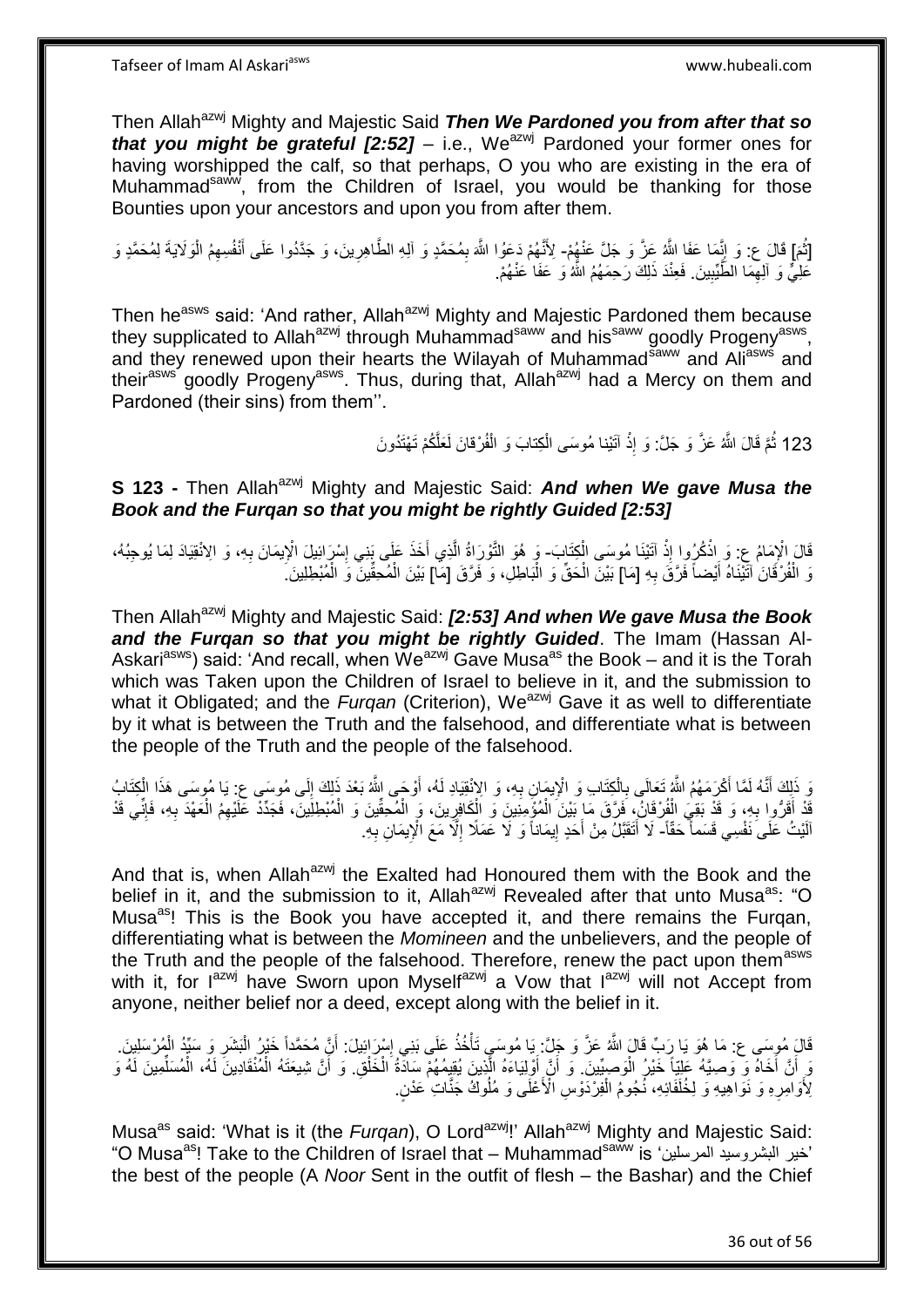Then Allah[azwj] Mighty and Majestic Said ***Then We Pardoned you from after that so that you might be grateful [2:52]*** – i.e., We[azwj] Pardoned your former ones for having worshipped the calf, so that perhaps, O you who are existing in the era of Muhammad[saww], from the Children of Israel, you would be thanking for those Bounties upon your ancestors and upon you from after them.

[ثُمَ‏] قَالَ ع: وَ إِنَّمَا عَفَا اللَّهُ عَزَّ وَ جَلَّ عَنْهُمْ- لِأَنَّهُمْ دَعَوُا اللَّهَ بِمُحَمَّدٍ وَ آلِهِ الطَّاهِرِينَ، وَ جَدَّدُوا عَلَى أَنْفُسِهِمُ الْوَلَايَةَ لِمُحَمَّدٍ وَ عَلِيٍّ وَ آلِهِمَا الطَّيِّبِينَ. فَعِنْدَ ذَلِكَ رَحِمَهُمُ اللَّهُ وَ عَفَا عَنْهُمْ.

Then he[asws] said: 'And rather, Allah[azwj] Mighty and Majestic Pardoned them because they supplicated to Allah[azwj] through Muhammad[saww] and his[saww] goodly Progeny[asws], and they renewed upon their hearts the Wilayah of Muhammad[saww] and Ali[asws] and their[asws] goodly Progeny[asws]. Thus, during that, Allah[azwj] had a Mercy on them and Pardoned (their sins) from them''.

123 ثُمَّ قَالَ اللَّهُ عَزَّ وَ جَلَّ: وَ إِذْ آتَيْنا مُوسَى الْكِتابَ وَ الْفُرْقانَ لَعَلَّكُمْ تَهْتَدُونَ

**S 123 -** Then Allah[azwj] Mighty and Majestic Said: ***And when We gave Musa the Book and the Furqan so that you might be rightly Guided [2:53]***

قَالَ الْإِمَامُ ع: وَ اذْكُرُوا إِذْ آتَيْنَا مُوسَى الْكِتَابَ- وَ هُوَ التَّوْرَاةُ الَّذِي أَخَذَ عَلَى بَنِي إِسْرَائِيلَ الْإِيمَانَ بِهِ، وَ الِانْقِيَادَ لِمَا يُوجِبُهُ، وَ الْفُرْقَانَ آتَيْنَاهُ أَيْضاً فَرَّقَ بِهِ [مَا] بَيْنَ الْحَقِّ وَ الْبَاطِلِ، وَ فَرَّقَ [مَا] بَيْنَ الْمُحِقِّينَ وَ الْمُبْطِلِينَ.

Then Allah[azwj] Mighty and Majestic Said: ***[2:53] And when We gave Musa the Book and the Furqan so that you might be rightly Guided***. The Imam (Hassan Al-Askari[asws]) said: 'And recall, when We[azwj] Gave Musa[as] the Book – and it is the Torah which was Taken upon the Children of Israel to believe in it, and the submission to what it Obligated; and the *Furqan* (Criterion), We[azwj] Gave it as well to differentiate by it what is between the Truth and the falsehood, and differentiate what is between the people of the Truth and the people of the falsehood.

وَ ذَلِكَ أَنَّهُ لَمَّا أَكْرَمَهُمُ اللَّهُ تَعَالَى بِالْكِتَابِ وَ الْإِيمَانِ بِهِ، وَ الِانْقِيَادِ لَهُ، أَوْحَى اللَّهُ بَعْدَ ذَلِكَ إِلَى مُوسَى ع: يَا مُوسَى هَذَا الْكِتَابُ قَدْ أَقَرُّوا بِهِ، وَ قَدْ بَقِيَ الْفُرْقَانُ، فَرَّقَ مَا بَيْنَ الْمُؤْمِنِينَ وَ الْكَافِرِينَ، وَ الْمُحِقِّينَ وَ الْمُبْطِلِينَ، فَجَدِّدْ عَلَيْهِمُ الْعَهْدَ بِهِ، فَإِنِّي قَدْ آلَيْتُ عَلَى نَفْسِي قَسَماً حَقّاً- لَا أَتَقَبَّلُ مِنْ أَحَدٍ إِيمَاناً وَ لَا عَمَلًا إِلَّا مَعَ الْإِيمَانِ بِهِ.

And that is, when Allah[azwj] the Exalted had Honoured them with the Book and the belief in it, and the submission to it, Allah[azwj] Revealed after that unto Musa[as]: "O Musa[as]! This is the Book you have accepted it, and there remains the Furqan, differentiating what is between the *Momineen* and the unbelievers, and the people of the Truth and the people of the falsehood. Therefore, renew the pact upon them[asws] with it, for I[azwj] have Sworn upon Myself[azwj] a Vow that I[azwj] will not Accept from anyone, neither belief nor a deed, except along with the belief in it.

قَالَ مُوسَى ع: مَا هُوَ يَا رَبِّ قَالَ اللَّهُ عَزَّ وَ جَلَّ: يَا مُوسَى تَأْخُذُ عَلَى بَنِي إِسْرَائِيلَ: أَنَّ مُحَمَّداً خَيْرُ الْبَشَرِ وَ سَيِّدُ الْمُرْسَلِينَ. وَ أَنَّ أَخَاهُ وَ وَصِيَّهُ عَلِيّاً خَيْرُ الْوَصِيِّينَ. وَ أَنَّ أَوْلِيَاءَهُ الَّذِينَ يُقِيمُهُمْ سَادَةُ الْخَلْقِ. وَ أَنَّ شِيعَتَهُ الْمُنْقَادِينَ لَهُ، الْمُسَلِّمِينَ لَهُ وَ لِأَوَامِرِهِ وَ نَوَاهِيهِ وَ لِخُلَفَائِهِ، نُجُومُ الْفِرْدَوْسِ الْأَعْلَى وَ مُلُوكُ جَنَّاتِ عَدْنٍ.

Musa[as] said: 'What is it (the *Furqan*), O Lord[azwj]!' Allah[azwj] Mighty and Majestic Said: "O Musa[as]! Take to the Children of Israel that – Muhammad[saww] is 'خير البشروسيد المرسلين' the best of the people (A *Noor* Sent in the outfit of flesh – the Bashar) and the Chief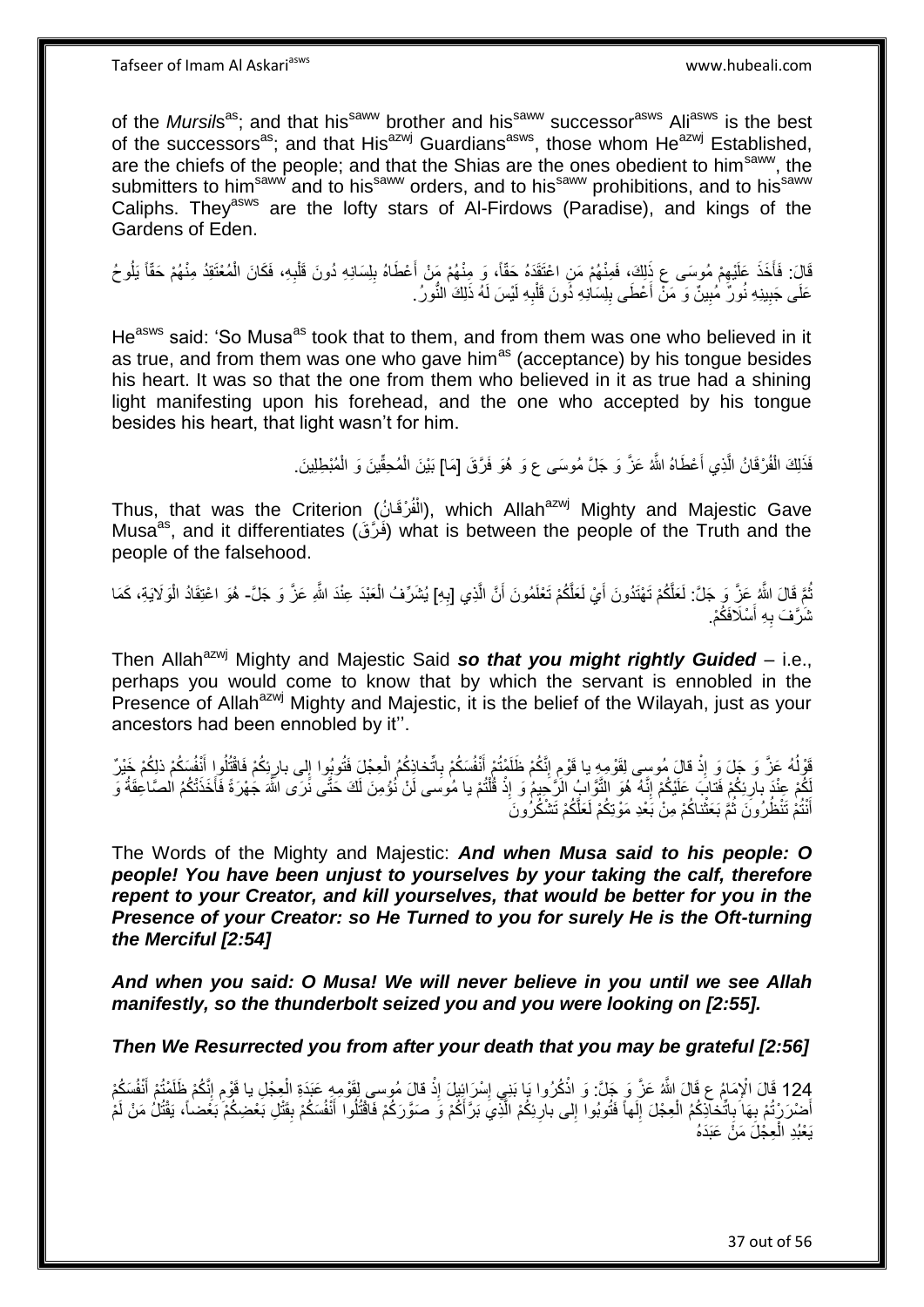of the *Mursils*[as]; and that his[saww] brother and his[saww] successor[asws] Ali[asws] is the best of the successors[as]; and that His[azwj] Guardians[asws], those whom He[azwj] Established, are the chiefs of the people; and that the Shias are the ones obedient to him[saww], the submitters to him[saww] and to his[saww] orders, and to his[saww] prohibitions, and to his[saww] Caliphs. They[asws] are the lofty stars of Al-Firdows (Paradise), and kings of the Gardens of Eden.

قَالَ: فَأَخَذَ عَلَيْهِمْ مُوسَى ع ذَلِكَ، فَمِنْهُمْ مَنِ اعْتَقَدَهُ حَقّاً، وَ مِنْهُمْ مَنْ أَعْطَاهُ بِلِسَانِهِ دُونَ قَلْبِهِ، فَكَانَ الْمُعْتَقِدُ مِنْهُمْ حَقّاً يَلُوحُ عَلَى جَبِينِهِ نُورٌ مُبِينٌ وَ مَنْ أَعْطَى بِلِسَانِهِ دُونَ قَلْبِهِ لَيْسَ لَهُ ذَلِكَ النُّورُ.

He[asws] said: 'So Musa[as] took that to them, and from them was one who believed in it as true, and from them was one who gave him[as] (acceptance) by his tongue besides his heart. It was so that the one from them who believed in it as true had a shining light manifesting upon his forehead, and the one who accepted by his tongue besides his heart, that light wasn't for him.

فَذَلِكَ الْفُرْقَانُ الَّذِي أَعْطَاهُ اللَّهُ عَزَّ وَ جَلَّ مُوسَى ع وَ هُوَ فَرَّقَ [مَا] بَيْنَ الْمُحِقِّينَ وَ الْمُبْطِلِينَ.

Thus, that was the Criterion (الْفُرْقَانُ), which Allah[azwj] Mighty and Majestic Gave Musa[as], and it differentiates (فَرَّقَ) what is between the people of the Truth and the people of the falsehood.

ثُمَّ قَالَ اللَّهُ عَزَّ وَ جَلَّ: لَعَلَّكُمْ تَهْتَدُونَ أَيْ لَعَلَّكُمْ تَعْلَمُونَ أَنَّ الَّذِي [بِهِ] يُشَرِّفُ الْعَبْدَ عِنْدَ اللَّهِ عَزَّ وَ جَلَّ- هُوَ اعْتِقَادُ الْوَلَايَةِ، كَمَا شَرَّفَ بِهِ أَسْلَافَكُمْ.

Then Allah[azwj] Mighty and Majestic Said ***so that you might rightly Guided*** – i.e., perhaps you would come to know that by which the servant is ennobled in the Presence of Allah[azwj] Mighty and Majestic, it is the belief of the Wilayah, just as your ancestors had been ennobled by it''.

قَوْلُهُ عَزَّ وَ جَلَ وَ إِذْ قالَ مُوسى لِقَوْمِهِ يا قَوْمِ إِنَّكُمْ ظَلَمْتُمْ أَنْفُسَكُمْ بِاتِّخاذِكُمُ الْعِجْلَ فَتُوبُوا إِلى بارِئِكُمْ فَاقْتُلُوا أَنْفُسَكُمْ ذلِكُمْ خَيْرٌ لَكُمْ عِنْدَ بارِئِكُمْ فَتابَ عَلَيْكُمْ إِنَّهُ هُوَ التَّوَّابُ الرَّحِيمُ وَ إِذْ قُلْتُمْ يا مُوسى لَنْ نُؤْمِنَ لَكَ حَتَّى نَرَى اللَّهَ جَهْرَةً فَأَخَذَتْكُمُ الصَّاعِقَةُ وَ أَنْتُمْ تَنْظُرُونَ ثُمَّ بَعَثْناكُمْ مِنْ بَعْدِ مَوْتِكُمْ لَعَلَّكُمْ تَشْكُرُونَ

The Words of the Mighty and Majestic: ***And when Musa said to his people: O people! You have been unjust to yourselves by your taking the calf, therefore repent to your Creator, and kill yourselves, that would be better for you in the Presence of your Creator: so He Turned to you for surely He is the Oft-turning the Merciful [2:54]***

***And when you said: O Musa! We will never believe in you until we see Allah manifestly, so the thunderbolt seized you and you were looking on [2:55].***

***Then We Resurrected you from after your death that you may be grateful [2:56]***

124 قَالَ الْإِمَامُ ع قَالَ اللَّهُ عَزَّ وَ جَلَّ: وَ اذْكُرُوا يَا بَنِي إِسْرَائِيلَ إِذْ قالَ مُوسى لِقَوْمِهِ عَبَدَةِ الْعِجْلِ يا قَوْمِ إِنَّكُمْ ظَلَمْتُمْ أَنْفُسَكُمْ أَضْرَرْتُمْ بِهَا بِاتِّخاذِكُمُ الْعِجْلَ إِلَهاً فَتُوبُوا إِلى بارِئِكُمْ الَّذِي بَرَأَكُمْ وَ صَوَّرَكُمْ فَاقْتُلُوا أَنْفُسَكُمْ بِقَتْلِ بَعْضِكُمْ بَعْضاً، يَقْتُلُ مَنْ لَمْ يَعْبُدِ الْعِجْلَ مَنْ عَبَدَهُ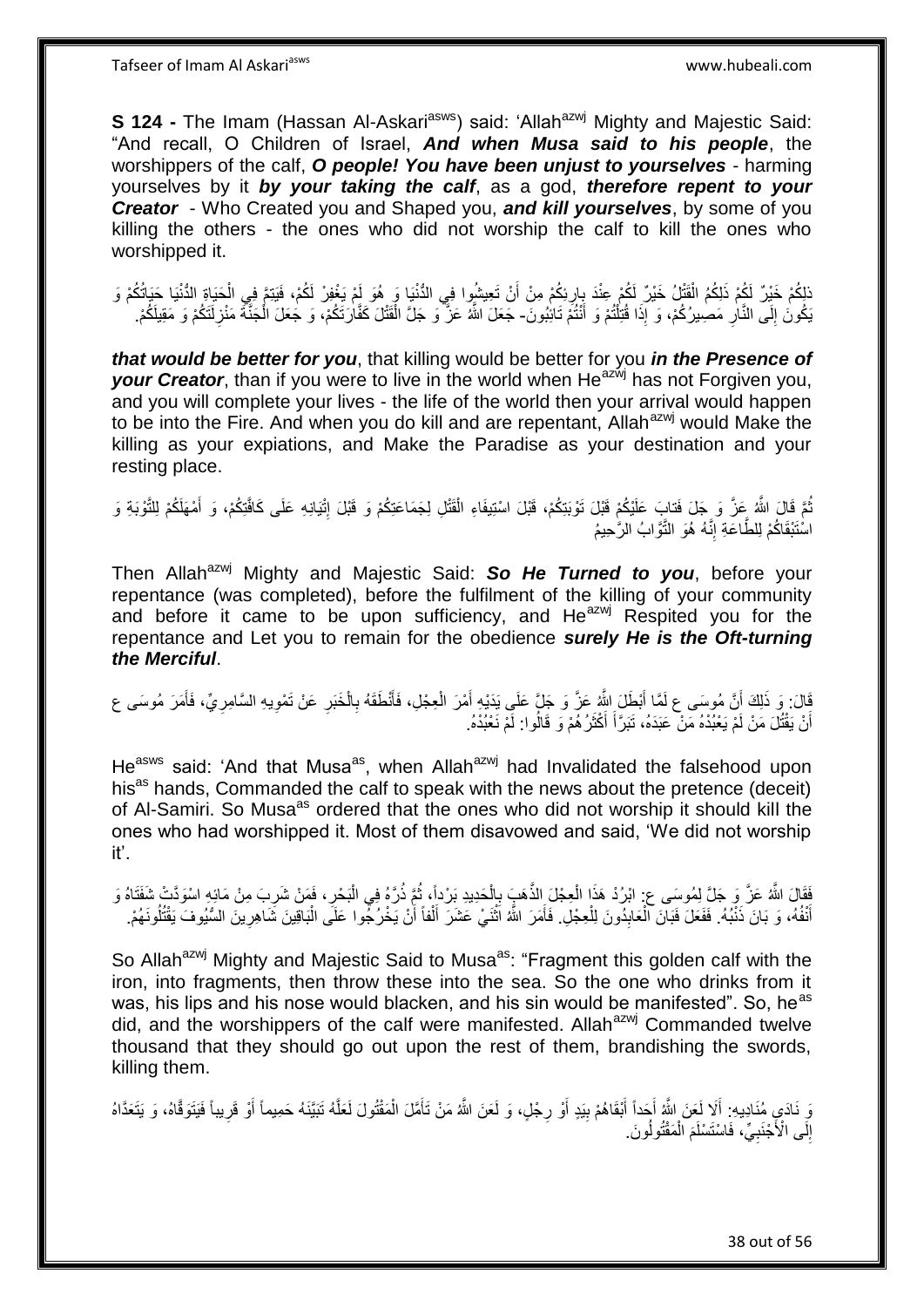**S 124 -** The Imam (Hassan Al-Askari[asws]) said: 'Allah[azwj] Mighty and Majestic Said: "And recall, O Children of Israel, ***And when Musa said to his people***, the worshippers of the calf, ***O people! You have been unjust to yourselves*** - harming yourselves by it ***by your taking the calf***, as a god, ***therefore repent to your Creator*** - Who Created you and Shaped you, ***and kill yourselves***, by some of you killing the others - the ones who did not worship the calf to kill the ones who worshipped it.

ذلِكُمْ خَيْرٌ لَكُمْ ذَلِكُمُ الْقَتْلُ خَيْرٌ لَكُمْ عِنْدَ بارِئِكُمْ مِنْ أَنْ تَعِيشُوا فِي الدُّنْيَا وَ هُوَ لَمْ يَغْفِرْ لَكُمْ، فَيَتِمَّ فِي الْحَيَاةِ الدُّنْيَا حَيَاتُكُمْ وَ يَكُونَ إِلَى النَّارِ مَصِيرُكُمْ، وَ إِذَا قُتِلْتُمْ وَ أَنْتُمْ تَائِبُونَ- جَعَلَ اللَّهُ عَزَّ وَ جَلَّ الْقَتْلَ كَفَّارَتَكُمْ، وَ جَعَلَ الْجَنَّةَ مَنْزِلَتَكُمْ وَ مَقِيلَكُمْ.

***that would be better for you***, that killing would be better for you ***in the Presence of your Creator***, than if you were to live in the world when He[azwj] has not Forgiven you, and you will complete your lives - the life of the world then your arrival would happen to be into the Fire. And when you do kill and are repentant, Allah[azwj] would Make the killing as your expiations, and Make the Paradise as your destination and your resting place.

ثُمَّ قَالَ اللَّهُ عَزَّ وَ جَلَ فَتابَ عَلَيْكُمْ قَبْلَ تَوْبَتِكُمْ، قَبْلَ اسْتِيفَاءِ الْقَتْلِ لِجَمَاعَتِكُمْ وَ قَبْلَ إِتْيَانِهِ عَلَى كَافَّتِكُمْ، وَ أَمْهَلَكُمْ لِلتَّوْبَةِ وَ اسْتَبْقَاكُمْ لِلطَّاعَةِ إِنَّهُ هُوَ التَّوَّابُ الرَّحِيمُ

Then Allah[azwj] Mighty and Majestic Said: ***So He Turned to you***, before your repentance (was completed), before the fulfilment of the killing of your community and before it came to be upon sufficiency, and He[azwj] Respited you for the repentance and Let you to remain for the obedience ***surely He is the Oft-turning the Merciful***.

قَالَ: وَ ذَلِكَ أَنَّ مُوسَى ع لَمَّا أَبْطَلَ اللَّهُ عَزَّ وَ جَلَّ عَلَى يَدَيْهِ أَمْرَ الْعِجْلِ، فَأَنْطَقَهُ بِالْخَبَرِ عَنْ تَمْوِيهِ السَّامِرِيِّ، فَأَمَرَ مُوسَى ع أَنْ يَقْتُلَ مَنْ لَمْ يَعْبُدْهُ مَنْ عَبَدَهُ، تَبَرَّأَ أَكْثَرُهُمْ وَ قَالُوا: لَمْ نَعْبُدْهُ.

He[asws] said: 'And that Musa[as], when Allah[azwj] had Invalidated the falsehood upon his[as] hands, Commanded the calf to speak with the news about the pretence (deceit) of Al-Samiri. So Musa[as] ordered that the ones who did not worship it should kill the ones who had worshipped it. Most of them disavowed and said, 'We did not worship it'.

فَقَالَ اللَّهُ عَزَّ وَ جَلَّ لِمُوسَى ع: ابْرُدْ هَذَا الْعِجْلَ الذَّهَبَ بِالْحَدِيدِ بَرْداً، ثُمَّ ذُرَّهُ فِي الْبَحْرِ، فَمَنْ شَرِبَ مِنْ مَائِهِ اسْوَدَّتْ شَفَتَاهُ وَ أَنْفُهُ، وَ بَانَ ذَنْبُهُ. فَفَعَلَ فَبَانَ الْعَابِدُونَ لِلْعِجْلِ. فَأَمَرَ اللَّهُ اثْنَيْ عَشَرَ أَلْفاً أَنْ يَخْرُجُوا عَلَى الْبَاقِينَ شَاهِرِينَ السُّيُوفَ يَقْتُلُونَهُمْ.

So Allah[azwj] Mighty and Majestic Said to Musa[as]: "Fragment this golden calf with the iron, into fragments, then throw these into the sea. So the one who drinks from it was, his lips and his nose would blacken, and his sin would be manifested". So, he[as] did, and the worshippers of the calf were manifested. Allah[azwj] Commanded twelve thousand that they should go out upon the rest of them, brandishing the swords, killing them.

وَ نَادَى مُنَادِيهِ: أَلَا لَعَنَ اللَّهُ أَحَداً أَبْقَاهُمْ بِيَدٍ أَوْ رِجْلٍ، وَ لَعَنَ اللَّهُ مَنْ تَأَمَّلَ الْمَقْتُولَ لَعَلَّهُ تَبَيَّنَهُ حَمِيماً أَوْ قَرِيباً فَيَتَوَقَّاهُ، وَ يَتَعَدَّاهُ إِلَى الْأَجْنَبِيِّ، فَاسْتَسْلَمَ الْمَقْتُولُونَ.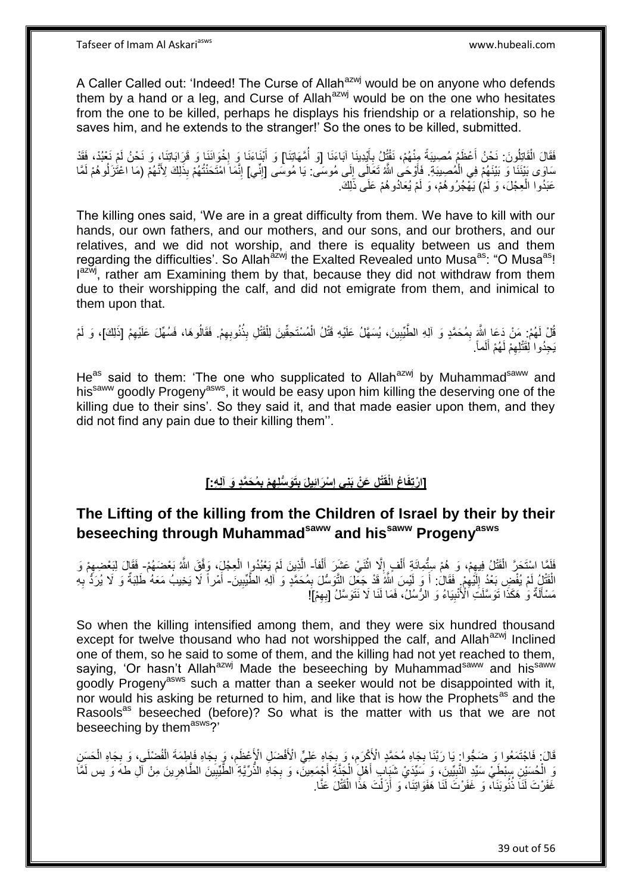A Caller Called out: 'Indeed! The Curse of Allah[azwj] would be on anyone who defends them by a hand or a leg, and Curse of Allah[azwj] would be on the one who hesitates from the one to be killed, perhaps he displays his friendship or a relationship, so he saves him, and he extends to the stranger!' So the ones to be killed, submitted.

فَقَالَ الْقَاتِلُونَ: نَحْنُ أَعْظَمُ مُصِيبَةً مِنْهُمْ، نَقْتُلُ بِأَيْدِينَا آبَاءَنَا [وَ أُمَّهَاتِنَا] وَ أَبْنَاءَنَا وَ إِخْوَانَنَا وَ قَرَابَاتِنَا، وَ نَحْنُ لَمْ نَعْبُدْ، فَقَدْ سَاوَى بَيْنَنَا وَ بَيْنَهُمْ فِي الْمُصِيبَةِ. فَأَوْحَى اللَّهُ تَعَالَى إِلَى مُوسَى: يَا مُوسَى [إِنِّي] إِنَّمَا امْتَحَنْتُهُمْ بِذَلِكَ لِأَنَّهُمْ (مَا اعْتَزَلُوهُمْ لَمَّا عَبَدُوا الْعِجْلَ، وَ لَمْ) يَهْجُرُوهُمْ، وَ لَمْ يُعَادُوهُمْ عَلَى ذَلِكَ.

The killing ones said, 'We are in a great difficulty from them. We have to kill with our hands, our own fathers, and our mothers, and our sons, and our brothers, and our relatives, and we did not worship, and there is equality between us and them regarding the difficulties'. So Allah[azwj] the Exalted Revealed unto Musa[as]: "O Musa[as]! I[azwj], rather am Examining them by that, because they did not withdraw from them due to their worshipping the calf, and did not emigrate from them, and inimical to them upon that.

قُلْ لَهُمْ: مَنْ دَعَا اللَّهَ بِمُحَمَّدٍ وَ آلِهِ الطَّيِّبِينَ، يُسَهَّلُ عَلَيْهِ قَتْلُ الْمُسْتَحِقِّينَ لِلْقَتْلِ بِذُنُوبِهِمْ. فَقَالُوهَا، فَسُهِّلَ عَلَيْهِمْ [ذَلِكَ]، وَ لَمْ يَجِدُوا لِقَتْلِهِمْ لَهُمْ أَلَماً.

He[as] said to them: 'The one who supplicated to Allah[azwj] by Muhammad[saww] and his[saww] goodly Progeny[asws], it would be easy upon him killing the deserving one of the killing due to their sins'. So they said it, and that made easier upon them, and they did not find any pain due to their killing them''.

## [ارْتِفَاعُ الْقَتْلِ عَنْ بَنِي إِسْرَائِيلَ بِتَوَسُّلِهِمْ بِمُحَمَّدٍ وَ آلِهِ:]

## The Lifting of the killing from the Children of Israel by their by their beseeching through Muhammad[saww] and his[saww] Progeny[asws]

فَلَمَّا اسْتَحَرَّ الْقَتْلُ فِيهِمْ، وَ هُمْ سِتُّمِائَةِ أَلْفٍ إِلَّا اثْنَيْ عَشَرَ أَلْفاً- الَّذِينَ لَمْ يَعْبُدُوا الْعِجْلَ، وَفَّقَ اللَّهُ بَعْضَهُمْ- فَقَالَ لِبَعْضِهِمْ وَ الْقَتْلُ لَمْ يُفْضِ بَعْدُ إِلَيْهِمْ. فَقَالَ: أَ وَ لَيْسَ اللَّهُ قَدْ جَعَلَ التَّوَسُّلَ بِمُحَمَّدٍ وَ آلِهِ الطَّيِّبِينَ- أَمْراً لَا يَخِيبُ مَعَهُ طَلِبَةٌ وَ لَا يُرَدُّ بِهِ مَسْأَلَةٌ وَ هَكَذَا تَوَسَّلَتِ الْأَنْبِيَاءُ وَ الرُّسُلُ، فَمَا لَنَا لَا نَتَوَسَّلُ [بِهِمْ]!

So when the killing intensified among them, and they were six hundred thousand except for twelve thousand who had not worshipped the calf, and Allah[azwj] Inclined one of them, so he said to some of them, and the killing had not yet reached to them, saying, 'Or hasn't Allah[azwj] Made the beseeching by Muhammad[saww] and his[saww] goodly Progeny[asws] such a matter than a seeker would not be disappointed with it, nor would his asking be returned to him, and like that is how the Prophets[as] and the Rasools[as] beseeched (before)? So what is the matter with us that we are not beseeching by them[asws]?'

قَالَ: فَاجْتَمَعُوا وَ ضَجُّوا: يَا رَبَّنَا بِجَاهِ مُحَمَّدٍ الْأَكْرَمِ، وَ بِجَاهِ عَلِيٍّ الْأَفْضَلِ الْأَعْظَمِ، وَ بِجَاهِ فَاطِمَةَ الْفُضْلَى، وَ بِجَاهِ الْحَسَنِ وَ الْحُسَيْنِ سِبْطَيْ سَيِّدِ النَّبِيِّينَ، وَ سَيِّدَيْ شَبَابِ أَهْلِ الْجَنَّةِ أَجْمَعِينَ، وَ بِجَاهِ الذُّرِّيَّةِ الطَّيِّبِينَ الطَّاهِرِينَ مِنْ آلِ طه وَ يس لَمَّا غَفَرْتَ لَنَا ذُنُوبَنَا، وَ غَفَرْتَ لَنَا هَفَوَاتِنَا، وَ أَزَلْتَ هَذَا الْقَتْلَ عَنَّا.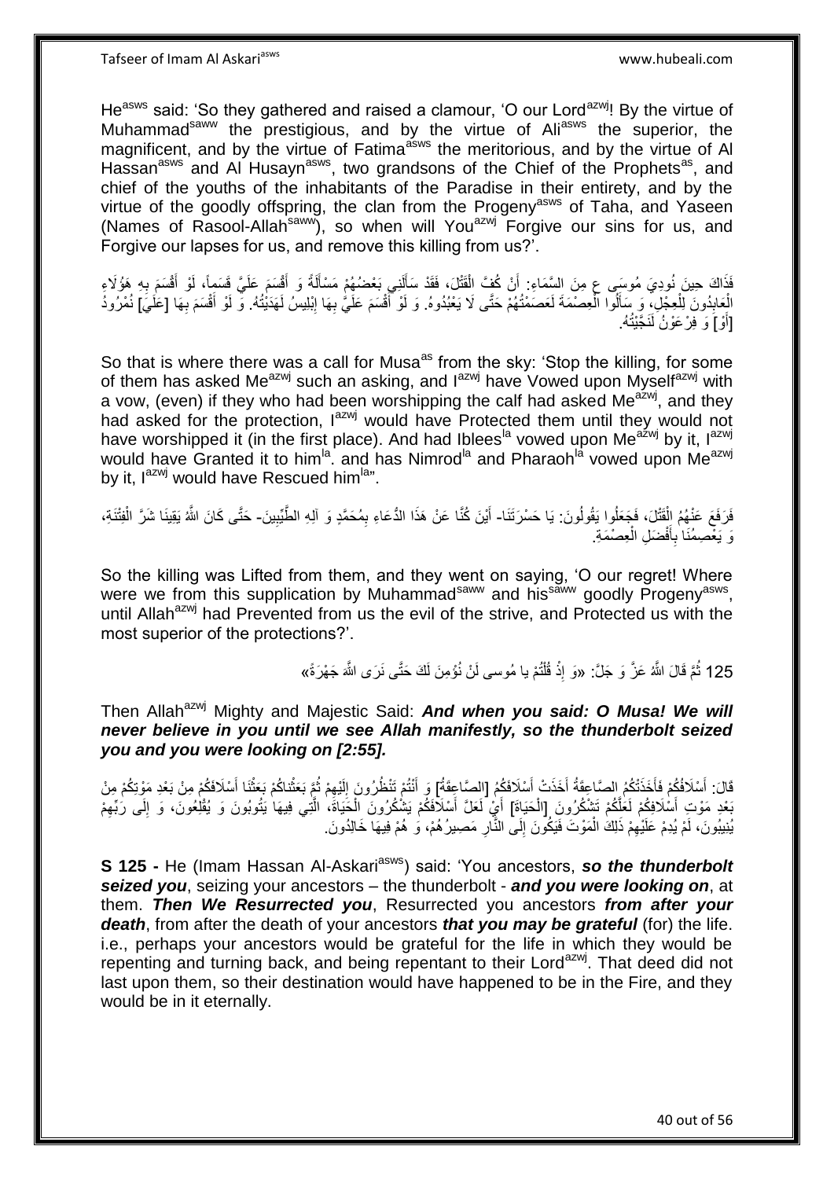He[asws] said: 'So they gathered and raised a clamour, 'O our Lord[azwj]! By the virtue of Muhammad[saww] the prestigious, and by the virtue of Ali[asws] the superior, the magnificent, and by the virtue of Fatima[asws] the meritorious, and by the virtue of Al Hassan[asws] and Al Husayn[asws], two grandsons of the Chief of the Prophets[as], and chief of the youths of the inhabitants of the Paradise in their entirety, and by the virtue of the goodly offspring, the clan from the Progeny[asws] of Taha, and Yaseen (Names of Rasool-Allah[saww]), so when will You[azwj] Forgive our sins for us, and Forgive our lapses for us, and remove this killing from us?'.

فَذَاكَ حِينَ نُودِيَ مُوسَى ع مِنَ السَّمَاءِ: أَنْ كُفَّ الْقَتْلَ، فَقَدْ سَأَلَنِي بَعْضُهُمْ مَسْأَلَةً وَ أَقْسَمَ عَلَيَّ قَسَماً، لَوْ أَقْسَمَ بِهِ هَؤُلَاءِ الْعَابِدُونَ لِلْعِجْلِ، وَ سَأَلُوا الْعِصْمَةَ لَعَصَمْتُهُمْ حَتَّى لَا يَعْبُدُوهُ. وَ لَوْ أَقْسَمَ عَلَيَّ بِهَا إِبْلِيسُ لَهَدَيْتُهُ. وَ لَوْ أَقْسَمَ بِهَا [عَلَيَّ] نُمْرُودُ [أَوْ] وَ فِرْعَوْنُ لَنَجَّيْتُهُ.

So that is where there was a call for Musa[as] from the sky: 'Stop the killing, for some of them has asked Me[azwj] such an asking, and I[azwj] have Vowed upon Myself[azwj] with a vow, (even) if they who had been worshipping the calf had asked Me[azwj], and they had asked for the protection, I[azwj] would have Protected them until they would not have worshipped it (in the first place). And had Iblees[la] vowed upon Me[azwj] by it, I[azwj] would have Granted it to him[la]. and has Nimrod[la] and Pharaoh[la] vowed upon Me[azwj] by it, I[azwj] would have Rescued him[la]".

فَرَفَعَ عَنْهُمُ الْقَتْلَ، فَجَعَلُوا يَقُولُونَ: يَا حَسْرَتَنَا- أَيْنَ كُنَّا عَنْ هَذَا الدُّعَاءِ بِمُحَمَّدٍ وَ آلِهِ الطَّيِّبِينَ- حَتَّى كَانَ اللَّهُ يَقِينَا شَرَّ الْفِتْنَةِ، وَ يَعْصِمُنَا بِأَفْضَلِ الْعِصْمَةِ.

So the killing was Lifted from them, and they went on saying, 'O our regret! Where were we from this supplication by Muhammad[saww] and his[saww] goodly Progeny[asws], until Allah[azwj] had Prevented from us the evil of the strive, and Protected us with the most superior of the protections?'.

125 ثُمَّ قَالَ اللَّهُ عَزَّ وَ جَلَّ: «وَ إِذْ قُلْتُمْ يا مُوسى لَنْ نُؤْمِنَ لَكَ حَتَّى نَرَى اللَّهَ جَهْرَةً»

Then Allah[azwj] Mighty and Majestic Said: ***And when you said: O Musa! We will never believe in you until we see Allah manifestly, so the thunderbolt seized you and you were looking on [2:55].***

قَالَ: أَسْلَافُكُمْ فَأَخَذَتْكُمُ الصَّاعِقَةُ أَخَذَتْ أَسْلَافَكُمُ [الصَّاعِقَةُ] وَ أَنْتُمْ تَنْظُرُونَ إِلَيْهِمْ ثُمَّ بَعَثْناكُمْ بَعَثْنَا أَسْلَافَكُمْ مِنْ بَعْدِ مَوْتِكُمْ مِنْ بَعْدِ مَوْتِ أَسْلَافِكُمْ لَعَلَّكُمْ تَشْكُرُونَ [الْحَيَاةَ] أَيْ لَعَلَّ أَسْلَافَكُمْ يَشْكُرُونَ الْحَيَاةَ، الَّتِي فِيهَا يَتُوبُونَ وَ يُقْلِعُونَ، وَ إِلَى رَبِّهِمْ يُنِيبُونَ، لَمْ يُدِمْ عَلَيْهِمْ ذَلِكَ الْمَوْتَ فَيَكُونَ إِلَى النَّارِ مَصِيرُهُمْ، وَ هُمْ فِيهَا خَالِدُونَ.

**S 125 -** He (Imam Hassan Al-Askari[asws]) said: 'You ancestors, ***so the thunderbolt seized you***, seizing your ancestors – the thunderbolt - ***and you were looking on***, at them. ***Then We Resurrected you***, Resurrected you ancestors ***from after your death***, from after the death of your ancestors ***that you may be grateful*** (for) the life. i.e., perhaps your ancestors would be grateful for the life in which they would be repenting and turning back, and being repentant to their Lord[azwj]. That deed did not last upon them, so their destination would have happened to be in the Fire, and they would be in it eternally.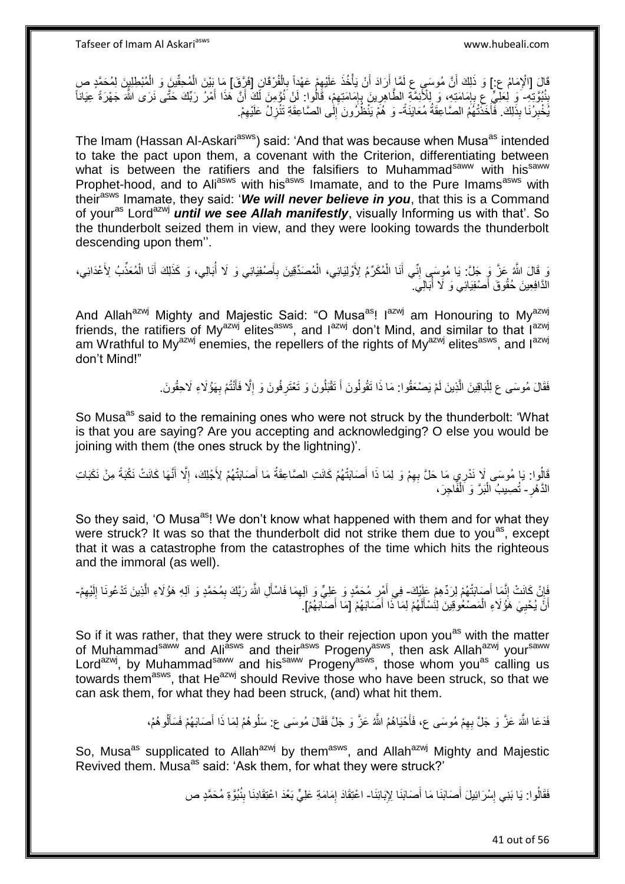قَالَ [الْإِمَامُ ع:] وَ ذَلِكَ أَنَّ مُوسَى ع لَمَّا أَرَادَ أَنْ يَأْخُذَ عَلَيْهِمْ عَهْداً بِالْفُرْقَانِ [فَرَّقَ] مَا بَيْنَ الْمُحِقِّينَ وَ الْمُبْطِلِينَ لِمُحَمَّدٍ ص بِنُبُوَّتِهِ- وَ لِعَلِيٍّ ع بِإِمَامَتِهِ، وَ لِلْأَئِمَّةِ الطَّاهِرِينَ بِإِمَامَتِهِمْ، قَالُوا: لَنْ نُؤْمِنَ لَكَ أَنَّ هَذَا أَمْرُ رَبِّكَ حَتَّى نَرَى اللَّهَ جَهْرَةً عِيَاناً يُخْبِرُنَا بِذَلِكَ. فَأَخَذَتْهُمُ الصَّاعِقَةُ مُعَايَنَةً- وَ هُمْ يَنْظُرُونَ إِلَى الصَّاعِقَةِ تَنْزِلُ عَلَيْهِمْ.

The Imam (Hassan Al-Askari[asws]) said: 'And that was because when Musa[as] intended to take the pact upon them, a covenant with the Criterion, differentiating between what is between the ratifiers and the falsifiers to Muhammad[saww] with his[saww] Prophet-hood, and to Ali[asws] with his[asws] Imamate, and to the Pure Imams[asws] with their[asws] Imamate, they said: '*We will never believe in you*, that this is a Command of your[as] Lord[azwj] ***until we see Allah manifestly***, visually Informing us with that'. So the thunderbolt seized them in view, and they were looking towards the thunderbolt descending upon them''.

وَ قَالَ اللَّهُ عَزَّ وَ جَلَّ: يَا مُوسَى إِنِّي أَنَا الْمُكَرِّمُ لِأَوْلِيَائِي، الْمُصَدِّقِينَ بِأَصْفِيَائِي وَ لَا أُبَالِي، وَ كَذَلِكَ أَنَا الْمُعَذِّبُ لِأَعْدَائِي، الدَّافِعِينَ حُقُوقَ أَصْفِيَائِي وَ لَا أُبَالِي.

And Allah[azwj] Mighty and Majestic Said: "O Musa[as]! I[azwj] am Honouring to My[azwj] friends, the ratifiers of My[azwj] elites[asws], and I[azwj] don't Mind, and similar to that I[azwj] am Wrathful to My[azwj] enemies, the repellers of the rights of My[azwj] elites[asws], and I[azwj] don't Mind!"

فَقَالَ مُوسَى ع لِلْبَاقِينَ الَّذِينَ لَمْ يَصْعَقُوا: مَا ذَا تَقُولُونَ أَ تَقْبَلُونَ وَ تَعْتَرِفُونَ وَ إِلَّا فَأَنْتُمْ بِهَؤُلَاءِ لَاحِقُونَ.

So Musa[as] said to the remaining ones who were not struck by the thunderbolt: 'What is that you are saying? Are you accepting and acknowledging? O else you would be joining with them (the ones struck by the lightning)'.

قَالُوا: يَا مُوسَى لَا نَدْرِي مَا حَلَّ بِهِمْ وَ لِمَا ذَا أَصَابَتْهُمْ كَانَتِ الصَّاعِقَةُ مَا أَصَابَتْهُمْ لِأَجْلِكَ، إِلَّا أَنَّهَا كَانَتْ نَكْبَةً مِنْ نَكَبَاتِ الدَّهْرِ- تُصِيبُ الْبَرَّ وَ الْفَاجِرَ،

So they said, 'O Musa[as]! We don't know what happened with them and for what they were struck? It was so that the thunderbolt did not strike them due to you[as], except that it was a catastrophe from the catastrophes of the time which hits the righteous and the immoral (as well).

فَإِنْ كَانَتْ إِنَّمَا أَصَابَتْهُمْ لِرَدِّهِمْ عَلَيْكَ- فِي أَمْرِ مُحَمَّدٍ وَ عَلِيٍّ وَ آلِهِمَا فَاسْأَلِ اللَّهَ رَبَّكَ بِمُحَمَّدٍ وَ آلِهِ هَؤُلَاءِ الَّذِينَ تَدْعُونَا إِلَيْهِمْ- أَنْ يُحْيِيَ هَؤُلَاءِ الْمَصْعُوقِينَ لِنَسْأَلَهُمْ لِمَا ذَا أَصَابَهُمْ [مَا أَصَابَهُمْ].

So if it was rather, that they were struck to their rejection upon you[as] with the matter of Muhammad[saww] and Ali[asws] and their[asws] Progeny[asws], then ask Allah[azwj] your[saww] Lord[azwj], by Muhammad[saww] and his[saww] Progeny[asws], those whom you[as] calling us towards them[asws], that He[azwj] should Revive those who have been struck, so that we can ask them, for what they had been struck, (and) what hit them.

فَدَعَا اللَّهَ عَزَّ وَ جَلَّ بِهِمْ مُوسَى ع، فَأَحْيَاهُمُ اللَّهُ عَزَّ وَ جَلَّ فَقَالَ مُوسَى ع: سَلُوهُمْ لِمَا ذَا أَصَابَهُمْ فَسَأَلُوهُمْ،

So, Musa[as] supplicated to Allah[azwj] by them[asws], and Allah[azwj] Mighty and Majestic Revived them. Musa[as] said: 'Ask them, for what they were struck?'

فَقَالُوا: يَا بَنِي إِسْرَائِيلَ أَصَابَنَا مَا أَصَابَنَا لِإِبَائِنَا- اعْتِقَادَ إِمَامَةِ عَلِيٍّ بَعْدَ اعْتِقَادِنَا بِنُبُوَّةِ مُحَمَّدٍ ص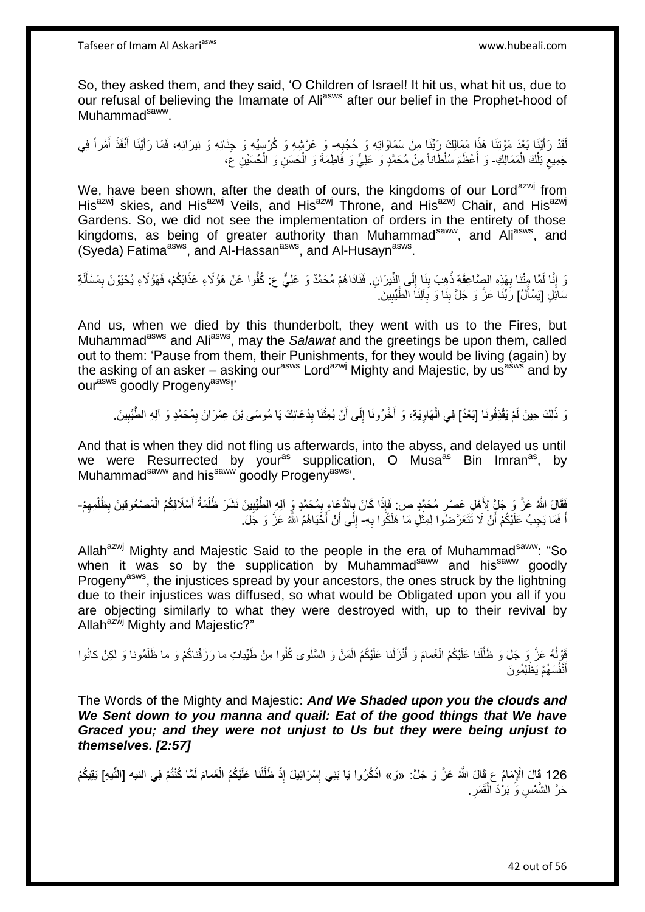So, they asked them, and they said, 'O Children of Israel! It hit us, what hit us, due to our refusal of believing the Imamate of Ali[asws] after our belief in the Prophet-hood of Muhammad[saww].

لَقَدْ رَأَيْنَا بَعْدَ مَوْتِنَا هَذَا مَمَالِكَ رَبِّنَا مِنْ سَمَاوَاتِهِ وَ حُجُبِهِ- وَ عَرْشِهِ وَ كُرْسِيِّهِ وَ جِنَانِهِ وَ نِيرَانِهِ، فَمَا رَأَيْنَا أَنْفَذَ أَمْراً فِي جَمِيعِ تِلْكَ الْمَمَالِكِ- وَ أَعْظَمَ سُلْطَاناً مِنْ مُحَمَّدٍ وَ عَلِيٍّ وَ فَاطِمَةَ وَ الْحَسَنِ وَ الْحُسَيْنِ ع،

We, have been shown, after the death of ours, the kingdoms of our Lord[azwj] from His[azwj] skies, and His[azwj] Veils, and His[azwj] Throne, and His[azwj] Chair, and His[azwj] Gardens. So, we did not see the implementation of orders in the entirety of those kingdoms, as being of greater authority than Muhammad[saww], and Ali[asws], and (Syeda) Fatima[asws], and Al-Hassan[asws], and Al-Husayn[asws].

وَ إِنَّا لَمَّا مِتْنَا بِهَذِهِ الصَّاعِقَةِ ذُهِبَ بِنَا إِلَى النِّيرَانِ. فَنَادَاهُمْ مُحَمَّدٌ وَ عَلِيٌّ ع: كُفُّوا عَنْ هَؤُلَاءِ عَذَابَكُمْ، فَهَؤُلَاءِ يُحْيَوْنَ بِمَسْأَلَةِ سَائِلٍ [يَسْأَلُ] رَبَّنَا عَزَّ وَ جَلَّ بِنَا وَ بِآلِنَا الطَّيِّبِينَ.

And us, when we died by this thunderbolt, they went with us to the Fires, but Muhammad[asws] and Ali[asws], may the *Salawat* and the greetings be upon them, called out to them: 'Pause from them, their Punishments, for they would be living (again) by the asking of an asker – asking our[asws] Lord[azwj] Mighty and Majestic, by us[asws] and by our[asws] goodly Progeny[asws]!'

وَ ذَلِكَ حِينَ لَمْ يَقْذِفُونَا [بَعْدُ] فِي الْهَاوِيَةِ، وَ أَخَّرُونَا إِلَى أَنْ بُعِثْنَا بِدُعَائِكَ يَا مُوسَى بْنَ عِمْرَانَ بِمُحَمَّدٍ وَ آلِهِ الطَّيِّبِينَ.

And that is when they did not fling us afterwards, into the abyss, and delayed us until we were Resurrected by your[as] supplication, O Musa[as] Bin Imran[as], by Muhammad[saww] and his[saww] goodly Progeny[asws]'.

فَقَالَ اللَّهُ عَزَّ وَ جَلَّ لِأَهْلِ عَصْرِ مُحَمَّدٍ ص: فَإِذَا كَانَ بِالدُّعَاءِ بِمُحَمَّدٍ وَ آلِهِ الطَّيِّبِينَ نَشَرَ ظُلْمَةُ أَسْلَافِكُمُ الْمَصْعُوقِينَ بِظُلْمِهِمْ- أَ فَمَا يَجِبُ عَلَيْكُمْ أَنْ لَا تَتَعَرَّضُوا لِمِثْلِ مَا هَلَكُوا بِهِ- إِلَى أَنْ أَحْيَاهُمُ اللَّهُ عَزَّ وَ جَلَ.

Allah[azwj] Mighty and Majestic Said to the people in the era of Muhammad[saww]: "So when it was so by the supplication by Muhammad[saww] and his[saww] goodly Progeny[asws], the injustices spread by your ancestors, the ones struck by the lightning due to their injustices was diffused, so what would be Obligated upon you all if you are objecting similarly to what they were destroyed with, up to their revival by Allah[azwj] Mighty and Majestic?"

قَوْلُهُ عَزَّ وَ جَلَ وَ ظَلَّلْنا عَلَيْكُمُ الْغَمامَ وَ أَنْزَلْنا عَلَيْكُمُ الْمَنَّ وَ السَّلْوى كُلُوا مِنْ طَيِّباتِ ما رَزَقْناكُمْ وَ ما ظَلَمُونا وَ لكِنْ كانُوا أَنْفُسَهُمْ يَظْلِمُونَ

The Words of the Mighty and Majestic: ***And We Shaded upon you the clouds and We Sent down to you manna and quail: Eat of the good things that We have Graced you; and they were not unjust to Us but they were being unjust to themselves. [2:57]***

126 قَالَ الْإِمَامُ ع قَالَ اللَّهُ عَزَّ وَ جَلَّ: «وَ» اذْكُرُوا يَا بَنِي إِسْرَائِيلَ إِذْ ظَلَّلْنا عَلَيْكُمُ الْغَمامَ لَمَّا كُنْتُمْ فِي النيه [التِّيهِ] يَقِيكُمْ حَرَّ الشَّمْسِ وَ بَرْدَ الْقَمَرِ.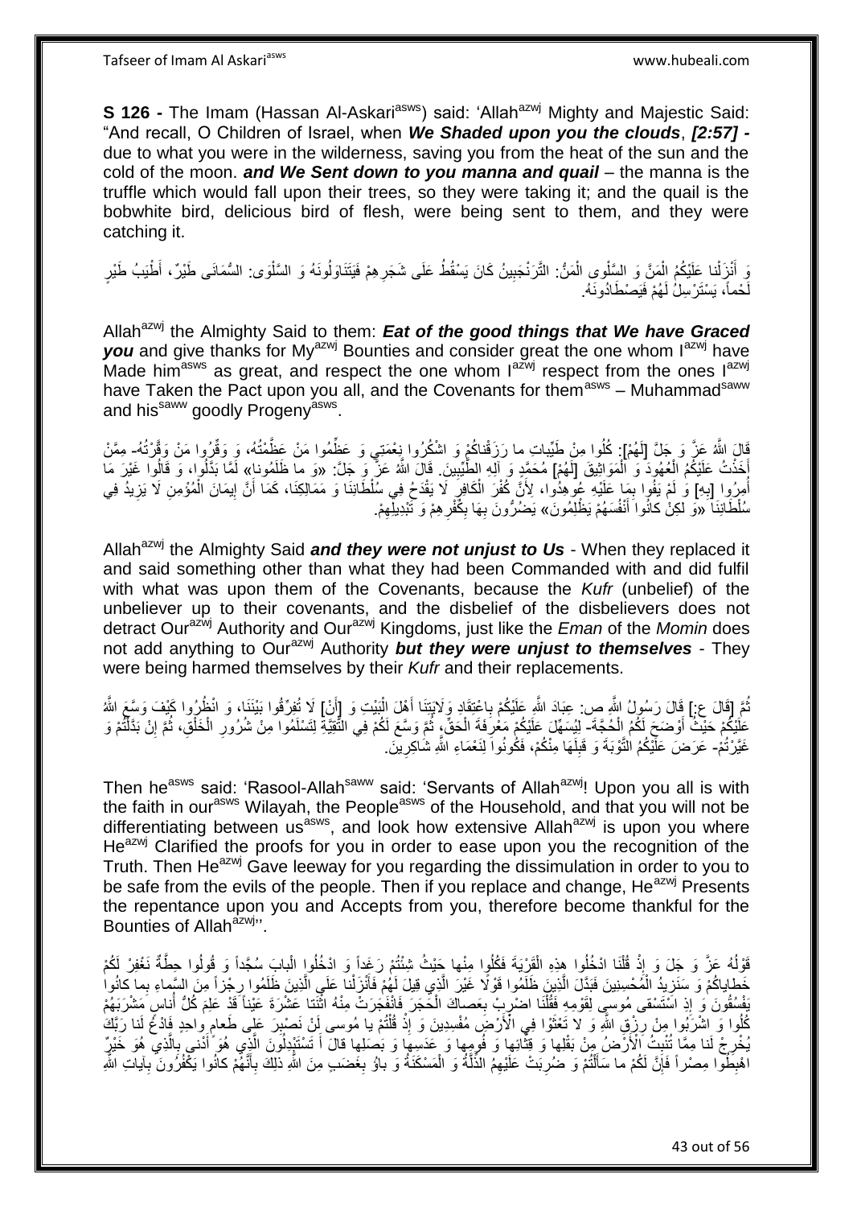**S 126 -** The Imam (Hassan Al-Askari[asws]) said: 'Allah[azwj] Mighty and Majestic Said: "And recall, O Children of Israel, when ***We Shaded upon you the clouds***, ***[2:57] -*** due to what you were in the wilderness, saving you from the heat of the sun and the cold of the moon. ***and We Sent down to you manna and quail*** – the manna is the truffle which would fall upon their trees, so they were taking it; and the quail is the bobwhite bird, delicious bird of flesh, were being sent to them, and they were catching it.

وَ أَنْزَلْنا عَلَيْكُمُ الْمَنَّ وَ السَّلْوى الْمَنُّ: التَّرَنْجَبِينُ كَانَ يَسْقُطُ عَلَى شَجَرِهِمْ فَيَتَنَاوَلُونَهُ وَ السَّلْوَى: السُّمَانَى طَيْرٌ، أَطْيَبُ طَيْرٍ لَحْماً، يَسْتَرْسِلُ لَهُمْ فَيَصْطَادُونَهُ.

Allah[azwj] the Almighty Said to them: ***Eat of the good things that We have Graced you*** and give thanks for My[azwj] Bounties and consider great the one whom I[azwj] have Made him[asws] as great, and respect the one whom I[azwj] respect from the ones I[azwj] have Taken the Pact upon you all, and the Covenants for them[asws] – Muhammad[saww] and his[saww] goodly Progeny[asws].

قَالَ اللَّهُ عَزَّ وَ جَلَّ [لَهُمْ]: كُلُوا مِنْ طَيِّباتِ ما رَزَقْناكُمْ وَ اشْكُرُوا نِعْمَتِي وَ عَظِّمُوا مَنْ عَظَّمْتُهُ، وَ وَقِّرُوا مَنْ وَقَّرْتُهُ- مِمَّنْ أَخَذْتُ عَلَيْكُمُ الْعُهُودَ وَ الْمَوَاثِيقَ [لَهُمْ] مُحَمَّدٍ وَ آلِهِ الطَّيِّبِينَ. قَالَ اللَّهُ عَزَّ وَ جَلَّ: «وَ ما ظَلَمُونا» لَمَّا بَدَّلُوا، وَ قَالُوا غَيْرَ مَا أُمِرُوا [بِهِ] وَ لَمْ يَفُوا بِمَا عَلَيْهِ عُوهِدُوا، لِأَنَّ كُفْرَ الْكَافِرِ لَا يَقْدَحُ فِي سُلْطَانِنَا وَ مَمَالِكِنَا، كَمَا أَنَّ إِيمَانَ الْمُؤْمِنِ لَا يَزِيدُ فِي سُلْطَانِنَا «وَ لكِنْ كانُوا أَنْفُسَهُمْ يَظْلِمُونَ» يَضُرُّونَ بِهَا بِكُفْرِهِمْ وَ تَبْدِيلِهِمْ.

Allah[azwj] the Almighty Said ***and they were not unjust to Us*** - When they replaced it and said something other than what they had been Commanded with and did fulfil with what was upon them of the Covenants, because the *Kufr* (unbelief) of the unbeliever up to their covenants, and the disbelief of the disbelievers does not detract Our[azwj] Authority and Our[azwj] Kingdoms, just like the *Eman* of the *Momin* does not add anything to Our[azwj] Authority ***but they were unjust to themselves*** - They were being harmed themselves by their *Kufr* and their replacements.

ثُمَّ [قَالَ ع:] قَالَ رَسُولُ اللَّهِ ص: عِبَادَ اللَّهِ عَلَيْكُمْ بِاعْتِقَادِ وَلَايَتِنَا أَهْلَ الْبَيْتِ وَ [أَنْ] لَا تُفَرِّقُوا بَيْنَنَا، وَ انْظُرُوا كَيْفَ وَسَّعَ اللَّهُ عَلَيْكُمْ حَيْثُ أَوْضَحَ لَكُمُ الْحُجَّةَ- لِيُسَهِّلَ عَلَيْكُمْ مَعْرِفَةَ الْحَقِّ، ثُمَّ وَسَّعَ لَكُمْ فِي التَّقِيَّةِ لِتَسْلَمُوا مِنْ شُرُورِ الْخَلْقِ، ثُمَّ إِنْ بَدَّلْتُمْ وَ غَيَّرْتُمْ- عَرَضَ عَلَيْكُمُ التَّوْبَةَ وَ قَبِلَهَا مِنْكُمْ، فَكُونُوا لِنَعْمَاءِ اللَّهِ شَاكِرِينَ.

Then he[asws] said: 'Rasool-Allah[saww] said: 'Servants of Allah[azwj]! Upon you all is with the faith in our[asws] Wilayah, the People[asws] of the Household, and that you will not be differentiating between us[asws], and look how extensive Allah[azwj] is upon you where He[azwj] Clarified the proofs for you in order to ease upon you the recognition of the Truth. Then He[azwj] Gave leeway for you regarding the dissimulation in order to you to be safe from the evils of the people. Then if you replace and change, He[azwj] Presents the repentance upon you and Accepts from you, therefore become thankful for the Bounties of Allah[azwj]".

قَوْلُهُ عَزَّ وَ جَلَ وَ إِذْ قُلْنَا ادْخُلُوا هذِهِ الْقَرْيَةَ فَكُلُوا مِنْها حَيْثُ شِئْتُمْ رَغَداً وَ ادْخُلُوا الْبابَ سُجَّداً وَ قُولُوا حِطَّةٌ نَغْفِرْ لَكُمْ خَطاياكُمْ وَ سَنَزِيدُ الْمُحْسِنِينَ فَبَدَّلَ الَّذِينَ ظَلَمُوا قَوْلًا غَيْرَ الَّذِي قِيلَ لَهُمْ فَأَنْزَلْنا عَلَى الَّذِينَ ظَلَمُوا رِجْزاً مِنَ السَّماءِ بِما كانُوا يَفْسُقُونَ وَ إِذِ اسْتَسْقى مُوسى لِقَوْمِهِ فَقُلْنَا اضْرِبْ بِعَصاكَ الْحَجَرَ فَانْفَجَرَتْ مِنْهُ اثْنَتا عَشْرَةَ عَيْناً قَدْ عَلِمَ كُلُّ أُناسٍ مَشْرَبَهُمْ كُلُوا وَ اشْرَبُوا مِنْ رِزْقِ اللَّهِ وَ لا تَعْثَوْا فِي الْأَرْضِ مُفْسِدِينَ وَ إِذْ قُلْتُمْ يا مُوسى لَنْ نَصْبِرَ عَلى طَعامٍ واحِدٍ فَادْعُ لَنا رَبَّكَ يُخْرِجْ لَنا مِمَّا تُنْبِتُ الْأَرْضُ مِنْ بَقْلِها وَ قِثَّائِها وَ فُومِها وَ عَدَسِها وَ بَصَلِها قالَ أَ تَسْتَبْدِلُونَ الَّذِي هُوَ أَدْنى بِالَّذِي هُوَ خَيْرٌ اهْبِطُوا مِصْراً فَإِنَّ لَكُمْ ما سَأَلْتُمْ وَ ضُرِبَتْ عَلَيْهِمُ الذِّلَّةُ وَ الْمَسْكَنَةُ وَ باؤُ بِغَضَبٍ مِنَ اللَّهِ ذلِكَ بِأَنَّهُمْ كانُوا يَكْفُرُونَ بِآياتِ اللَّهِ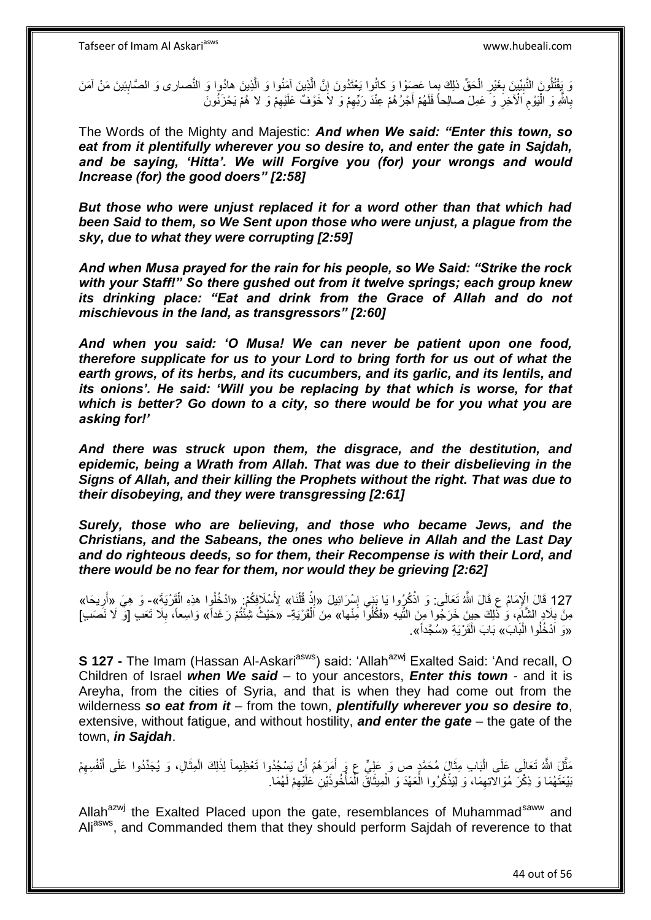وَ يَقْتُلُونَ النَّبِيِّينَ بِغَيْرِ الْحَقِّ ذلِكَ بِما عَصَوْا وَ كانُوا يَعْتَدُونَ إِنَّ الَّذِينَ آمَنُوا وَ الَّذِينَ هادُوا وَ النَّصارى وَ الصَّابِئِينَ مَنْ آمَنَ بِاللَّهِ وَ الْيَوْمِ الْآخِرِ وَ عَمِلَ صالِحاً فَلَهُمْ أَجْرُهُمْ عِنْدَ رَبِّهِمْ وَ لا خَوْفٌ عَلَيْهِمْ وَ لا هُمْ يَحْزَنُونَ

The Words of the Mighty and Majestic: ***And when We said: "Enter this town, so eat from it plentifully wherever you so desire to, and enter the gate in Sajdah, and be saying, 'Hitta'. We will Forgive you (for) your wrongs and would Increase (for) the good doers" [2:58]***

***But those who were unjust replaced it for a word other than that which had been Said to them, so We Sent upon those who were unjust, a plague from the sky, due to what they were corrupting [2:59]***

***And when Musa prayed for the rain for his people, so We Said: "Strike the rock with your Staff!" So there gushed out from it twelve springs; each group knew its drinking place: "Eat and drink from the Grace of Allah and do not mischievous in the land, as transgressors" [2:60]***

***And when you said: 'O Musa! We can never be patient upon one food, therefore supplicate for us to your Lord to bring forth for us out of what the earth grows, of its herbs, and its cucumbers, and its garlic, and its lentils, and its onions'. He said: 'Will you be replacing by that which is worse, for that which is better? Go down to a city, so there would be for you what you are asking for!'***

***And there was struck upon them, the disgrace, and the destitution, and epidemic, being a Wrath from Allah. That was due to their disbelieving in the Signs of Allah, and their killing the Prophets without the right. That was due to their disobeying, and they were transgressing [2:61]***

***Surely, those who are believing, and those who became Jews, and the Christians, and the Sabeans, the ones who believe in Allah and the Last Day and do righteous deeds, so for them, their Recompense is with their Lord, and there would be no fear for them, nor would they be grieving [2:62]***

127 قَالَ الْإِمَامُ ع قَالَ اللَّهُ تَعَالَى: وَ اذْكُرُوا يَا بَنِي إِسْرَائِيلَ «إِذْ قُلْنَا» لِأَسْلَافِكُمْ: «ادْخُلُوا هذِهِ الْقَرْيَةَ»- وَ هِيَ «أَرِيحَا» مِنْ بِلَادِ الشَّامِ، وَ ذَلِكَ حِينَ خَرَجُوا مِنَ التِّيهِ «فَكُلُوا مِنْها» مِنَ الْقَرْيَةِ- «حَيْثُ شِئْتُمْ رَغَداً» وَاسِعاً، بِلَا تَعَبٍ [وَ لَا نَصَبٍ] «وَ ادْخُلُوا الْبابَ» بَابَ الْقَرْيَةِ «سُجَّداً».

**S 127 -** The Imam (Hassan Al-Askari[asws]) said: 'Allah[azwj] Exalted Said: 'And recall, O Children of Israel ***when We said*** – to your ancestors, ***Enter this town*** - and it is Areyha, from the cities of Syria, and that is when they had come out from the wilderness ***so eat from it*** – from the town, ***plentifully wherever you so desire to***, extensive, without fatigue, and without hostility, ***and enter the gate*** – the gate of the town, ***in Sajdah***.

مَثَّلَ اللَّهُ تَعَالَى عَلَى الْبَابِ مِثَالَ مُحَمَّدٍ ص وَ عَلِيٍّ ع وَ أَمَرَهُمْ أَنْ يَسْجُدُوا تَعْظِيماً لِذَلِكَ الْمِثَالِ، وَ يُجَدِّدُوا عَلَى أَنْفُسِهِمْ بَيْعَتَهُمَا وَ ذِكْرَ مُوَالاتِهِمَا، وَ لِيَذْكُرُوا الْعَهْدَ وَ الْمِيثَاقَ الْمَأْخُوذَيْنِ عَلَيْهِمْ لَهُمَا.

Allah[azwj] the Exalted Placed upon the gate, resemblances of Muhammad[saww] and Ali[asws], and Commanded them that they should perform Sajdah of reverence to that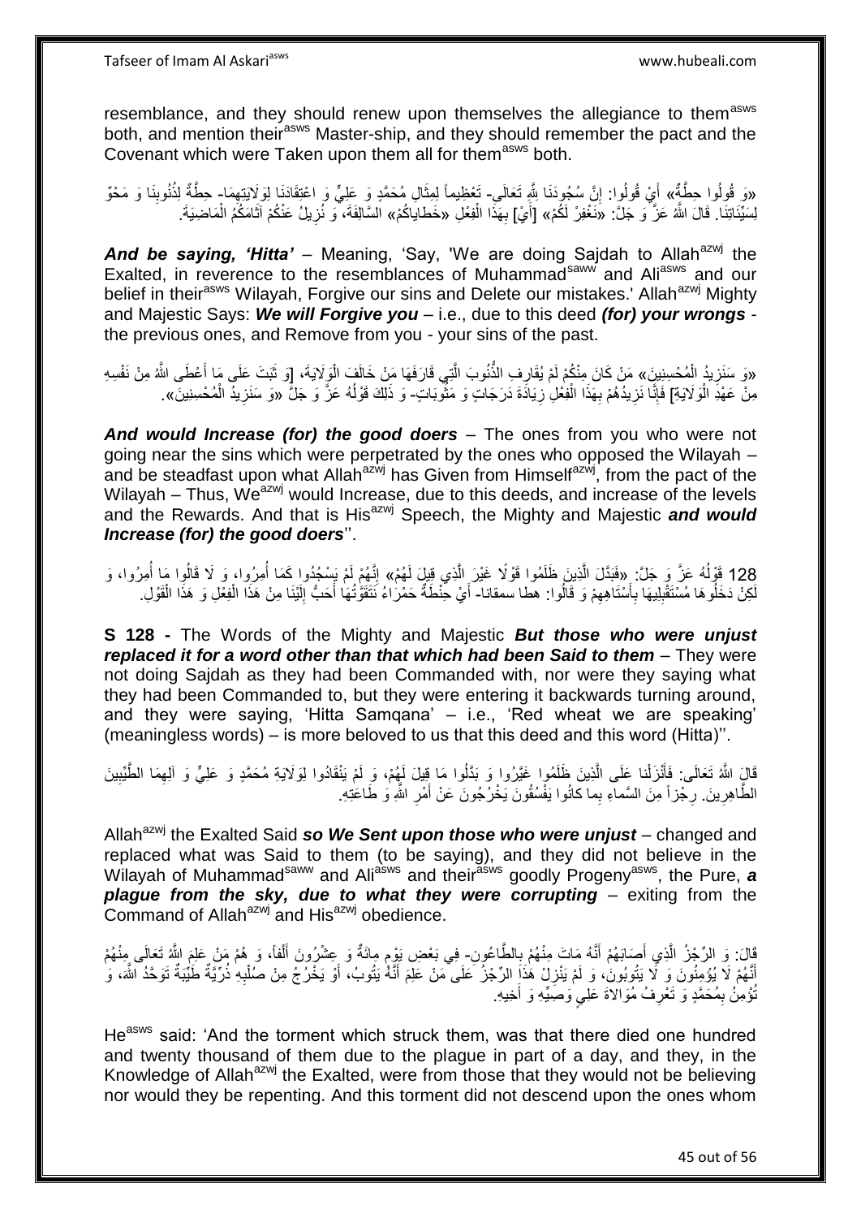resemblance, and they should renew upon themselves the allegiance to them[asws] both, and mention their[asws] Master-ship, and they should remember the pact and the Covenant which were Taken upon them all for them[asws] both.

«وَ قُولُوا حِطَّةٌ» أَيْ قُولُوا: إِنَّ سُجُودَنَا لِلَّهِ تَعَالَى- تَعْظِيماً لِمِثَالِ مُحَمَّدٍ وَ عَلِيٍّ وَ اعْتِقَادَنَا لِوَلَايَتِهِمَا- حِطَّةٌ لِذُنُوبِنَا وَ مَحْوٌ لِسَيِّئَاتِنَا. قَالَ اللَّهُ عَزَّ وَ جَلَّ: «نَغْفِرْ لَكُمْ» [أَيْ] بِهَذَا الْفِعْلِ «خَطاياكُمْ» السَّالِفَةَ، وَ نُزِيلُ عَنْكُمْ آثَامَكُمُ الْمَاضِيَةَ.

***And be saying, 'Hitta'*** – Meaning, 'Say, 'We are doing Sajdah to Allah[azwj] the Exalted, in reverence to the resemblances of Muhammad[saww] and Ali[asws] and our belief in their[asws] Wilayah, Forgive our sins and Delete our mistakes.' Allah[azwj] Mighty and Majestic Says: ***We will Forgive you*** – i.e., due to this deed ***(for) your wrongs*** - the previous ones, and Remove from you - your sins of the past.

«وَ سَنَزِيدُ الْمُحْسِنِينَ» مَنْ كَانَ مِنْكُمْ لَمْ يُقَارِفِ الذُّنُوبَ الَّتِي قَارَفَهَا مَنْ خَالَفَ الْوَلَايَةَ، [وَ ثَبَتَ عَلَى مَا أَعْطَى اللَّهُ مِنْ نَفْسِهِ مِنْ عَهْدِ الْوَلَايَةِ] فَإِنَّا نَزِيدُهُمْ بِهَذَا الْفِعْلِ زِيَادَةَ دَرَجَاتٍ وَ مَثُوبَاتٍ- وَ ذَلِكَ قَوْلُهُ عَزَّ وَ جَلَّ «وَ سَنَزِيدُ الْمُحْسِنِينَ».

***And would Increase (for) the good doers*** – The ones from you who were not going near the sins which were perpetrated by the ones who opposed the Wilayah – and be steadfast upon what Allah[azwj] has Given from Himself[azwj], from the pact of the Wilayah – Thus, We[azwj] would Increase, due to this deeds, and increase of the levels and the Rewards. And that is His[azwj] Speech, the Mighty and Majestic ***and would Increase (for) the good doers***''.

128 قَوْلُهُ عَزَّ وَ جَلَّ: «فَبَدَّلَ الَّذِينَ ظَلَمُوا قَوْلًا غَيْرَ الَّذِي قِيلَ لَهُمْ» إِنَّهُمْ لَمْ يَسْجُدُوا كَمَا أُمِرُوا، وَ لَا قَالُوا مَا أُمِرُوا، وَ لَكِنْ دَخَلُوهَا مُسْتَقْبِلِيهَا بِأَسْتَاهِهِمْ وَ قَالُوا: هطا سمقانا- أَيْ حِنْطَةٌ حَمْرَاءُ نَتَقَوَّتُهَا أَحَبُّ إِلَيْنَا مِنْ هَذَا الْفِعْلِ وَ هَذَا الْقَوْلِ.

**S 128 -** The Words of the Mighty and Majestic ***But those who were unjust replaced it for a word other than that which had been Said to them*** – They were not doing Sajdah as they had been Commanded with, nor were they saying what they had been Commanded to, but they were entering it backwards turning around, and they were saying, 'Hitta Samqana' – i.e., 'Red wheat we are speaking' (meaningless words) – is more beloved to us that this deed and this word (Hitta)''.

قَالَ اللَّهُ تَعَالَى: فَأَنْزَلْنا عَلَى الَّذِينَ ظَلَمُوا غَيَّرُوا وَ بَدَّلُوا مَا قِيلَ لَهُمْ، وَ لَمْ يَنْقَادُوا لِوَلَايَةِ مُحَمَّدٍ وَ عَلِيٍّ وَ آلِهِمَا الطَّيِّبِينَ الطَّاهِرِينَ. رِجْزاً مِنَ السَّماءِ بِما كانُوا يَفْسُقُونَ يَخْرُجُونَ عَنْ أَمْرِ اللَّهِ وَ طَاعَتِهِ.

Allah[azwj] the Exalted Said ***so We Sent upon those who were unjust*** – changed and replaced what was Said to them (to be saying), and they did not believe in the Wilayah of Muhammad[saww] and Ali[asws] and their[asws] goodly Progeny[asws], the Pure, ***a plague from the sky, due to what they were corrupting*** – exiting from the Command of Allah[azwj] and His[azwj] obedience.

قَالَ: وَ الرِّجْزُ الَّذِي أَصَابَهُمْ أَنَّهُ مَاتَ مِنْهُمْ بِالطَّاعُونِ- فِي بَعْضِ يَوْمٍ مِائَةٌ وَ عِشْرُونَ أَلْفاً، وَ هُمْ مَنْ عَلِمَ اللَّهُ تَعَالَى مِنْهُمْ أَنَّهُمْ لَا يُؤْمِنُونَ وَ لَا يَتُوبُونَ، وَ لَمْ يَنْزِلْ هَذَا الرِّجْزُ عَلَى مَنْ عَلِمَ أَنَّهُ يَتُوبُ، أَوْ يَخْرُجُ مِنْ صُلْبِهِ ذُرِّيَّةٌ طَيِّبَةٌ تُوَحِّدُ اللَّهَ، وَ تُؤْمِنُ بِمُحَمَّدٍ وَ تَعْرِفُ مُوَالاةَ عَلِيٍّ وَصِيِّهِ وَ أَخِيهِ.

He[asws] said: 'And the torment which struck them, was that there died one hundred and twenty thousand of them due to the plague in part of a day, and they, in the Knowledge of Allah[azwj] the Exalted, were from those that they would not be believing nor would they be repenting. And this torment did not descend upon the ones whom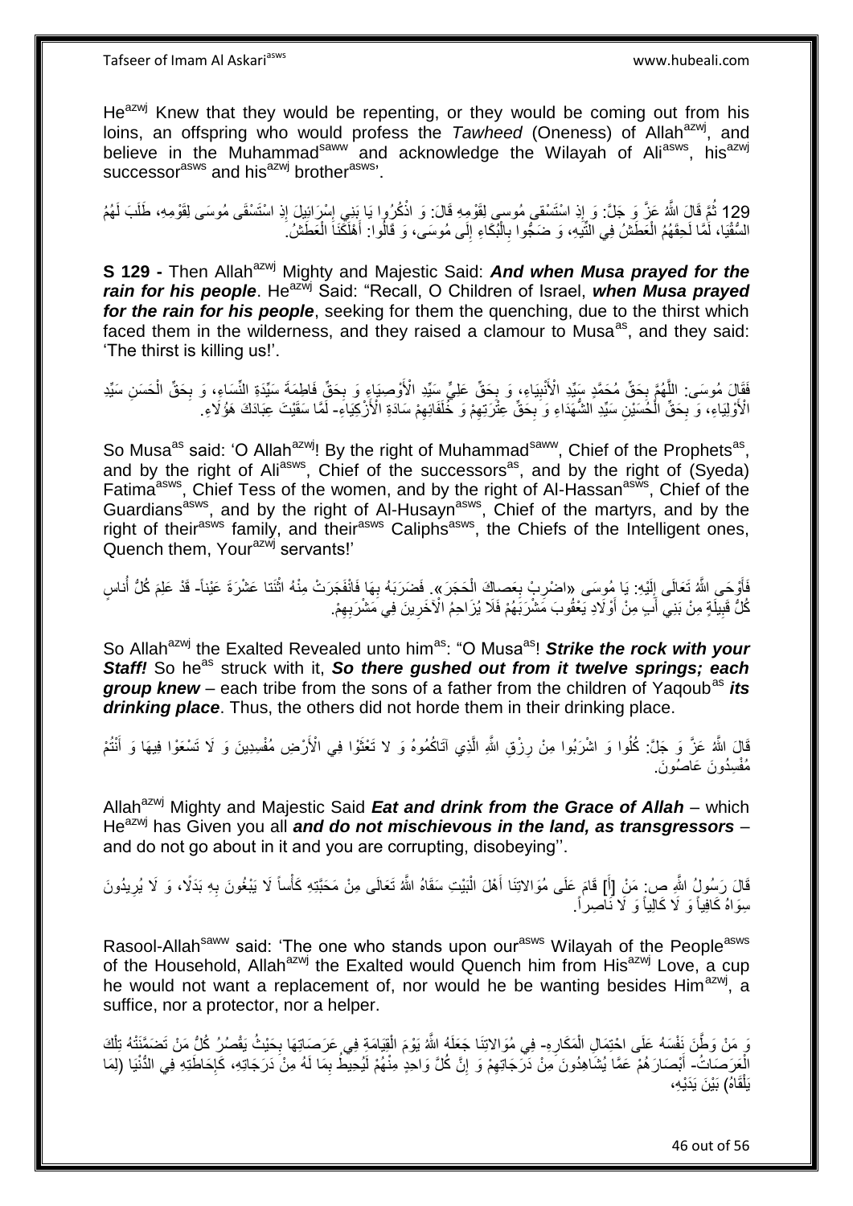He[azwj] Knew that they would be repenting, or they would be coming out from his loins, an offspring who would profess the *Tawheed* (Oneness) of Allah[azwj], and believe in the Muhammad[saww] and acknowledge the Wilayah of Ali[asws], his[azwj] successor[asws] and his[azwj] brother[asws]'.

129 ثُمَّ قَالَ اللَّهُ عَزَّ وَ جَلَّ: وَ إِذِ اسْتَسْقى مُوسى لِقَوْمِهِ قَالَ: وَ اذْكُرُوا يَا بَنِي إِسْرَائِيلَ إِذِ اسْتَسْقَى مُوسَى لِقَوْمِهِ، طَلَبَ لَهُمُ السُّقْيَا، لَمَّا لَحِقَهُمُ الْعَطَشُ فِي التِّيهِ، وَ ضَجُّوا بِالْبُكَاءِ إِلَى مُوسَى، وَ قَالُوا: أَهْلَكَنَا الْعَطَشُ.

**S 129 -** Then Allah[azwj] Mighty and Majestic Said: ***And when Musa prayed for the rain for his people***. He[azwj] Said: "Recall, O Children of Israel, ***when Musa prayed for the rain for his people***, seeking for them the quenching, due to the thirst which faced them in the wilderness, and they raised a clamour to Musa[as], and they said: 'The thirst is killing us!'.

فَقَالَ مُوسَى: اللَّهُمَّ بِحَقِّ مُحَمَّدٍ سَيِّدِ الْأَنْبِيَاءِ، وَ بِحَقِّ عَلِيٍّ سَيِّدِ الْأَوْصِيَاءِ وَ بِحَقِّ فَاطِمَةَ سَيِّدَةِ النِّسَاءِ، وَ بِحَقِّ الْحَسَنِ سَيِّدِ الْأَوْلِيَاءِ، وَ بِحَقِّ الْحُسَيْنِ سَيِّدِ الشُّهَدَاءِ وَ بِحَقِّ عِتْرَتِهِمْ وَ خُلَفَائِهِمْ سَادَةِ الْأَزْكِيَاءِ- لَمَّا سَقَيْتَ عِبَادَكَ هَؤُلَاءِ.

So Musa[as] said: 'O Allah[azwj]! By the right of Muhammad[saww], Chief of the Prophets[as], and by the right of Ali[asws], Chief of the successors[as], and by the right of (Syeda) Fatima[asws], Chief Tess of the women, and by the right of Al-Hassan[asws], Chief of the Guardians[asws], and by the right of Al-Husayn[asws], Chief of the martyrs, and by the right of their[asws] family, and their[asws] Caliphs[asws], the Chiefs of the Intelligent ones, Quench them, Your[azwj] servants!'

فَأَوْحَى اللَّهُ تَعَالَى إِلَيْهِ: يَا مُوسَى «اضْرِبْ بِعَصاكَ الْحَجَرَ». فَضَرَبَهُ بِهَا فَانْفَجَرَتْ مِنْهُ اثْنَتا عَشْرَةَ عَيْناً- قَدْ عَلِمَ كُلُّ أُناسٍ كُلُّ قَبِيلَةٍ مِنْ بَنِي أَبٍ مِنْ أَوْلَادِ يَعْقُوبَ مَشْرَبَهُمْ فَلَا يُزَاحِمُ الْآخَرِينَ فِي مَشْرَبِهِمْ.

So Allah[azwj] the Exalted Revealed unto him[as]: "O Musa[as]! ***Strike the rock with your Staff!*** So he[as] struck with it, ***So there gushed out from it twelve springs; each group knew*** – each tribe from the sons of a father from the children of Yaqoub[as] ***its drinking place***. Thus, the others did not horde them in their drinking place.

قَالَ اللَّهُ عَزَّ وَ جَلَّ: كُلُوا وَ اشْرَبُوا مِنْ رِزْقِ اللَّهِ الَّذِي آتَاكُمُوهُ وَ لا تَعْثَوْا فِي الْأَرْضِ مُفْسِدِينَ وَ لَا تَسْعَوْا فِيهَا وَ أَنْتُمْ مُفْسِدُونَ عَاصُونَ.

Allah[azwj] Mighty and Majestic Said ***Eat and drink from the Grace of Allah*** – which He[azwj] has Given you all ***and do not mischievous in the land, as transgressors*** – and do not go about in it and you are corrupting, disobeying''.

قَالَ رَسُولُ اللَّهِ ص: مَنْ [أَ] قَامَ عَلَى مُوَالاتِنَا أَهْلَ الْبَيْتِ سَقَاهُ اللَّهُ تَعَالَى مِنْ مَحَبَّتِهِ كَأْساً لَا يَبْغُونَ بِهِ بَدَلًا، وَ لَا يُرِيدُونَ سِوَاهُ كَافِياً وَ لَا كَالِياً وَ لَا نَاصِراً.

Rasool-Allah[saww] said: 'The one who stands upon our[asws] Wilayah of the People[asws] of the Household, Allah[azwj] the Exalted would Quench him from His[azwj] Love, a cup he would not want a replacement of, nor would he be wanting besides Him[azwj], a suffice, nor a protector, nor a helper.

وَ مَنْ وَطَّنَ نَفْسَهُ عَلَى احْتِمَالِ الْمَكَارِهِ- فِي مُوَالاتِنَا جَعَلَهُ اللَّهُ يَوْمَ الْقِيَامَةِ فِي عَرَصَاتِهَا بِحَيْثُ يَقْصُرُ كُلُّ مَنْ تَضَمَّنَتْهُ تِلْكَ الْعَرَصَاتُ- أَبْصَارَهُمْ عَمَّا يُشَاهِدُونَ مِنْ دَرَجَاتِهِمْ وَ إِنَّ كُلَّ وَاحِدٍ مِنْهُمْ لَيُحِيطُ بِمَا لَهُ مِنْ دَرَجَاتِهِ، كَإِحَاطَتِهِ فِي الدُّنْيَا (لِمَا يَلْقَاهُ) بَيْنَ يَدَيْهِ،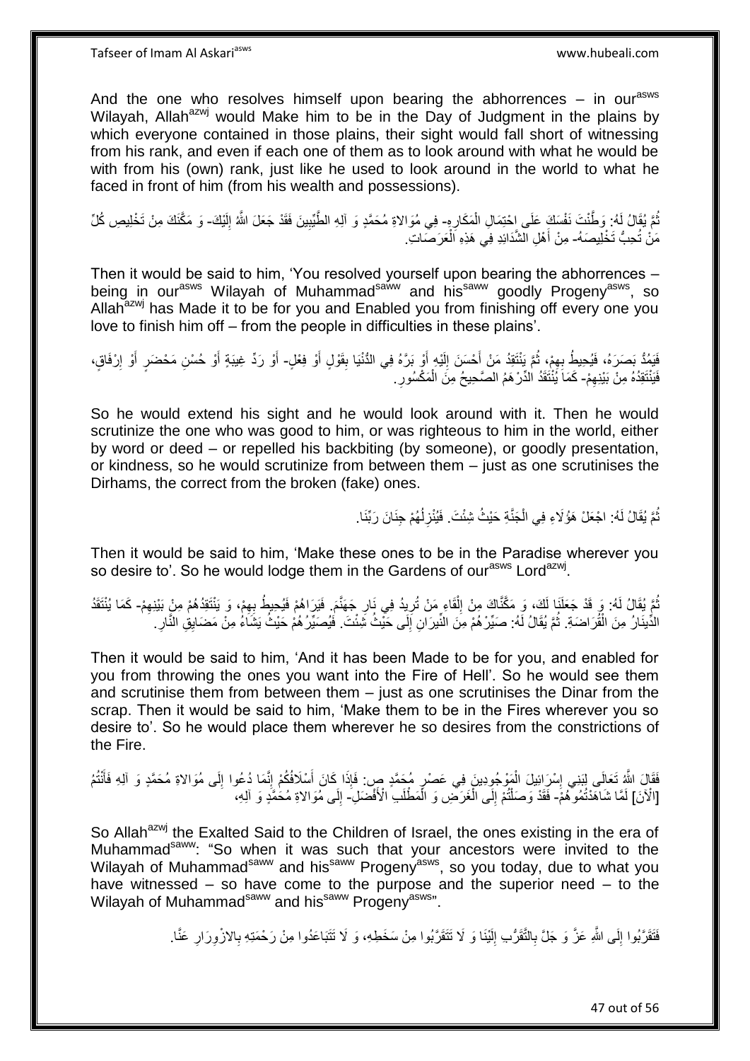And the one who resolves himself upon bearing the abhorrences – in our[asws] Wilayah, Allah[azwj] would Make him to be in the Day of Judgment in the plains by which everyone contained in those plains, their sight would fall short of witnessing from his rank, and even if each one of them as to look around with what he would be with from his (own) rank, just like he used to look around in the world to what he faced in front of him (from his wealth and possessions).

ثُمَّ يُقَالُ لَهُ: وَطَّنْتَ نَفْسَكَ عَلَى احْتِمَالِ الْمَكَارِهِ- فِي مُوَالاةِ مُحَمَّدٍ وَ آلِهِ الطَّيِّبِينَ فَقَدْ جَعَلَ اللَّهُ إِلَيْكَ- وَ مَكَّنَكَ مِنْ تَخْلِيصِ كُلِّ مَنْ تُحِبُّ تَخْلِيصَهُ- مِنْ أَهْلِ الشَّدَائِدِ فِي هَذِهِ الْعَرَصَاتِ.

Then it would be said to him, 'You resolved yourself upon bearing the abhorrences – being in our[asws] Wilayah of Muhammad[saww] and his[saww] goodly Progeny[asws], so Allah[azwj] has Made it to be for you and Enabled you from finishing off every one you love to finish him off – from the people in difficulties in these plains'.

فَيَمُدُّ بَصَرَهُ، فَيُحِيطُ بِهِمْ، ثُمَّ يَنْتَقِدُ مَنْ أَحْسَنَ إِلَيْهِ أَوْ بَرَّهُ فِي الدُّنْيَا بِقَوْلٍ أَوْ فِعْلٍ- أَوْ رَدِّ غِيبَةٍ أَوْ حُسْنِ مَحْضَرٍ أَوْ إِرْفَاقٍ، فَيَنْتَقِدُهُ مِنْ بَيْنِهِمْ- كَمَا يُنْتَقَدُ الدِّرْهَمُ الصَّحِيحُ مِنَ الْمَكْسُورِ.

So he would extend his sight and he would look around with it. Then he would scrutinize the one who was good to him, or was righteous to him in the world, either by word or deed – or repelled his backbiting (by someone), or goodly presentation, or kindness, so he would scrutinize from between them – just as one scrutinises the Dirhams, the correct from the broken (fake) ones.

ثُمَّ يُقَالُ لَهُ: اجْعَلْ هَؤُلَاءِ فِي الْجَنَّةِ حَيْثُ شِئْتَ. فَيُنْزِلُهُمْ جِنَانَ رَبِّنَا.

Then it would be said to him, 'Make these ones to be in the Paradise wherever you so desire to'. So he would lodge them in the Gardens of our[asws] Lord[azwj].

ثُمَّ يُقَالُ لَهُ: وَ قَدْ جَعَلْنَا لَكَ، وَ مَكَّنَّاكَ مِنْ إِلْقَاءِ مَنْ تُرِيدُ فِي نَارِ جَهَنَّمَ. فَيَرَاهُمْ فَيُحِيطُ بِهِمْ، وَ يَنْتَقِدُهُمْ مِنْ بَيْنِهِمْ- كَمَا يُنْتَقَدُ الدِّينَارُ مِنَ الْقُرَاضَةِ. ثُمَّ يُقَالُ لَهُ: صَيِّرْهُمْ مِنَ النِّيرَانِ إِلَى حَيْثُ شِئْتَ. فَيُصَيِّرُهُمْ حَيْثُ يَشَاءُ مِنْ مَضَايِقِ النَّارِ.

Then it would be said to him, 'And it has been Made to be for you, and enabled for you from throwing the ones you want into the Fire of Hell'. So he would see them and scrutinise them from between them – just as one scrutinises the Dinar from the scrap. Then it would be said to him, 'Make them to be in the Fires wherever you so desire to'. So he would place them wherever he so desires from the constrictions of the Fire.

فَقَالَ اللَّهُ تَعَالَى لِبَنِي إِسْرَائِيلَ الْمَوْجُودِينَ فِي عَصْرِ مُحَمَّدٍ ص: فَإِذَا كَانَ أَسْلَافُكُمْ إِنَّمَا دُعُوا إِلَى مُوَالاةِ مُحَمَّدٍ وَ آلِهِ فَأَنْتُمْ [الْآنَ] لَمَّا شَاهَدْتُمُوهُمْ- فَقَدْ وَصَلْتُمْ إِلَى الْغَرَضِ وَ الْمَطْلَبِ الْأَفْضَلِ- إِلَى مُوَالاةِ مُحَمَّدٍ وَ آلِهِ،

So Allah[azwj] the Exalted Said to the Children of Israel, the ones existing in the era of Muhammad[saww]: "So when it was such that your ancestors were invited to the Wilayah of Muhammad[saww] and his[saww] Progeny[asws], so you today, due to what you have witnessed – so have come to the purpose and the superior need – to the Wilayah of Muhammad[saww] and his[saww] Progeny[asws]".

فَتَقَرَّبُوا إِلَى اللَّهِ عَزَّ وَ جَلَّ بِالتَّقَرُّبِ إِلَيْنَا وَ لَا تَتَقَرَّبُوا مِنْ سَخَطِهِ، وَ لَا تَتَبَاعَدُوا مِنْ رَحْمَتِهِ بِالازْوِرَارِ عَنَّا.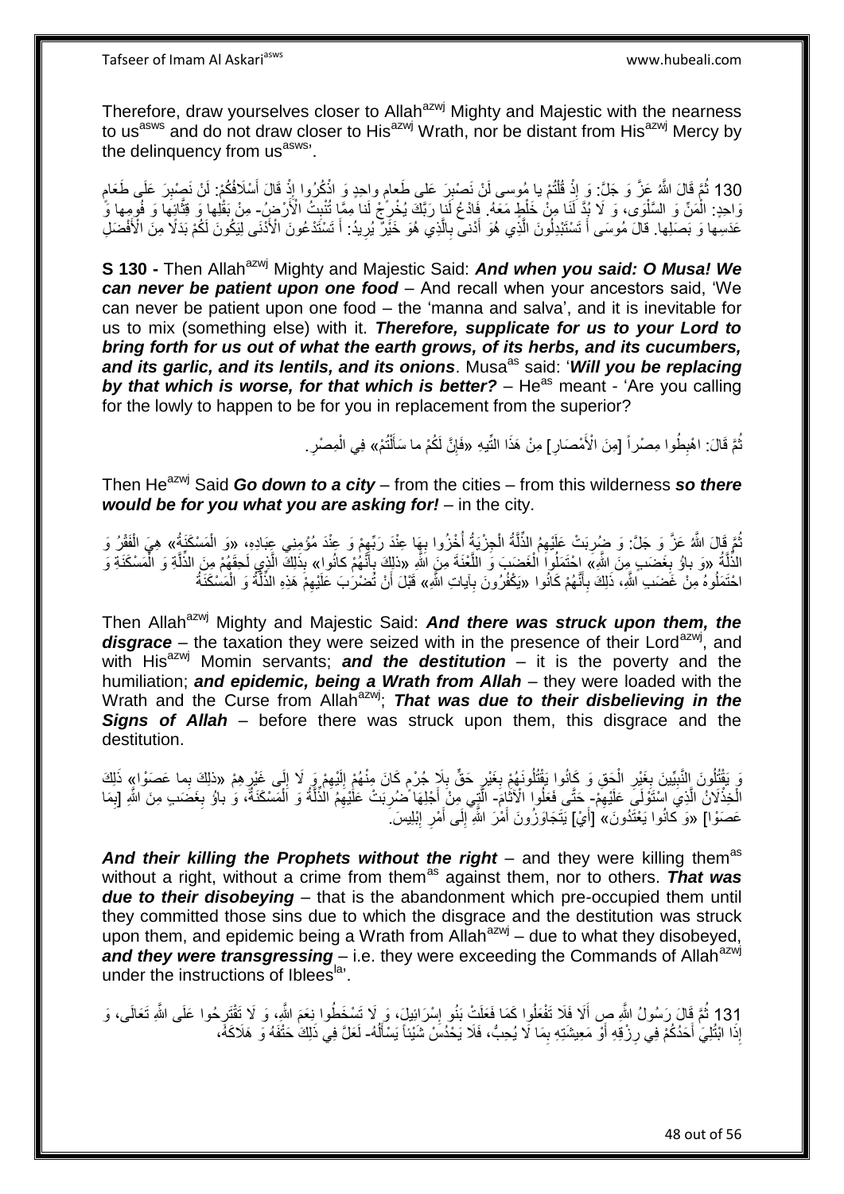Therefore, draw yourselves closer to Allah[azwj] Mighty and Majestic with the nearness to us[asws] and do not draw closer to His[azwj] Wrath, nor be distant from His[azwj] Mercy by the delinquency from us[asws]'.

130 ثُمَّ قَالَ اللَّهُ عَزَّ وَ جَلَّ: وَ إِذْ قُلْتُمْ يا مُوسى لَنْ نَصْبِرَ عَلى طَعامٍ واحِدٍ وَ اذْكُرُوا إِذْ قَالَ أَسْلَافُكُمْ: لَنْ نَصْبِرَ عَلَى طَعَامٍ وَاحِدٍ: الْمَنِّ وَ السَّلْوَى، وَ لَا بُدَّ لَنَا مِنْ خَلْطٍ مَعَهُ. فَادْعُ لَنا رَبَّكَ يُخْرِجْ لَنا مِمَّا تُنْبِتُ الْأَرْضُ- مِنْ بَقْلِها وَ قِثَّائِها وَ فُومِها وَ عَدَسِها وَ بَصَلِها. قالَ مُوسَى أَ تَسْتَبْدِلُونَ الَّذِي هُوَ أَدْنى بِالَّذِي هُوَ خَيْرٌ يُرِيدُ: أَ تَسْتَدْعُونَ الْأَدْنَى لِيَكُونَ لَكُمْ بَدَلًا مِنَ الْأَفْضَلِ

**S 130 -** Then Allah[azwj] Mighty and Majestic Said: ***And when you said: O Musa! We can never be patient upon one food*** – And recall when your ancestors said, 'We can never be patient upon one food – the 'manna and salva', and it is inevitable for us to mix (something else) with it. ***Therefore, supplicate for us to your Lord to bring forth for us out of what the earth grows, of its herbs, and its cucumbers, and its garlic, and its lentils, and its onions***. Musa[as] said: '***Will you be replacing by that which is worse, for that which is better?*** – He[as] meant - 'Are you calling for the lowly to happen to be for you in replacement from the superior?

ثُمَّ قَالَ: اهْبِطُوا مِصْراً [مِنَ الْأَمْصَارِ] مِنْ هَذَا التِّيهِ «فَإِنَّ لَكُمْ ما سَأَلْتُمْ» فِي الْمِصْرِ.

Then He[azwj] Said ***Go down to a city*** – from the cities – from this wilderness ***so there would be for you what you are asking for!*** – in the city.

ثُمَّ قَالَ اللَّهُ عَزَّ وَ جَلَّ: وَ ضُرِبَتْ عَلَيْهِمُ الذِّلَّةُ الْجِزْيَةُ أُخْزُوا بِهَا عِنْدَ رَبِّهِمْ وَ عِنْدَ مُؤْمِنِي عِبَادِهِ، «وَ الْمَسْكَنَةُ» هِيَ الْفَقْرُ وَ الذِّلَّةُ «وَ باؤُ بِغَضَبٍ مِنَ اللَّهِ» احْتَمَلُوا الْغَضَبَ وَ اللَّعْنَةَ مِنَ اللَّهِ «ذلِكَ بِأَنَّهُمْ كانُوا» بِذَلِكَ الَّذِي لَحِقَهُمْ مِنَ الذِّلَّةِ وَ الْمَسْكَنَةِ وَ احْتَمَلُوهُ مِنْ غَضَبِ اللَّهِ، ذَلِكَ بِأَنَّهُمْ كَانُوا «يَكْفُرُونَ بِآياتِ اللَّهِ» قَبْلَ أَنْ تُضْرَبَ عَلَيْهِمْ هَذِهِ الذِّلَّةُ وَ الْمَسْكَنَةُ

Then Allah[azwj] Mighty and Majestic Said: ***And there was struck upon them, the disgrace*** – the taxation they were seized with in the presence of their Lord[azwj], and with His[azwj] Momin servants; ***and the destitution*** – it is the poverty and the humiliation; ***and epidemic, being a Wrath from Allah*** – they were loaded with the Wrath and the Curse from Allah[azwj]; ***That was due to their disbelieving in the Signs of Allah*** – before there was struck upon them, this disgrace and the destitution.

وَ يَقْتُلُونَ النَّبِيِّينَ بِغَيْرِ الْحَقِ وَ كَانُوا يَقْتُلُونَهُمْ بِغَيْرِ حَقٍّ بِلَا جُرْمٍ كَانَ مِنْهُمْ إِلَيْهِمْ وَ لَا إِلَى غَيْرِهِمْ «ذلِكَ بِما عَصَوْا» ذَلِكَ الْخِذْلَانُ الَّذِي اسْتَوْلَى عَلَيْهِمْ- حَتَّى فَعَلُوا الْآثَامَ- الَّتِي مِنْ أَجْلِهَا ضُرِبَتْ عَلَيْهِمُ الذِّلَّةُ وَ الْمَسْكَنَةُ، وَ باؤُ بِغَضَبٍ مِنَ اللَّهِ [بِمَا عَصَوْا] «وَ كانُوا يَعْتَدُونَ» [أَيْ] يَتَجَاوَزُونَ أَمْرَ اللَّهِ إِلَى أَمْرِ إِبْلِيسَ.

***And their killing the Prophets without the right*** – and they were killing them[as] without a right, without a crime from them[as] against them, nor to others. ***That was due to their disobeying*** – that is the abandonment which pre-occupied them until they committed those sins due to which the disgrace and the destitution was struck upon them, and epidemic being a Wrath from Allah[azwj] – due to what they disobeyed, ***and they were transgressing*** – i.e. they were exceeding the Commands of Allah[azwj] under the instructions of Iblees[la].

131 ثُمَّ قَالَ رَسُولُ اللَّهِ ص أَلَا فَلَا تَفْعَلُوا كَمَا فَعَلَتْ بَنُو إِسْرَائِيلَ، وَ لَا تَسْخَطُوا نِعَمَ اللَّهِ، وَ لَا تَقْتَرِحُوا عَلَى اللَّهِ تَعَالَى، وَ إِذَا ابْتُلِيَ أَحَدُكُمْ فِي رِزْقِهِ أَوْ مَعِيشَتِهِ بِمَا لَا يُحِبُّ، فَلَا يَحْدُثَنَّ شَيْئاً يَسْأَلُهُ- لَعَلَّ فِي ذَلِكَ حَتْفَهُ وَ هَلَاكَهُ،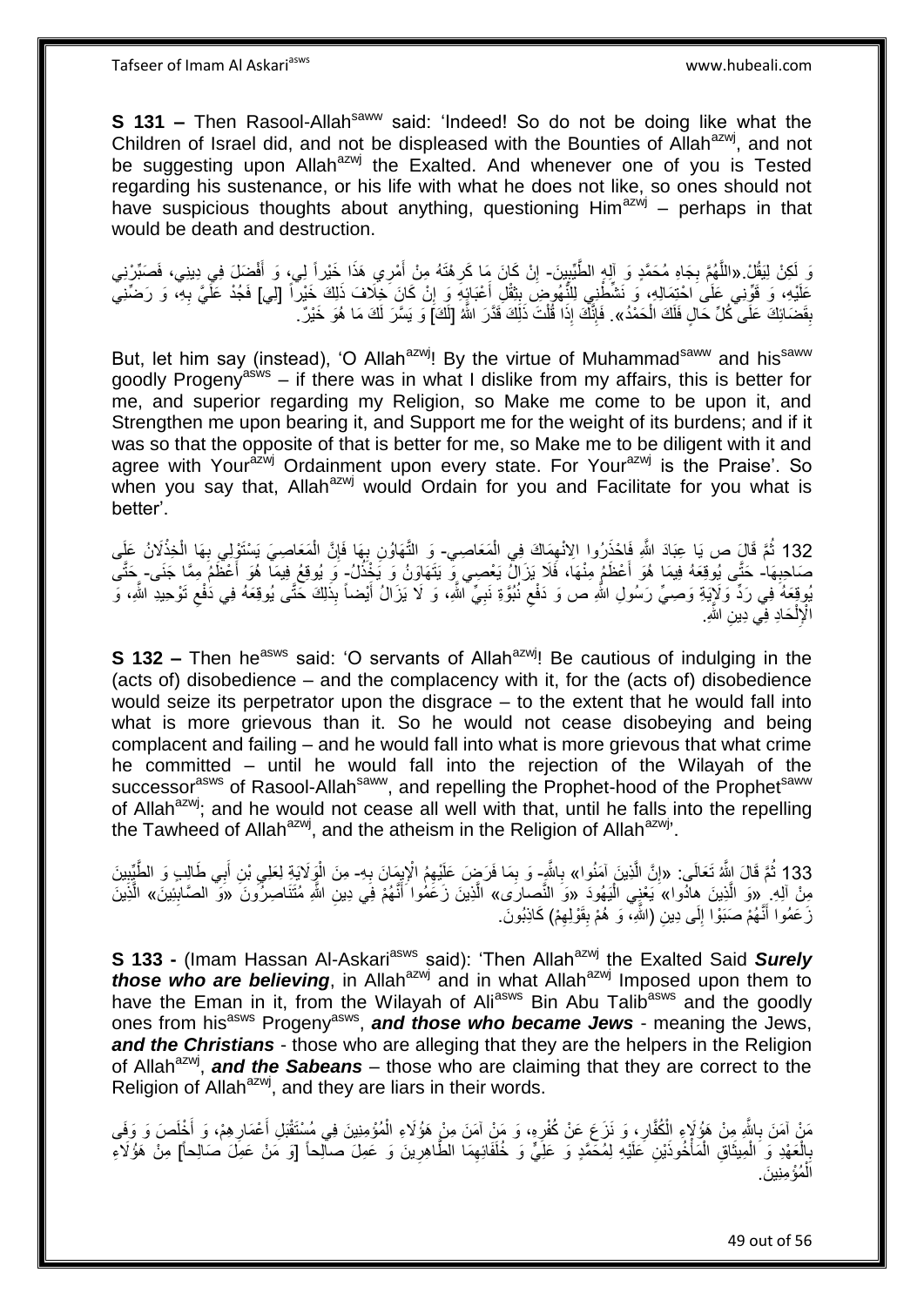**S 131 –** Then Rasool-Allah[saww] said: 'Indeed! So do not be doing like what the Children of Israel did, and not be displeased with the Bounties of Allah[azwj], and not be suggesting upon Allah[azwj] the Exalted. And whenever one of you is Tested regarding his sustenance, or his life with what he does not like, so ones should not have suspicious thoughts about anything, questioning Him[azwj] – perhaps in that would be death and destruction.

وَ لَكِنْ لِيَقُلْ.«اللَّهُمَّ بِجَاهِ مُحَمَّدٍ وَ آلِهِ الطَّيِّبِينَ- إِنْ كَانَ مَا كَرِهْتُهُ مِنْ أَمْرِي هَذَا خَيْراً لِي، وَ أَفْضَلَ فِي دِينِي، فَصَبِّرْنِي عَلَيْهِ، وَ قَوِّنِي عَلَى احْتِمَالِهِ، وَ نَشِّطْنِي لِلنُّهُوضِ بِثِقْلِ أَعْبَائِهِ وَ إِنْ كَانَ خِلَافُ ذَلِكَ خَيْراً [لِي] فَجُدْ عَلَيَّ بِهِ، وَ رَضِّنِي بِقَضَائِكَ عَلَى كُلِّ حَالٍ فَلَكَ الْحَمْدُ». فَإِنَّكَ إِذَا قُلْتَ ذَلِكَ قَدَّرَ اللَّهُ [لَكَ] وَ يَسَّرَ لَكَ مَا هُوَ خَيْرٌ.

But, let him say (instead), 'O Allah[azwj]! By the virtue of Muhammad[saww] and his[saww] goodly Progeny[asws] – if there was in what I dislike from my affairs, this is better for me, and superior regarding my Religion, so Make me come to be upon it, and Strengthen me upon bearing it, and Support me for the weight of its burdens; and if it was so that the opposite of that is better for me, so Make me to be diligent with it and agree with Your[azwj] Ordainment upon every state. For Your[azwj] is the Praise'. So when you say that, Allah[azwj] would Ordain for you and Facilitate for you what is better'.

132 ثُمَّ قَالَ ص يَا عِبَادَ اللَّهِ فَاحْذَرُوا الِانْهِمَاكَ فِي الْمَعَاصِي- وَ التَّهَاوُنَ بِهَا فَإِنَّ الْمَعَاصِيَ يَسْتَوْلِي بِهَا الْخِذْلَانُ عَلَى صَاحِبِهَا- حَتَّى يُوقِعَهُ فِيمَا هُوَ أَعْظَمُ مِنْهَا، فَلَا يَزَالُ يَعْصِي وَ يَتَهَاوَنُ وَ يَخْذُلُ- وَ يُوقِعُ فِيمَا هُوَ أَعْظَمُ مِمَّا جَنَى- حَتَّى يُوقِعَهُ فِي رَدِّ وَلَايَةِ وَصِيِّ رَسُولِ اللَّهِ ص وَ دَفْعِ نُبُوَّةِ نَبِيِّ اللَّهِ، وَ لَا يَزَالُ أَيْضاً بِذَلِكَ حَتَّى يُوقِعَهُ فِي دَفْعِ تَوْحِيدِ اللَّهِ، وَ الْإِلْحَادِ فِي دِينِ اللَّهِ.

**S 132 –** Then he[asws] said: 'O servants of Allah[azwj]! Be cautious of indulging in the (acts of) disobedience – and the complacency with it, for the (acts of) disobedience would seize its perpetrator upon the disgrace – to the extent that he would fall into what is more grievous than it. So he would not cease disobeying and being complacent and failing – and he would fall into what is more grievous that what crime he committed – until he would fall into the rejection of the Wilayah of the successor[asws] of Rasool-Allah[saww], and repelling the Prophet-hood of the Prophet[saww] of Allah[azwj]; and he would not cease all well with that, until he falls into the repelling the Tawheed of Allah[azwj], and the atheism in the Religion of Allah[azwj]'.

133 ثُمَّ قَالَ اللَّهُ تَعَالَى: «إِنَّ الَّذِينَ آمَنُوا» بِاللَّهِ- وَ بِمَا فَرَضَ عَلَيْهِمُ الْإِيمَانَ بِهِ- مِنَ الْوَلَايَةِ لِعَلِيِّ بْنِ أَبِي طَالِبٍ وَ الطَّيِّبِينَ مِنْ آلِهِ «وَ الَّذِينَ هادُوا» يَعْنِي الْيَهُودَ «وَ النَّصارى» الَّذِينَ زَعَمُوا أَنَّهُمْ فِي دِينِ اللَّهِ مُتَنَاصِرُونَ «وَ الصَّابِئِينَ» الَّذِينَ زَعَمُوا أَنَّهُمْ صَبَوْا إِلَى دِينِ (اللَّهِ، وَ هُمْ بِقَوْلِهِمْ) كَاذِبُونَ.

**S 133 -** (Imam Hassan Al-Askari[asws] said): 'Then Allah[azwj] the Exalted Said ***Surely those who are believing***, in Allah[azwj] and in what Allah[azwj] Imposed upon them to have the Eman in it, from the Wilayah of Ali[asws] Bin Abu Talib[asws] and the goodly ones from his[asws] Progeny[asws], ***and those who became Jews*** - meaning the Jews, ***and the Christians*** - those who are alleging that they are the helpers in the Religion of Allah[azwj], ***and the Sabeans*** – those who are claiming that they are correct to the Religion of Allah[azwj], and they are liars in their words.

مَنْ آمَنَ بِاللَّهِ مِنْ هَؤُلَاءِ الْكُفَّارِ، وَ نَزَعَ عَنْ كُفْرِهِ، وَ مَنْ آمَنَ مِنْ هَؤُلَاءِ الْمُؤْمِنِينَ فِي مُسْتَقْبَلِ أَعْمَارِهِمْ، وَ أَخْلَصَ وَ وَفَى بِالْعَهْدِ وَ الْمِيثَاقِ الْمَأْخُوذَيْنِ عَلَيْهِ لِمُحَمَّدٍ وَ عَلِيٍّ وَ خُلَفَائِهِمَا الطَّاهِرِينَ وَ عَمِلَ صالِحاً [وَ مَنْ عَمِلَ صَالِحاً] مِنْ هَؤُلَاءِ الْمُؤْمِنِينَ.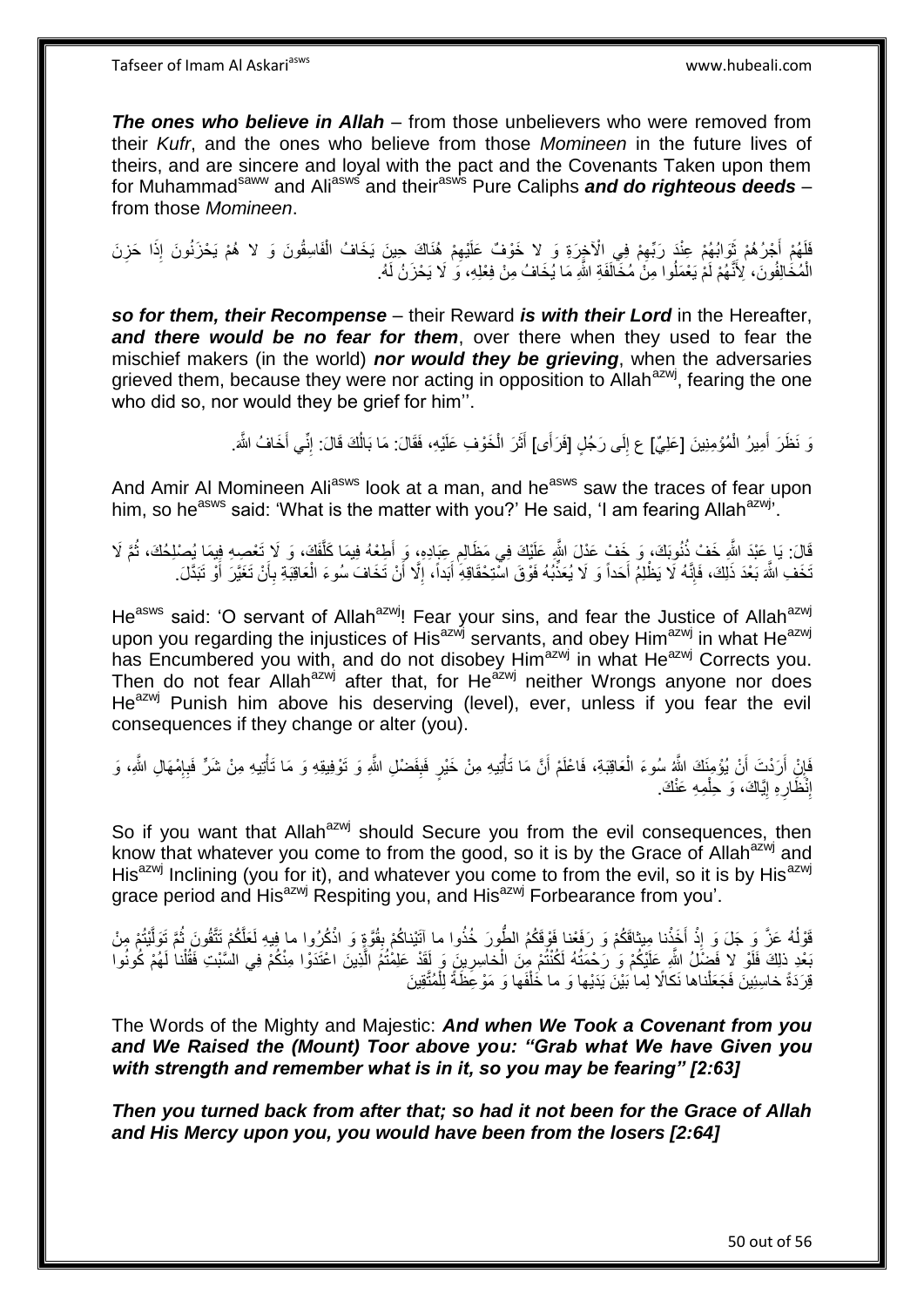***The ones who believe in Allah*** – from those unbelievers who were removed from their *Kufr*, and the ones who believe from those *Momineen* in the future lives of theirs, and are sincere and loyal with the pact and the Covenants Taken upon them for Muhammad[saww] and Ali[asws] and their[asws] Pure Caliphs ***and do righteous deeds*** – from those *Momineen*.

فَلَهُمْ أَجْرُهُمْ ثَوَابُهُمْ عِنْدَ رَبِّهِمْ فِي الْآخِرَةِ وَ لا خَوْفٌ عَلَيْهِمْ هُنَاكَ حِينَ يَخَافُ الْفَاسِقُونَ وَ لا هُمْ يَحْزَنُونَ إِذَا حَزِنَ الْمُخَالِفُونَ، لِأَنَّهُمْ لَمْ يَعْمَلُوا مِنْ مُخَالَفَةِ اللَّهِ مَا يُخَافُ مِنْ فِعْلِهِ، وَ لَا يَحْزَنُ لَهُ.

***so for them, their Recompense*** – their Reward ***is with their Lord*** in the Hereafter, ***and there would be no fear for them***, over there when they used to fear the mischief makers (in the world) ***nor would they be grieving***, when the adversaries grieved them, because they were nor acting in opposition to Allah[azwj], fearing the one who did so, nor would they be grief for him''.

وَ نَظَرَ أَمِيرُ الْمُؤْمِنِينَ [عَلِيٌّ] ع إِلَى رَجُلٍ [فَرَأَى] أَثَرَ الْخَوْفِ عَلَيْهِ، فَقَالَ: مَا بَالُكَ قَالَ: إِنِّي أَخَافُ اللَّهَ.

And Amir Al Momineen Ali[asws] look at a man, and he[asws] saw the traces of fear upon him, so he[asws] said: 'What is the matter with you?' He said, 'I am fearing Allah[azwj]'.

قَالَ: يَا عَبْدَ اللَّهِ خَفْ ذُنُوبَكَ، وَ خَفْ عَدْلَ اللَّهِ عَلَيْكَ فِي مَظَالِمِ عِبَادِهِ، وَ أَطِعْهُ فِيمَا كَلَّفَكَ، وَ لَا تَعْصِهِ فِيمَا يُصْلِحُكَ، ثُمَّ لَا تَخَفِ اللَّهَ بَعْدَ ذَلِكَ، فَإِنَّهُ لَا يَظْلِمُ أَحَداً وَ لَا يُعَذِّبُهُ فَوْقَ اسْتِحْقَاقِهِ أَبَداً، إِلَّا أَنْ تَخَافَ سُوءَ الْعَاقِبَةِ بِأَنْ تَغَيَّرَ أَوْ تَبَدَّلَ.

He[asws] said: 'O servant of Allah[azwj]! Fear your sins, and fear the Justice of Allah[azwj] upon you regarding the injustices of His[azwj] servants, and obey Him[azwj] in what He[azwj] has Encumbered you with, and do not disobey Him[azwj] in what He[azwj] Corrects you. Then do not fear Allah[azwj] after that, for He[azwj] neither Wrongs anyone nor does He[azwj] Punish him above his deserving (level), ever, unless if you fear the evil consequences if they change or alter (you).

فَإِنْ أَرَدْتَ أَنْ يُؤْمِنَكَ اللَّهُ سُوءَ الْعَاقِبَةِ، فَاعْلَمْ أَنَّ مَا تَأْتِيهِ مِنْ خَيْرٍ فَبِفَضْلِ اللَّهِ وَ تَوْفِيقِهِ وَ مَا تَأْتِيهِ مِنْ شَرٍّ فَبِإِمْهَالِ اللَّهِ، وَ إِنْظَارِهِ إِيَّاكَ، وَ حِلْمِهِ عَنْكَ.

So if you want that Allah[azwj] should Secure you from the evil consequences, then know that whatever you come to from the good, so it is by the Grace of Allah[azwj] and His[azwj] Inclining (you for it), and whatever you come to from the evil, so it is by His[azwj] grace period and His[azwj] Respiting you, and His[azwj] Forbearance from you'.

قَوْلُهُ عَزَّ وَ جَلَ وَ إِذْ أَخَذْنا مِيثاقَكُمْ وَ رَفَعْنا فَوْقَكُمُ الطُّورَ خُذُوا ما آتَيْناكُمْ بِقُوَّةٍ وَ اذْكُرُوا ما فِيهِ لَعَلَّكُمْ تَتَّقُونَ ثُمَّ تَوَلَّيْتُمْ مِنْ بَعْدِ ذلِكَ فَلَوْ لا فَضْلُ اللَّهِ عَلَيْكُمْ وَ رَحْمَتُهُ لَكُنْتُمْ مِنَ الْخاسِرِينَ وَ لَقَدْ عَلِمْتُمُ الَّذِينَ اعْتَدَوْا مِنْكُمْ فِي السَّبْتِ فَقُلْنا لَهُمْ كُونُوا قِرَدَةً خاسِئِينَ فَجَعَلْناها نَكالًا لِما بَيْنَ يَدَيْها وَ ما خَلْفَها وَ مَوْعِظَةً لِلْمُتَّقِينَ

The Words of the Mighty and Majestic: ***And when We Took a Covenant from you and We Raised the (Mount) Toor above you: "Grab what We have Given you with strength and remember what is in it, so you may be fearing" [2:63]***

***Then you turned back from after that; so had it not been for the Grace of Allah and His Mercy upon you, you would have been from the losers [2:64]***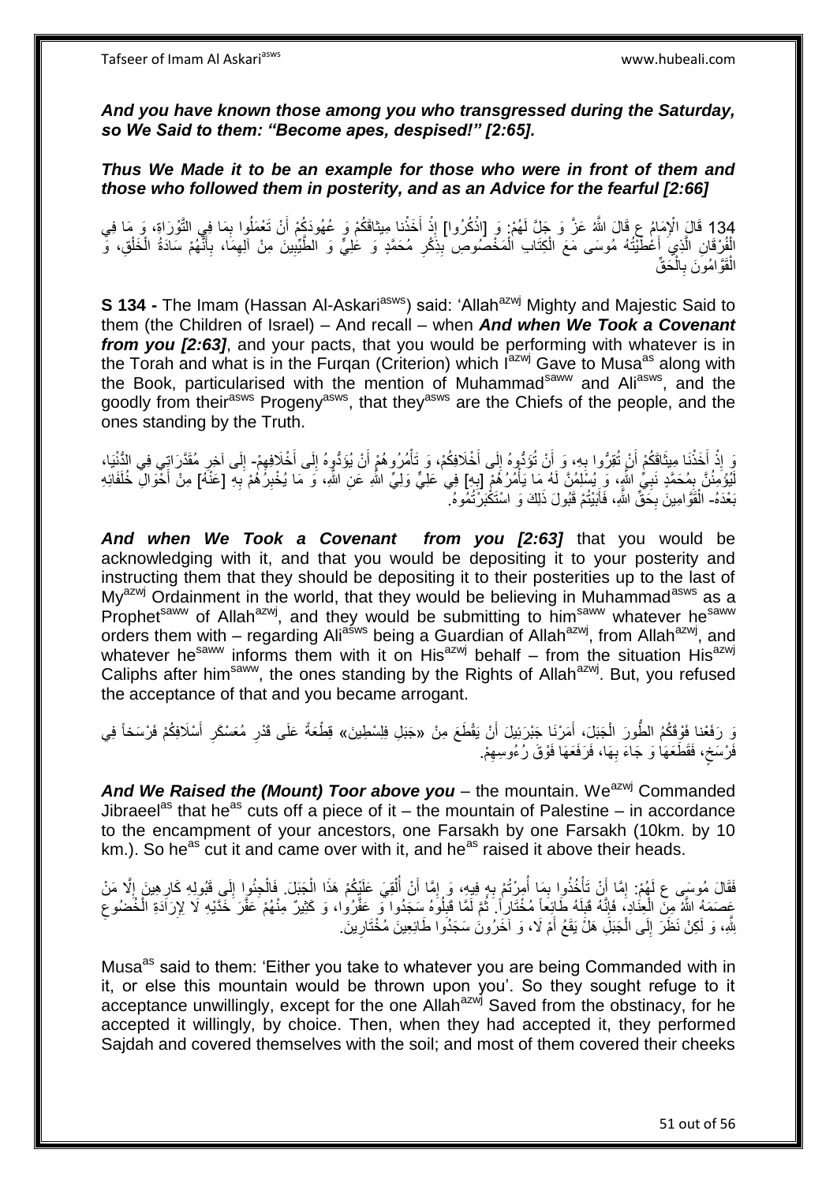***And you have known those among you who transgressed during the Saturday, so We Said to them: "Become apes, despised!" [2:65].***

***Thus We Made it to be an example for those who were in front of them and those who followed them in posterity, and as an Advice for the fearful [2:66]***

134 قَالَ الْإِمَامُ ع قَالَ اللَّهُ عَزَّ وَ جَلَّ لَهُمْ: وَ [اذْكُرُوا] إِذْ أَخَذْنا مِيثاقَكُمْ وَ عُهُودَكُمْ أَنْ تَعْمَلُوا بِمَا فِي التَّوْرَاةِ، وَ مَا فِي الْفُرْقَانِ الَّذِي أَعْطَيْتُهُ مُوسَى مَعَ الْكِتَابِ الْمَخْصُوصِ بِذِكْرِ مُحَمَّدٍ وَ عَلِيٍّ وَ الطَّيِّبِينَ مِنْ آلِهِمَا، بِأَنَّهُمْ سَادَةُ الْخَلْقِ، وَ الْقَوَّامُونَ بِالْحَقِّ

**S 134 -** The Imam (Hassan Al-Askari[asws]) said: 'Allah[azwj] Mighty and Majestic Said to them (the Children of Israel) – And recall – when ***And when We Took a Covenant from you [2:63]***, and your pacts, that you would be performing with whatever is in the Torah and what is in the Furqan (Criterion) which I[azwj] Gave to Musa[as] along with the Book, particularised with the mention of Muhammad[saww] and Ali[asws], and the goodly from their[asws] Progeny[asws], that they[asws] are the Chiefs of the people, and the ones standing by the Truth.

وَ إِذْ أَخَذْنَا مِيثَاقَكُمْ أَنْ تُقِرُّوا بِهِ، وَ أَنْ تُؤَدُّوهُ إِلَى أَخْلَافِكُمْ، وَ تَأْمُرُوهُمْ أَنْ يُؤَدُّوهُ إِلَى أَخْلَافِهِمْ- إِلَى آخِرِ مُقَدَّرَاتِي فِي الدُّنْيَا، لَيُؤْمِنُنَّ بِمُحَمَّدٍ نَبِيِّ اللَّهِ، وَ يُسَلِّمُنَّ لَهُ مَا يَأْمُرُهُمْ [بِهِ] فِي عَلِيٍّ وَلِيِّ اللَّهِ عَنِ اللَّهِ، وَ مَا يُخْبِرُهُمْ بِهِ [عَنْهُ] مِنْ أَحْوَالِ خُلَفَائِهِ بَعْدَهُ- الْقَوَّامِينَ بِحَقِّ اللَّهِ، فَأَبَيْتُمْ قَبُولَ ذَلِكَ وَ اسْتَكْبَرْتُمُوهُ.

***And when We Took a Covenant from you [2:63]*** that you would be acknowledging with it, and that you would be depositing it to your posterity and instructing them that they should be depositing it to their posterities up to the last of My[azwj] Ordainment in the world, that they would be believing in Muhammad[asws] as a Prophet[saww] of Allah[azwj], and they would be submitting to him[saww] whatever he[saww] orders them with – regarding Ali[asws] being a Guardian of Allah[azwj], from Allah[azwj], and whatever he[saww] informs them with it on His[azwj] behalf – from the situation His[azwj] Caliphs after him[saww], the ones standing by the Rights of Allah[azwj]. But, you refused the acceptance of that and you became arrogant.

وَ رَفَعْنا فَوْقَكُمُ الطُّورَ الْجَبَلَ، أَمَرْنَا جَبْرَئِيلَ أَنْ يَقْطَعَ مِنْ «جَبَلِ فِلِسْطِينَ» قِطْعَةً عَلَى قَدْرِ مُعَسْكَرِ أَسْلَافِكُمْ فَرْسَخاً فِي فَرْسَخٍ، فَقَطَعَهَا وَ جَاءَ بِهَا، فَرَفَعَهَا فَوْقَ رُءُوسِهِمْ.

***And We Raised the (Mount) Toor above you*** – the mountain. We[azwj] Commanded Jibraeel[as] that he[as] cuts off a piece of it – the mountain of Palestine – in accordance to the encampment of your ancestors, one Farsakh by one Farsakh (10km. by 10 km.). So he[as] cut it and came over with it, and he[as] raised it above their heads.

فَقَالَ مُوسَى ع لَهُمْ: إِمَّا أَنْ تَأْخُذُوا بِمَا أُمِرْتُمْ بِهِ فِيهِ، وَ إِمَّا أَنْ أُلْقِيَ عَلَيْكُمْ هَذَا الْجَبَلَ. فَالْجِئُوا إِلَى قَبُولِهِ كَارِهِينَ إِلَّا مَنْ عَصَمَهُ اللَّهُ مِنَ الْعِنَادِ، فَإِنَّهُ قَبِلَهُ طَائِعاً مُخْتَاراً. ثُمَّ لَمَّا قَبِلُوهُ سَجَدُوا وَ عَفَّرُوا، وَ كَثِيرٌ مِنْهُمْ عَفَّرَ خَدَّيْهِ لَا لِإِرَادَةِ الْخُضُوعِ لِلَّهِ، وَ لَكِنْ نَظَرَ إِلَى الْجَبَلِ هَلْ يَقَعُ أَمْ لَا، وَ آخَرُونَ سَجَدُوا طَائِعِينَ مُخْتَارِينَ.

Musa[as] said to them: 'Either you take to whatever you are being Commanded with in it, or else this mountain would be thrown upon you'. So they sought refuge to it acceptance unwillingly, except for the one Allah[azwj] Saved from the obstinacy, for he accepted it willingly, by choice. Then, when they had accepted it, they performed Sajdah and covered themselves with the soil; and most of them covered their cheeks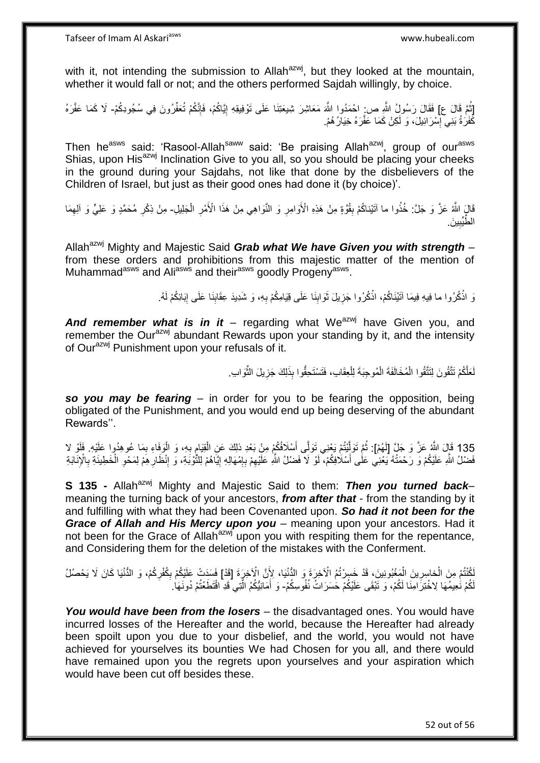with it, not intending the submission to Allah[azwj], but they looked at the mountain, whether it would fall or not; and the others performed Sajdah willingly, by choice.

[ثُمَّ قَالَ ع] فَقَالَ رَسُولُ اللَّهِ ص: احْمَدُوا اللَّهَ مَعَاشِرَ شِيعَتِنَا عَلَى تَوْفِيقِهِ إِيَّاكُمْ، فَإِنَّكُمْ تُعَفِّرُونَ فِي سُجُودِكُمْ- لَا كَمَا عَفَّرَهُ كَفَرَةُ بَنِي إِسْرَائِيلَ، وَ لَكِنْ كَمَا عَفَّرَهُ خِيَارُهُمْ.

Then he[asws] said: 'Rasool-Allah[saww] said: 'Be praising Allah[azwj], group of our[asws] Shias, upon His[azwj] Inclination Give to you all, so you should be placing your cheeks in the ground during your Sajdahs, not like that done by the disbelievers of the Children of Israel, but just as their good ones had done it (by choice)'.

قَالَ اللَّهُ عَزَّ وَ جَلَّ: خُذُوا ما آتَيْناكُمْ بِقُوَّةٍ مِنْ هَذِهِ الْأَوَامِرِ وَ النَّوَاهِي مِنْ هَذَا الْأَمْرِ الْجَلِيلِ- مِنْ ذِكْرِ مُحَمَّدٍ وَ عَلِيٍّ وَ آلِهِمَا الطَّيِّبِينَ.

Allah[azwj] Mighty and Majestic Said ***Grab what We have Given you with strength*** – from these orders and prohibitions from this majestic matter of the mention of Muhammad[asws] and Ali[asws] and their[asws] goodly Progeny[asws].

وَ اذْكُرُوا ما فِيهِ فِيمَا آتَيْنَاكُمْ، اذْكُرُوا جَزِيلَ ثَوَابِنَا عَلَى قِيَامِكُمْ بِهِ، وَ شَدِيدَ عِقَابِنَا عَلَى إِبَائِكُمْ لَهُ.

***And remember what is in it*** – regarding what We[azwj] have Given you, and remember the Our[azwj] abundant Rewards upon your standing by it, and the intensity of Our[azwj] Punishment upon your refusals of it.

لَعَلَّكُمْ تَتَّقُونَ لِتَتَّقُوا الْمُخَالَفَةَ الْمُوجِبَةَ لِلْعِقَابِ، فَتَسْتَحِقُّوا بِذَلِكَ جَزِيلَ الثَّوَابِ.

***so you may be fearing*** – in order for you to be fearing the opposition, being obligated of the Punishment, and you would end up being deserving of the abundant Rewards''.

135 قَالَ اللَّهُ عَزَّ وَ جَلَّ [لَهُمْ]: ثُمَّ تَوَلَّيْتُمْ يَعْنِي تَوَلَّى أَسْلَافُكُمْ مِنْ بَعْدِ ذلِكَ عَنِ الْقِيَامِ بِهِ، وَ الْوَفَاءِ بِمَا عُوهِدُوا عَلَيْهِ. فَلَوْ لا فَضْلُ اللَّهِ عَلَيْكُمْ وَ رَحْمَتُهُ يَعْنِي عَلَى أَسْلَافِكُمْ، لَوْ لَا فَضْلُ اللَّهِ عَلَيْهِمْ بِإِمْهَالِهِ إِيَّاهُمْ لِلتَّوْبَةِ، وَ إِنْظَارِهِمْ لِمَحْوِ الْخَطِيئَةِ بِالْإِنَابَةِ

**S 135 -** Allah[azwj] Mighty and Majestic Said to them: ***Then you turned back***– meaning the turning back of your ancestors, ***from after that*** - from the standing by it and fulfilling with what they had been Covenanted upon. ***So had it not been for the Grace of Allah and His Mercy upon you*** – meaning upon your ancestors. Had it not been for the Grace of Allah[azwj] upon you with respiting them for the repentance, and Considering them for the deletion of the mistakes with the Conferment.

لَكُنْتُمْ مِنَ الْخاسِرِينَ الْمَغْبُونِينَ، قَدْ خَسِرْتُمُ الْآخِرَةَ وَ الدُّنْيَا، لِأَنَّ الْآخِرَةَ [قَدْ] فَسَدَتْ عَلَيْكُمْ بِكُفْرِكُمْ، وَ الدُّنْيَا كَانَ لَا يَحْصُلُ لَكُمْ نَعِيمُهَا لِاخْتِرَامِنَا لَكُمْ، وَ تَبْقَى عَلَيْكُمْ حَسَرَاتُ نُفُوسِكُمْ- وَ أَمَانِيُّكُمُ الَّتِي قَدِ اقْتَطَعْتُمْ دُونَهَا.

***You would have been from the losers*** – the disadvantaged ones. You would have incurred losses of the Hereafter and the world, because the Hereafter had already been spoilt upon you due to your disbelief, and the world, you would not have achieved for yourselves its bounties We had Chosen for you all, and there would have remained upon you the regrets upon yourselves and your aspiration which would have been cut off besides these.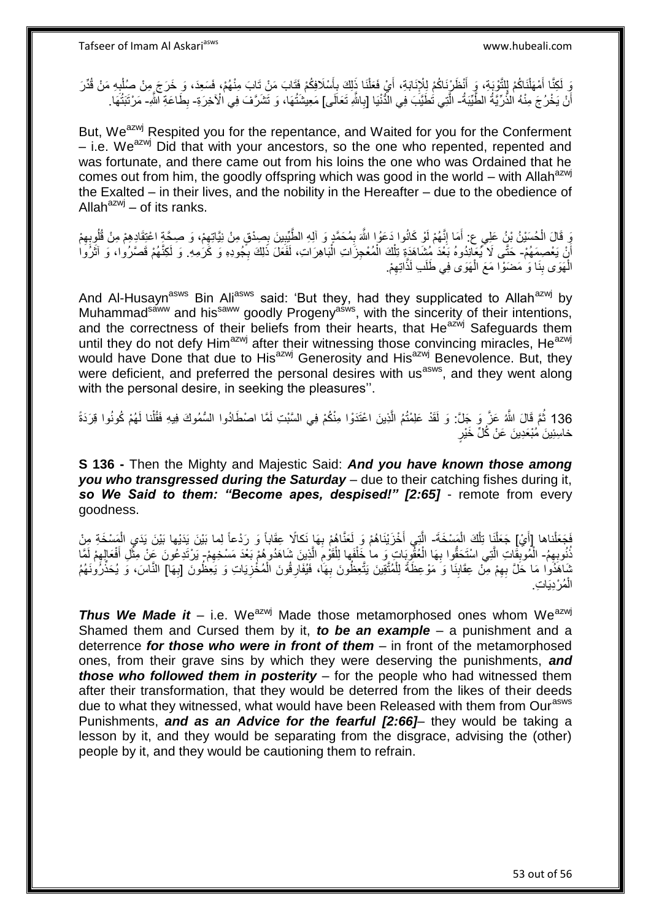وَ لَكِنَّا أَمْهَلْنَاكُمْ لِلتَّوْبَةِ، وَ أَنْظَرْنَاكُمْ لِلْإِنَابَةِ، أَيْ فَعَلْنَا ذَلِكَ بِأَسْلَافِكُمْ فَتَابَ مَنْ تَابَ مِنْهُمْ، فَسَعِدَ، وَ خَرَجَ مِنْ صُلْبِهِ مَنْ قُدِّرَ أَنْ يَخْرُجَ مِنْهُ الذُّرِّيَّةُ الطَّيِّبَةُ- الَّتِي تَطِيبُ فِي الدُّنْيَا [بِاللَّهِ تَعَالَى] مَعِيشَتُهَا، وَ تَشْرُفُ فِي الْآخِرَةِ- بِطَاعَةِ اللَّهِ- مَرْتَبَتُهَا.

But, We[azwj] Respited you for the repentance, and Waited for you for the Conferment – i.e. We[azwj] Did that with your ancestors, so the one who repented, repented and was fortunate, and there came out from his loins the one who was Ordained that he comes out from him, the goodly offspring which was good in the world – with Allah[azwj] the Exalted – in their lives, and the nobility in the Hereafter – due to the obedience of Allah[azwj] – of its ranks.

وَ قَالَ الْحُسَيْنُ بْنُ عَلِيٍّ ع: أَمَا إِنَّهُمْ لَوْ كَانُوا دَعَوُا اللَّهَ بِمُحَمَّدٍ وَ آلِهِ الطَّيِّبِينَ بِصِدْقٍ مِنْ نِيَّاتِهِمْ، وَ صِحَّةِ اعْتِقَادِهِمْ مِنْ قُلُوبِهِمْ أَنْ يَعْصِمَهُمْ- حَتَّى لَا يُعَانِدُوهُ بَعْدَ مُشَاهَدَةِ تِلْكَ الْمُعْجِزَاتِ الْبَاهِرَاتِ، لَفَعَلَ ذَلِكَ بِجُودِهِ وَ كَرَمِهِ. وَ لَكِنَّهُمْ قَصَّرُوا، وَ آثَرُوا الْهَوَى بِنَا وَ مَضَوْا مَعَ الْهَوَى فِي طَلَبِ لَذَّاتِهِمْ.

And Al-Husayn[asws] Bin Ali[asws] said: 'But they, had they supplicated to Allah[azwj] by Muhammad[saww] and his[saww] goodly Progeny[asws], with the sincerity of their intentions, and the correctness of their beliefs from their hearts, that He[azwj] Safeguards them until they do not defy Him[azwj] after their witnessing those convincing miracles, He[azwj] would have Done that due to His[azwj] Generosity and His[azwj] Benevolence. But, they were deficient, and preferred the personal desires with us[asws], and they went along with the personal desire, in seeking the pleasures''.

136 ثُمَّ قَالَ اللَّهُ عَزَّ وَ جَلَّ: وَ لَقَدْ عَلِمْتُمُ الَّذِينَ اعْتَدَوْا مِنْكُمْ فِي السَّبْتِ لَمَّا اصْطَادُوا السُّمُوكَ فِيهِ فَقُلْنا لَهُمْ كُونُوا قِرَدَةً خاسِئِينَ مُبْعَدِينَ عَنْ كُلِّ خَيْرٍ

**S 136 -** Then the Mighty and Majestic Said: ***And you have known those among you who transgressed during the Saturday*** – due to their catching fishes during it, ***so We Said to them: "Become apes, despised!" [2:65]*** - remote from every goodness.

فَجَعَلْناها [أَيْ] جَعَلْنَا تِلْكَ الْمَسْخَةَ- الَّتِي أَخْزَيْنَاهُمْ وَ لَعَنَّاهُمْ بِهَا نَكالًا عِقَاباً وَ رَدْعاً لِما بَيْنَ يَدَيْها بَيْنَ يَدَيِ الْمَسْخَةِ مِنْ ذُنُوبِهِمُ- الْمُوبِقَاتِ الَّتِي اسْتَحَقُّوا بِهَا الْعُقُوبَاتِ وَ ما خَلْفَها لِلْقَوْمِ الَّذِينَ شَاهَدُوهُمْ بَعْدَ مَسْخِهِمْ- يَرْتَدِعُونَ عَنْ مِثْلِ أَفْعَالِهِمْ لَمَّا شَاهَدُوا مَا حَلَّ بِهِمْ مِنْ عِقَابِنَا وَ مَوْعِظَةً لِلْمُتَّقِينَ يَتَّعِظُونَ بِهَا، فَيُفَارِقُونَ الْمُخْزِيَاتِ وَ يَعِظُونَ [بِهَا] النَّاسَ، وَ يُحَذِّرُونَهُمُ الْمُرْدِيَاتِ.

***Thus We Made it*** – i.e. We[azwj] Made those metamorphosed ones whom We[azwj] Shamed them and Cursed them by it, ***to be an example*** – a punishment and a deterrence ***for those who were in front of them*** – in front of the metamorphosed ones, from their grave sins by which they were deserving the punishments, ***and those who followed them in posterity*** – for the people who had witnessed them after their transformation, that they would be deterred from the likes of their deeds due to what they witnessed, what would have been Released with them from Our[asws] Punishments, ***and as an Advice for the fearful [2:66]***– they would be taking a lesson by it, and they would be separating from the disgrace, advising the (other) people by it, and they would be cautioning them to refrain.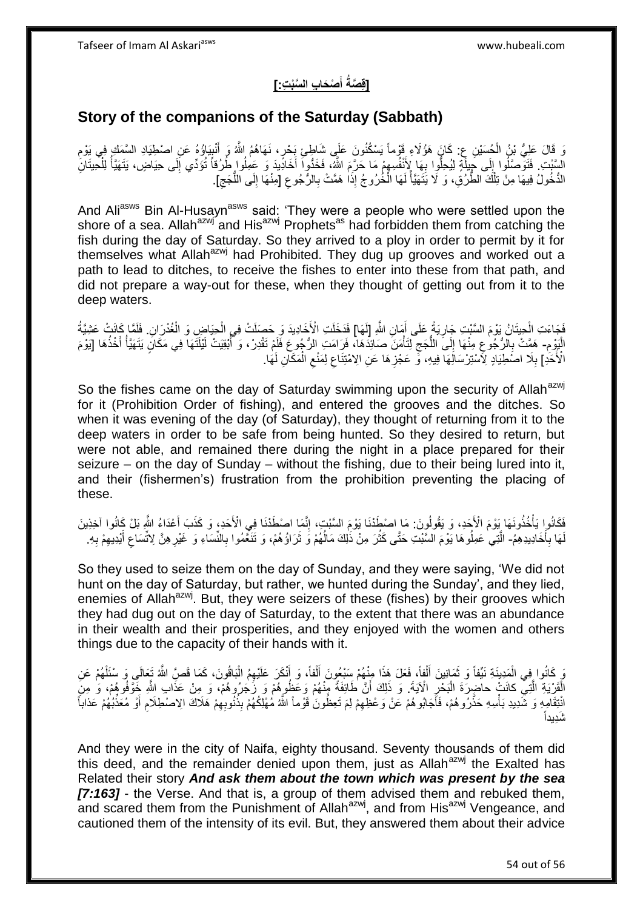**[قِصَّةُ أَصْحَابِ السَّبْتِ:]**

## Story of the companions of the Saturday (Sabbath)

وَ قَالَ عَلِيُّ بْنُ الْحُسَيْنِ ع: كَانَ هَؤُلَاءِ قَوْماً يَسْكُنُونَ عَلَى شَاطِئِ بَحْرٍ، نَهَاهُمُ اللَّهُ وَ أَنْبِيَاؤُهُ عَنِ اصْطِيَادِ السَّمَكِ فِي يَوْمِ السَّبْتِ. فَتَوَصَّلُوا إِلَى حِيلَةٍ لِيُحِلُّوا بِهَا لِأَنْفُسِهِمْ مَا حَرَّمَ اللَّهُ، فَخَدُّوا أَخَادِيدَ وَ عَمِلُوا طُرُقاً تُؤَدِّي إِلَى حِيَاضٍ، يَتَهَيَّأُ لِلْحِيتَانِ الدُّخُولُ فِيهَا مِنْ تِلْكَ الطُّرُقِ، وَ لَا يَتَهَيَّأُ لَهَا الْخُرُوجُ إِذَا هَمَّتْ بِالرُّجُوعِ [مِنْهَا إِلَى اللُّجَجِ].

And Ali[asws] Bin Al-Husayn[asws] said: 'They were a people who were settled upon the shore of a sea. Allah[azwj] and His[azwj] Prophets[as] had forbidden them from catching the fish during the day of Saturday. So they arrived to a ploy in order to permit by it for themselves what Allah[azwj] had Prohibited. They dug up grooves and worked out a path to lead to ditches, to receive the fishes to enter into these from that path, and did not prepare a way-out for these, when they thought of getting out from it to the deep waters.

فَجَاءَتِ الْحِيتَانُ يَوْمَ السَّبْتِ جَارِيَةً عَلَى أَمَانِ اللَّهِ [لَهَا] فَدَخَلَتِ الْأَخَادِيدَ وَ حَصَلَتْ فِي الْحِيَاضِ وَ الْغُدْرَانِ. فَلَمَّا كَانَتْ عَشِيَّةُ الْيَوْمِ- هَمَّتْ بِالرُّجُوعِ مِنْهَا إِلَى اللُّجَجِ لِتَأْمَنَ صَائِدَهَا، فَرَامَتِ الرُّجُوعَ فَلَمْ تَقْدِرْ، وَ أَبْقِيَتْ لَيْلَتَهَا فِي مَكَانٍ يَتَهَيَّأُ أَخْذُهَا [يَوْمَ الْأَحَدِ] بِلَا اصْطِيَادٍ لِاسْتِرْسَالِهَا فِيهِ، وَ عَجْزِهَا عَنِ الِامْتِنَاعِ لِمَنْعِ الْمَكَانِ لَهَا.

So the fishes came on the day of Saturday swimming upon the security of Allah[azwj] for it (Prohibition Order of fishing), and entered the grooves and the ditches. So when it was evening of the day (of Saturday), they thought of returning from it to the deep waters in order to be safe from being hunted. So they desired to return, but were not able, and remained there during the night in a place prepared for their seizure – on the day of Sunday – without the fishing, due to their being lured into it, and their (fishermen's) frustration from the prohibition preventing the placing of these.

فَكَانُوا يَأْخُذُونَهَا يَوْمَ الْأَحَدِ، وَ يَقُولُونَ: مَا اصْطَدْنَا يَوْمَ السَّبْتِ، إِنَّمَا اصْطَدْنَا فِي الْأَحَدِ، وَ كَذَبَ أَعْدَاءُ اللَّهِ بَلْ كَانُوا آخِذِينَ لَهَا بِأَخَادِيدِهِمُ- الَّتِي عَمِلُوهَا يَوْمَ السَّبْتِ حَتَّى كَثُرَ مِنْ ذَلِكَ مَالُهُمْ وَ ثَرَاؤُهُمْ، وَ تَنَعَّمُوا بِالنِّسَاءِ وَ غَيْرِهِنَّ لِاتِّسَاعِ أَيْدِيهِمْ بِهِ.

So they used to seize them on the day of Sunday, and they were saying, 'We did not hunt on the day of Saturday, but rather, we hunted during the Sunday', and they lied, enemies of Allah[azwj]. But, they were seizers of these (fishes) by their grooves which they had dug out on the day of Saturday, to the extent that there was an abundance in their wealth and their prosperities, and they enjoyed with the women and others things due to the capacity of their hands with it.

وَ كَانُوا فِي الْمَدِينَةِ نَيِّفاً وَ ثَمَانِينَ أَلْفاً، فَعَلَ هَذَا مِنْهُمْ سَبْعُونَ أَلْفاً، وَ أَنْكَرَ عَلَيْهِمُ الْبَاقُونَ، كَمَا قَصَّ اللَّهُ تَعَالَى وَ سْئَلْهُمْ عَنِ الْقَرْيَةِ الَّتِي كانَتْ حاضِرَةَ الْبَحْرِ الْآيَةَ. وَ ذَلِكَ أَنَّ طَائِفَةً مِنْهُمْ وَعَظُوهُمْ وَ زَجَرُوهُمْ، وَ مِنْ عَذَابِ اللَّهِ خَوَّفُوهُمْ، وَ مِنِ انْتِقَامِهِ وَ شَدِيدِ بَأْسِهِ حَذَّرُوهُمْ، فَأَجَابُوهُمْ عَنْ وَعْظِهِمْ لِمَ تَعِظُونَ قَوْماً اللَّهُ مُهْلِكُهُمْ بِذُنُوبِهِمْ هَلَاكَ الِاصْطِلَامِ أَوْ مُعَذِّبُهُمْ عَذاباً شَدِيداً

And they were in the city of Naifa, eighty thousand. Seventy thousands of them did this deed, and the remainder denied upon them, just as Allah[azwj] the Exalted has Related their story ***And ask them about the town which was present by the sea [7:163]*** - the Verse. And that is, a group of them advised them and rebuked them, and scared them from the Punishment of Allah[azwj], and from His[azwj] Vengeance, and cautioned them of the intensity of its evil. But, they answered them about their advice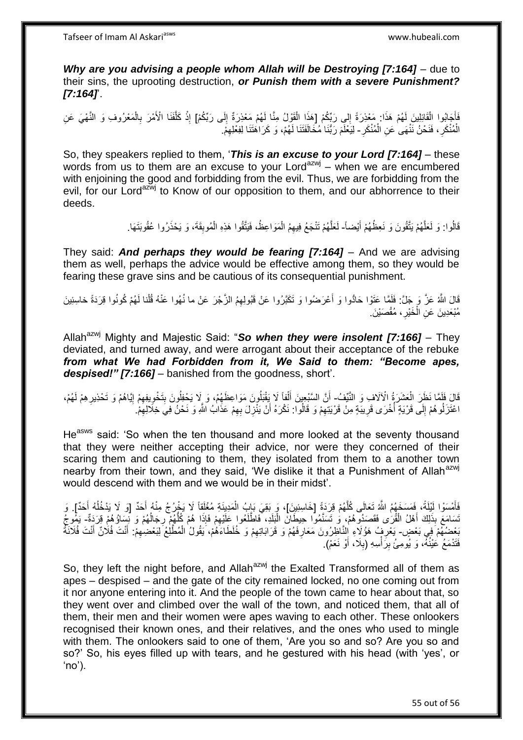***Why are you advising a people whom Allah will be Destroying [7:164]*** – due to their sins, the uprooting destruction, ***or Punish them with a severe Punishment? [7:164]***'.

فَأَجَابُوا الْقَائِلِينَ لَهُمْ هَذَا: مَعْذِرَةً إِلى رَبِّكُمْ [هَذَا الْقَوْلُ مِنَّا لَهُمْ مَعْذِرَةٌ إِلَى رَبِّكُمْ‏] إِذْ كَلَّفَنَا الْأَمْرَ بِالْمَعْرُوفِ وَ النَّهْيَ عَنِ الْمُنْكَرِ، فَنَحْنُ نَنْهَى عَنِ الْمُنْكَرِ- لِيَعْلَمَ رَبُّنَا مُخَالَفَتَنَا لَهُمْ، وَ كَرَاهَتَنَا لِفِعْلِهِمْ.

So, they speakers replied to them, '***This is an excuse to your Lord [7:164]*** – these words from us to them are an excuse to your Lord[azwj] – when we are encumbered with enjoining the good and forbidding from the evil. Thus, we are forbidding from the evil, for our Lord[azwj] to Know of our opposition to them, and our abhorrence to their deeds.

قَالُوا: وَ لَعَلَّهُمْ يَتَّقُونَ وَ نَعِظُهُمْ أَيْضاً- لَعَلَّهُمْ تَنْجَعُ فِيهِمُ الْمَوَاعِظُ، فَيَتَّقُوا هَذِهِ الْمُوبِقَةَ، وَ يَحْذَرُوا عُقُوبَتَهَا.

They said: ***And perhaps they would be fearing [7:164]*** – And we are advising them as well, perhaps the advice would be effective among them, so they would be fearing these grave sins and be cautious of its consequential punishment.

قَالَ اللَّهُ عَزَّ وَ جَلَّ: فَلَمَّا عَتَوْا حَادُوا وَ أَعْرَضُوا وَ تَكَبَّرُوا عَنْ قَبُولِهِمُ الزَّجْرَ عَنْ ما نُهُوا عَنْهُ قُلْنا لَهُمْ كُونُوا قِرَدَةً خاسِئِينَ مُبْعَدِينَ عَنِ الْخَيْرِ، مُقْصَيْنَ.

Allah[azwj] Mighty and Majestic Said: "***So when they were insolent [7:166]*** – They deviated, and turned away, and were arrogant about their acceptance of the rebuke ***from what We had Forbidden from it, We Said to them: "Become apes, despised!" [7:166]*** – banished from the goodness, short'.

قَالَ فَلَمَّا نَظَرَ الْعَشَرَةُ الْآلَافِ وَ النَّيِّفُ- أَنَّ السَّبْعِينَ أَلْفاً لَا يَقْبَلُونَ مَوَاعِظَهُمْ، وَ لَا يَحْفِلُونَ بِتَخْوِيفِهِمْ إِيَّاهُمْ وَ تَحْذِيرِهِمْ لَهُمْ، اعْتَزَلُوهُمْ إِلَى قَرْيَةٍ أُخْرَى قَرِيبَةٍ مِنْ قَرْيَتِهِمْ وَ قَالُوا: نَكْرَهُ أَنْ يَنْزِلَ بِهِمْ عَذَابُ اللَّهِ وَ نَحْنُ فِي خِلَالِهِمْ.

He[asws] said: 'So when the ten thousand and more looked at the seventy thousand that they were neither accepting their advice, nor were they concerned of their scaring them and cautioning to them, they isolated from them to a another town nearby from their town, and they said, 'We dislike it that a Punishment of Allah[azwj] would descend with them and we would be in their midst'.

فَأَمْسَوْا لَيْلَةً، فَمَسَخَهُمُ اللَّهُ تَعَالَى كُلَّهُمْ قِرَدَةً [خَاسِئِينَ]، وَ بَقِيَ بَابُ الْمَدِينَةِ مُغْلَقاً لَا يَخْرُجُ مِنْهُ أَحَدٌ [وَ لَا يَدْخُلُهُ أَحَدٌ]. وَ تَسَامَعَ بِذَلِكَ أَهْلُ الْقُرَى فَقَصَدُوهُمْ، وَ تَسَنَّمُوا حِيطَانَ الْبَلَدِ، فَاطَّلَعُوا عَلَيْهِمْ فَإِذَا هُمْ كُلُّهُمْ رِجَالُهُمْ وَ نِسَاؤُهُمْ قِرَدَةٌ- يَمُوجُ بَعْضُهُمْ فِي بَعْضٍ- يَعْرِفُ هَؤُلَاءِ النَّاظِرُونَ مَعَارِفَهُمْ وَ قَرَابَاتِهِمْ وَ خُلَطَاءَهُمْ، يَقُولُ الْمُطَّلِعُ لِبَعْضِهِمْ: أَنْتَ فُلَانٌ أَنْتَ فُلَانَةُ فَتَدْمَعُ عَيْنُهُ، وَ يُومِئُ بِرَأْسِهِ (بِلَا، أَوْ نَعَمْ).

So, they left the night before, and Allah[azwj] the Exalted Transformed all of them as apes – despised – and the gate of the city remained locked, no one coming out from it nor anyone entering into it. And the people of the town came to hear about that, so they went over and climbed over the wall of the town, and noticed them, that all of them, their men and their women were apes waving to each other. These onlookers recognised their known ones, and their relatives, and the ones who used to mingle with them. The onlookers said to one of them, 'Are you so and so? Are you so and so?' So, his eyes filled up with tears, and he gestured with his head (with 'yes', or 'no').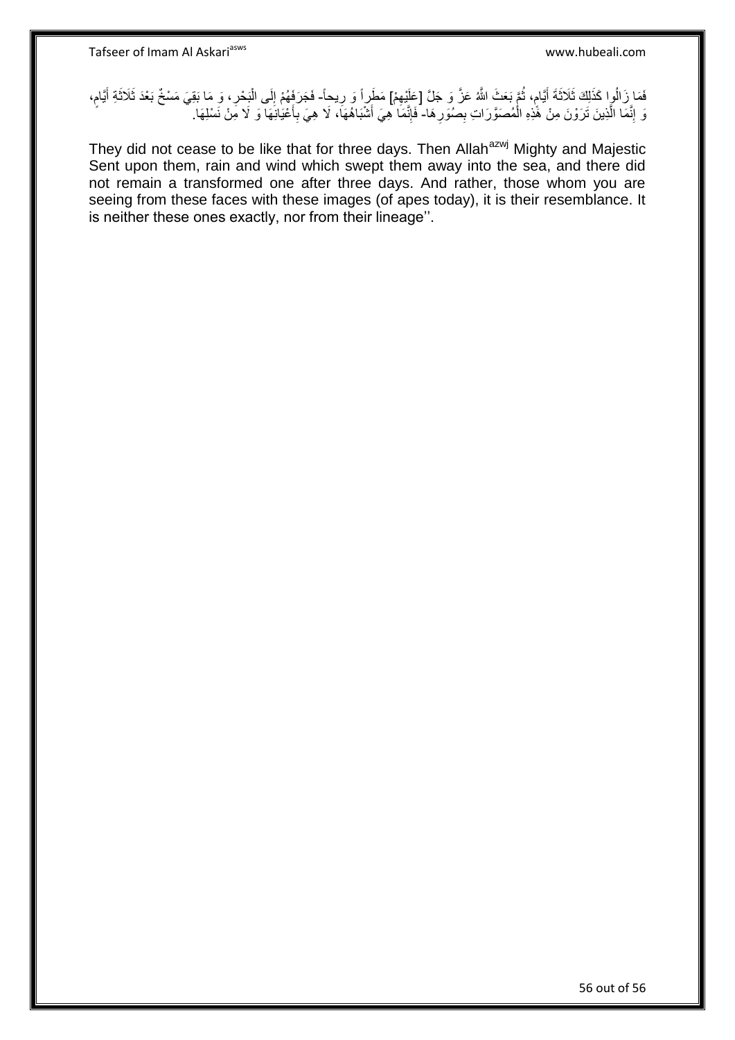فَمَا زَالُوا كَذَلِكَ ثَلَاثَةَ أَيَّامٍ، ثُمَّ بَعَثَ اللَّهُ عَزَّ وَ جَلَّ [عَلَيْهِمْ‏] مَطَراً وَ رِيحاً- فَجَرَفَهُمْ إِلَى الْبَحْرِ، وَ مَا بَقِيَ مَسْخٌ بَعْدَ ثَلَاثَةِ أَيَّامٍ، وَ إِنَّمَا الَّذِينَ تَرَوْنَ مِنْ هَذِهِ الْمُصَوَّرَاتِ بِصُوَرِهَا- فَإِنَّمَا هِيَ أَشْبَاهُهَا، لَا هِيَ بِأَعْيَانِهَا وَ لَا مِنْ نَسْلِهَا.

They did not cease to be like that for three days. Then Allah[azwj] Mighty and Majestic Sent upon them, rain and wind which swept them away into the sea, and there did not remain a transformed one after three days. And rather, those whom you are seeing from these faces with these images (of apes today), it is their resemblance. It is neither these ones exactly, nor from their lineage''.